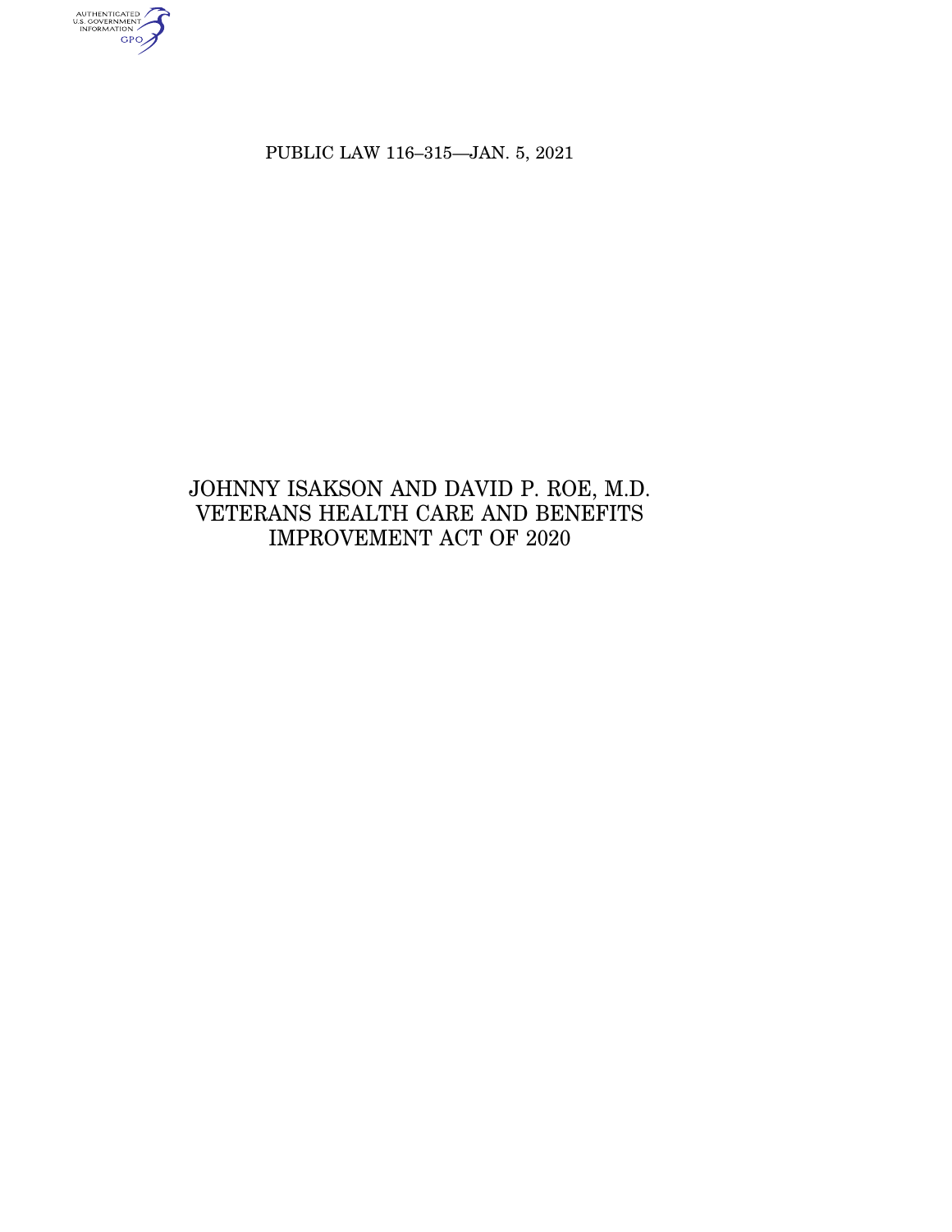PUBLIC LAW 116–315—JAN. 5, 2021

# JOHNNY ISAKSON AND DAVID P. ROE, M.D. VETERANS HEALTH CARE AND BENEFITS IMPROVEMENT ACT OF 2020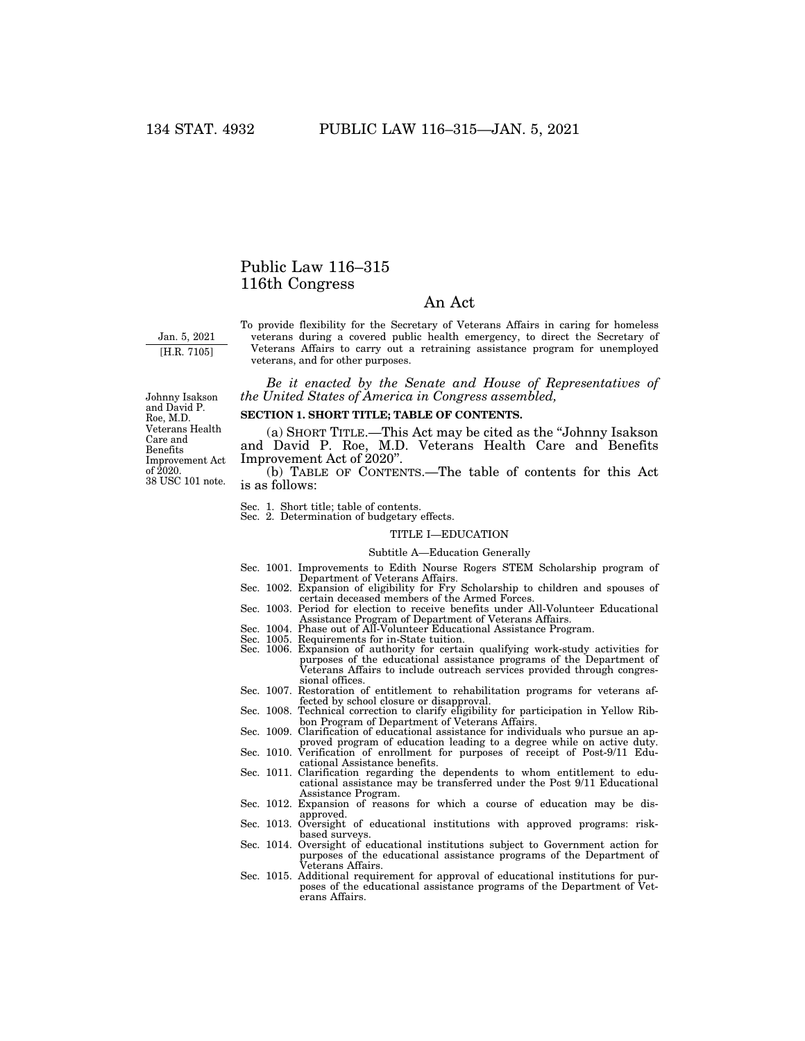# Public Law 116–315
# 116th Congress

## An Act

Jan. 5, 2021
[H.R. 7105]

To provide flexibility for the Secretary of Veterans Affairs in caring for homeless veterans during a covered public health emergency, to direct the Secretary of Veterans Affairs to carry out a retraining assistance program for unemployed veterans, and for other purposes.

*Be it enacted by the Senate and House of Representatives of the United States of America in Congress assembled,*

Johnny Isakson and David P. Roe, M.D. Veterans Health Care and Benefits Improvement Act of 2020.
38 USC 101 note.

**SECTION 1. SHORT TITLE; TABLE OF CONTENTS.**

(a) SHORT TITLE.—This Act may be cited as the "Johnny Isakson and David P. Roe, M.D. Veterans Health Care and Benefits Improvement Act of 2020".

(b) TABLE OF CONTENTS.—The table of contents for this Act is as follows:

Sec. 1. Short title; table of contents.
Sec. 2. Determination of budgetary effects.

TITLE I—EDUCATION

Subtitle A—Education Generally

Sec. 1001. Improvements to Edith Nourse Rogers STEM Scholarship program of Department of Veterans Affairs.
Sec. 1002. Expansion of eligibility for Fry Scholarship to children and spouses of certain deceased members of the Armed Forces.
Sec. 1003. Period for election to receive benefits under All-Volunteer Educational Assistance Program of Department of Veterans Affairs.
Sec. 1004. Phase out of All-Volunteer Educational Assistance Program.
Sec. 1005. Requirements for in-State tuition.
Sec. 1006. Expansion of authority for certain qualifying work-study activities for purposes of the educational assistance programs of the Department of Veterans Affairs to include outreach services provided through congressional offices.
Sec. 1007. Restoration of entitlement to rehabilitation programs for veterans affected by school closure or disapproval.
Sec. 1008. Technical correction to clarify eligibility for participation in Yellow Ribbon Program of Department of Veterans Affairs.
Sec. 1009. Clarification of educational assistance for individuals who pursue an approved program of education leading to a degree while on active duty.
Sec. 1010. Verification of enrollment for purposes of receipt of Post-9/11 Educational Assistance benefits.
Sec. 1011. Clarification regarding the dependents to whom entitlement to educational assistance may be transferred under the Post 9/11 Educational Assistance Program.
Sec. 1012. Expansion of reasons for which a course of education may be disapproved.
Sec. 1013. Oversight of educational institutions with approved programs: risk-based surveys.
Sec. 1014. Oversight of educational institutions subject to Government action for purposes of the educational assistance programs of the Department of Veterans Affairs.
Sec. 1015. Additional requirement for approval of educational institutions for purposes of the educational assistance programs of the Department of Veterans Affairs.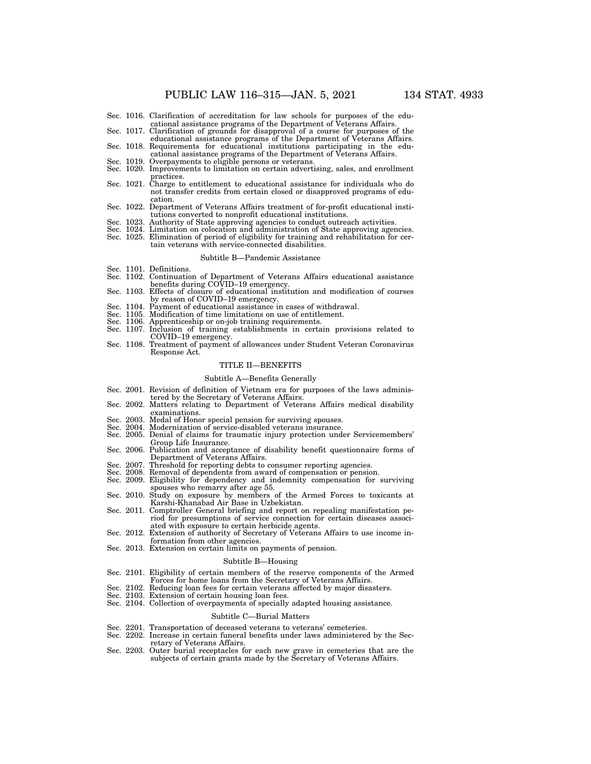Sec. 1016. Clarification of accreditation for law schools for purposes of the educational assistance programs of the Department of Veterans Affairs.
Sec. 1017. Clarification of grounds for disapproval of a course for purposes of the educational assistance programs of the Department of Veterans Affairs.
Sec. 1018. Requirements for educational institutions participating in the educational assistance programs of the Department of Veterans Affairs.
Sec. 1019. Overpayments to eligible persons or veterans.
Sec. 1020. Improvements to limitation on certain advertising, sales, and enrollment practices.
Sec. 1021. Charge to entitlement to educational assistance for individuals who do not transfer credits from certain closed or disapproved programs of education.
Sec. 1022. Department of Veterans Affairs treatment of for-profit educational institutions converted to nonprofit educational institutions.
Sec. 1023. Authority of State approving agencies to conduct outreach activities.
Sec. 1024. Limitation on colocation and administration of State approving agencies.
Sec. 1025. Elimination of period of eligibility for training and rehabilitation for certain veterans with service-connected disabilities.

Subtitle B—Pandemic Assistance

Sec. 1101. Definitions.
Sec. 1102. Continuation of Department of Veterans Affairs educational assistance benefits during COVID–19 emergency.
Sec. 1103. Effects of closure of educational institution and modification of courses by reason of COVID–19 emergency.
Sec. 1104. Payment of educational assistance in cases of withdrawal.
Sec. 1105. Modification of time limitations on use of entitlement.
Sec. 1106. Apprenticeship or on-job training requirements.
Sec. 1107. Inclusion of training establishments in certain provisions related to COVID–19 emergency.
Sec. 1108. Treatment of payment of allowances under Student Veteran Coronavirus Response Act.

TITLE II—BENEFITS

Subtitle A—Benefits Generally

Sec. 2001. Revision of definition of Vietnam era for purposes of the laws administered by the Secretary of Veterans Affairs.
Sec. 2002. Matters relating to Department of Veterans Affairs medical disability examinations.
Sec. 2003. Medal of Honor special pension for surviving spouses.
Sec. 2004. Modernization of service-disabled veterans insurance.
Sec. 2005. Denial of claims for traumatic injury protection under Servicemembers' Group Life Insurance.
Sec. 2006. Publication and acceptance of disability benefit questionnaire forms of Department of Veterans Affairs.
Sec. 2007. Threshold for reporting debts to consumer reporting agencies.
Sec. 2008. Removal of dependents from award of compensation or pension.
Sec. 2009. Eligibility for dependency and indemnity compensation for surviving spouses who remarry after age 55.
Sec. 2010. Study on exposure by members of the Armed Forces to toxicants at Karshi-Khanabad Air Base in Uzbekistan.
Sec. 2011. Comptroller General briefing and report on repealing manifestation period for presumptions of service connection for certain diseases associated with exposure to certain herbicide agents.
Sec. 2012. Extension of authority of Secretary of Veterans Affairs to use income information from other agencies.
Sec. 2013. Extension on certain limits on payments of pension.

Subtitle B—Housing

Sec. 2101. Eligibility of certain members of the reserve components of the Armed Forces for home loans from the Secretary of Veterans Affairs.
Sec. 2102. Reducing loan fees for certain veterans affected by major disasters.
Sec. 2103. Extension of certain housing loan fees.
Sec. 2104. Collection of overpayments of specially adapted housing assistance.

Subtitle C—Burial Matters

Sec. 2201. Transportation of deceased veterans to veterans' cemeteries.
Sec. 2202. Increase in certain funeral benefits under laws administered by the Secretary of Veterans Affairs.
Sec. 2203. Outer burial receptacles for each new grave in cemeteries that are the subjects of certain grants made by the Secretary of Veterans Affairs.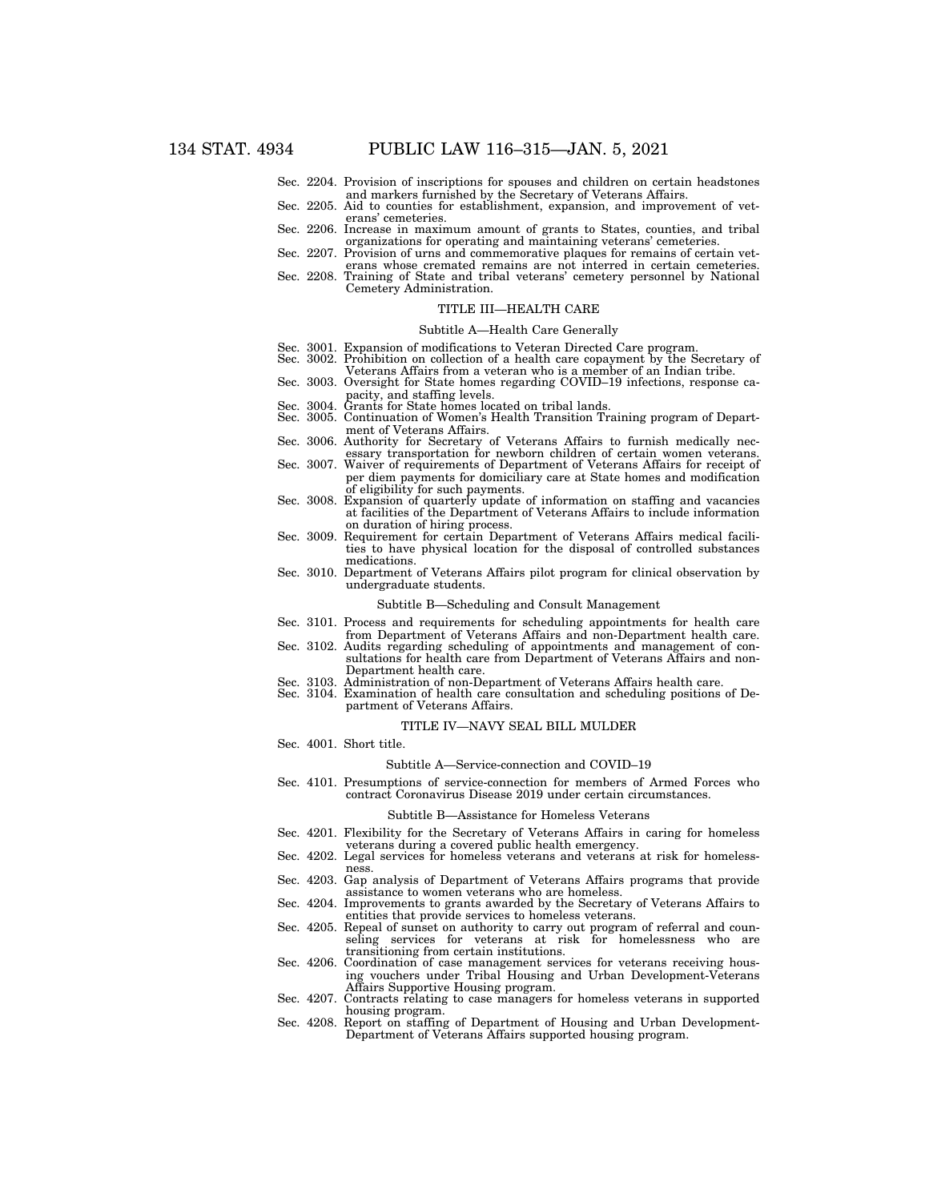Sec. 2204. Provision of inscriptions for spouses and children on certain headstones and markers furnished by the Secretary of Veterans Affairs.
Sec. 2205. Aid to counties for establishment, expansion, and improvement of veterans' cemeteries.
Sec. 2206. Increase in maximum amount of grants to States, counties, and tribal organizations for operating and maintaining veterans' cemeteries.
Sec. 2207. Provision of urns and commemorative plaques for remains of certain veterans whose cremated remains are not interred in certain cemeteries.
Sec. 2208. Training of State and tribal veterans' cemetery personnel by National Cemetery Administration.

## TITLE III—HEALTH CARE

### Subtitle A—Health Care Generally

Sec. 3001. Expansion of modifications to Veteran Directed Care program.
Sec. 3002. Prohibition on collection of a health care copayment by the Secretary of Veterans Affairs from a veteran who is a member of an Indian tribe.
Sec. 3003. Oversight for State homes regarding COVID–19 infections, response capacity, and staffing levels.
Sec. 3004. Grants for State homes located on tribal lands.
Sec. 3005. Continuation of Women's Health Transition Training program of Department of Veterans Affairs.
Sec. 3006. Authority for Secretary of Veterans Affairs to furnish medically necessary transportation for newborn children of certain women veterans.
Sec. 3007. Waiver of requirements of Department of Veterans Affairs for receipt of per diem payments for domiciliary care at State homes and modification of eligibility for such payments.
Sec. 3008. Expansion of quarterly update of information on staffing and vacancies at facilities of the Department of Veterans Affairs to include information on duration of hiring process.
Sec. 3009. Requirement for certain Department of Veterans Affairs medical facilities to have physical location for the disposal of controlled substances medications.
Sec. 3010. Department of Veterans Affairs pilot program for clinical observation by undergraduate students.

### Subtitle B—Scheduling and Consult Management

Sec. 3101. Process and requirements for scheduling appointments for health care from Department of Veterans Affairs and non-Department health care.
Sec. 3102. Audits regarding scheduling of appointments and management of consultations for health care from Department of Veterans Affairs and non-Department health care.
Sec. 3103. Administration of non-Department of Veterans Affairs health care.
Sec. 3104. Examination of health care consultation and scheduling positions of Department of Veterans Affairs.

## TITLE IV—NAVY SEAL BILL MULDER

Sec. 4001. Short title.

### Subtitle A—Service-connection and COVID–19

Sec. 4101. Presumptions of service-connection for members of Armed Forces who contract Coronavirus Disease 2019 under certain circumstances.

### Subtitle B—Assistance for Homeless Veterans

Sec. 4201. Flexibility for the Secretary of Veterans Affairs in caring for homeless veterans during a covered public health emergency.
Sec. 4202. Legal services for homeless veterans and veterans at risk for homelessness.
Sec. 4203. Gap analysis of Department of Veterans Affairs programs that provide assistance to women veterans who are homeless.
Sec. 4204. Improvements to grants awarded by the Secretary of Veterans Affairs to entities that provide services to homeless veterans.
Sec. 4205. Repeal of sunset on authority to carry out program of referral and counseling services for veterans at risk for homelessness who are transitioning from certain institutions.
Sec. 4206. Coordination of case management services for veterans receiving housing vouchers under Tribal Housing and Urban Development-Veterans Affairs Supportive Housing program.
Sec. 4207. Contracts relating to case managers for homeless veterans in supported housing program.
Sec. 4208. Report on staffing of Department of Housing and Urban Development-Department of Veterans Affairs supported housing program.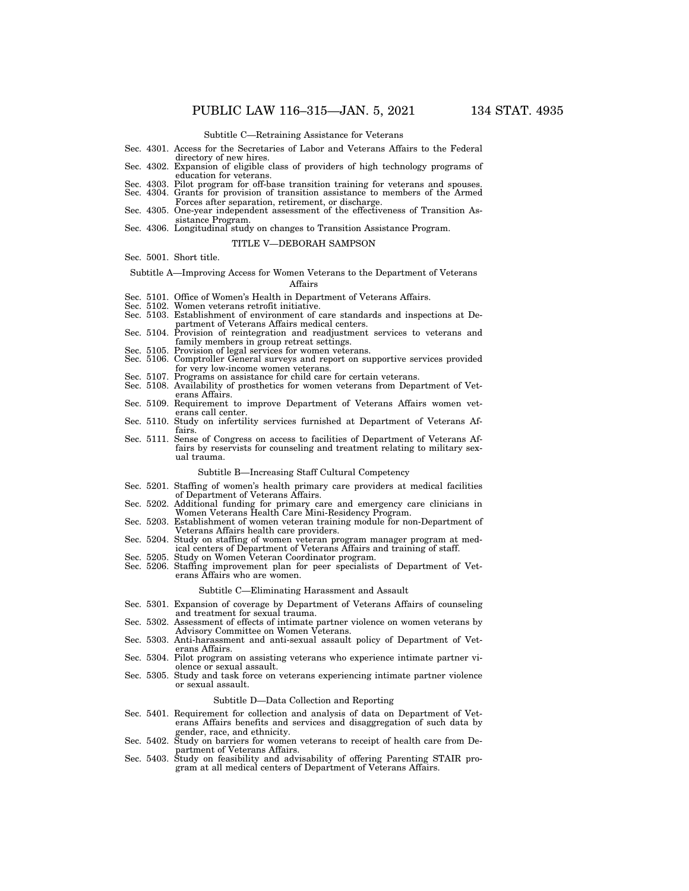Subtitle C—Retraining Assistance for Veterans

Sec. 4301. Access for the Secretaries of Labor and Veterans Affairs to the Federal directory of new hires.
Sec. 4302. Expansion of eligible class of providers of high technology programs of education for veterans.
Sec. 4303. Pilot program for off-base transition training for veterans and spouses.
Sec. 4304. Grants for provision of transition assistance to members of the Armed Forces after separation, retirement, or discharge.
Sec. 4305. One-year independent assessment of the effectiveness of Transition Assistance Program.
Sec. 4306. Longitudinal study on changes to Transition Assistance Program.

TITLE V—DEBORAH SAMPSON

Sec. 5001. Short title.

Subtitle A—Improving Access for Women Veterans to the Department of Veterans Affairs

Sec. 5101. Office of Women's Health in Department of Veterans Affairs.
Sec. 5102. Women veterans retrofit initiative.
Sec. 5103. Establishment of environment of care standards and inspections at Department of Veterans Affairs medical centers.
Sec. 5104. Provision of reintegration and readjustment services to veterans and family members in group retreat settings.
Sec. 5105. Provision of legal services for women veterans.
Sec. 5106. Comptroller General surveys and report on supportive services provided for very low-income women veterans.
Sec. 5107. Programs on assistance for child care for certain veterans.
Sec. 5108. Availability of prosthetics for women veterans from Department of Veterans Affairs.
Sec. 5109. Requirement to improve Department of Veterans Affairs women veterans call center.
Sec. 5110. Study on infertility services furnished at Department of Veterans Affairs.
Sec. 5111. Sense of Congress on access to facilities of Department of Veterans Affairs by reservists for counseling and treatment relating to military sexual trauma.

Subtitle B—Increasing Staff Cultural Competency

Sec. 5201. Staffing of women's health primary care providers at medical facilities of Department of Veterans Affairs.
Sec. 5202. Additional funding for primary care and emergency care clinicians in Women Veterans Health Care Mini-Residency Program.
Sec. 5203. Establishment of women veteran training module for non-Department of Veterans Affairs health care providers.
Sec. 5204. Study on staffing of women veteran program manager program at medical centers of Department of Veterans Affairs and training of staff.
Sec. 5205. Study on Women Veteran Coordinator program.
Sec. 5206. Staffing improvement plan for peer specialists of Department of Veterans Affairs who are women.

Subtitle C—Eliminating Harassment and Assault

Sec. 5301. Expansion of coverage by Department of Veterans Affairs of counseling and treatment for sexual trauma.
Sec. 5302. Assessment of effects of intimate partner violence on women veterans by Advisory Committee on Women Veterans.
Sec. 5303. Anti-harassment and anti-sexual assault policy of Department of Veterans Affairs.
Sec. 5304. Pilot program on assisting veterans who experience intimate partner violence or sexual assault.
Sec. 5305. Study and task force on veterans experiencing intimate partner violence or sexual assault.

Subtitle D—Data Collection and Reporting

Sec. 5401. Requirement for collection and analysis of data on Department of Veterans Affairs benefits and services and disaggregation of such data by gender, race, and ethnicity.
Sec. 5402. Study on barriers for women veterans to receipt of health care from Department of Veterans Affairs.
Sec. 5403. Study on feasibility and advisability of offering Parenting STAIR program at all medical centers of Department of Veterans Affairs.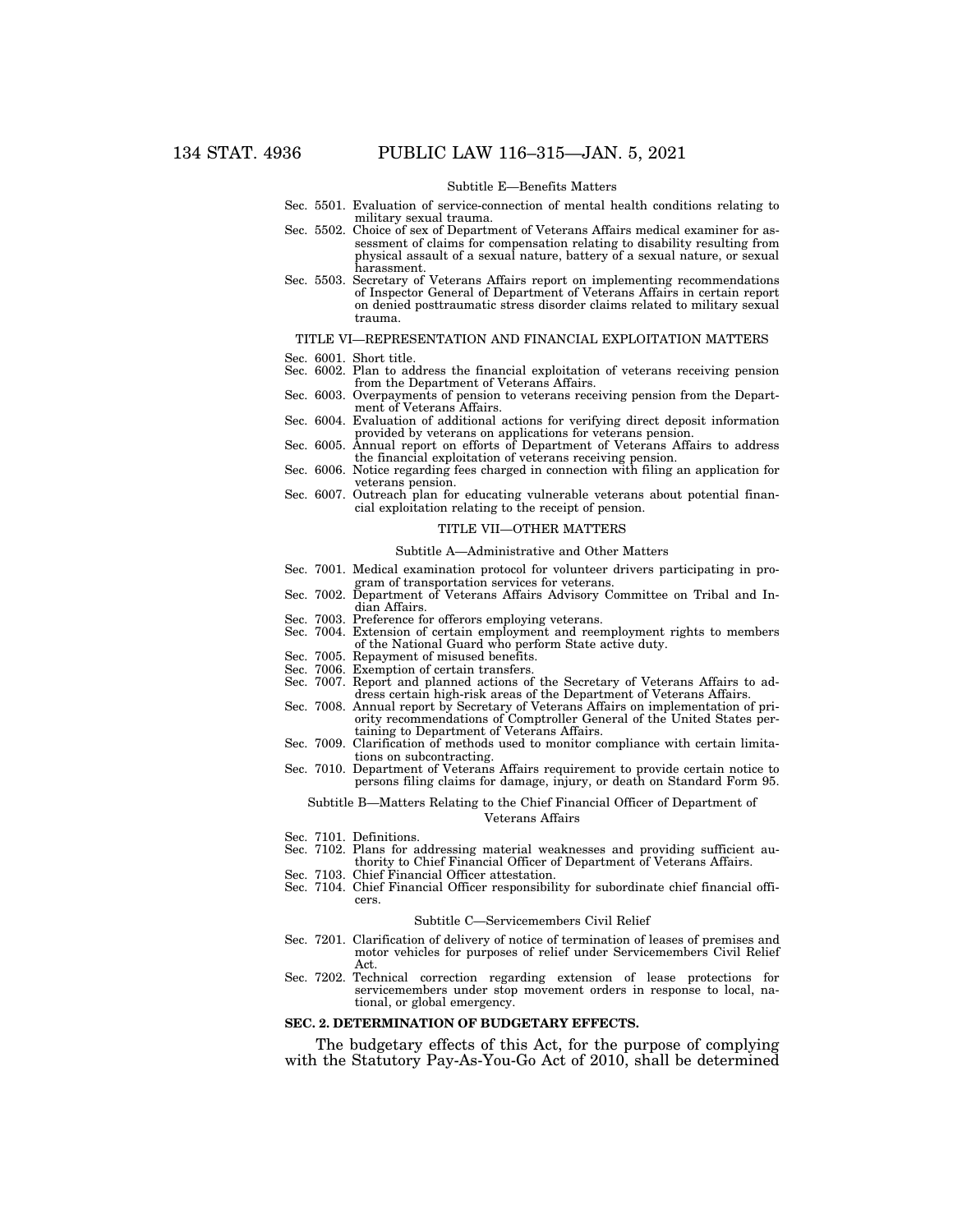Subtitle E—Benefits Matters

Sec. 5501. Evaluation of service-connection of mental health conditions relating to military sexual trauma.
Sec. 5502. Choice of sex of Department of Veterans Affairs medical examiner for assessment of claims for compensation relating to disability resulting from physical assault of a sexual nature, battery of a sexual nature, or sexual harassment.
Sec. 5503. Secretary of Veterans Affairs report on implementing recommendations of Inspector General of Department of Veterans Affairs in certain report on denied posttraumatic stress disorder claims related to military sexual trauma.

TITLE VI—REPRESENTATION AND FINANCIAL EXPLOITATION MATTERS

Sec. 6001. Short title.
Sec. 6002. Plan to address the financial exploitation of veterans receiving pension from the Department of Veterans Affairs.
Sec. 6003. Overpayments of pension to veterans receiving pension from the Department of Veterans Affairs.
Sec. 6004. Evaluation of additional actions for verifying direct deposit information provided by veterans on applications for veterans pension.
Sec. 6005. Annual report on efforts of Department of Veterans Affairs to address the financial exploitation of veterans receiving pension.
Sec. 6006. Notice regarding fees charged in connection with filing an application for veterans pension.
Sec. 6007. Outreach plan for educating vulnerable veterans about potential financial exploitation relating to the receipt of pension.

TITLE VII—OTHER MATTERS

Subtitle A—Administrative and Other Matters

Sec. 7001. Medical examination protocol for volunteer drivers participating in program of transportation services for veterans.
Sec. 7002. Department of Veterans Affairs Advisory Committee on Tribal and Indian Affairs.
Sec. 7003. Preference for offerors employing veterans.
Sec. 7004. Extension of certain employment and reemployment rights to members of the National Guard who perform State active duty.
Sec. 7005. Repayment of misused benefits.
Sec. 7006. Exemption of certain transfers.
Sec. 7007. Report and planned actions of the Secretary of Veterans Affairs to address certain high-risk areas of the Department of Veterans Affairs.
Sec. 7008. Annual report by Secretary of Veterans Affairs on implementation of priority recommendations of Comptroller General of the United States pertaining to Department of Veterans Affairs.
Sec. 7009. Clarification of methods used to monitor compliance with certain limitations on subcontracting.
Sec. 7010. Department of Veterans Affairs requirement to provide certain notice to persons filing claims for damage, injury, or death on Standard Form 95.

Subtitle B—Matters Relating to the Chief Financial Officer of Department of Veterans Affairs

Sec. 7101. Definitions.
Sec. 7102. Plans for addressing material weaknesses and providing sufficient authority to Chief Financial Officer of Department of Veterans Affairs.
Sec. 7103. Chief Financial Officer attestation.
Sec. 7104. Chief Financial Officer responsibility for subordinate chief financial officers.

Subtitle C—Servicemembers Civil Relief

Sec. 7201. Clarification of delivery of notice of termination of leases of premises and motor vehicles for purposes of relief under Servicemembers Civil Relief Act.
Sec. 7202. Technical correction regarding extension of lease protections for servicemembers under stop movement orders in response to local, national, or global emergency.

**SEC. 2. DETERMINATION OF BUDGETARY EFFECTS.**

The budgetary effects of this Act, for the purpose of complying with the Statutory Pay-As-You-Go Act of 2010, shall be determined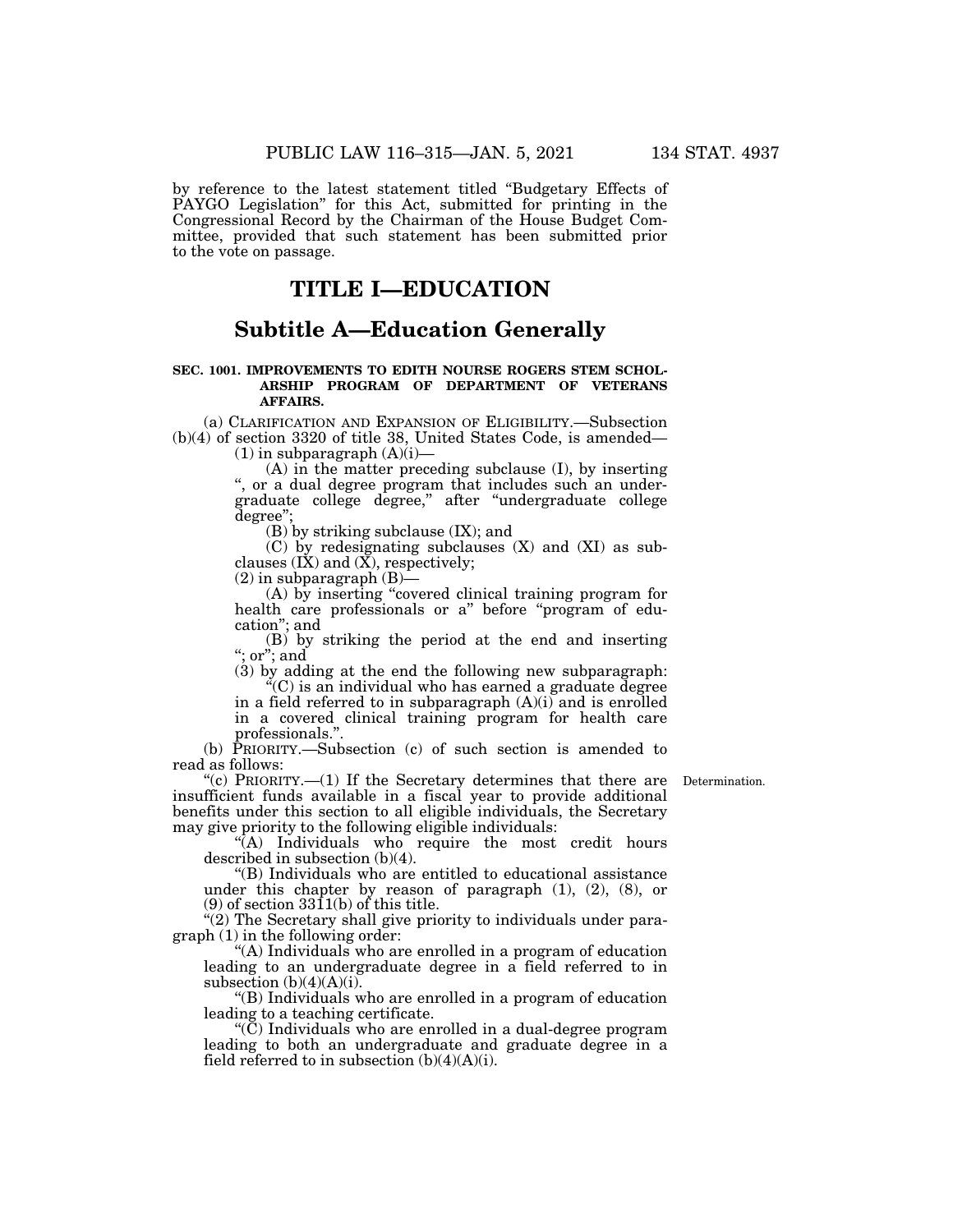by reference to the latest statement titled "Budgetary Effects of PAYGO Legislation" for this Act, submitted for printing in the Congressional Record by the Chairman of the House Budget Committee, provided that such statement has been submitted prior to the vote on passage.

# TITLE I—EDUCATION

## Subtitle A—Education Generally

### SEC. 1001. IMPROVEMENTS TO EDITH NOURSE ROGERS STEM SCHOLARSHIP PROGRAM OF DEPARTMENT OF VETERANS AFFAIRS.

(a) CLARIFICATION AND EXPANSION OF ELIGIBILITY.—Subsection (b)(4) of section 3320 of title 38, United States Code, is amended—

(1) in subparagraph (A)(i)—

(A) in the matter preceding subclause (I), by inserting ", or a dual degree program that includes such an undergraduate college degree," after "undergraduate college degree";

(B) by striking subclause (IX); and

(C) by redesignating subclauses (X) and (XI) as subclauses (IX) and (X), respectively;

(2) in subparagraph (B)—

(A) by inserting "covered clinical training program for health care professionals or a" before "program of education"; and

(B) by striking the period at the end and inserting "; or"; and

(3) by adding at the end the following new subparagraph:

"(C) is an individual who has earned a graduate degree in a field referred to in subparagraph (A)(i) and is enrolled in a covered clinical training program for health care professionals.".

(b) PRIORITY.—Subsection (c) of such section is amended to read as follows:

Determination.

"(c) PRIORITY.—(1) If the Secretary determines that there are insufficient funds available in a fiscal year to provide additional benefits under this section to all eligible individuals, the Secretary may give priority to the following eligible individuals:

"(A) Individuals who require the most credit hours described in subsection (b)(4).

"(B) Individuals who are entitled to educational assistance under this chapter by reason of paragraph (1), (2), (8), or (9) of section 3311(b) of this title.

"(2) The Secretary shall give priority to individuals under paragraph (1) in the following order:

"(A) Individuals who are enrolled in a program of education leading to an undergraduate degree in a field referred to in subsection (b)(4)(A)(i).

"(B) Individuals who are enrolled in a program of education leading to a teaching certificate.

"(C) Individuals who are enrolled in a dual-degree program leading to both an undergraduate and graduate degree in a field referred to in subsection (b)(4)(A)(i).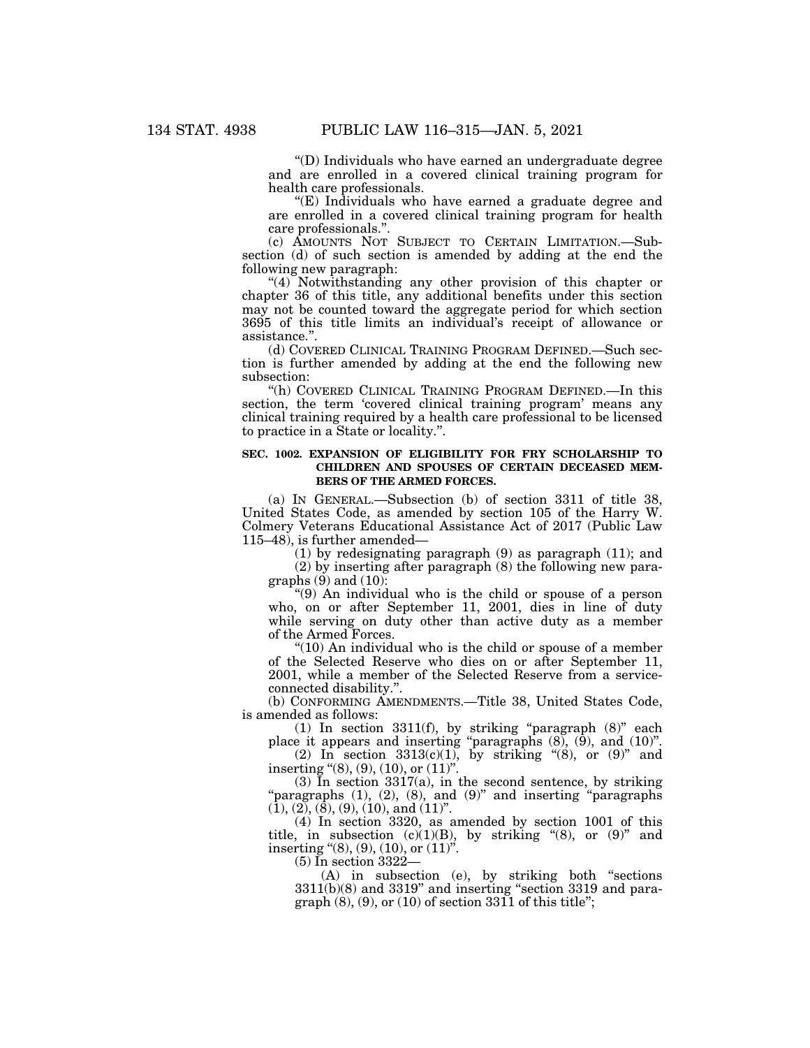"(D) Individuals who have earned an undergraduate degree and are enrolled in a covered clinical training program for health care professionals.

"(E) Individuals who have earned a graduate degree and are enrolled in a covered clinical training program for health care professionals.".

(c) AMOUNTS NOT SUBJECT TO CERTAIN LIMITATION.—Subsection (d) of such section is amended by adding at the end the following new paragraph:

"(4) Notwithstanding any other provision of this chapter or chapter 36 of this title, any additional benefits under this section may not be counted toward the aggregate period for which section 3695 of this title limits an individual's receipt of allowance or assistance.".

(d) COVERED CLINICAL TRAINING PROGRAM DEFINED.—Such section is further amended by adding at the end the following new subsection:

"(h) COVERED CLINICAL TRAINING PROGRAM DEFINED.—In this section, the term 'covered clinical training program' means any clinical training required by a health care professional to be licensed to practice in a State or locality.".

**SEC. 1002. EXPANSION OF ELIGIBILITY FOR FRY SCHOLARSHIP TO CHILDREN AND SPOUSES OF CERTAIN DECEASED MEMBERS OF THE ARMED FORCES.**

(a) IN GENERAL.—Subsection (b) of section 3311 of title 38, United States Code, as amended by section 105 of the Harry W. Colmery Veterans Educational Assistance Act of 2017 (Public Law 115–48), is further amended—

(1) by redesignating paragraph (9) as paragraph (11); and

(2) by inserting after paragraph (8) the following new paragraphs (9) and (10):

"(9) An individual who is the child or spouse of a person who, on or after September 11, 2001, dies in line of duty while serving on duty other than active duty as a member of the Armed Forces.

"(10) An individual who is the child or spouse of a member of the Selected Reserve who dies on or after September 11, 2001, while a member of the Selected Reserve from a service-connected disability.".

(b) CONFORMING AMENDMENTS.—Title 38, United States Code, is amended as follows:

(1) In section 3311(f), by striking "paragraph (8)" each place it appears and inserting "paragraphs (8), (9), and (10)".

(2) In section 3313(c)(1), by striking "(8), or (9)" and inserting "(8), (9), (10), or (11)".

(3) In section 3317(a), in the second sentence, by striking "paragraphs (1), (2), (8), and (9)" and inserting "paragraphs (1), (2), (8), (9), (10), and (11)".

(4) In section 3320, as amended by section 1001 of this title, in subsection (c)(1)(B), by striking "(8), or (9)" and inserting "(8), (9), (10), or (11)".

(5) In section 3322—

(A) in subsection (e), by striking both "sections 3311(b)(8) and 3319" and inserting "section 3319 and paragraph (8), (9), or (10) of section 3311 of this title";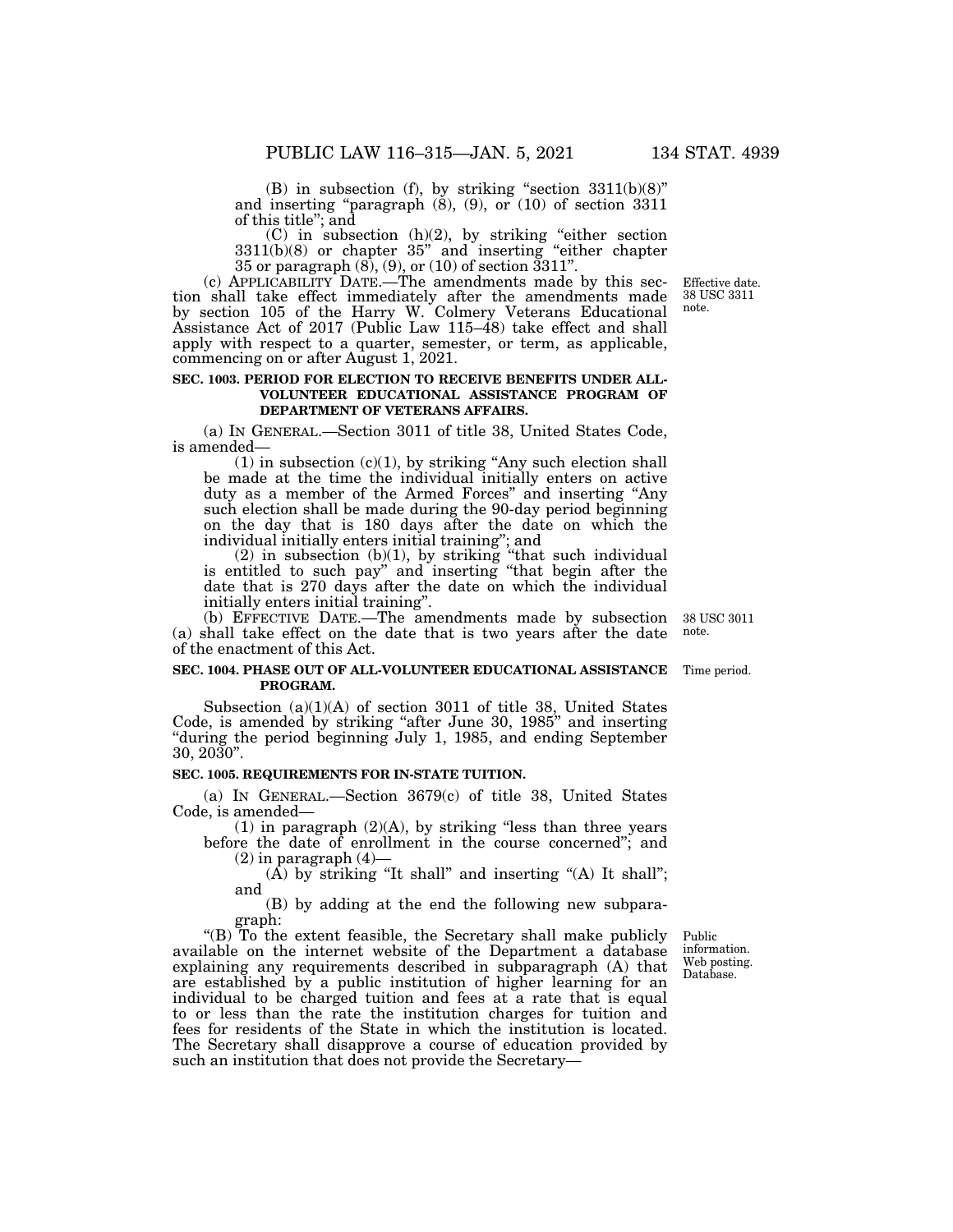(B) in subsection (f), by striking "section 3311(b)(8)" and inserting "paragraph (8), (9), or (10) of section 3311 of this title"; and

(C) in subsection (h)(2), by striking "either section 3311(b)(8) or chapter 35" and inserting "either chapter 35 or paragraph (8), (9), or (10) of section 3311".

(c) APPLICABILITY DATE.—The amendments made by this section shall take effect immediately after the amendments made by section 105 of the Harry W. Colmery Veterans Educational Assistance Act of 2017 (Public Law 115–48) take effect and shall apply with respect to a quarter, semester, or term, as applicable, commencing on or after August 1, 2021.

Effective date. 38 USC 3311 note.

**SEC. 1003. PERIOD FOR ELECTION TO RECEIVE BENEFITS UNDER ALL-VOLUNTEER EDUCATIONAL ASSISTANCE PROGRAM OF DEPARTMENT OF VETERANS AFFAIRS.**

(a) IN GENERAL.—Section 3011 of title 38, United States Code, is amended—

(1) in subsection (c)(1), by striking "Any such election shall be made at the time the individual initially enters on active duty as a member of the Armed Forces" and inserting "Any such election shall be made during the 90-day period beginning on the day that is 180 days after the date on which the individual initially enters initial training"; and

(2) in subsection (b)(1), by striking "that such individual is entitled to such pay" and inserting "that begin after the date that is 270 days after the date on which the individual initially enters initial training".

(b) EFFECTIVE DATE.—The amendments made by subsection (a) shall take effect on the date that is two years after the date of the enactment of this Act.

38 USC 3011 note.

**SEC. 1004. PHASE OUT OF ALL-VOLUNTEER EDUCATIONAL ASSISTANCE PROGRAM.**

Time period.

Subsection (a)(1)(A) of section 3011 of title 38, United States Code, is amended by striking "after June 30, 1985" and inserting "during the period beginning July 1, 1985, and ending September 30, 2030".

**SEC. 1005. REQUIREMENTS FOR IN-STATE TUITION.**

(a) IN GENERAL.—Section 3679(c) of title 38, United States Code, is amended—

(1) in paragraph (2)(A), by striking "less than three years before the date of enrollment in the course concerned"; and

(2) in paragraph (4)—

(A) by striking "It shall" and inserting "(A) It shall"; and

(B) by adding at the end the following new subparagraph:

"(B) To the extent feasible, the Secretary shall make publicly available on the internet website of the Department a database explaining any requirements described in subparagraph (A) that are established by a public institution of higher learning for an individual to be charged tuition and fees at a rate that is equal to or less than the rate the institution charges for tuition and fees for residents of the State in which the institution is located. The Secretary shall disapprove a course of education provided by such an institution that does not provide the Secretary—

Public information. Web posting. Database.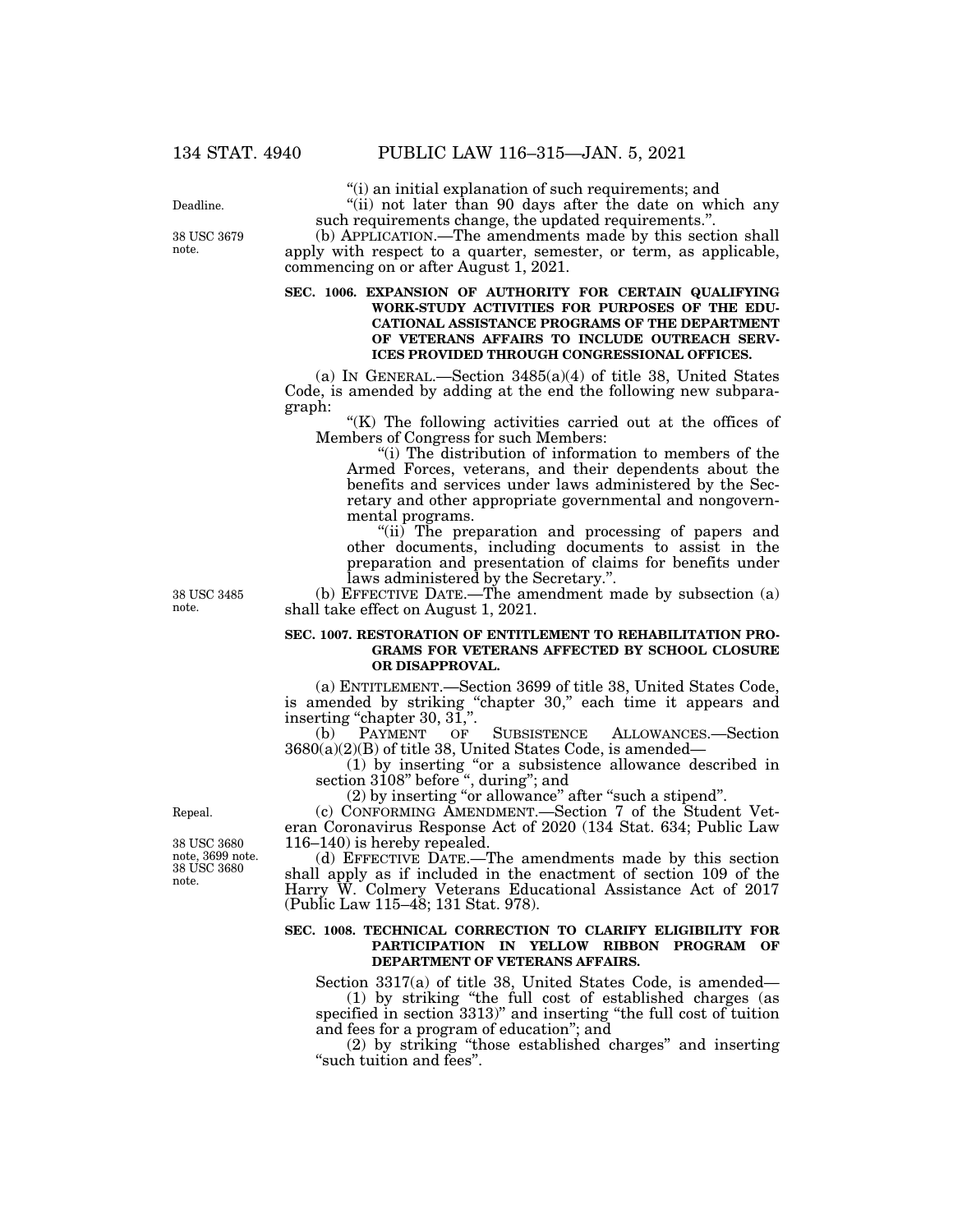"(i) an initial explanation of such requirements; and

"(ii) not later than 90 days after the date on which any such requirements change, the updated requirements.".

(b) APPLICATION.—The amendments made by this section shall apply with respect to a quarter, semester, or term, as applicable, commencing on or after August 1, 2021.

**SEC. 1006. EXPANSION OF AUTHORITY FOR CERTAIN QUALIFYING WORK-STUDY ACTIVITIES FOR PURPOSES OF THE EDUCATIONAL ASSISTANCE PROGRAMS OF THE DEPARTMENT OF VETERANS AFFAIRS TO INCLUDE OUTREACH SERVICES PROVIDED THROUGH CONGRESSIONAL OFFICES.**

(a) IN GENERAL.—Section 3485(a)(4) of title 38, United States Code, is amended by adding at the end the following new subparagraph:

"(K) The following activities carried out at the offices of Members of Congress for such Members:

"(i) The distribution of information to members of the Armed Forces, veterans, and their dependents about the benefits and services under laws administered by the Secretary and other appropriate governmental and nongovernmental programs.

"(ii) The preparation and processing of papers and other documents, including documents to assist in the preparation and presentation of claims for benefits under laws administered by the Secretary.".

(b) EFFECTIVE DATE.—The amendment made by subsection (a) shall take effect on August 1, 2021.

**SEC. 1007. RESTORATION OF ENTITLEMENT TO REHABILITATION PROGRAMS FOR VETERANS AFFECTED BY SCHOOL CLOSURE OR DISAPPROVAL.**

(a) ENTITLEMENT.—Section 3699 of title 38, United States Code, is amended by striking "chapter 30," each time it appears and inserting "chapter 30, 31,".

(b) PAYMENT OF SUBSISTENCE ALLOWANCES.—Section 3680(a)(2)(B) of title 38, United States Code, is amended—

(1) by inserting "or a subsistence allowance described in section 3108" before ", during"; and

(2) by inserting "or allowance" after "such a stipend".

(c) CONFORMING AMENDMENT.—Section 7 of the Student Veteran Coronavirus Response Act of 2020 (134 Stat. 634; Public Law 116–140) is hereby repealed.

(d) EFFECTIVE DATE.—The amendments made by this section shall apply as if included in the enactment of section 109 of the Harry W. Colmery Veterans Educational Assistance Act of 2017 (Public Law 115–48; 131 Stat. 978).

**SEC. 1008. TECHNICAL CORRECTION TO CLARIFY ELIGIBILITY FOR PARTICIPATION IN YELLOW RIBBON PROGRAM OF DEPARTMENT OF VETERANS AFFAIRS.**

Section 3317(a) of title 38, United States Code, is amended—

(1) by striking "the full cost of established charges (as specified in section 3313)" and inserting "the full cost of tuition and fees for a program of education"; and

(2) by striking "those established charges" and inserting "such tuition and fees".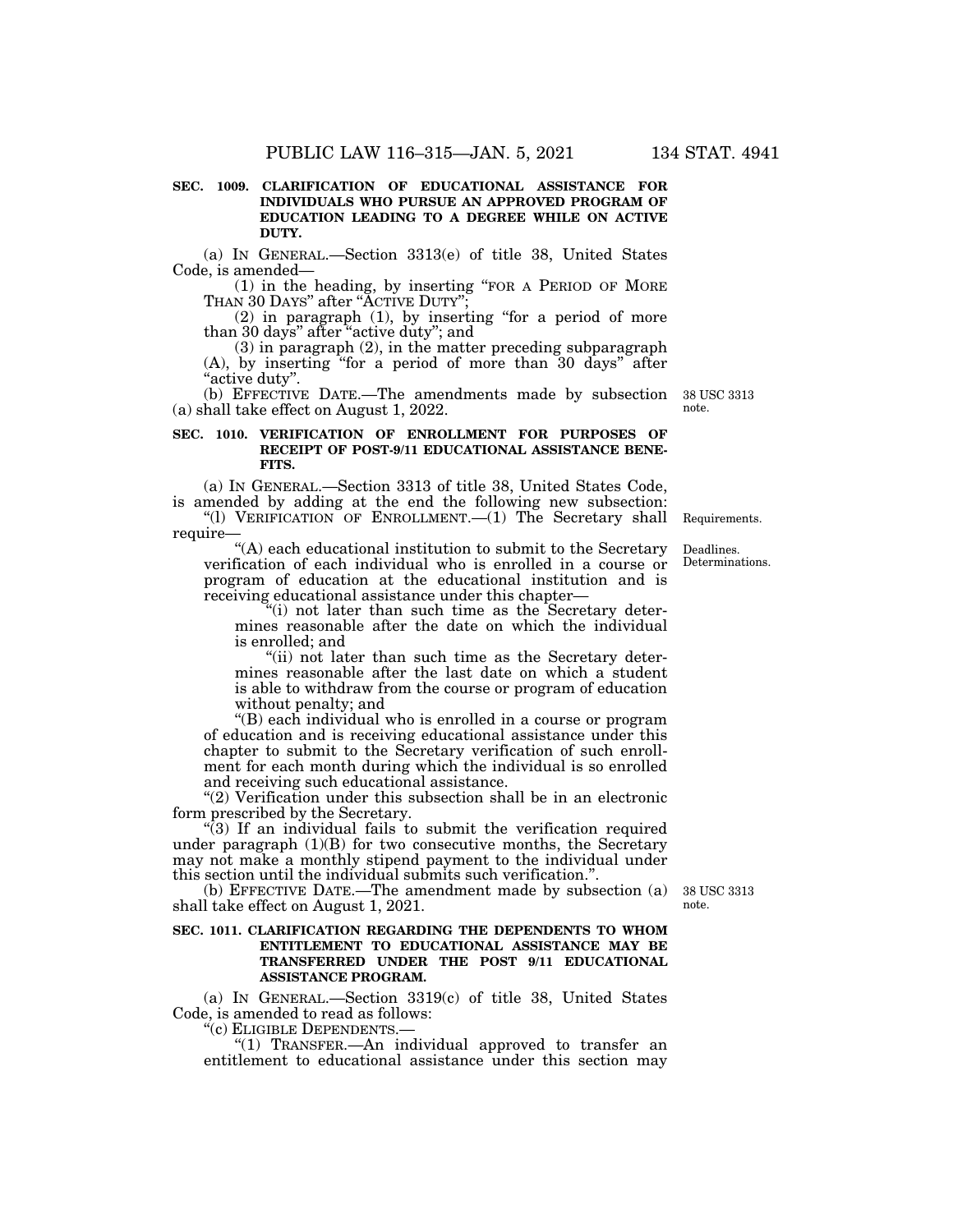**SEC. 1009. CLARIFICATION OF EDUCATIONAL ASSISTANCE FOR INDIVIDUALS WHO PURSUE AN APPROVED PROGRAM OF EDUCATION LEADING TO A DEGREE WHILE ON ACTIVE DUTY.**

(a) IN GENERAL.—Section 3313(e) of title 38, United States Code, is amended—

(1) in the heading, by inserting "FOR A PERIOD OF MORE THAN 30 DAYS" after "ACTIVE DUTY";

(2) in paragraph (1), by inserting "for a period of more than 30 days" after "active duty"; and

(3) in paragraph (2), in the matter preceding subparagraph (A), by inserting "for a period of more than 30 days" after "active duty".

(b) EFFECTIVE DATE.—The amendments made by subsection (a) shall take effect on August 1, 2022.

38 USC 3313 note.

**SEC. 1010. VERIFICATION OF ENROLLMENT FOR PURPOSES OF RECEIPT OF POST-9/11 EDUCATIONAL ASSISTANCE BENEFITS.**

(a) IN GENERAL.—Section 3313 of title 38, United States Code, is amended by adding at the end the following new subsection:

Requirements.

"(l) VERIFICATION OF ENROLLMENT.—(1) The Secretary shall require—

Deadlines. Determinations.

"(A) each educational institution to submit to the Secretary verification of each individual who is enrolled in a course or program of education at the educational institution and is receiving educational assistance under this chapter—

"(i) not later than such time as the Secretary determines reasonable after the date on which the individual is enrolled; and

"(ii) not later than such time as the Secretary determines reasonable after the last date on which a student is able to withdraw from the course or program of education without penalty; and

"(B) each individual who is enrolled in a course or program of education and is receiving educational assistance under this chapter to submit to the Secretary verification of such enrollment for each month during which the individual is so enrolled and receiving such educational assistance.

"(2) Verification under this subsection shall be in an electronic form prescribed by the Secretary.

"(3) If an individual fails to submit the verification required under paragraph (1)(B) for two consecutive months, the Secretary may not make a monthly stipend payment to the individual under this section until the individual submits such verification.".

(b) EFFECTIVE DATE.—The amendment made by subsection (a) shall take effect on August 1, 2021.

38 USC 3313 note.

**SEC. 1011. CLARIFICATION REGARDING THE DEPENDENTS TO WHOM ENTITLEMENT TO EDUCATIONAL ASSISTANCE MAY BE TRANSFERRED UNDER THE POST 9/11 EDUCATIONAL ASSISTANCE PROGRAM.**

(a) IN GENERAL.—Section 3319(c) of title 38, United States Code, is amended to read as follows:

"(c) ELIGIBLE DEPENDENTS.—

"(1) TRANSFER.—An individual approved to transfer an entitlement to educational assistance under this section may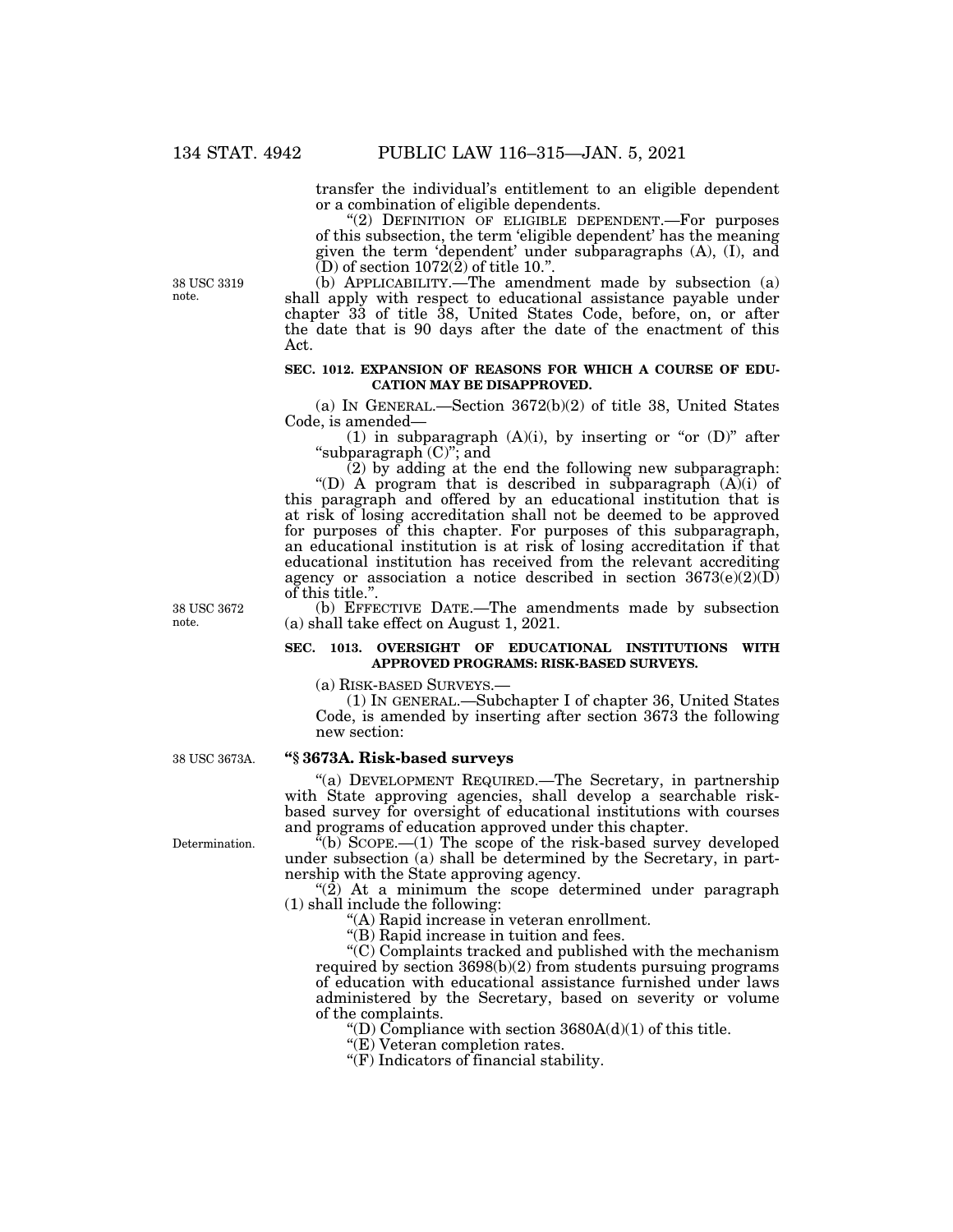transfer the individual's entitlement to an eligible dependent or a combination of eligible dependents.

"(2) DEFINITION OF ELIGIBLE DEPENDENT.—For purposes of this subsection, the term 'eligible dependent' has the meaning given the term 'dependent' under subparagraphs (A), (I), and (D) of section 1072(2) of title 10.".

38 USC 3319 note.

(b) APPLICABILITY.—The amendment made by subsection (a) shall apply with respect to educational assistance payable under chapter 33 of title 38, United States Code, before, on, or after the date that is 90 days after the date of the enactment of this Act.

**SEC. 1012. EXPANSION OF REASONS FOR WHICH A COURSE OF EDUCATION MAY BE DISAPPROVED.**

(a) IN GENERAL.—Section 3672(b)(2) of title 38, United States Code, is amended—

(1) in subparagraph (A)(i), by inserting or "or (D)" after "subparagraph (C)"; and

(2) by adding at the end the following new subparagraph:

"(D) A program that is described in subparagraph (A)(i) of this paragraph and offered by an educational institution that is at risk of losing accreditation shall not be deemed to be approved for purposes of this chapter. For purposes of this subparagraph, an educational institution is at risk of losing accreditation if that educational institution has received from the relevant accrediting agency or association a notice described in section 3673(e)(2)(D) of this title.".

38 USC 3672 note.

(b) EFFECTIVE DATE.—The amendments made by subsection (a) shall take effect on August 1, 2021.

**SEC. 1013. OVERSIGHT OF EDUCATIONAL INSTITUTIONS WITH APPROVED PROGRAMS: RISK-BASED SURVEYS.**

(a) RISK-BASED SURVEYS.—

(1) IN GENERAL.—Subchapter I of chapter 36, United States Code, is amended by inserting after section 3673 the following new section:

38 USC 3673A.

**"§ 3673A. Risk-based surveys**

"(a) DEVELOPMENT REQUIRED.—The Secretary, in partnership with State approving agencies, shall develop a searchable risk-based survey for oversight of educational institutions with courses and programs of education approved under this chapter.

Determination.

"(b) SCOPE.—(1) The scope of the risk-based survey developed under subsection (a) shall be determined by the Secretary, in partnership with the State approving agency.

"(2) At a minimum the scope determined under paragraph (1) shall include the following:

"(A) Rapid increase in veteran enrollment.

"(B) Rapid increase in tuition and fees.

"(C) Complaints tracked and published with the mechanism required by section 3698(b)(2) from students pursuing programs of education with educational assistance furnished under laws administered by the Secretary, based on severity or volume of the complaints.

"(D) Compliance with section 3680A(d)(1) of this title.

"(E) Veteran completion rates.

"(F) Indicators of financial stability.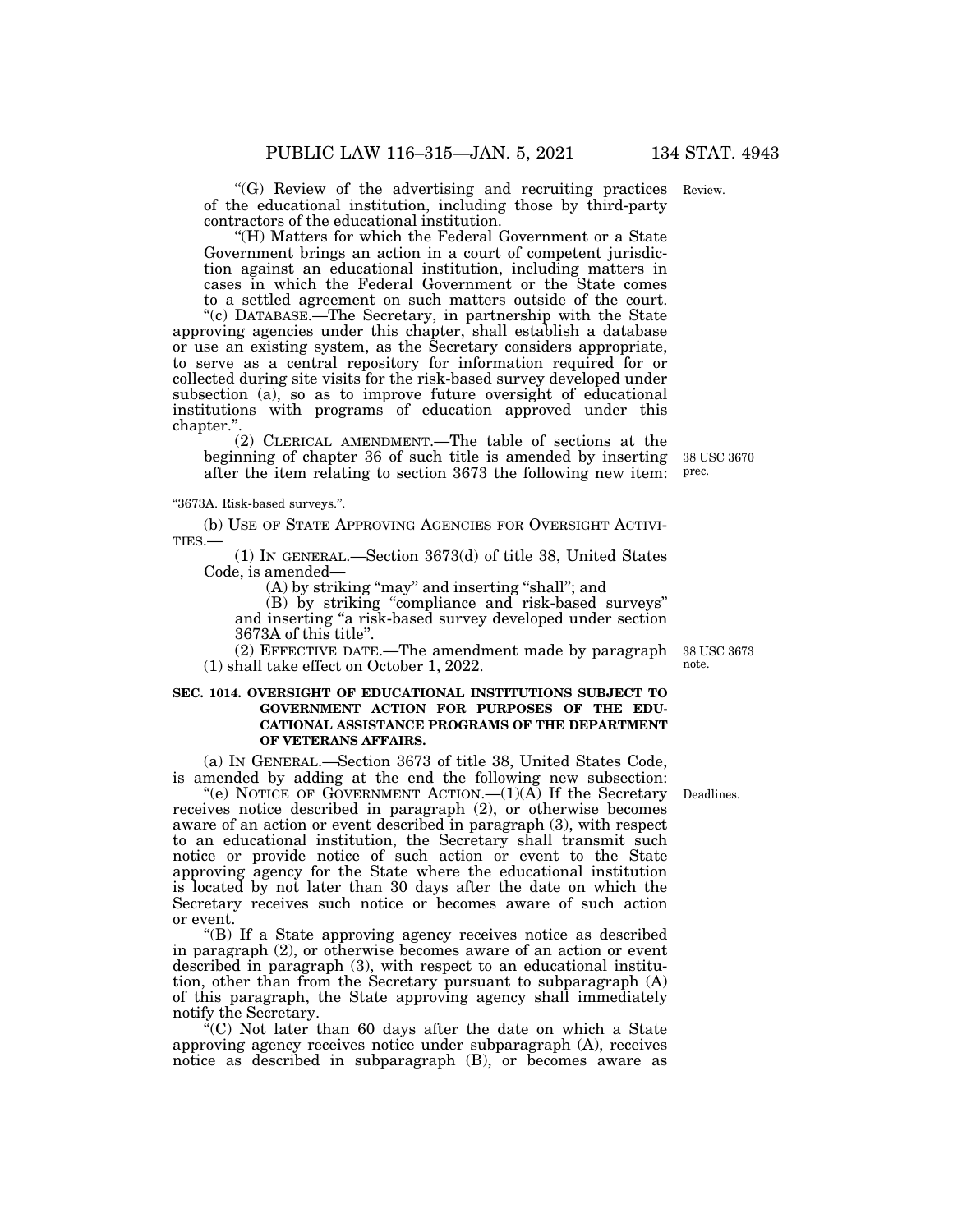"(G) Review of the advertising and recruiting practices of the educational institution, including those by third-party contractors of the educational institution.

"(H) Matters for which the Federal Government or a State Government brings an action in a court of competent jurisdiction against an educational institution, including matters in cases in which the Federal Government or the State comes to a settled agreement on such matters outside of the court.

"(c) DATABASE.—The Secretary, in partnership with the State approving agencies under this chapter, shall establish a database or use an existing system, as the Secretary considers appropriate, to serve as a central repository for information required for or collected during site visits for the risk-based survey developed under subsection (a), so as to improve future oversight of educational institutions with programs of education approved under this chapter.".

(2) CLERICAL AMENDMENT.—The table of sections at the beginning of chapter 36 of such title is amended by inserting after the item relating to section 3673 the following new item:

"3673A. Risk-based surveys.".

(b) USE OF STATE APPROVING AGENCIES FOR OVERSIGHT ACTIVITIES.—

(1) IN GENERAL.—Section 3673(d) of title 38, United States Code, is amended—

(A) by striking "may" and inserting "shall"; and

(B) by striking "compliance and risk-based surveys" and inserting "a risk-based survey developed under section 3673A of this title".

(2) EFFECTIVE DATE.—The amendment made by paragraph (1) shall take effect on October 1, 2022.

**SEC. 1014. OVERSIGHT OF EDUCATIONAL INSTITUTIONS SUBJECT TO GOVERNMENT ACTION FOR PURPOSES OF THE EDUCATIONAL ASSISTANCE PROGRAMS OF THE DEPARTMENT OF VETERANS AFFAIRS.**

(a) IN GENERAL.—Section 3673 of title 38, United States Code, is amended by adding at the end the following new subsection:

"(e) NOTICE OF GOVERNMENT ACTION.—(1)(A) If the Secretary receives notice described in paragraph (2), or otherwise becomes aware of an action or event described in paragraph (3), with respect to an educational institution, the Secretary shall transmit such notice or provide notice of such action or event to the State approving agency for the State where the educational institution is located by not later than 30 days after the date on which the Secretary receives such notice or becomes aware of such action or event.

"(B) If a State approving agency receives notice as described in paragraph (2), or otherwise becomes aware of an action or event described in paragraph (3), with respect to an educational institution, other than from the Secretary pursuant to subparagraph (A) of this paragraph, the State approving agency shall immediately notify the Secretary.

"(C) Not later than 60 days after the date on which a State approving agency receives notice under subparagraph (A), receives notice as described in subparagraph (B), or becomes aware as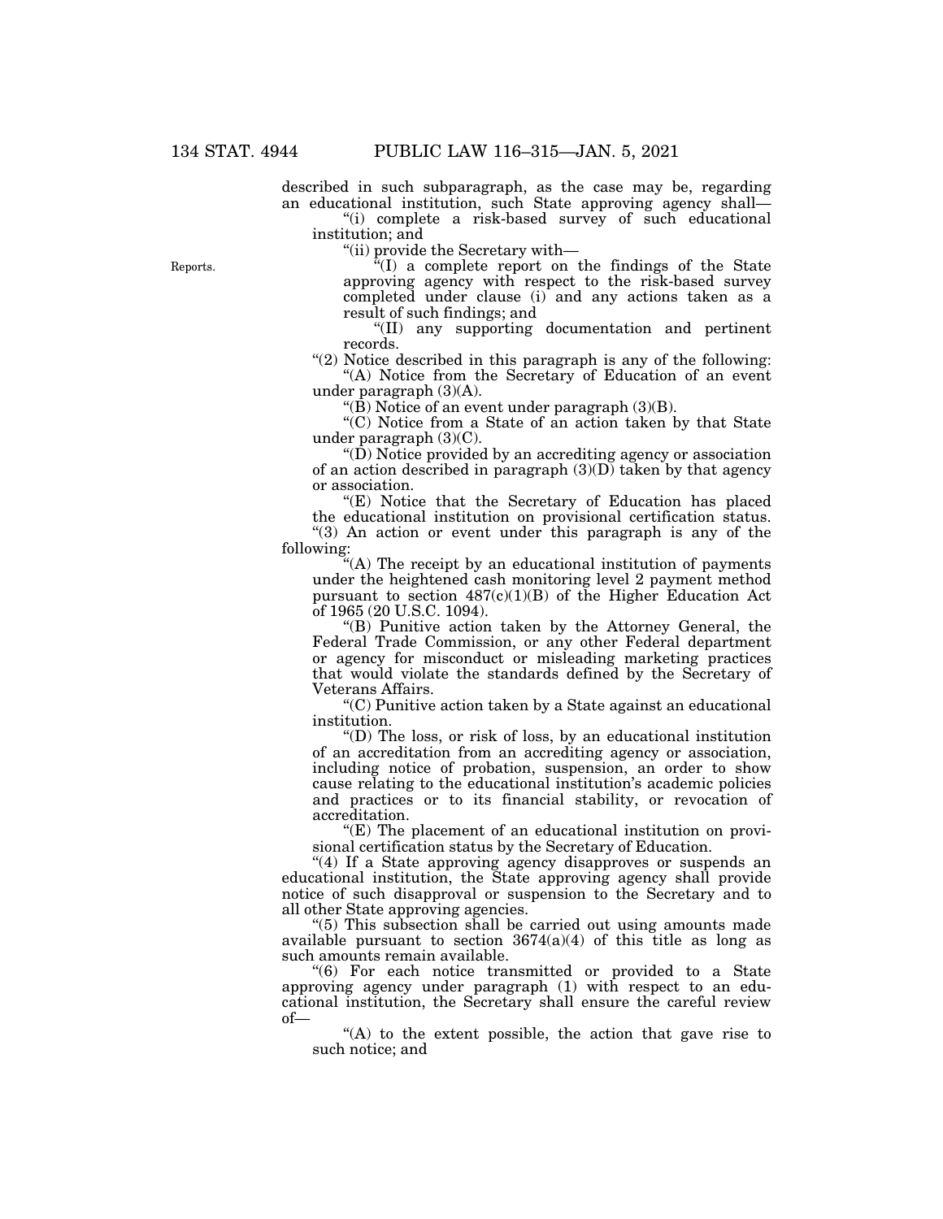described in such subparagraph, as the case may be, regarding an educational institution, such State approving agency shall—

"(i) complete a risk-based survey of such educational institution; and

"(ii) provide the Secretary with—

Reports.

"(I) a complete report on the findings of the State approving agency with respect to the risk-based survey completed under clause (i) and any actions taken as a result of such findings; and

"(II) any supporting documentation and pertinent records.

"(2) Notice described in this paragraph is any of the following:

"(A) Notice from the Secretary of Education of an event under paragraph (3)(A).

"(B) Notice of an event under paragraph (3)(B).

"(C) Notice from a State of an action taken by that State under paragraph (3)(C).

"(D) Notice provided by an accrediting agency or association of an action described in paragraph (3)(D) taken by that agency or association.

"(E) Notice that the Secretary of Education has placed the educational institution on provisional certification status.

"(3) An action or event under this paragraph is any of the following:

"(A) The receipt by an educational institution of payments under the heightened cash monitoring level 2 payment method pursuant to section 487(c)(1)(B) of the Higher Education Act of 1965 (20 U.S.C. 1094).

"(B) Punitive action taken by the Attorney General, the Federal Trade Commission, or any other Federal department or agency for misconduct or misleading marketing practices that would violate the standards defined by the Secretary of Veterans Affairs.

"(C) Punitive action taken by a State against an educational institution.

"(D) The loss, or risk of loss, by an educational institution of an accreditation from an accrediting agency or association, including notice of probation, suspension, an order to show cause relating to the educational institution's academic policies and practices or to its financial stability, or revocation of accreditation.

"(E) The placement of an educational institution on provisional certification status by the Secretary of Education.

"(4) If a State approving agency disapproves or suspends an educational institution, the State approving agency shall provide notice of such disapproval or suspension to the Secretary and to all other State approving agencies.

"(5) This subsection shall be carried out using amounts made available pursuant to section 3674(a)(4) of this title as long as such amounts remain available.

"(6) For each notice transmitted or provided to a State approving agency under paragraph (1) with respect to an educational institution, the Secretary shall ensure the careful review of—

"(A) to the extent possible, the action that gave rise to such notice; and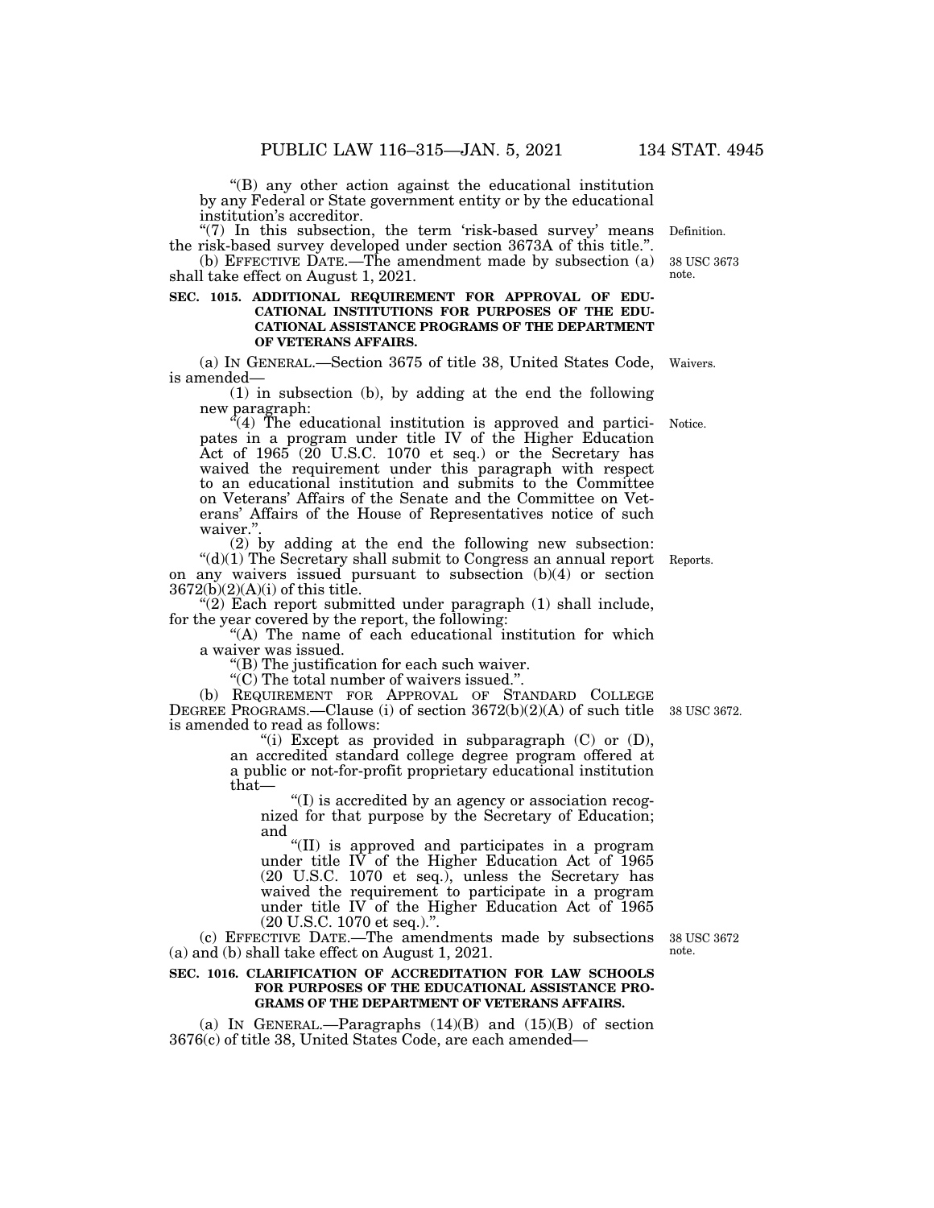"(B) any other action against the educational institution by any Federal or State government entity or by the educational institution's accreditor.

"(7) In this subsection, the term 'risk-based survey' means the risk-based survey developed under section 3673A of this title.".

(b) EFFECTIVE DATE.—The amendment made by subsection (a) shall take effect on August 1, 2021.

**SEC. 1015. ADDITIONAL REQUIREMENT FOR APPROVAL OF EDUCATIONAL INSTITUTIONS FOR PURPOSES OF THE EDUCATIONAL ASSISTANCE PROGRAMS OF THE DEPARTMENT OF VETERANS AFFAIRS.**

(a) IN GENERAL.—Section 3675 of title 38, United States Code, is amended—

(1) in subsection (b), by adding at the end the following new paragraph:

"(4) The educational institution is approved and participates in a program under title IV of the Higher Education Act of 1965 (20 U.S.C. 1070 et seq.) or the Secretary has waived the requirement under this paragraph with respect to an educational institution and submits to the Committee on Veterans' Affairs of the Senate and the Committee on Veterans' Affairs of the House of Representatives notice of such waiver.".

(2) by adding at the end the following new subsection:

"(d)(1) The Secretary shall submit to Congress an annual report on any waivers issued pursuant to subsection (b)(4) or section 3672(b)(2)(A)(i) of this title.

"(2) Each report submitted under paragraph (1) shall include, for the year covered by the report, the following:

"(A) The name of each educational institution for which a waiver was issued.

"(B) The justification for each such waiver.

"(C) The total number of waivers issued.".

(b) REQUIREMENT FOR APPROVAL OF STANDARD COLLEGE DEGREE PROGRAMS.—Clause (i) of section 3672(b)(2)(A) of such title is amended to read as follows:

"(i) Except as provided in subparagraph (C) or (D), an accredited standard college degree program offered at a public or not-for-profit proprietary educational institution that—

"(I) is accredited by an agency or association recognized for that purpose by the Secretary of Education; and

"(II) is approved and participates in a program under title IV of the Higher Education Act of 1965 (20 U.S.C. 1070 et seq.), unless the Secretary has waived the requirement to participate in a program under title IV of the Higher Education Act of 1965 (20 U.S.C. 1070 et seq.).".

(c) EFFECTIVE DATE.—The amendments made by subsections (a) and (b) shall take effect on August 1, 2021.

**SEC. 1016. CLARIFICATION OF ACCREDITATION FOR LAW SCHOOLS FOR PURPOSES OF THE EDUCATIONAL ASSISTANCE PROGRAMS OF THE DEPARTMENT OF VETERANS AFFAIRS.**

(a) IN GENERAL.—Paragraphs (14)(B) and (15)(B) of section 3676(c) of title 38, United States Code, are each amended—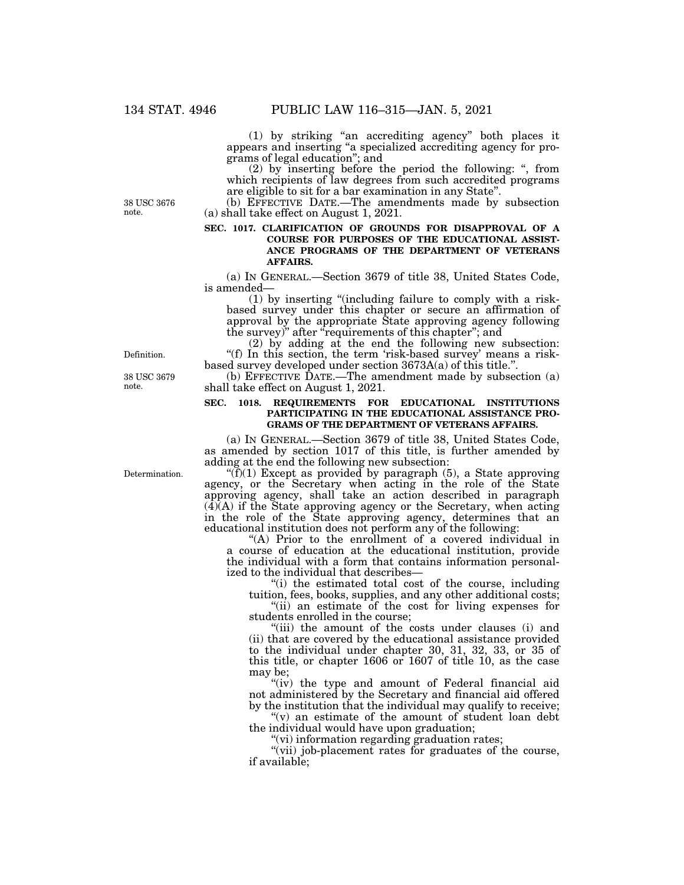(1) by striking "an accrediting agency" both places it appears and inserting "a specialized accrediting agency for programs of legal education"; and

(2) by inserting before the period the following: ", from which recipients of law degrees from such accredited programs are eligible to sit for a bar examination in any State".

38 USC 3676 note.

(b) EFFECTIVE DATE.—The amendments made by subsection (a) shall take effect on August 1, 2021.

**SEC. 1017. CLARIFICATION OF GROUNDS FOR DISAPPROVAL OF A COURSE FOR PURPOSES OF THE EDUCATIONAL ASSISTANCE PROGRAMS OF THE DEPARTMENT OF VETERANS AFFAIRS.**

(a) IN GENERAL.—Section 3679 of title 38, United States Code, is amended—

(1) by inserting "(including failure to comply with a risk-based survey under this chapter or secure an affirmation of approval by the appropriate State approving agency following the survey)" after "requirements of this chapter"; and

(2) by adding at the end the following new subsection:

Definition.

"(f) In this section, the term 'risk-based survey' means a risk-based survey developed under section 3673A(a) of this title.".

38 USC 3679 note.

(b) EFFECTIVE DATE.—The amendment made by subsection (a) shall take effect on August 1, 2021.

**SEC. 1018. REQUIREMENTS FOR EDUCATIONAL INSTITUTIONS PARTICIPATING IN THE EDUCATIONAL ASSISTANCE PROGRAMS OF THE DEPARTMENT OF VETERANS AFFAIRS.**

(a) IN GENERAL.—Section 3679 of title 38, United States Code, as amended by section 1017 of this title, is further amended by adding at the end the following new subsection:

Determination.

"(f)(1) Except as provided by paragraph (5), a State approving agency, or the Secretary when acting in the role of the State approving agency, shall take an action described in paragraph (4)(A) if the State approving agency or the Secretary, when acting in the role of the State approving agency, determines that an educational institution does not perform any of the following:

"(A) Prior to the enrollment of a covered individual in a course of education at the educational institution, provide the individual with a form that contains information personalized to the individual that describes—

"(i) the estimated total cost of the course, including tuition, fees, books, supplies, and any other additional costs;

"(ii) an estimate of the cost for living expenses for students enrolled in the course;

"(iii) the amount of the costs under clauses (i) and (ii) that are covered by the educational assistance provided to the individual under chapter 30, 31, 32, 33, or 35 of this title, or chapter 1606 or 1607 of title 10, as the case may be;

"(iv) the type and amount of Federal financial aid not administered by the Secretary and financial aid offered by the institution that the individual may qualify to receive;

"(v) an estimate of the amount of student loan debt the individual would have upon graduation;

"(vi) information regarding graduation rates;

"(vii) job-placement rates for graduates of the course, if available;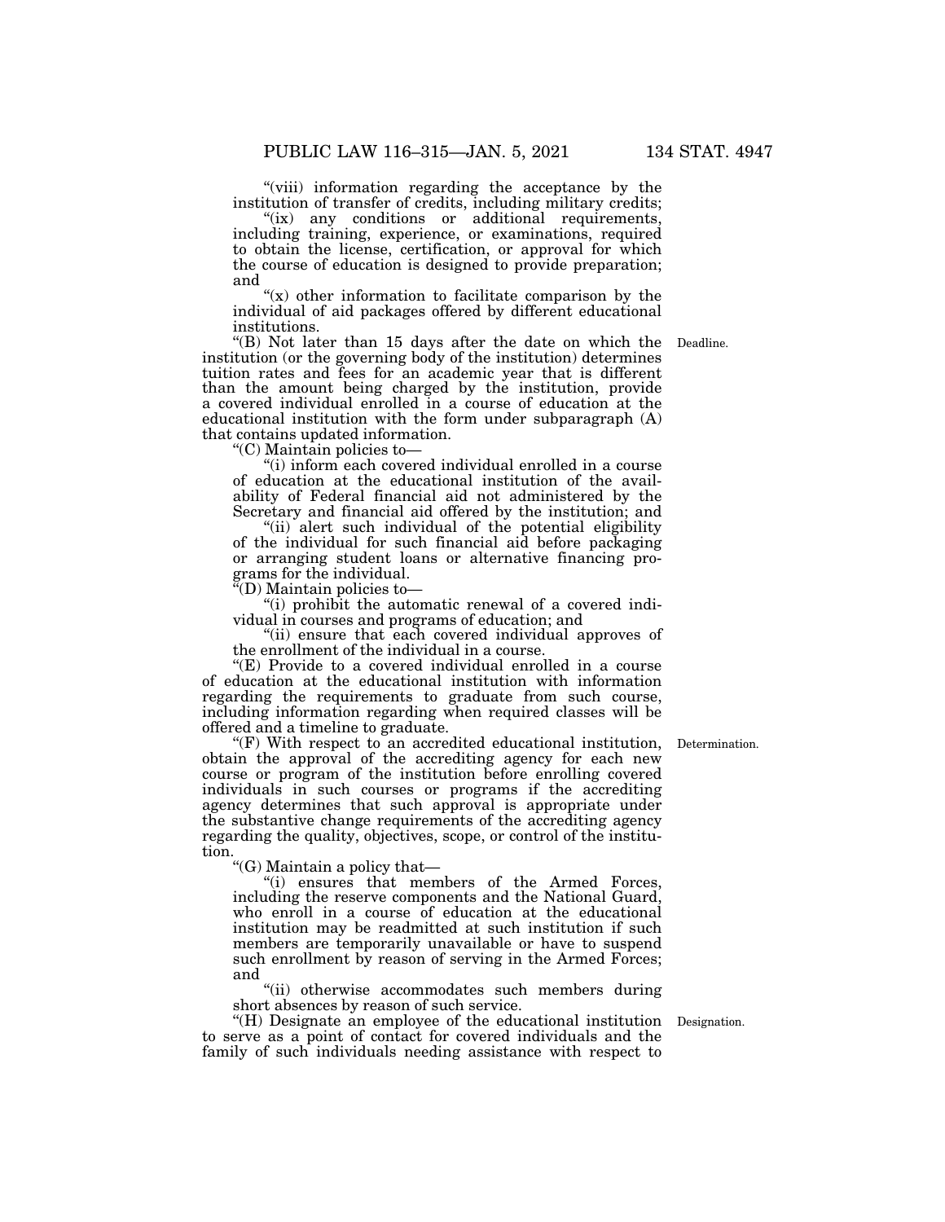"(viii) information regarding the acceptance by the institution of transfer of credits, including military credits;

"(ix) any conditions or additional requirements, including training, experience, or examinations, required to obtain the license, certification, or approval for which the course of education is designed to provide preparation; and

"(x) other information to facilitate comparison by the individual of aid packages offered by different educational institutions.

"(B) Not later than 15 days after the date on which the institution (or the governing body of the institution) determines tuition rates and fees for an academic year that is different than the amount being charged by the institution, provide a covered individual enrolled in a course of education at the educational institution with the form under subparagraph (A) that contains updated information.

Deadline.

"(C) Maintain policies to—

"(i) inform each covered individual enrolled in a course of education at the educational institution of the availability of Federal financial aid not administered by the Secretary and financial aid offered by the institution; and

"(ii) alert such individual of the potential eligibility of the individual for such financial aid before packaging or arranging student loans or alternative financing programs for the individual.

"(D) Maintain policies to—

"(i) prohibit the automatic renewal of a covered individual in courses and programs of education; and

"(ii) ensure that each covered individual approves of the enrollment of the individual in a course.

"(E) Provide to a covered individual enrolled in a course of education at the educational institution with information regarding the requirements to graduate from such course, including information regarding when required classes will be offered and a timeline to graduate.

"(F) With respect to an accredited educational institution, obtain the approval of the accrediting agency for each new course or program of the institution before enrolling covered individuals in such courses or programs if the accrediting agency determines that such approval is appropriate under the substantive change requirements of the accrediting agency regarding the quality, objectives, scope, or control of the institution.

Determination.

"(G) Maintain a policy that—

"(i) ensures that members of the Armed Forces, including the reserve components and the National Guard, who enroll in a course of education at the educational institution may be readmitted at such institution if such members are temporarily unavailable or have to suspend such enrollment by reason of serving in the Armed Forces; and

"(ii) otherwise accommodates such members during short absences by reason of such service.

"(H) Designate an employee of the educational institution to serve as a point of contact for covered individuals and the family of such individuals needing assistance with respect to

Designation.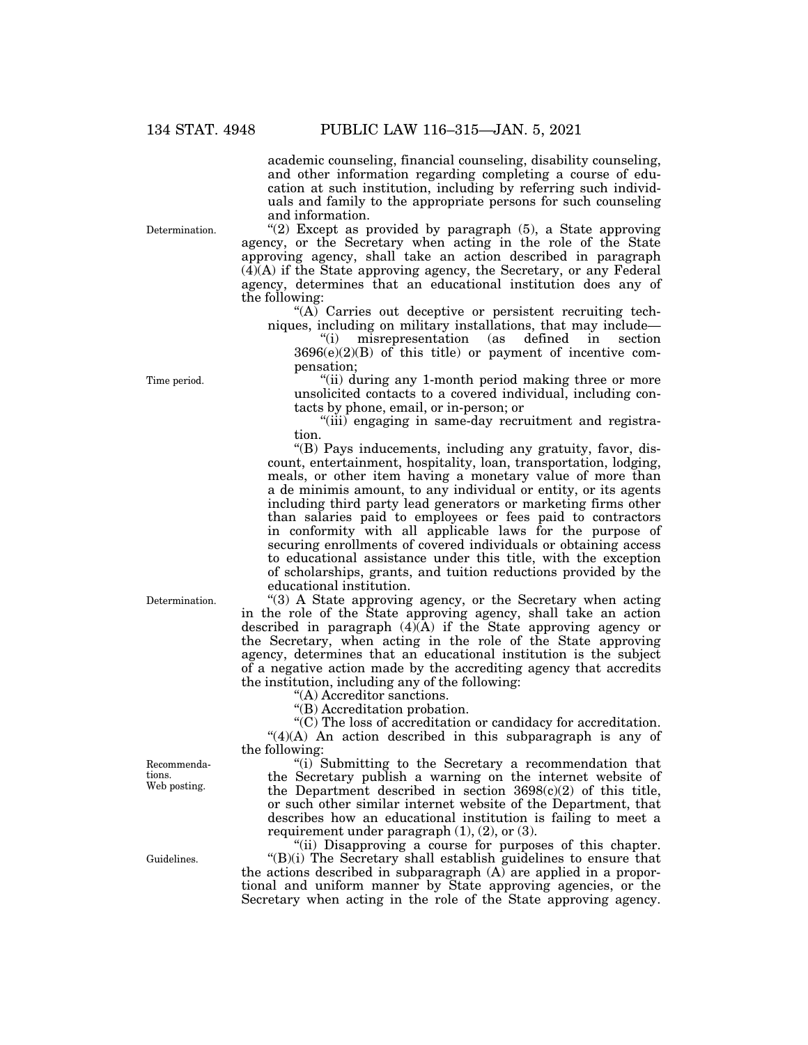academic counseling, financial counseling, disability counseling, and other information regarding completing a course of education at such institution, including by referring such individuals and family to the appropriate persons for such counseling and information.

Determination.

"(2) Except as provided by paragraph (5), a State approving agency, or the Secretary when acting in the role of the State approving agency, shall take an action described in paragraph (4)(A) if the State approving agency, the Secretary, or any Federal agency, determines that an educational institution does any of the following:

"(A) Carries out deceptive or persistent recruiting techniques, including on military installations, that may include—

"(i) misrepresentation (as defined in section 3696(e)(2)(B) of this title) or payment of incentive compensation;

Time period.

"(ii) during any 1-month period making three or more unsolicited contacts to a covered individual, including contacts by phone, email, or in-person; or

"(iii) engaging in same-day recruitment and registration.

"(B) Pays inducements, including any gratuity, favor, discount, entertainment, hospitality, loan, transportation, lodging, meals, or other item having a monetary value of more than a de minimis amount, to any individual or entity, or its agents including third party lead generators or marketing firms other than salaries paid to employees or fees paid to contractors in conformity with all applicable laws for the purpose of securing enrollments of covered individuals or obtaining access to educational assistance under this title, with the exception of scholarships, grants, and tuition reductions provided by the educational institution.

Determination.

"(3) A State approving agency, or the Secretary when acting in the role of the State approving agency, shall take an action described in paragraph (4)(A) if the State approving agency or the Secretary, when acting in the role of the State approving agency, determines that an educational institution is the subject of a negative action made by the accrediting agency that accredits the institution, including any of the following:

"(A) Accreditor sanctions.

"(B) Accreditation probation.

"(C) The loss of accreditation or candidacy for accreditation.

"(4)(A) An action described in this subparagraph is any of the following:

Recommendations.
Web posting.

"(i) Submitting to the Secretary a recommendation that the Secretary publish a warning on the internet website of the Department described in section 3698(c)(2) of this title, or such other similar internet website of the Department, that describes how an educational institution is failing to meet a requirement under paragraph (1), (2), or (3).

"(ii) Disapproving a course for purposes of this chapter.

Guidelines.

"(B)(i) The Secretary shall establish guidelines to ensure that the actions described in subparagraph (A) are applied in a proportional and uniform manner by State approving agencies, or the Secretary when acting in the role of the State approving agency.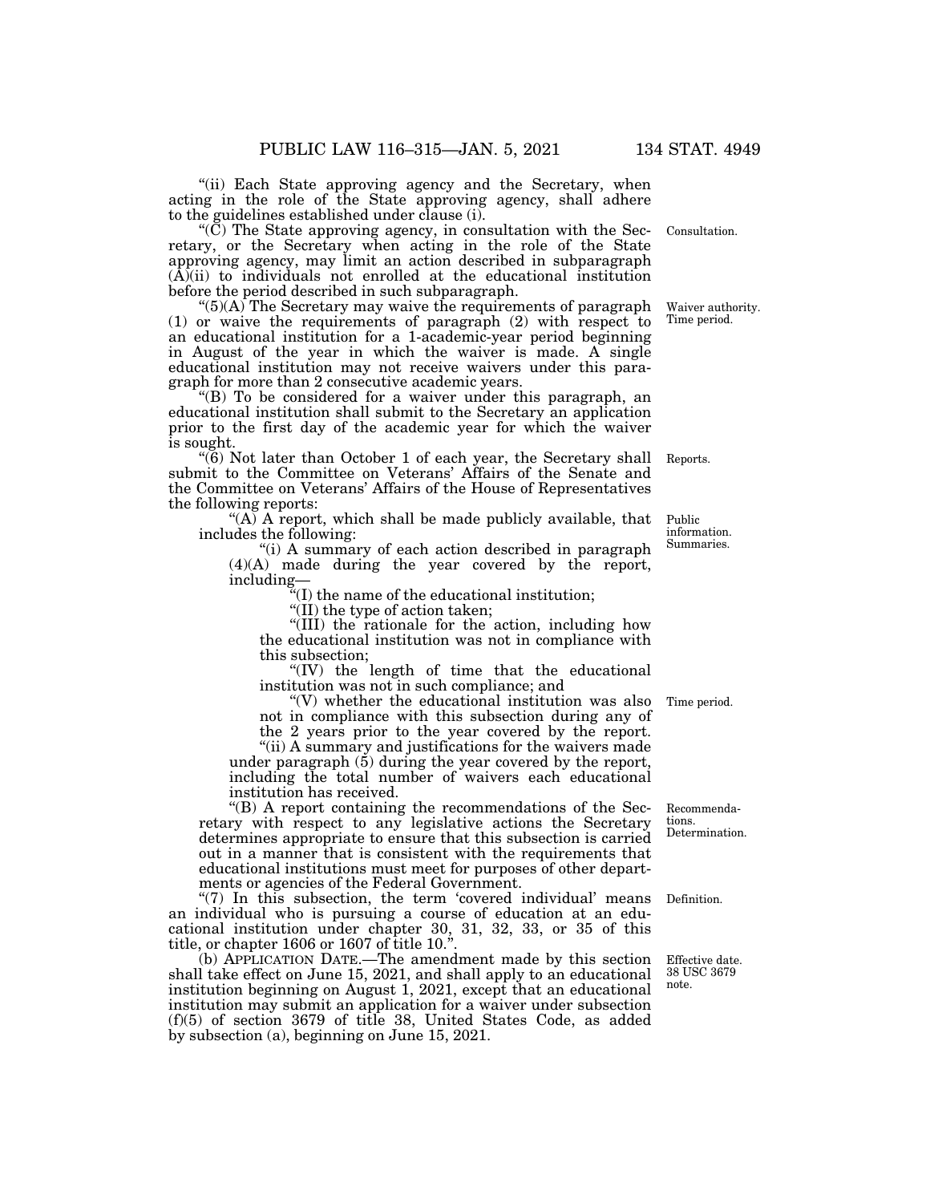"(ii) Each State approving agency and the Secretary, when acting in the role of the State approving agency, shall adhere to the guidelines established under clause (i).

"(C) The State approving agency, in consultation with the Secretary, or the Secretary when acting in the role of the State approving agency, may limit an action described in subparagraph (A)(ii) to individuals not enrolled at the educational institution before the period described in such subparagraph.

Consultation.

"(5)(A) The Secretary may waive the requirements of paragraph (1) or waive the requirements of paragraph (2) with respect to an educational institution for a 1-academic-year period beginning in August of the year in which the waiver is made. A single educational institution may not receive waivers under this paragraph for more than 2 consecutive academic years.

Waiver authority. Time period.

"(B) To be considered for a waiver under this paragraph, an educational institution shall submit to the Secretary an application prior to the first day of the academic year for which the waiver is sought.

"(6) Not later than October 1 of each year, the Secretary shall submit to the Committee on Veterans' Affairs of the Senate and the Committee on Veterans' Affairs of the House of Representatives the following reports:

Reports.

"(A) A report, which shall be made publicly available, that includes the following:

Public information. Summaries.

"(i) A summary of each action described in paragraph (4)(A) made during the year covered by the report, including—

"(I) the name of the educational institution;

"(II) the type of action taken;

"(III) the rationale for the action, including how the educational institution was not in compliance with this subsection;

"(IV) the length of time that the educational institution was not in such compliance; and

"(V) whether the educational institution was also not in compliance with this subsection during any of the 2 years prior to the year covered by the report.

Time period.

"(ii) A summary and justifications for the waivers made under paragraph (5) during the year covered by the report, including the total number of waivers each educational institution has received.

"(B) A report containing the recommendations of the Secretary with respect to any legislative actions the Secretary determines appropriate to ensure that this subsection is carried out in a manner that is consistent with the requirements that educational institutions must meet for purposes of other departments or agencies of the Federal Government.

Recommendations. Determination.

"(7) In this subsection, the term 'covered individual' means an individual who is pursuing a course of education at an educational institution under chapter 30, 31, 32, 33, or 35 of this title, or chapter 1606 or 1607 of title 10.".

Definition.

(b) APPLICATION DATE.—The amendment made by this section shall take effect on June 15, 2021, and shall apply to an educational institution beginning on August 1, 2021, except that an educational institution may submit an application for a waiver under subsection (f)(5) of section 3679 of title 38, United States Code, as added by subsection (a), beginning on June 15, 2021.

Effective date. 38 USC 3679 note.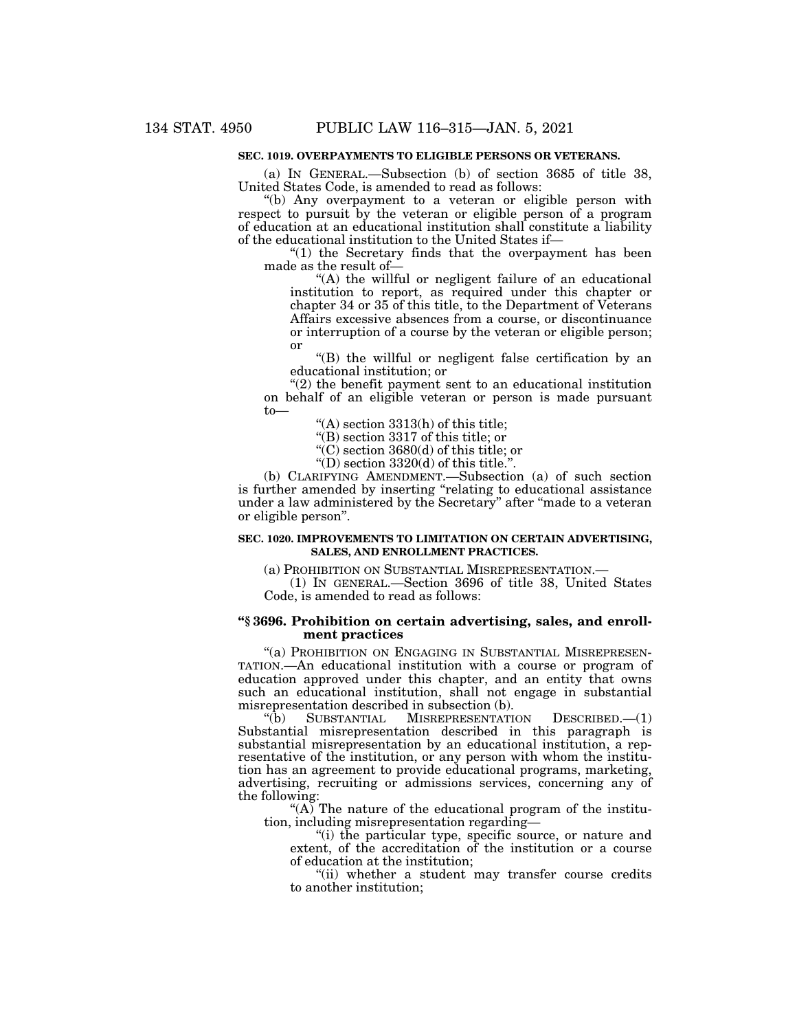**SEC. 1019. OVERPAYMENTS TO ELIGIBLE PERSONS OR VETERANS.**

(a) IN GENERAL.—Subsection (b) of section 3685 of title 38, United States Code, is amended to read as follows:

"(b) Any overpayment to a veteran or eligible person with respect to pursuit by the veteran or eligible person of a program of education at an educational institution shall constitute a liability of the educational institution to the United States if—

"(1) the Secretary finds that the overpayment has been made as the result of—

"(A) the willful or negligent failure of an educational institution to report, as required under this chapter or chapter 34 or 35 of this title, to the Department of Veterans Affairs excessive absences from a course, or discontinuance or interruption of a course by the veteran or eligible person; or

"(B) the willful or negligent false certification by an educational institution; or

"(2) the benefit payment sent to an educational institution on behalf of an eligible veteran or person is made pursuant to—

"(A) section 3313(h) of this title;

"(B) section 3317 of this title; or

"(C) section 3680(d) of this title; or

"(D) section 3320(d) of this title.".

(b) CLARIFYING AMENDMENT.—Subsection (a) of such section is further amended by inserting "relating to educational assistance under a law administered by the Secretary" after "made to a veteran or eligible person".

**SEC. 1020. IMPROVEMENTS TO LIMITATION ON CERTAIN ADVERTISING, SALES, AND ENROLLMENT PRACTICES.**

(a) PROHIBITION ON SUBSTANTIAL MISREPRESENTATION.—

(1) IN GENERAL.—Section 3696 of title 38, United States Code, is amended to read as follows:

**"§ 3696. Prohibition on certain advertising, sales, and enrollment practices**

"(a) PROHIBITION ON ENGAGING IN SUBSTANTIAL MISREPRESENTATION.—An educational institution with a course or program of education approved under this chapter, and an entity that owns such an educational institution, shall not engage in substantial misrepresentation described in subsection (b).

"(b) SUBSTANTIAL MISREPRESENTATION DESCRIBED.—(1) Substantial misrepresentation described in this paragraph is substantial misrepresentation by an educational institution, a representative of the institution, or any person with whom the institution has an agreement to provide educational programs, marketing, advertising, recruiting or admissions services, concerning any of the following:

"(A) The nature of the educational program of the institution, including misrepresentation regarding—

"(i) the particular type, specific source, or nature and extent, of the accreditation of the institution or a course of education at the institution;

"(ii) whether a student may transfer course credits to another institution;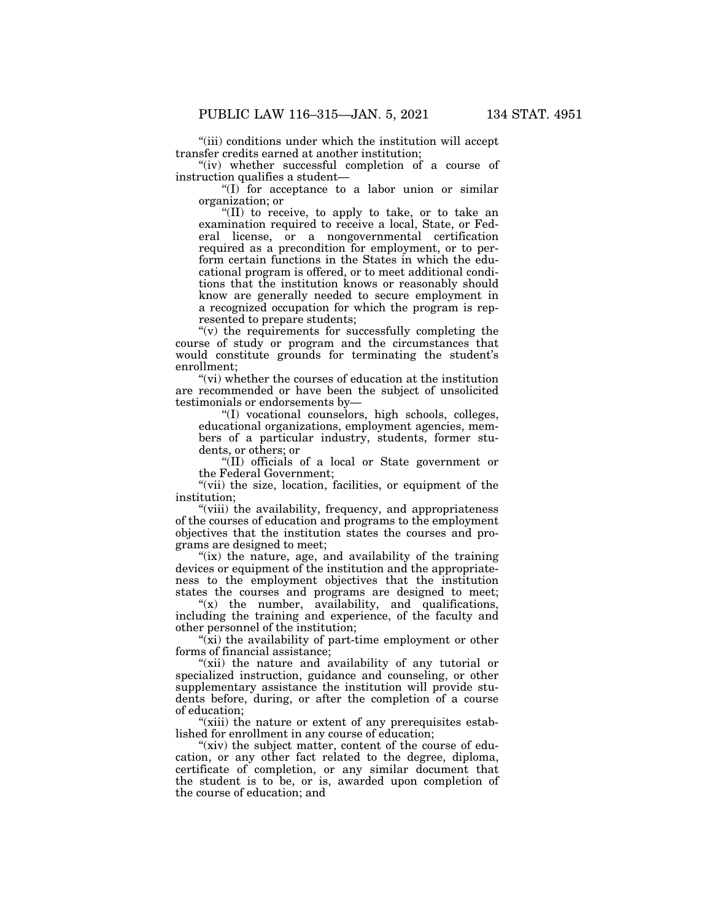"(iii) conditions under which the institution will accept transfer credits earned at another institution;

"(iv) whether successful completion of a course of instruction qualifies a student—

"(I) for acceptance to a labor union or similar organization; or

"(II) to receive, to apply to take, or to take an examination required to receive a local, State, or Federal license, or a nongovernmental certification required as a precondition for employment, or to perform certain functions in the States in which the educational program is offered, or to meet additional conditions that the institution knows or reasonably should know are generally needed to secure employment in a recognized occupation for which the program is represented to prepare students;

"(v) the requirements for successfully completing the course of study or program and the circumstances that would constitute grounds for terminating the student's enrollment;

"(vi) whether the courses of education at the institution are recommended or have been the subject of unsolicited testimonials or endorsements by—

"(I) vocational counselors, high schools, colleges, educational organizations, employment agencies, members of a particular industry, students, former students, or others; or

"(II) officials of a local or State government or the Federal Government;

"(vii) the size, location, facilities, or equipment of the institution;

"(viii) the availability, frequency, and appropriateness of the courses of education and programs to the employment objectives that the institution states the courses and programs are designed to meet;

"(ix) the nature, age, and availability of the training devices or equipment of the institution and the appropriateness to the employment objectives that the institution states the courses and programs are designed to meet;

"(x) the number, availability, and qualifications, including the training and experience, of the faculty and other personnel of the institution;

"(xi) the availability of part-time employment or other forms of financial assistance;

"(xii) the nature and availability of any tutorial or specialized instruction, guidance and counseling, or other supplementary assistance the institution will provide students before, during, or after the completion of a course of education;

"(xiii) the nature or extent of any prerequisites established for enrollment in any course of education;

"(xiv) the subject matter, content of the course of education, or any other fact related to the degree, diploma, certificate of completion, or any similar document that the student is to be, or is, awarded upon completion of the course of education; and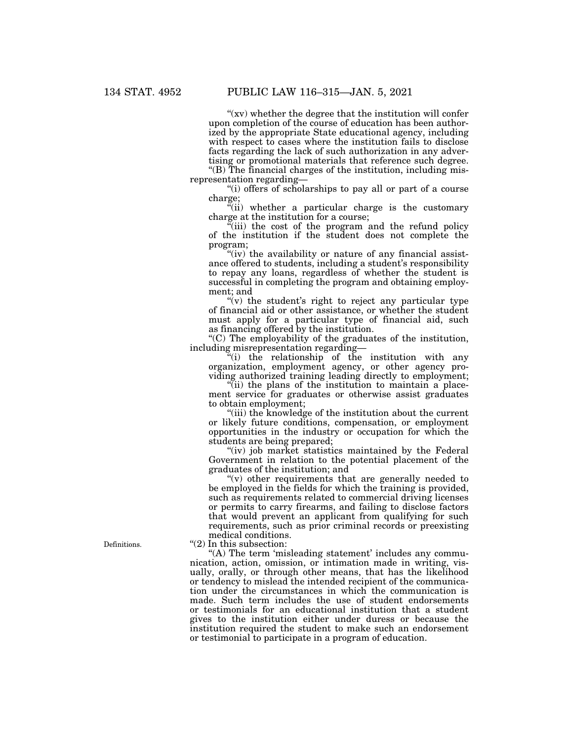"(xv) whether the degree that the institution will confer upon completion of the course of education has been authorized by the appropriate State educational agency, including with respect to cases where the institution fails to disclose facts regarding the lack of such authorization in any advertising or promotional materials that reference such degree.

"(B) The financial charges of the institution, including misrepresentation regarding—

"(i) offers of scholarships to pay all or part of a course charge;

"(ii) whether a particular charge is the customary charge at the institution for a course;

"(iii) the cost of the program and the refund policy of the institution if the student does not complete the program;

"(iv) the availability or nature of any financial assistance offered to students, including a student's responsibility to repay any loans, regardless of whether the student is successful in completing the program and obtaining employment; and

"(v) the student's right to reject any particular type of financial aid or other assistance, or whether the student must apply for a particular type of financial aid, such as financing offered by the institution.

"(C) The employability of the graduates of the institution, including misrepresentation regarding—

"(i) the relationship of the institution with any organization, employment agency, or other agency providing authorized training leading directly to employment;

"(ii) the plans of the institution to maintain a placement service for graduates or otherwise assist graduates to obtain employment;

"(iii) the knowledge of the institution about the current or likely future conditions, compensation, or employment opportunities in the industry or occupation for which the students are being prepared;

"(iv) job market statistics maintained by the Federal Government in relation to the potential placement of the graduates of the institution; and

"(v) other requirements that are generally needed to be employed in the fields for which the training is provided, such as requirements related to commercial driving licenses or permits to carry firearms, and failing to disclose factors that would prevent an applicant from qualifying for such requirements, such as prior criminal records or preexisting medical conditions.

Definitions.

"(2) In this subsection:

"(A) The term 'misleading statement' includes any communication, action, omission, or intimation made in writing, visually, orally, or through other means, that has the likelihood or tendency to mislead the intended recipient of the communication under the circumstances in which the communication is made. Such term includes the use of student endorsements or testimonials for an educational institution that a student gives to the institution either under duress or because the institution required the student to make such an endorsement or testimonial to participate in a program of education.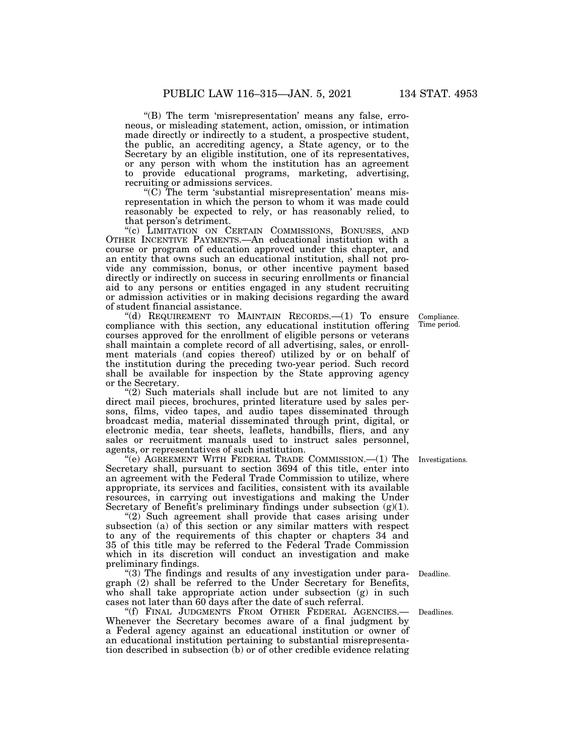"(B) The term 'misrepresentation' means any false, erroneous, or misleading statement, action, omission, or intimation made directly or indirectly to a student, a prospective student, the public, an accrediting agency, a State agency, or to the Secretary by an eligible institution, one of its representatives, or any person with whom the institution has an agreement to provide educational programs, marketing, advertising, recruiting or admissions services.

"(C) The term 'substantial misrepresentation' means misrepresentation in which the person to whom it was made could reasonably be expected to rely, or has reasonably relied, to that person's detriment.

"(c) LIMITATION ON CERTAIN COMMISSIONS, BONUSES, AND OTHER INCENTIVE PAYMENTS.—An educational institution with a course or program of education approved under this chapter, and an entity that owns such an educational institution, shall not provide any commission, bonus, or other incentive payment based directly or indirectly on success in securing enrollments or financial aid to any persons or entities engaged in any student recruiting or admission activities or in making decisions regarding the award of student financial assistance.

Compliance. Time period.

"(d) REQUIREMENT TO MAINTAIN RECORDS.—(1) To ensure compliance with this section, any educational institution offering courses approved for the enrollment of eligible persons or veterans shall maintain a complete record of all advertising, sales, or enrollment materials (and copies thereof) utilized by or on behalf of the institution during the preceding two-year period. Such record shall be available for inspection by the State approving agency or the Secretary.

"(2) Such materials shall include but are not limited to any direct mail pieces, brochures, printed literature used by sales persons, films, video tapes, and audio tapes disseminated through broadcast media, material disseminated through print, digital, or electronic media, tear sheets, leaflets, handbills, fliers, and any sales or recruitment manuals used to instruct sales personnel, agents, or representatives of such institution.

Investigations.

"(e) AGREEMENT WITH FEDERAL TRADE COMMISSION.—(1) The Secretary shall, pursuant to section 3694 of this title, enter into an agreement with the Federal Trade Commission to utilize, where appropriate, its services and facilities, consistent with its available resources, in carrying out investigations and making the Under Secretary of Benefit's preliminary findings under subsection (g)(1).

"(2) Such agreement shall provide that cases arising under subsection (a) of this section or any similar matters with respect to any of the requirements of this chapter or chapters 34 and 35 of this title may be referred to the Federal Trade Commission which in its discretion will conduct an investigation and make preliminary findings.

Deadline.

"(3) The findings and results of any investigation under paragraph (2) shall be referred to the Under Secretary for Benefits, who shall take appropriate action under subsection (g) in such cases not later than 60 days after the date of such referral.

Deadlines.

"(f) FINAL JUDGMENTS FROM OTHER FEDERAL AGENCIES.—Whenever the Secretary becomes aware of a final judgment by a Federal agency against an educational institution or owner of an educational institution pertaining to substantial misrepresentation described in subsection (b) or of other credible evidence relating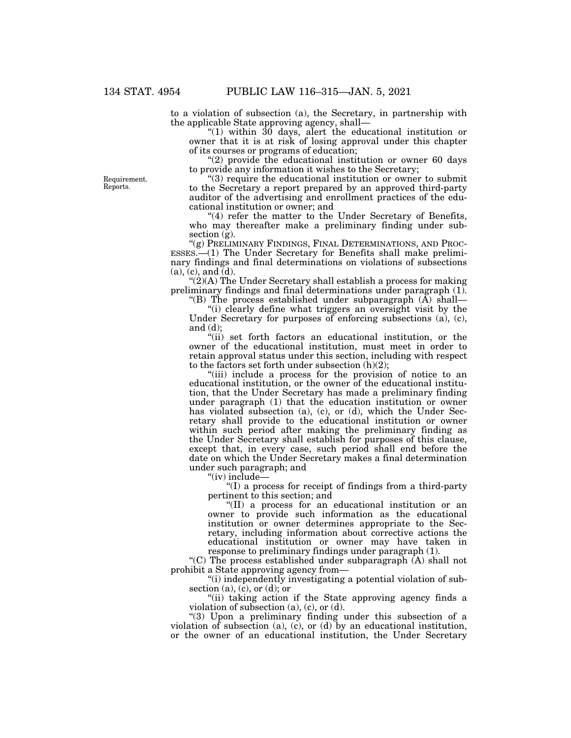to a violation of subsection (a), the Secretary, in partnership with the applicable State approving agency, shall—

"(1) within 30 days, alert the educational institution or owner that it is at risk of losing approval under this chapter of its courses or programs of education;

"(2) provide the educational institution or owner 60 days to provide any information it wishes to the Secretary;

Requirement. Reports.

"(3) require the educational institution or owner to submit to the Secretary a report prepared by an approved third-party auditor of the advertising and enrollment practices of the educational institution or owner; and

"(4) refer the matter to the Under Secretary of Benefits, who may thereafter make a preliminary finding under subsection (g).

"(g) PRELIMINARY FINDINGS, FINAL DETERMINATIONS, AND PROCESSES.—(1) The Under Secretary for Benefits shall make preliminary findings and final determinations on violations of subsections (a), (c), and (d).

"(2)(A) The Under Secretary shall establish a process for making preliminary findings and final determinations under paragraph (1).

"(B) The process established under subparagraph (A) shall—

"(i) clearly define what triggers an oversight visit by the Under Secretary for purposes of enforcing subsections (a), (c), and (d);

"(ii) set forth factors an educational institution, or the owner of the educational institution, must meet in order to retain approval status under this section, including with respect to the factors set forth under subsection (h)(2);

"(iii) include a process for the provision of notice to an educational institution, or the owner of the educational institution, that the Under Secretary has made a preliminary finding under paragraph (1) that the education institution or owner has violated subsection (a), (c), or (d), which the Under Secretary shall provide to the educational institution or owner within such period after making the preliminary finding as the Under Secretary shall establish for purposes of this clause, except that, in every case, such period shall end before the date on which the Under Secretary makes a final determination under such paragraph; and

"(iv) include—

"(I) a process for receipt of findings from a third-party pertinent to this section; and

"(II) a process for an educational institution or an owner to provide such information as the educational institution or owner determines appropriate to the Secretary, including information about corrective actions the educational institution or owner may have taken in response to preliminary findings under paragraph (1).

"(C) The process established under subparagraph (A) shall not prohibit a State approving agency from—

"(i) independently investigating a potential violation of subsection (a), (c), or (d); or

"(ii) taking action if the State approving agency finds a violation of subsection (a), (c), or (d).

"(3) Upon a preliminary finding under this subsection of a violation of subsection (a), (c), or (d) by an educational institution, or the owner of an educational institution, the Under Secretary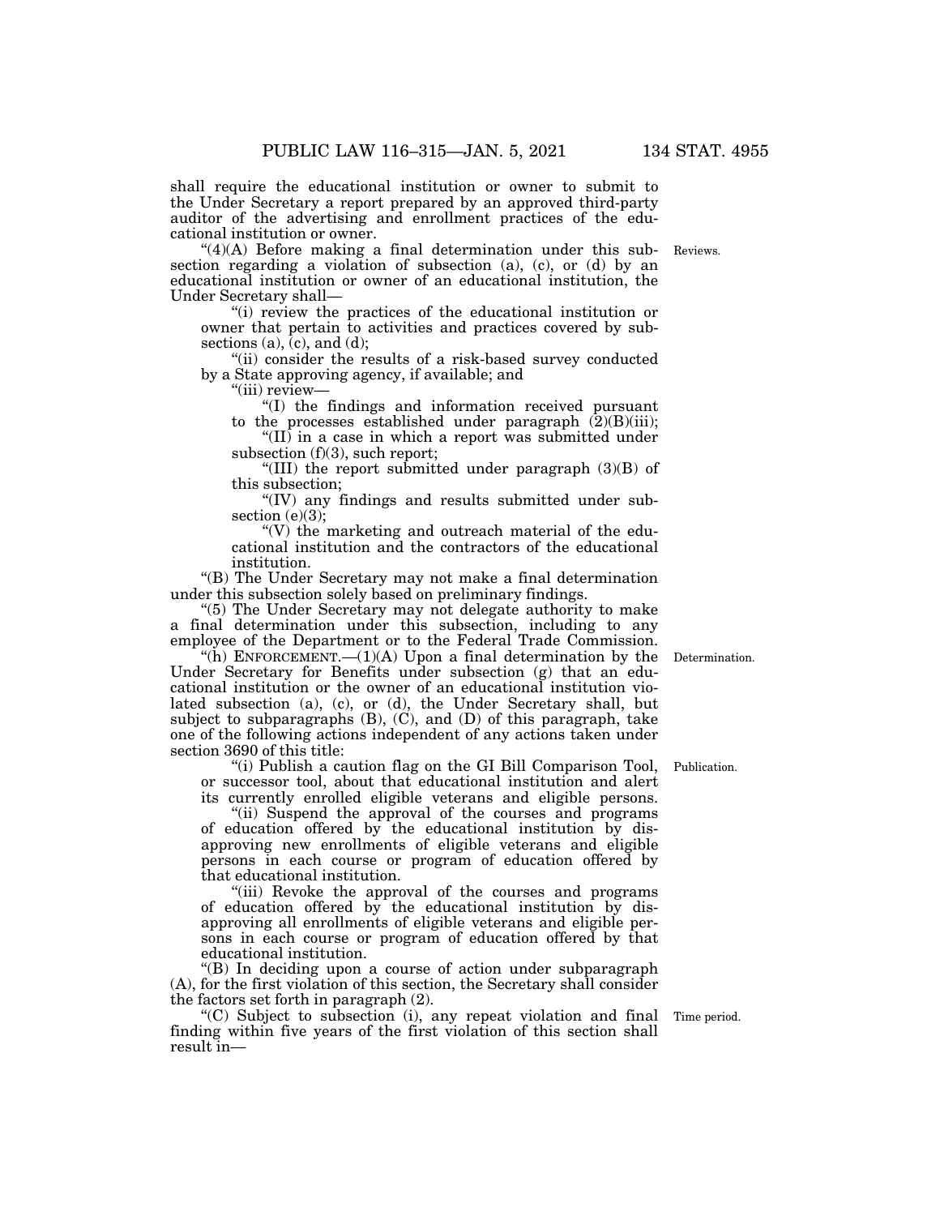shall require the educational institution or owner to submit to the Under Secretary a report prepared by an approved third-party auditor of the advertising and enrollment practices of the educational institution or owner.

"(4)(A) Before making a final determination under this subsection regarding a violation of subsection (a), (c), or (d) by an educational institution or owner of an educational institution, the Under Secretary shall—

"(i) review the practices of the educational institution or owner that pertain to activities and practices covered by subsections (a), (c), and (d);

"(ii) consider the results of a risk-based survey conducted by a State approving agency, if available; and

"(iii) review—

"(I) the findings and information received pursuant to the processes established under paragraph (2)(B)(iii);

"(II) in a case in which a report was submitted under subsection (f)(3), such report;

"(III) the report submitted under paragraph (3)(B) of this subsection;

"(IV) any findings and results submitted under subsection (e)(3);

"(V) the marketing and outreach material of the educational institution and the contractors of the educational institution.

"(B) The Under Secretary may not make a final determination under this subsection solely based on preliminary findings.

"(5) The Under Secretary may not delegate authority to make a final determination under this subsection, including to any employee of the Department or to the Federal Trade Commission.

"(h) ENFORCEMENT.—(1)(A) Upon a final determination by the Under Secretary for Benefits under subsection (g) that an educational institution or the owner of an educational institution violated subsection (a), (c), or (d), the Under Secretary shall, but subject to subparagraphs (B), (C), and (D) of this paragraph, take one of the following actions independent of any actions taken under section 3690 of this title:

"(i) Publish a caution flag on the GI Bill Comparison Tool, or successor tool, about that educational institution and alert its currently enrolled eligible veterans and eligible persons.

"(ii) Suspend the approval of the courses and programs of education offered by the educational institution by disapproving new enrollments of eligible veterans and eligible persons in each course or program of education offered by that educational institution.

"(iii) Revoke the approval of the courses and programs of education offered by the educational institution by disapproving all enrollments of eligible veterans and eligible persons in each course or program of education offered by that educational institution.

"(B) In deciding upon a course of action under subparagraph (A), for the first violation of this section, the Secretary shall consider the factors set forth in paragraph (2).

"(C) Subject to subsection (i), any repeat violation and final finding within five years of the first violation of this section shall result in—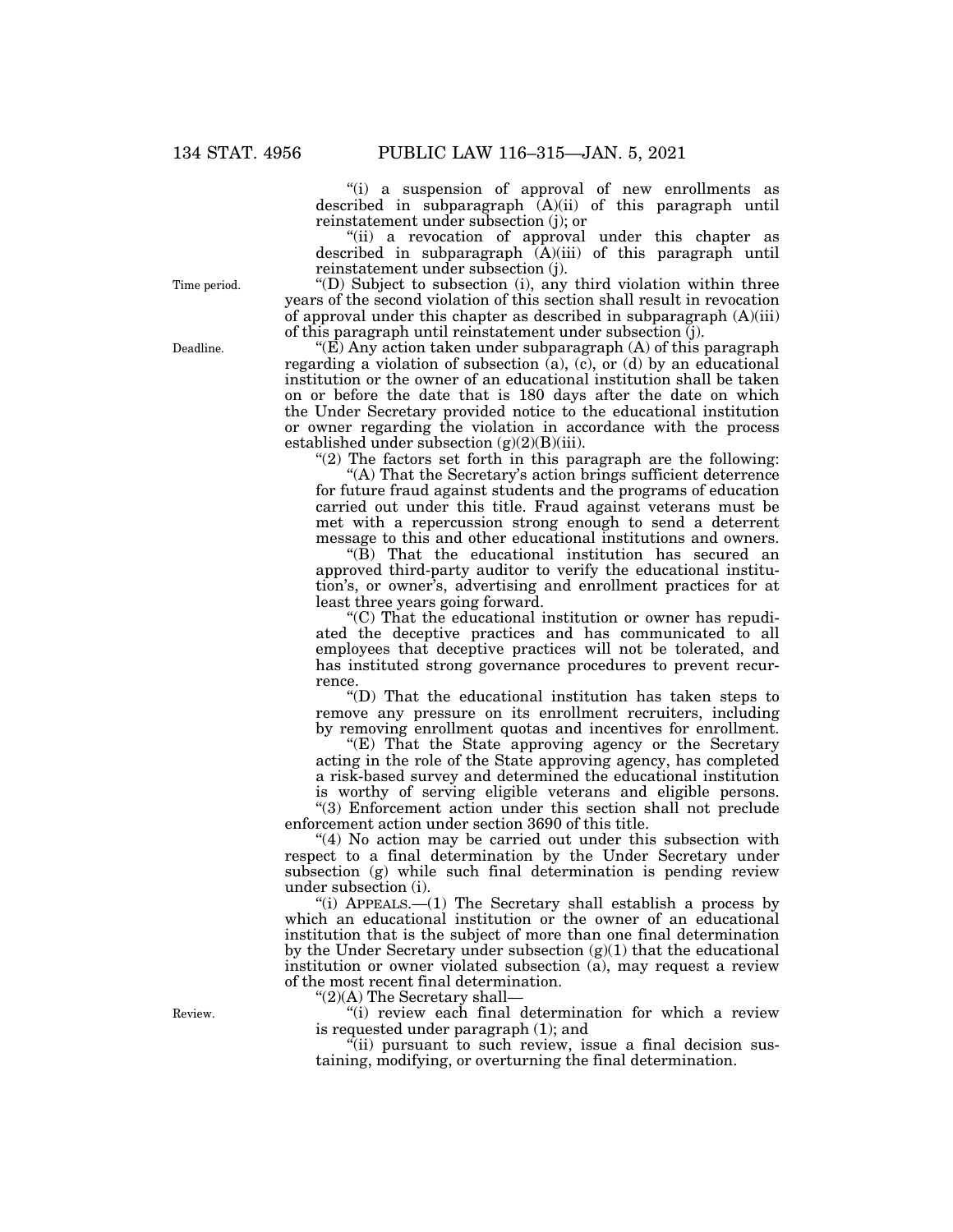"(i) a suspension of approval of new enrollments as described in subparagraph (A)(ii) of this paragraph until reinstatement under subsection (j); or

"(ii) a revocation of approval under this chapter as described in subparagraph (A)(iii) of this paragraph until reinstatement under subsection (j).

Time period.

"(D) Subject to subsection (i), any third violation within three years of the second violation of this section shall result in revocation of approval under this chapter as described in subparagraph (A)(iii) of this paragraph until reinstatement under subsection (j).

Deadline.

"(E) Any action taken under subparagraph (A) of this paragraph regarding a violation of subsection (a), (c), or (d) by an educational institution or the owner of an educational institution shall be taken on or before the date that is 180 days after the date on which the Under Secretary provided notice to the educational institution or owner regarding the violation in accordance with the process established under subsection (g)(2)(B)(iii).

"(2) The factors set forth in this paragraph are the following:

"(A) That the Secretary's action brings sufficient deterrence for future fraud against students and the programs of education carried out under this title. Fraud against veterans must be met with a repercussion strong enough to send a deterrent message to this and other educational institutions and owners.

"(B) That the educational institution has secured an approved third-party auditor to verify the educational institution's, or owner's, advertising and enrollment practices for at least three years going forward.

"(C) That the educational institution or owner has repudiated the deceptive practices and has communicated to all employees that deceptive practices will not be tolerated, and has instituted strong governance procedures to prevent recurrence.

"(D) That the educational institution has taken steps to remove any pressure on its enrollment recruiters, including by removing enrollment quotas and incentives for enrollment.

"(E) That the State approving agency or the Secretary acting in the role of the State approving agency, has completed a risk-based survey and determined the educational institution is worthy of serving eligible veterans and eligible persons.

"(3) Enforcement action under this section shall not preclude enforcement action under section 3690 of this title.

"(4) No action may be carried out under this subsection with respect to a final determination by the Under Secretary under subsection (g) while such final determination is pending review under subsection (i).

"(i) APPEALS.—(1) The Secretary shall establish a process by which an educational institution or the owner of an educational institution that is the subject of more than one final determination by the Under Secretary under subsection (g)(1) that the educational institution or owner violated subsection (a), may request a review of the most recent final determination.

"(2)(A) The Secretary shall—

Review.

"(i) review each final determination for which a review is requested under paragraph (1); and

"(ii) pursuant to such review, issue a final decision sustaining, modifying, or overturning the final determination.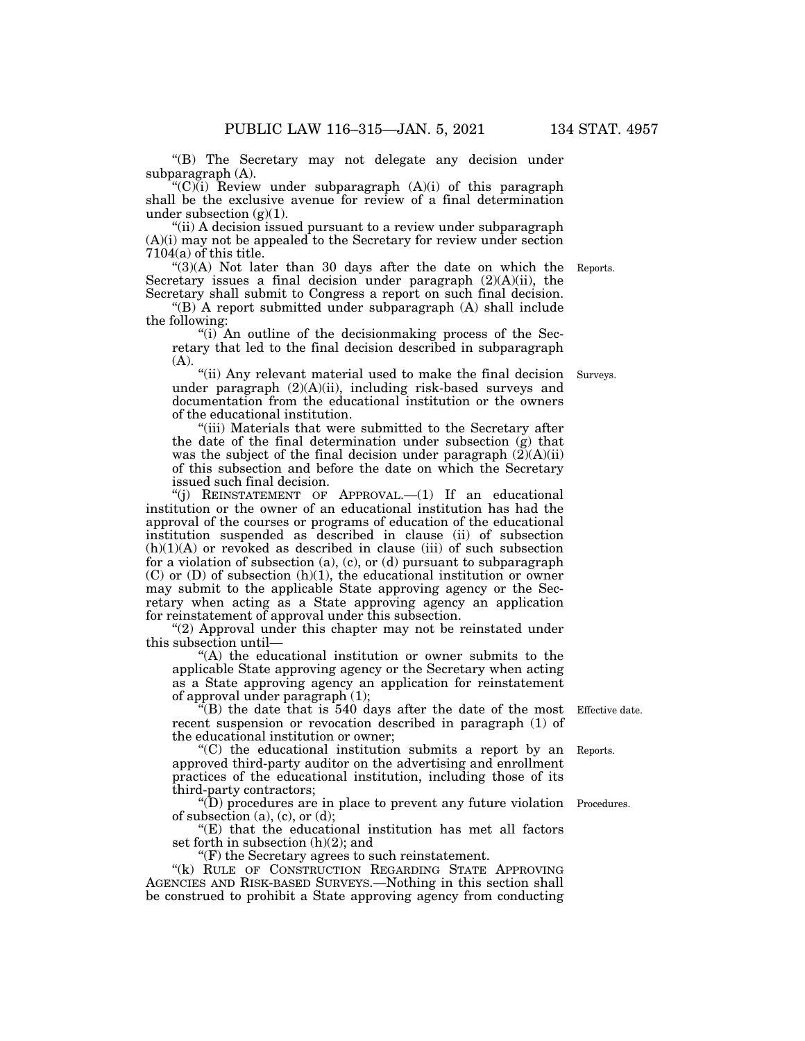"(B) The Secretary may not delegate any decision under subparagraph (A).

"(C)(i) Review under subparagraph (A)(i) of this paragraph shall be the exclusive avenue for review of a final determination under subsection (g)(1).

"(ii) A decision issued pursuant to a review under subparagraph (A)(i) may not be appealed to the Secretary for review under section 7104(a) of this title.

"(3)(A) Not later than 30 days after the date on which the Secretary issues a final decision under paragraph (2)(A)(ii), the Secretary shall submit to Congress a report on such final decision.

Reports.

"(B) A report submitted under subparagraph (A) shall include the following:

"(i) An outline of the decisionmaking process of the Secretary that led to the final decision described in subparagraph (A).

"(ii) Any relevant material used to make the final decision under paragraph (2)(A)(ii), including risk-based surveys and documentation from the educational institution or the owners of the educational institution.

Surveys.

"(iii) Materials that were submitted to the Secretary after the date of the final determination under subsection (g) that was the subject of the final decision under paragraph (2)(A)(ii) of this subsection and before the date on which the Secretary issued such final decision.

"(j) REINSTATEMENT OF APPROVAL.—(1) If an educational institution or the owner of an educational institution has had the approval of the courses or programs of education of the educational institution suspended as described in clause (ii) of subsection (h)(1)(A) or revoked as described in clause (iii) of such subsection for a violation of subsection (a), (c), or (d) pursuant to subparagraph (C) or (D) of subsection (h)(1), the educational institution or owner may submit to the applicable State approving agency or the Secretary when acting as a State approving agency an application for reinstatement of approval under this subsection.

"(2) Approval under this chapter may not be reinstated under this subsection until—

"(A) the educational institution or owner submits to the applicable State approving agency or the Secretary when acting as a State approving agency an application for reinstatement of approval under paragraph (1);

"(B) the date that is 540 days after the date of the most recent suspension or revocation described in paragraph (1) of the educational institution or owner;

Effective date.

"(C) the educational institution submits a report by an approved third-party auditor on the advertising and enrollment practices of the educational institution, including those of its third-party contractors;

Reports.

"(D) procedures are in place to prevent any future violation of subsection (a), (c), or (d);

Procedures.

"(E) that the educational institution has met all factors set forth in subsection (h)(2); and

"(F) the Secretary agrees to such reinstatement.

"(k) RULE OF CONSTRUCTION REGARDING STATE APPROVING AGENCIES AND RISK-BASED SURVEYS.—Nothing in this section shall be construed to prohibit a State approving agency from conducting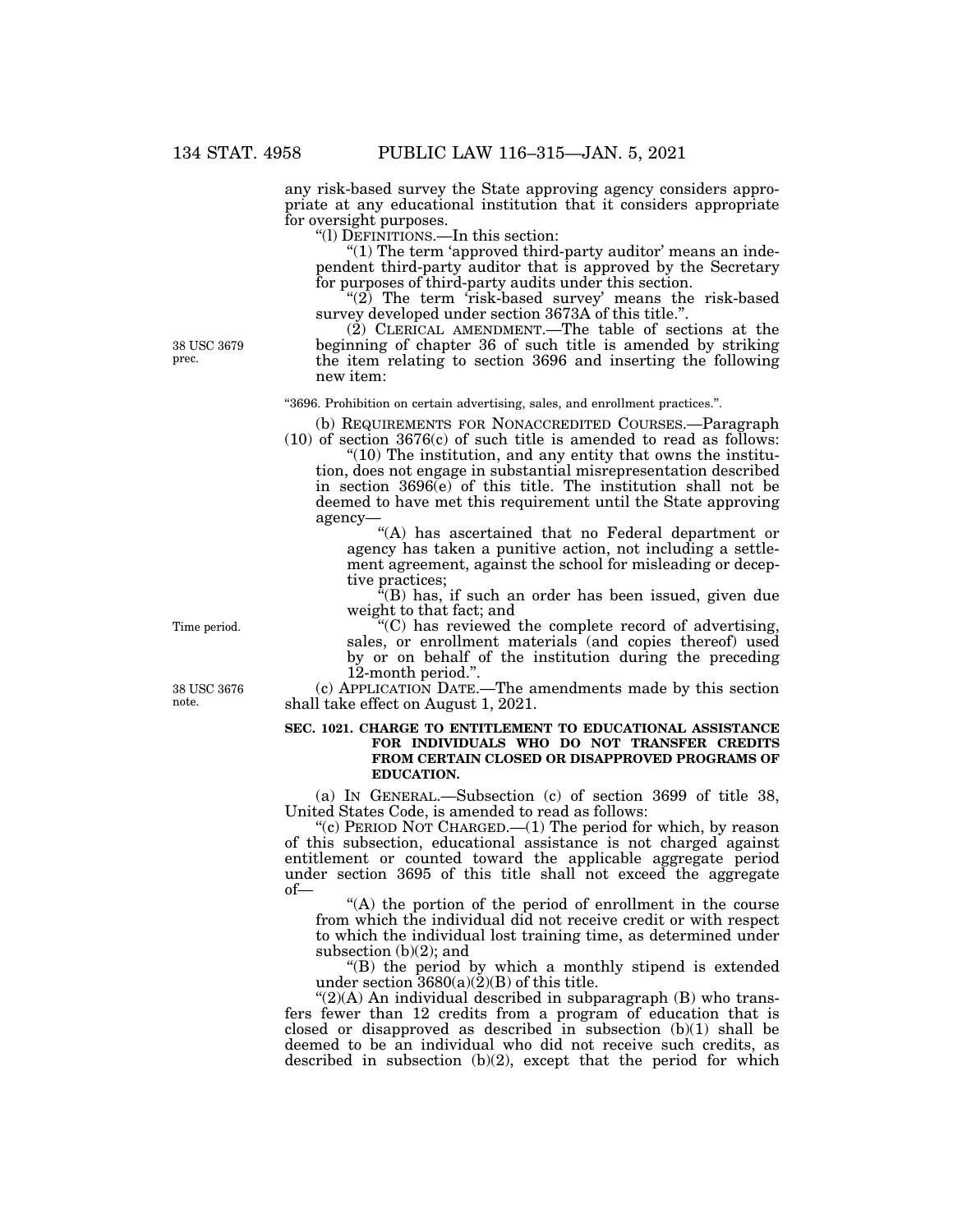any risk-based survey the State approving agency considers appropriate at any educational institution that it considers appropriate for oversight purposes.

"(l) DEFINITIONS.—In this section:

"(1) The term 'approved third-party auditor' means an independent third-party auditor that is approved by the Secretary for purposes of third-party audits under this section.

"(2) The term 'risk-based survey' means the risk-based survey developed under section 3673A of this title.".

(2) CLERICAL AMENDMENT.—The table of sections at the beginning of chapter 36 of such title is amended by striking the item relating to section 3696 and inserting the following new item:

38 USC 3679 prec.

"3696. Prohibition on certain advertising, sales, and enrollment practices.".

(b) REQUIREMENTS FOR NONACCREDITED COURSES.—Paragraph (10) of section 3676(c) of such title is amended to read as follows:

"(10) The institution, and any entity that owns the institution, does not engage in substantial misrepresentation described in section 3696(e) of this title. The institution shall not be deemed to have met this requirement until the State approving agency—

"(A) has ascertained that no Federal department or agency has taken a punitive action, not including a settlement agreement, against the school for misleading or deceptive practices;

"(B) has, if such an order has been issued, given due weight to that fact; and

Time period.

"(C) has reviewed the complete record of advertising, sales, or enrollment materials (and copies thereof) used by or on behalf of the institution during the preceding 12-month period.".

38 USC 3676 note.

(c) APPLICATION DATE.—The amendments made by this section shall take effect on August 1, 2021.

**SEC. 1021. CHARGE TO ENTITLEMENT TO EDUCATIONAL ASSISTANCE FOR INDIVIDUALS WHO DO NOT TRANSFER CREDITS FROM CERTAIN CLOSED OR DISAPPROVED PROGRAMS OF EDUCATION.**

(a) IN GENERAL.—Subsection (c) of section 3699 of title 38, United States Code, is amended to read as follows:

"(c) PERIOD NOT CHARGED.—(1) The period for which, by reason of this subsection, educational assistance is not charged against entitlement or counted toward the applicable aggregate period under section 3695 of this title shall not exceed the aggregate of—

"(A) the portion of the period of enrollment in the course from which the individual did not receive credit or with respect to which the individual lost training time, as determined under subsection (b)(2); and

"(B) the period by which a monthly stipend is extended under section 3680(a)(2)(B) of this title.

"(2)(A) An individual described in subparagraph (B) who transfers fewer than 12 credits from a program of education that is closed or disapproved as described in subsection (b)(1) shall be deemed to be an individual who did not receive such credits, as described in subsection (b)(2), except that the period for which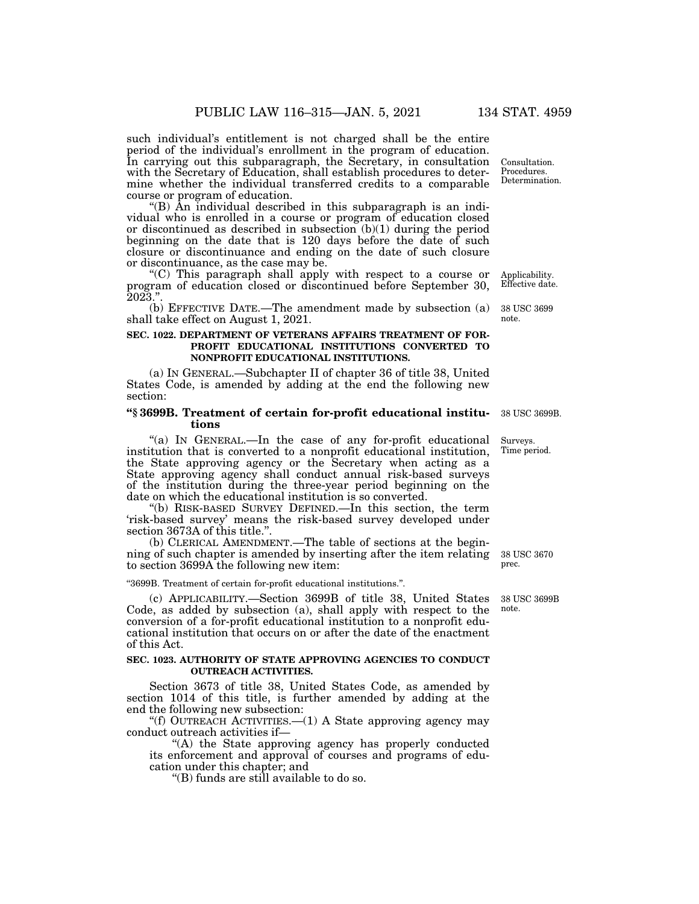such individual's entitlement is not charged shall be the entire period of the individual's enrollment in the program of education. In carrying out this subparagraph, the Secretary, in consultation with the Secretary of Education, shall establish procedures to determine whether the individual transferred credits to a comparable course or program of education.

Consultation. Procedures. Determination.

"(B) An individual described in this subparagraph is an individual who is enrolled in a course or program of education closed or discontinued as described in subsection (b)(1) during the period beginning on the date that is 120 days before the date of such closure or discontinuance and ending on the date of such closure or discontinuance, as the case may be.

"(C) This paragraph shall apply with respect to a course or program of education closed or discontinued before September 30, 2023.".

Applicability. Effective date.

(b) EFFECTIVE DATE.—The amendment made by subsection (a) shall take effect on August 1, 2021.

38 USC 3699 note.

**SEC. 1022. DEPARTMENT OF VETERANS AFFAIRS TREATMENT OF FOR-PROFIT EDUCATIONAL INSTITUTIONS CONVERTED TO NONPROFIT EDUCATIONAL INSTITUTIONS.**

(a) IN GENERAL.—Subchapter II of chapter 36 of title 38, United States Code, is amended by adding at the end the following new section:

**"§ 3699B. Treatment of certain for-profit educational institutions**

38 USC 3699B.

"(a) IN GENERAL.—In the case of any for-profit educational institution that is converted to a nonprofit educational institution, the State approving agency or the Secretary when acting as a State approving agency shall conduct annual risk-based surveys of the institution during the three-year period beginning on the date on which the educational institution is so converted.

Surveys. Time period.

"(b) RISK-BASED SURVEY DEFINED.—In this section, the term 'risk-based survey' means the risk-based survey developed under section 3673A of this title.".

(b) CLERICAL AMENDMENT.—The table of sections at the beginning of such chapter is amended by inserting after the item relating to section 3699A the following new item:

38 USC 3670 prec.

"3699B. Treatment of certain for-profit educational institutions.".

(c) APPLICABILITY.—Section 3699B of title 38, United States Code, as added by subsection (a), shall apply with respect to the conversion of a for-profit educational institution to a nonprofit educational institution that occurs on or after the date of the enactment of this Act.

38 USC 3699B note.

**SEC. 1023. AUTHORITY OF STATE APPROVING AGENCIES TO CONDUCT OUTREACH ACTIVITIES.**

Section 3673 of title 38, United States Code, as amended by section 1014 of this title, is further amended by adding at the end the following new subsection:

"(f) OUTREACH ACTIVITIES.—(1) A State approving agency may conduct outreach activities if—

"(A) the State approving agency has properly conducted its enforcement and approval of courses and programs of education under this chapter; and

"(B) funds are still available to do so.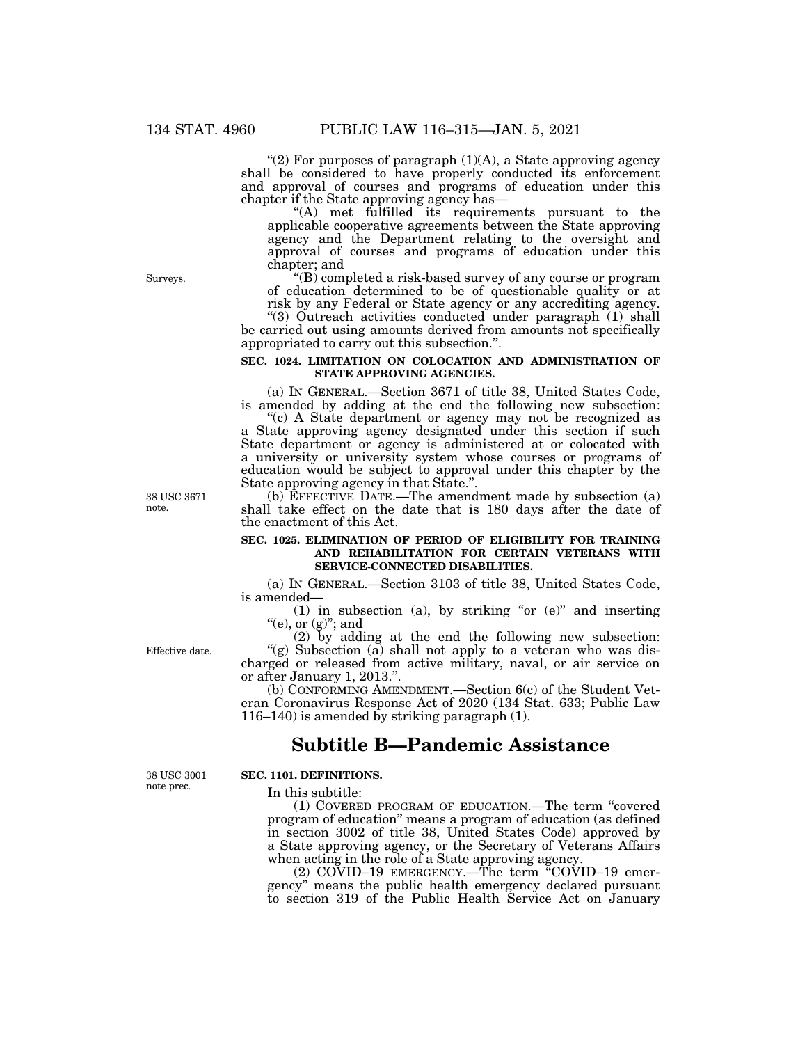"(2) For purposes of paragraph (1)(A), a State approving agency shall be considered to have properly conducted its enforcement and approval of courses and programs of education under this chapter if the State approving agency has—

"(A) met fulfilled its requirements pursuant to the applicable cooperative agreements between the State approving agency and the Department relating to the oversight and approval of courses and programs of education under this chapter; and

Surveys.

"(B) completed a risk-based survey of any course or program of education determined to be of questionable quality or at risk by any Federal or State agency or any accrediting agency.

"(3) Outreach activities conducted under paragraph (1) shall be carried out using amounts derived from amounts not specifically appropriated to carry out this subsection.".

**SEC. 1024. LIMITATION ON COLOCATION AND ADMINISTRATION OF STATE APPROVING AGENCIES.**

(a) IN GENERAL.—Section 3671 of title 38, United States Code, is amended by adding at the end the following new subsection:

"(c) A State department or agency may not be recognized as a State approving agency designated under this section if such State department or agency is administered at or colocated with a university or university system whose courses or programs of education would be subject to approval under this chapter by the State approving agency in that State.".

38 USC 3671 note.

(b) EFFECTIVE DATE.—The amendment made by subsection (a) shall take effect on the date that is 180 days after the date of the enactment of this Act.

**SEC. 1025. ELIMINATION OF PERIOD OF ELIGIBILITY FOR TRAINING AND REHABILITATION FOR CERTAIN VETERANS WITH SERVICE-CONNECTED DISABILITIES.**

(a) IN GENERAL.—Section 3103 of title 38, United States Code, is amended—

(1) in subsection (a), by striking "or (e)" and inserting "(e), or (g)"; and

(2) by adding at the end the following new subsection:

Effective date.

"(g) Subsection (a) shall not apply to a veteran who was discharged or released from active military, naval, or air service on or after January 1, 2013.".

(b) CONFORMING AMENDMENT.—Section 6(c) of the Student Veteran Coronavirus Response Act of 2020 (134 Stat. 633; Public Law 116–140) is amended by striking paragraph (1).

## Subtitle B—Pandemic Assistance

38 USC 3001 note prec.

**SEC. 1101. DEFINITIONS.**

In this subtitle:

(1) COVERED PROGRAM OF EDUCATION.—The term "covered program of education" means a program of education (as defined in section 3002 of title 38, United States Code) approved by a State approving agency, or the Secretary of Veterans Affairs when acting in the role of a State approving agency.

(2) COVID–19 EMERGENCY.—The term "COVID–19 emergency" means the public health emergency declared pursuant to section 319 of the Public Health Service Act on January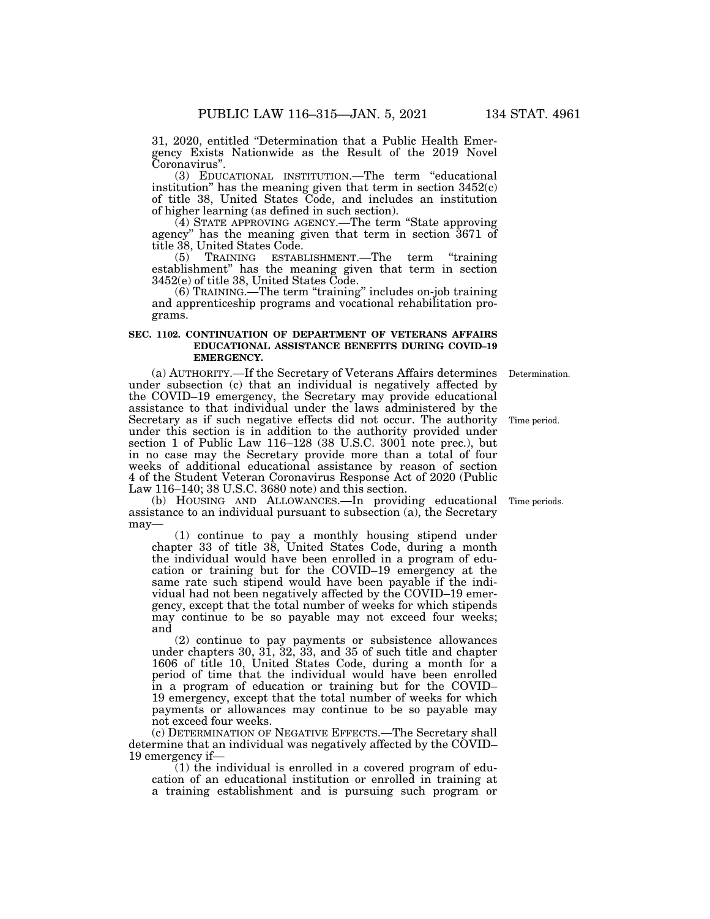31, 2020, entitled "Determination that a Public Health Emergency Exists Nationwide as the Result of the 2019 Novel Coronavirus".

(3) EDUCATIONAL INSTITUTION.—The term "educational institution" has the meaning given that term in section 3452(c) of title 38, United States Code, and includes an institution of higher learning (as defined in such section).

(4) STATE APPROVING AGENCY.—The term "State approving agency" has the meaning given that term in section 3671 of title 38, United States Code.

(5) TRAINING ESTABLISHMENT.—The term "training establishment" has the meaning given that term in section 3452(e) of title 38, United States Code.

(6) TRAINING.—The term "training" includes on-job training and apprenticeship programs and vocational rehabilitation programs.

**SEC. 1102. CONTINUATION OF DEPARTMENT OF VETERANS AFFAIRS EDUCATIONAL ASSISTANCE BENEFITS DURING COVID–19 EMERGENCY.**

Determination.

(a) AUTHORITY.—If the Secretary of Veterans Affairs determines under subsection (c) that an individual is negatively affected by the COVID–19 emergency, the Secretary may provide educational assistance to that individual under the laws administered by the Secretary as if such negative effects did not occur. The authority under this section is in addition to the authority provided under section 1 of Public Law 116–128 (38 U.S.C. 3001 note prec.), but in no case may the Secretary provide more than a total of four weeks of additional educational assistance by reason of section 4 of the Student Veteran Coronavirus Response Act of 2020 (Public Law 116–140; 38 U.S.C. 3680 note) and this section.

Time period.

Time periods.

(b) HOUSING AND ALLOWANCES.—In providing educational assistance to an individual pursuant to subsection (a), the Secretary may—

(1) continue to pay a monthly housing stipend under chapter 33 of title 38, United States Code, during a month the individual would have been enrolled in a program of education or training but for the COVID–19 emergency at the same rate such stipend would have been payable if the individual had not been negatively affected by the COVID–19 emergency, except that the total number of weeks for which stipends may continue to be so payable may not exceed four weeks; and

(2) continue to pay payments or subsistence allowances under chapters 30, 31, 32, 33, and 35 of such title and chapter 1606 of title 10, United States Code, during a month for a period of time that the individual would have been enrolled in a program of education or training but for the COVID–19 emergency, except that the total number of weeks for which payments or allowances may continue to be so payable may not exceed four weeks.

(c) DETERMINATION OF NEGATIVE EFFECTS.—The Secretary shall determine that an individual was negatively affected by the COVID–19 emergency if—

(1) the individual is enrolled in a covered program of education of an educational institution or enrolled in training at a training establishment and is pursuing such program or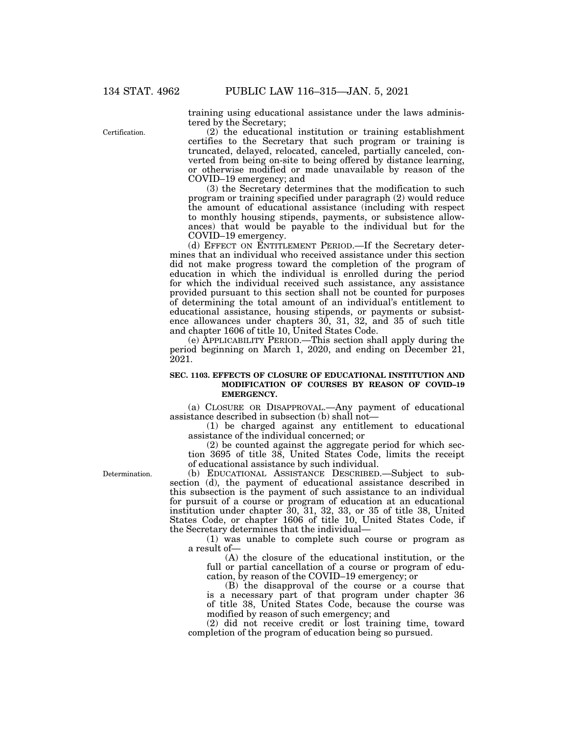training using educational assistance under the laws administered by the Secretary;

Certification.

(2) the educational institution or training establishment certifies to the Secretary that such program or training is truncated, delayed, relocated, canceled, partially canceled, converted from being on-site to being offered by distance learning, or otherwise modified or made unavailable by reason of the COVID–19 emergency; and

(3) the Secretary determines that the modification to such program or training specified under paragraph (2) would reduce the amount of educational assistance (including with respect to monthly housing stipends, payments, or subsistence allowances) that would be payable to the individual but for the COVID–19 emergency.

(d) EFFECT ON ENTITLEMENT PERIOD.—If the Secretary determines that an individual who received assistance under this section did not make progress toward the completion of the program of education in which the individual is enrolled during the period for which the individual received such assistance, any assistance provided pursuant to this section shall not be counted for purposes of determining the total amount of an individual's entitlement to educational assistance, housing stipends, or payments or subsistence allowances under chapters 30, 31, 32, and 35 of such title and chapter 1606 of title 10, United States Code.

(e) APPLICABILITY PERIOD.—This section shall apply during the period beginning on March 1, 2020, and ending on December 21, 2021.

**SEC. 1103. EFFECTS OF CLOSURE OF EDUCATIONAL INSTITUTION AND MODIFICATION OF COURSES BY REASON OF COVID–19 EMERGENCY.**

(a) CLOSURE OR DISAPPROVAL.—Any payment of educational assistance described in subsection (b) shall not—

(1) be charged against any entitlement to educational assistance of the individual concerned; or

(2) be counted against the aggregate period for which section 3695 of title 38, United States Code, limits the receipt of educational assistance by such individual.

Determination.

(b) EDUCATIONAL ASSISTANCE DESCRIBED.—Subject to subsection (d), the payment of educational assistance described in this subsection is the payment of such assistance to an individual for pursuit of a course or program of education at an educational institution under chapter 30, 31, 32, 33, or 35 of title 38, United States Code, or chapter 1606 of title 10, United States Code, if the Secretary determines that the individual—

(1) was unable to complete such course or program as a result of—

(A) the closure of the educational institution, or the full or partial cancellation of a course or program of education, by reason of the COVID–19 emergency; or

(B) the disapproval of the course or a course that is a necessary part of that program under chapter 36 of title 38, United States Code, because the course was modified by reason of such emergency; and

(2) did not receive credit or lost training time, toward completion of the program of education being so pursued.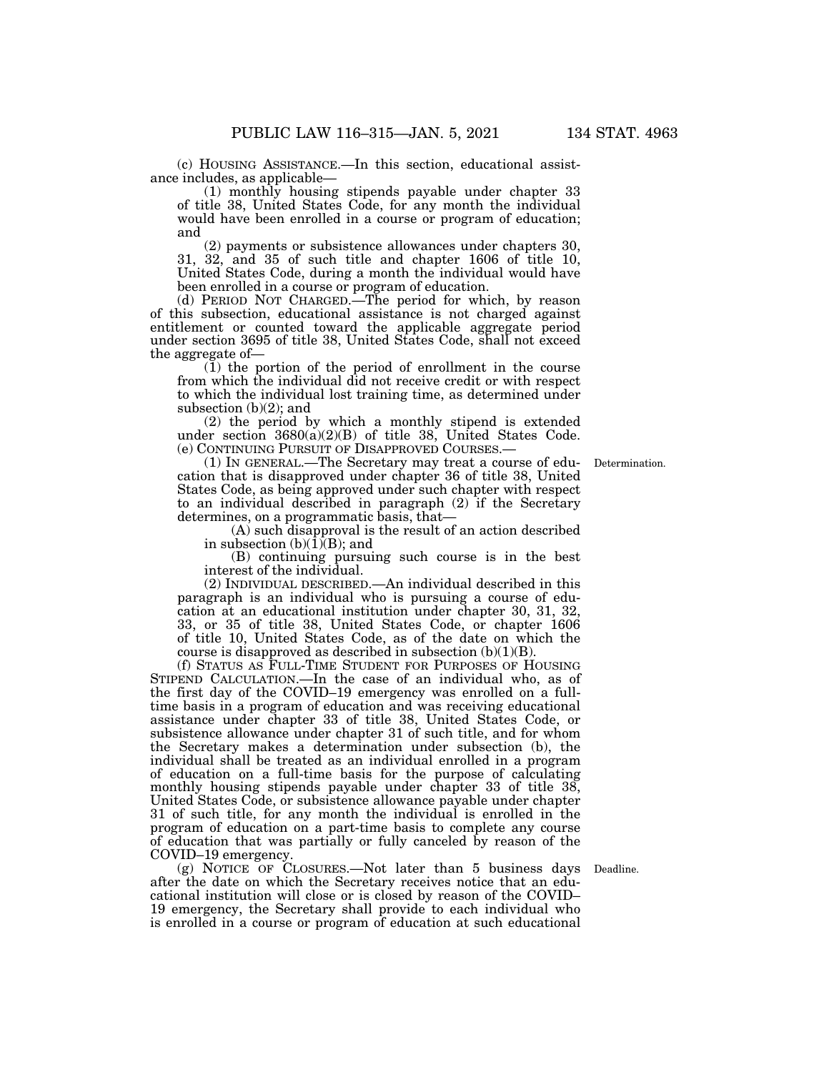(c) HOUSING ASSISTANCE.—In this section, educational assistance includes, as applicable—

(1) monthly housing stipends payable under chapter 33 of title 38, United States Code, for any month the individual would have been enrolled in a course or program of education; and

(2) payments or subsistence allowances under chapters 30, 31, 32, and 35 of such title and chapter 1606 of title 10, United States Code, during a month the individual would have been enrolled in a course or program of education.

(d) PERIOD NOT CHARGED.—The period for which, by reason of this subsection, educational assistance is not charged against entitlement or counted toward the applicable aggregate period under section 3695 of title 38, United States Code, shall not exceed the aggregate of—

(1) the portion of the period of enrollment in the course from which the individual did not receive credit or with respect to which the individual lost training time, as determined under subsection (b)(2); and

(2) the period by which a monthly stipend is extended under section 3680(a)(2)(B) of title 38, United States Code.

(e) CONTINUING PURSUIT OF DISAPPROVED COURSES.—

Determination.

(1) IN GENERAL.—The Secretary may treat a course of education that is disapproved under chapter 36 of title 38, United States Code, as being approved under such chapter with respect to an individual described in paragraph (2) if the Secretary determines, on a programmatic basis, that—

(A) such disapproval is the result of an action described in subsection (b)(1)(B); and

(B) continuing pursuing such course is in the best interest of the individual.

(2) INDIVIDUAL DESCRIBED.—An individual described in this paragraph is an individual who is pursuing a course of education at an educational institution under chapter 30, 31, 32, 33, or 35 of title 38, United States Code, or chapter 1606 of title 10, United States Code, as of the date on which the course is disapproved as described in subsection (b)(1)(B).

(f) STATUS AS FULL-TIME STUDENT FOR PURPOSES OF HOUSING STIPEND CALCULATION.—In the case of an individual who, as of the first day of the COVID–19 emergency was enrolled on a full-time basis in a program of education and was receiving educational assistance under chapter 33 of title 38, United States Code, or subsistence allowance under chapter 31 of such title, and for whom the Secretary makes a determination under subsection (b), the individual shall be treated as an individual enrolled in a program of education on a full-time basis for the purpose of calculating monthly housing stipends payable under chapter 33 of title 38, United States Code, or subsistence allowance payable under chapter 31 of such title, for any month the individual is enrolled in the program of education on a part-time basis to complete any course of education that was partially or fully canceled by reason of the COVID–19 emergency.

Deadline.

(g) NOTICE OF CLOSURES.—Not later than 5 business days after the date on which the Secretary receives notice that an educational institution will close or is closed by reason of the COVID–19 emergency, the Secretary shall provide to each individual who is enrolled in a course or program of education at such educational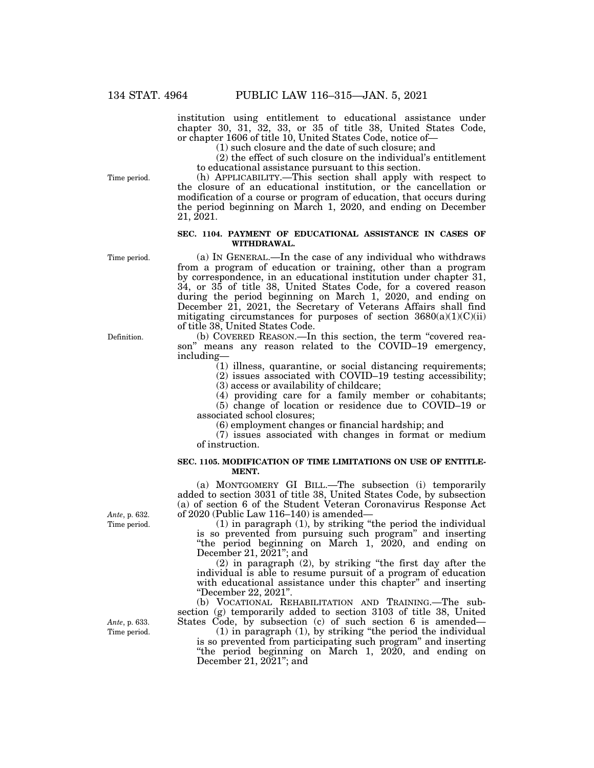institution using entitlement to educational assistance under chapter 30, 31, 32, 33, or 35 of title 38, United States Code, or chapter 1606 of title 10, United States Code, notice of—

(1) such closure and the date of such closure; and

(2) the effect of such closure on the individual's entitlement to educational assistance pursuant to this section.

Time period.

(h) APPLICABILITY.—This section shall apply with respect to the closure of an educational institution, or the cancellation or modification of a course or program of education, that occurs during the period beginning on March 1, 2020, and ending on December 21, 2021.

### SEC. 1104. PAYMENT OF EDUCATIONAL ASSISTANCE IN CASES OF WITHDRAWAL.

Time period.

(a) IN GENERAL.—In the case of any individual who withdraws from a program of education or training, other than a program by correspondence, in an educational institution under chapter 31, 34, or 35 of title 38, United States Code, for a covered reason during the period beginning on March 1, 2020, and ending on December 21, 2021, the Secretary of Veterans Affairs shall find mitigating circumstances for purposes of section 3680(a)(1)(C)(ii) of title 38, United States Code.

Definition.

(b) COVERED REASON.—In this section, the term "covered reason" means any reason related to the COVID–19 emergency, including—

(1) illness, quarantine, or social distancing requirements;

(2) issues associated with COVID–19 testing accessibility;

(3) access or availability of childcare;

(4) providing care for a family member or cohabitants;

(5) change of location or residence due to COVID–19 or associated school closures;

(6) employment changes or financial hardship; and

(7) issues associated with changes in format or medium of instruction.

### SEC. 1105. MODIFICATION OF TIME LIMITATIONS ON USE OF ENTITLEMENT.

(a) MONTGOMERY GI BILL.—The subsection (i) temporarily added to section 3031 of title 38, United States Code, by subsection (a) of section 6 of the Student Veteran Coronavirus Response Act of 2020 (Public Law 116–140) is amended—

*Ante*, p. 632.
Time period.

(1) in paragraph (1), by striking "the period the individual is so prevented from pursuing such program" and inserting "the period beginning on March 1, 2020, and ending on December 21, 2021"; and

(2) in paragraph (2), by striking "the first day after the individual is able to resume pursuit of a program of education with educational assistance under this chapter" and inserting "December 22, 2021".

(b) VOCATIONAL REHABILITATION AND TRAINING.—The subsection (g) temporarily added to section 3103 of title 38, United States Code, by subsection (c) of such section 6 is amended—

*Ante*, p. 633.
Time period.

(1) in paragraph (1), by striking "the period the individual is so prevented from participating such program" and inserting "the period beginning on March 1, 2020, and ending on December 21, 2021"; and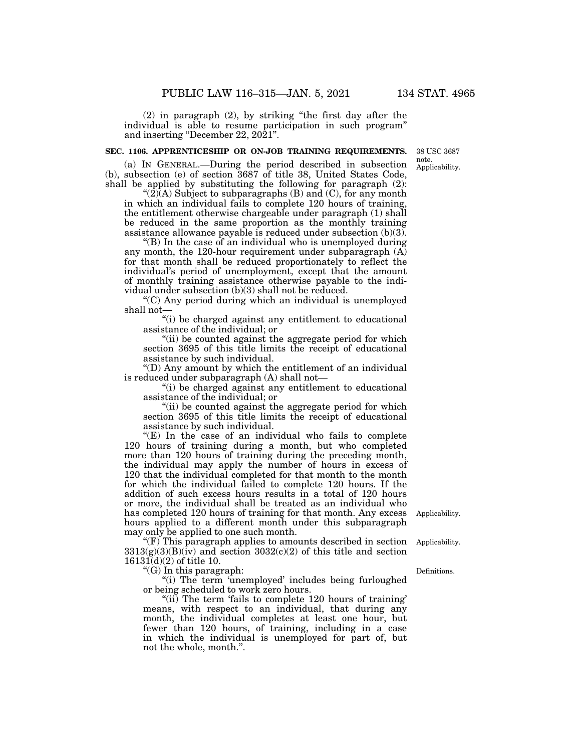(2) in paragraph (2), by striking "the first day after the individual is able to resume participation in such program" and inserting "December 22, 2021".

**SEC. 1106. APPRENTICESHIP OR ON-JOB TRAINING REQUIREMENTS.**

38 USC 3687 note. Applicability.

(a) IN GENERAL.—During the period described in subsection (b), subsection (e) of section 3687 of title 38, United States Code, shall be applied by substituting the following for paragraph (2):

"(2)(A) Subject to subparagraphs (B) and (C), for any month in which an individual fails to complete 120 hours of training, the entitlement otherwise chargeable under paragraph (1) shall be reduced in the same proportion as the monthly training assistance allowance payable is reduced under subsection (b)(3).

"(B) In the case of an individual who is unemployed during any month, the 120-hour requirement under subparagraph (A) for that month shall be reduced proportionately to reflect the individual's period of unemployment, except that the amount of monthly training assistance otherwise payable to the individual under subsection (b)(3) shall not be reduced.

"(C) Any period during which an individual is unemployed shall not—

"(i) be charged against any entitlement to educational assistance of the individual; or

"(ii) be counted against the aggregate period for which section 3695 of this title limits the receipt of educational assistance by such individual.

"(D) Any amount by which the entitlement of an individual is reduced under subparagraph (A) shall not—

"(i) be charged against any entitlement to educational assistance of the individual; or

"(ii) be counted against the aggregate period for which section 3695 of this title limits the receipt of educational assistance by such individual.

"(E) In the case of an individual who fails to complete 120 hours of training during a month, but who completed more than 120 hours of training during the preceding month, the individual may apply the number of hours in excess of 120 that the individual completed for that month to the month for which the individual failed to complete 120 hours. If the addition of such excess hours results in a total of 120 hours or more, the individual shall be treated as an individual who has completed 120 hours of training for that month. Any excess hours applied to a different month under this subparagraph may only be applied to one such month.

Applicability.

"(F) This paragraph applies to amounts described in section 3313(g)(3)(B)(iv) and section 3032(c)(2) of this title and section 16131(d)(2) of title 10.

Applicability.

"(G) In this paragraph:

Definitions.

"(i) The term 'unemployed' includes being furloughed or being scheduled to work zero hours.

"(ii) The term 'fails to complete 120 hours of training' means, with respect to an individual, that during any month, the individual completes at least one hour, but fewer than 120 hours, of training, including in a case in which the individual is unemployed for part of, but not the whole, month.".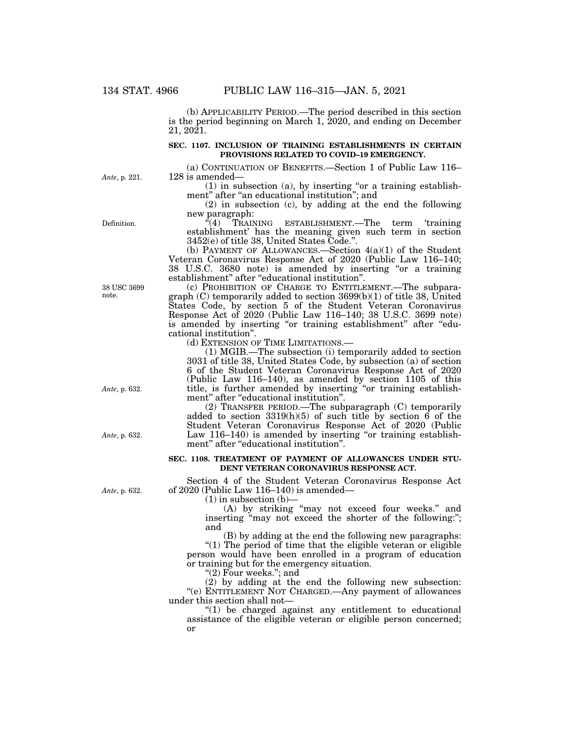(b) APPLICABILITY PERIOD.—The period described in this section is the period beginning on March 1, 2020, and ending on December 21, 2021.

**SEC. 1107. INCLUSION OF TRAINING ESTABLISHMENTS IN CERTAIN PROVISIONS RELATED TO COVID–19 EMERGENCY.**

(a) CONTINUATION OF BENEFITS.—Section 1 of Public Law 116–128 is amended—

*Ante*, p. 221.

(1) in subsection (a), by inserting "or a training establishment" after "an educational institution"; and

(2) in subsection (c), by adding at the end the following new paragraph:

Definition.

"(4) TRAINING ESTABLISHMENT.—The term 'training establishment' has the meaning given such term in section 3452(e) of title 38, United States Code.".

(b) PAYMENT OF ALLOWANCES.—Section 4(a)(1) of the Student Veteran Coronavirus Response Act of 2020 (Public Law 116–140; 38 U.S.C. 3680 note) is amended by inserting "or a training establishment" after "educational institution".

38 USC 3699 note.

(c) PROHIBITION OF CHARGE TO ENTITLEMENT.—The subparagraph (C) temporarily added to section 3699(b)(1) of title 38, United States Code, by section 5 of the Student Veteran Coronavirus Response Act of 2020 (Public Law 116–140; 38 U.S.C. 3699 note) is amended by inserting "or training establishment" after "educational institution".

(d) EXTENSION OF TIME LIMITATIONS.—

(1) MGIB.—The subsection (i) temporarily added to section 3031 of title 38, United States Code, by subsection (a) of section 6 of the Student Veteran Coronavirus Response Act of 2020 (Public Law 116–140), as amended by section 1105 of this title, is further amended by inserting "or training establishment" after "educational institution".

*Ante*, p. 632.

(2) TRANSFER PERIOD.—The subparagraph (C) temporarily added to section 3319(h)(5) of such title by section 6 of the Student Veteran Coronavirus Response Act of 2020 (Public Law 116–140) is amended by inserting "or training establishment" after "educational institution".

*Ante*, p. 632.

**SEC. 1108. TREATMENT OF PAYMENT OF ALLOWANCES UNDER STUDENT VETERAN CORONAVIRUS RESPONSE ACT.**

*Ante*, p. 632.

Section 4 of the Student Veteran Coronavirus Response Act of 2020 (Public Law 116–140) is amended—

(1) in subsection (b)—

(A) by striking "may not exceed four weeks." and inserting "may not exceed the shorter of the following:"; and

(B) by adding at the end the following new paragraphs:

"(1) The period of time that the eligible veteran or eligible person would have been enrolled in a program of education or training but for the emergency situation.

"(2) Four weeks."; and

(2) by adding at the end the following new subsection:

"(e) ENTITLEMENT NOT CHARGED.—Any payment of allowances under this section shall not—

"(1) be charged against any entitlement to educational assistance of the eligible veteran or eligible person concerned; or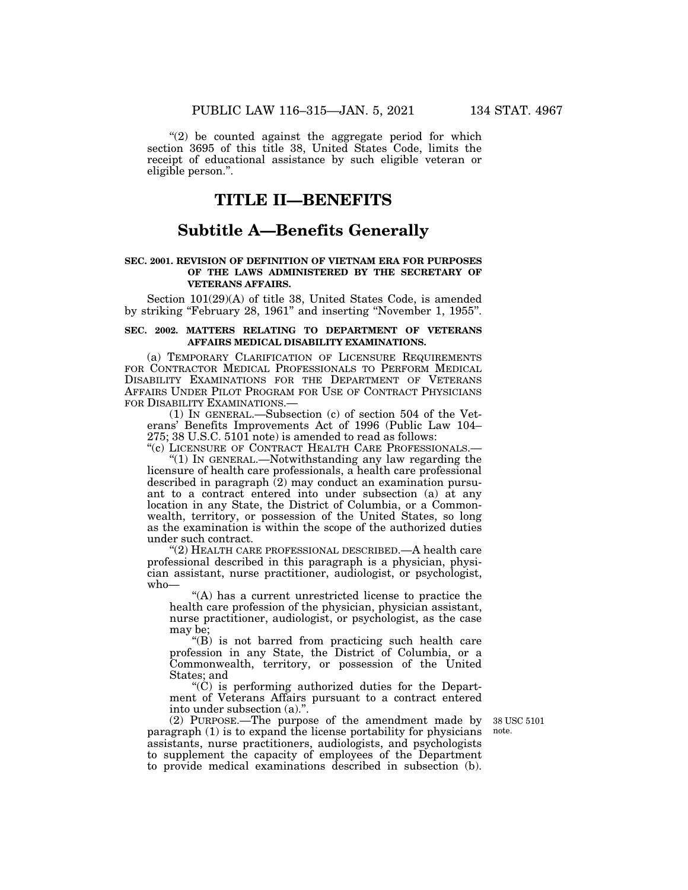"(2) be counted against the aggregate period for which section 3695 of this title 38, United States Code, limits the receipt of educational assistance by such eligible veteran or eligible person.".

# TITLE II—BENEFITS

## Subtitle A—Benefits Generally

**SEC. 2001. REVISION OF DEFINITION OF VIETNAM ERA FOR PURPOSES OF THE LAWS ADMINISTERED BY THE SECRETARY OF VETERANS AFFAIRS.**

Section 101(29)(A) of title 38, United States Code, is amended by striking "February 28, 1961" and inserting "November 1, 1955".

**SEC. 2002. MATTERS RELATING TO DEPARTMENT OF VETERANS AFFAIRS MEDICAL DISABILITY EXAMINATIONS.**

(a) TEMPORARY CLARIFICATION OF LICENSURE REQUIREMENTS FOR CONTRACTOR MEDICAL PROFESSIONALS TO PERFORM MEDICAL DISABILITY EXAMINATIONS FOR THE DEPARTMENT OF VETERANS AFFAIRS UNDER PILOT PROGRAM FOR USE OF CONTRACT PHYSICIANS FOR DISABILITY EXAMINATIONS.—

(1) IN GENERAL.—Subsection (c) of section 504 of the Veterans' Benefits Improvements Act of 1996 (Public Law 104–275; 38 U.S.C. 5101 note) is amended to read as follows:

"(c) LICENSURE OF CONTRACT HEALTH CARE PROFESSIONALS.—

"(1) IN GENERAL.—Notwithstanding any law regarding the licensure of health care professionals, a health care professional described in paragraph (2) may conduct an examination pursuant to a contract entered into under subsection (a) at any location in any State, the District of Columbia, or a Commonwealth, territory, or possession of the United States, so long as the examination is within the scope of the authorized duties under such contract.

"(2) HEALTH CARE PROFESSIONAL DESCRIBED.—A health care professional described in this paragraph is a physician, physician assistant, nurse practitioner, audiologist, or psychologist, who—

"(A) has a current unrestricted license to practice the health care profession of the physician, physician assistant, nurse practitioner, audiologist, or psychologist, as the case may be;

"(B) is not barred from practicing such health care profession in any State, the District of Columbia, or a Commonwealth, territory, or possession of the United States; and

"(C) is performing authorized duties for the Department of Veterans Affairs pursuant to a contract entered into under subsection (a).".

(2) PURPOSE.—The purpose of the amendment made by paragraph (1) is to expand the license portability for physicians assistants, nurse practitioners, audiologists, and psychologists to supplement the capacity of employees of the Department to provide medical examinations described in subsection (b).

38 USC 5101 note.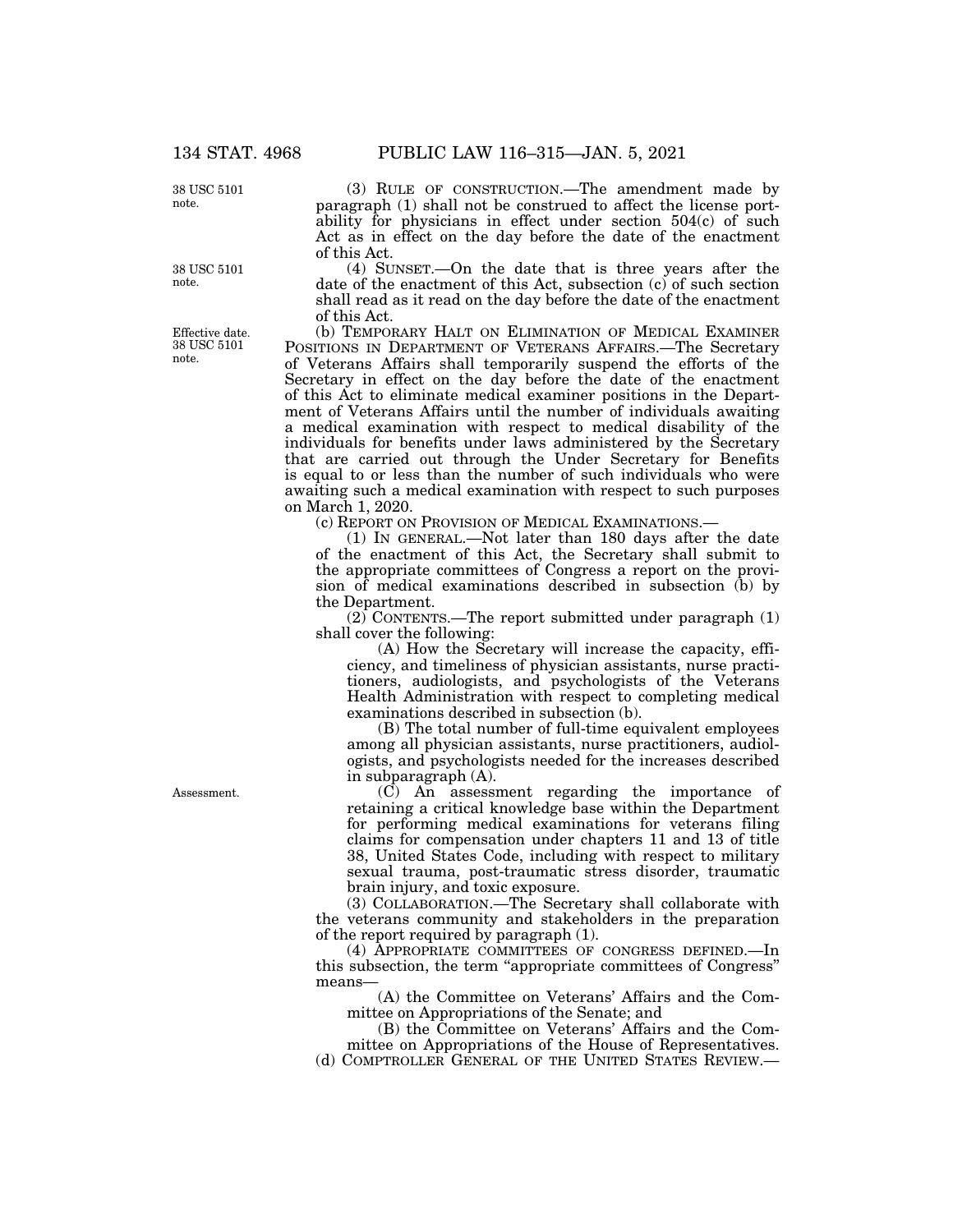(3) RULE OF CONSTRUCTION.—The amendment made by paragraph (1) shall not be construed to affect the license portability for physicians in effect under section 504(c) of such Act as in effect on the day before the date of the enactment of this Act.

(4) SUNSET.—On the date that is three years after the date of the enactment of this Act, subsection (c) of such section shall read as it read on the day before the date of the enactment of this Act.

(b) TEMPORARY HALT ON ELIMINATION OF MEDICAL EXAMINER POSITIONS IN DEPARTMENT OF VETERANS AFFAIRS.—The Secretary of Veterans Affairs shall temporarily suspend the efforts of the Secretary in effect on the day before the date of the enactment of this Act to eliminate medical examiner positions in the Department of Veterans Affairs until the number of individuals awaiting a medical examination with respect to medical disability of the individuals for benefits under laws administered by the Secretary that are carried out through the Under Secretary for Benefits is equal to or less than the number of such individuals who were awaiting such a medical examination with respect to such purposes on March 1, 2020.

(c) REPORT ON PROVISION OF MEDICAL EXAMINATIONS.—

(1) IN GENERAL.—Not later than 180 days after the date of the enactment of this Act, the Secretary shall submit to the appropriate committees of Congress a report on the provision of medical examinations described in subsection (b) by the Department.

(2) CONTENTS.—The report submitted under paragraph (1) shall cover the following:

(A) How the Secretary will increase the capacity, efficiency, and timeliness of physician assistants, nurse practitioners, audiologists, and psychologists of the Veterans Health Administration with respect to completing medical examinations described in subsection (b).

(B) The total number of full-time equivalent employees among all physician assistants, nurse practitioners, audiologists, and psychologists needed for the increases described in subparagraph (A).

(C) An assessment regarding the importance of retaining a critical knowledge base within the Department for performing medical examinations for veterans filing claims for compensation under chapters 11 and 13 of title 38, United States Code, including with respect to military sexual trauma, post-traumatic stress disorder, traumatic brain injury, and toxic exposure.

(3) COLLABORATION.—The Secretary shall collaborate with the veterans community and stakeholders in the preparation of the report required by paragraph (1).

(4) APPROPRIATE COMMITTEES OF CONGRESS DEFINED.—In this subsection, the term "appropriate committees of Congress" means—

(A) the Committee on Veterans' Affairs and the Committee on Appropriations of the Senate; and

(B) the Committee on Veterans' Affairs and the Committee on Appropriations of the House of Representatives.

(d) COMPTROLLER GENERAL OF THE UNITED STATES REVIEW.—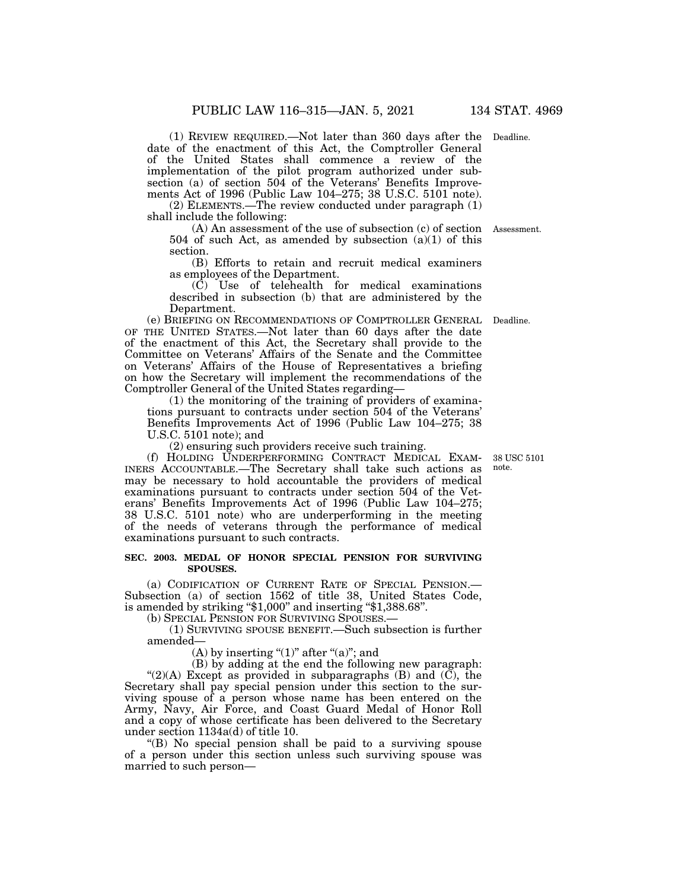(1) REVIEW REQUIRED.—Not later than 360 days after the date of the enactment of this Act, the Comptroller General of the United States shall commence a review of the implementation of the pilot program authorized under subsection (a) of section 504 of the Veterans' Benefits Improvements Act of 1996 (Public Law 104–275; 38 U.S.C. 5101 note).

Deadline.

(2) ELEMENTS.—The review conducted under paragraph (1) shall include the following:

(A) An assessment of the use of subsection (c) of section 504 of such Act, as amended by subsection (a)(1) of this section.

Assessment.

(B) Efforts to retain and recruit medical examiners as employees of the Department.

(C) Use of telehealth for medical examinations described in subsection (b) that are administered by the Department.

(e) BRIEFING ON RECOMMENDATIONS OF COMPTROLLER GENERAL OF THE UNITED STATES.—Not later than 60 days after the date of the enactment of this Act, the Secretary shall provide to the Committee on Veterans' Affairs of the Senate and the Committee on Veterans' Affairs of the House of Representatives a briefing on how the Secretary will implement the recommendations of the Comptroller General of the United States regarding—

Deadline.

(1) the monitoring of the training of providers of examinations pursuant to contracts under section 504 of the Veterans' Benefits Improvements Act of 1996 (Public Law 104–275; 38 U.S.C. 5101 note); and

(2) ensuring such providers receive such training.

(f) HOLDING UNDERPERFORMING CONTRACT MEDICAL EXAMINERS ACCOUNTABLE.—The Secretary shall take such actions as may be necessary to hold accountable the providers of medical examinations pursuant to contracts under section 504 of the Veterans' Benefits Improvements Act of 1996 (Public Law 104–275; 38 U.S.C. 5101 note) who are underperforming in the meeting of the needs of veterans through the performance of medical examinations pursuant to such contracts.

38 USC 5101 note.

**SEC. 2003. MEDAL OF HONOR SPECIAL PENSION FOR SURVIVING SPOUSES.**

(a) CODIFICATION OF CURRENT RATE OF SPECIAL PENSION.—Subsection (a) of section 1562 of title 38, United States Code, is amended by striking "$1,000" and inserting "$1,388.68".

(b) SPECIAL PENSION FOR SURVIVING SPOUSES.—

(1) SURVIVING SPOUSE BENEFIT.—Such subsection is further amended—

(A) by inserting "(1)" after "(a)"; and

(B) by adding at the end the following new paragraph:

"(2)(A) Except as provided in subparagraphs (B) and (C), the Secretary shall pay special pension under this section to the surviving spouse of a person whose name has been entered on the Army, Navy, Air Force, and Coast Guard Medal of Honor Roll and a copy of whose certificate has been delivered to the Secretary under section 1134a(d) of title 10.

"(B) No special pension shall be paid to a surviving spouse of a person under this section unless such surviving spouse was married to such person—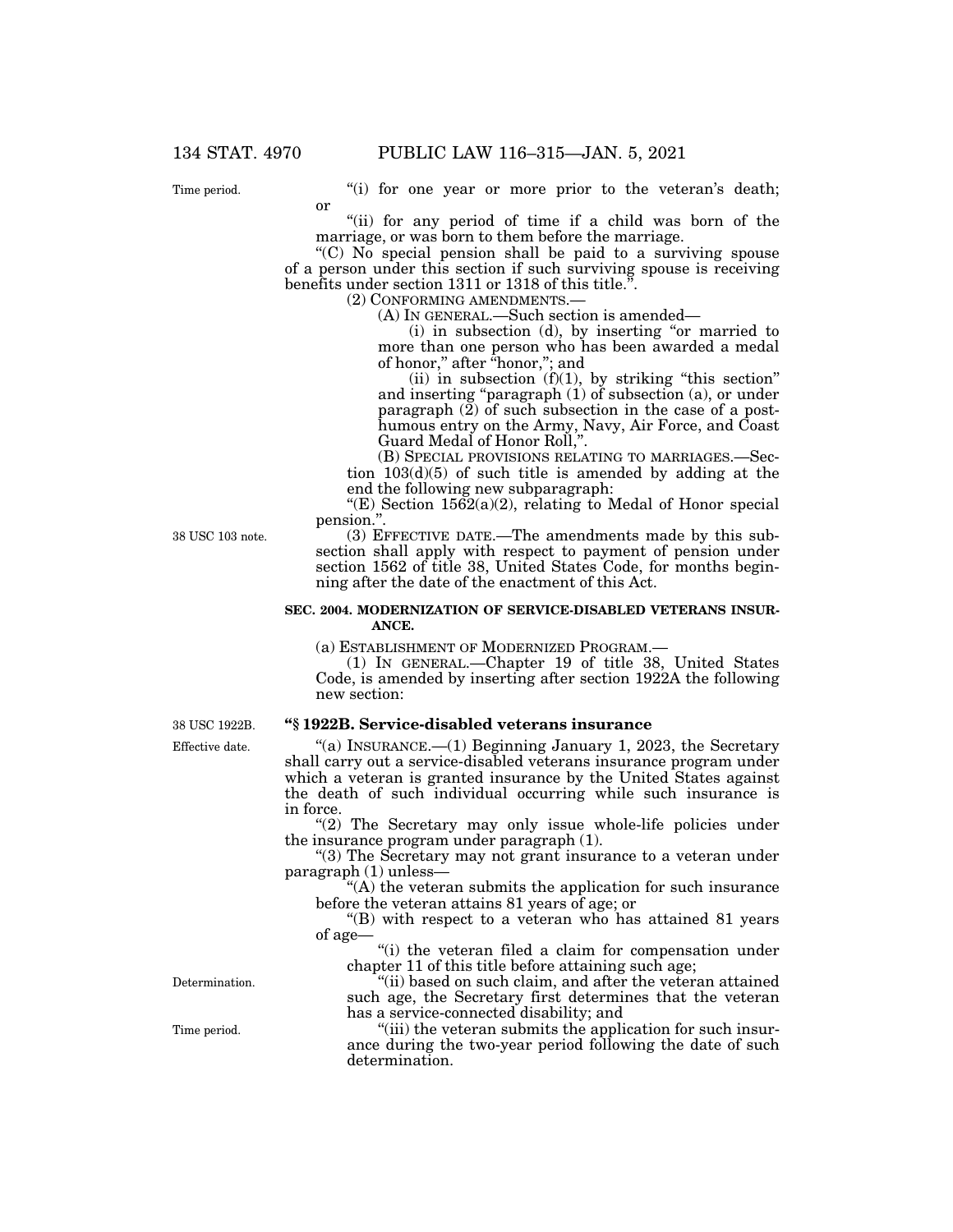"(i) for one year or more prior to the veteran's death; or

"(ii) for any period of time if a child was born of the marriage, or was born to them before the marriage.

"(C) No special pension shall be paid to a surviving spouse of a person under this section if such surviving spouse is receiving benefits under section 1311 or 1318 of this title.".

(2) CONFORMING AMENDMENTS.—

(A) IN GENERAL.—Such section is amended—

(i) in subsection (d), by inserting "or married to more than one person who has been awarded a medal of honor," after "honor,"; and

(ii) in subsection (f)(1), by striking "this section" and inserting "paragraph (1) of subsection (a), or under paragraph (2) of such subsection in the case of a posthumous entry on the Army, Navy, Air Force, and Coast Guard Medal of Honor Roll,".

(B) SPECIAL PROVISIONS RELATING TO MARRIAGES.—Section 103(d)(5) of such title is amended by adding at the end the following new subparagraph:

"(E) Section 1562(a)(2), relating to Medal of Honor special pension.".

(3) EFFECTIVE DATE.—The amendments made by this subsection shall apply with respect to payment of pension under section 1562 of title 38, United States Code, for months beginning after the date of the enactment of this Act.

**SEC. 2004. MODERNIZATION OF SERVICE-DISABLED VETERANS INSURANCE.**

(a) ESTABLISHMENT OF MODERNIZED PROGRAM.—

(1) IN GENERAL.—Chapter 19 of title 38, United States Code, is amended by inserting after section 1922A the following new section:

**"§ 1922B. Service-disabled veterans insurance**

"(a) INSURANCE.—(1) Beginning January 1, 2023, the Secretary shall carry out a service-disabled veterans insurance program under which a veteran is granted insurance by the United States against the death of such individual occurring while such insurance is in force.

"(2) The Secretary may only issue whole-life policies under the insurance program under paragraph (1).

"(3) The Secretary may not grant insurance to a veteran under paragraph (1) unless—

"(A) the veteran submits the application for such insurance before the veteran attains 81 years of age; or

"(B) with respect to a veteran who has attained 81 years of age—

"(i) the veteran filed a claim for compensation under chapter 11 of this title before attaining such age;

"(ii) based on such claim, and after the veteran attained such age, the Secretary first determines that the veteran has a service-connected disability; and

"(iii) the veteran submits the application for such insurance during the two-year period following the date of such determination.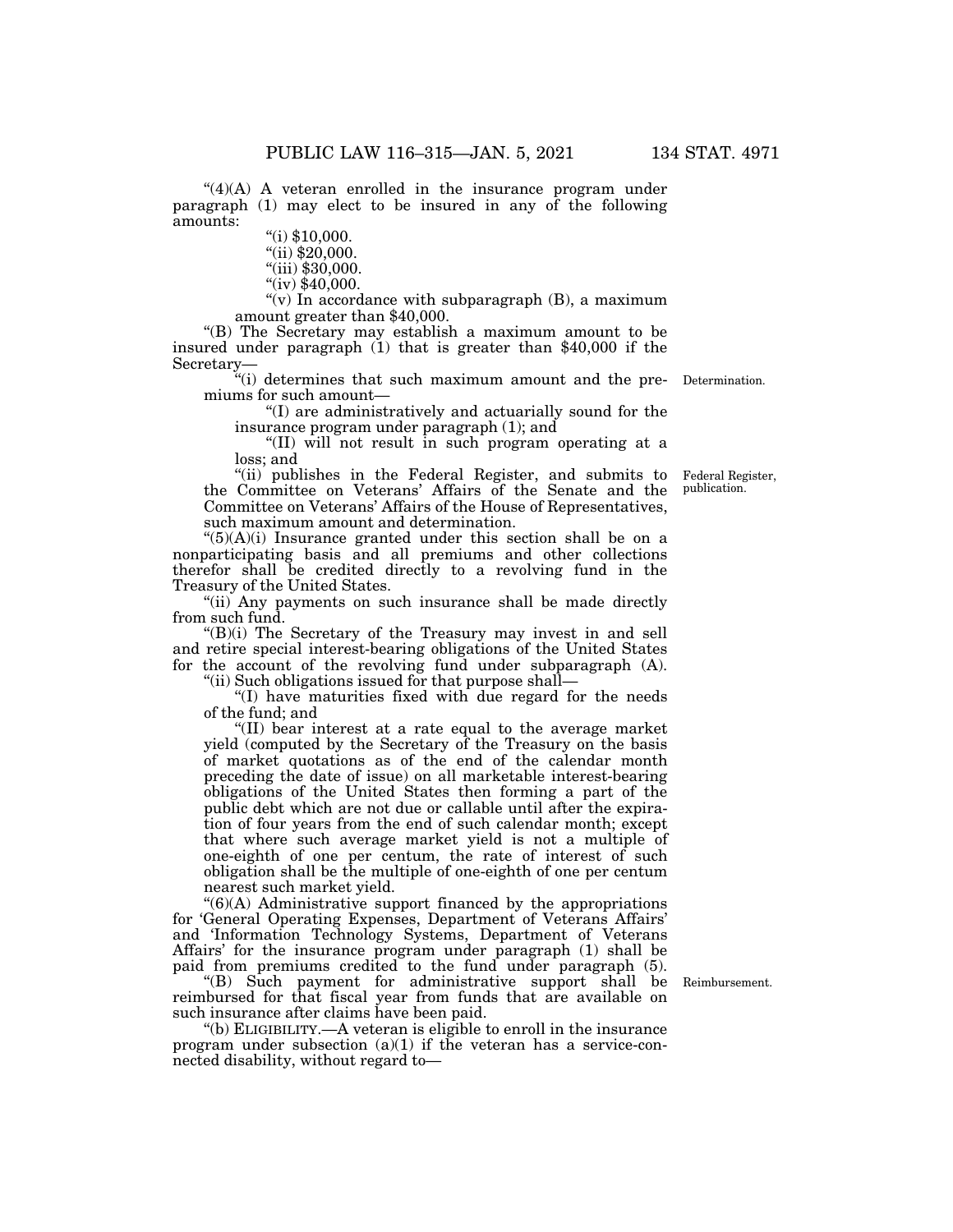"(4)(A) A veteran enrolled in the insurance program under paragraph (1) may elect to be insured in any of the following amounts:

"(i) $10,000.

"(ii) $20,000.

"(iii) $30,000.

"(iv) $40,000.

"(v) In accordance with subparagraph (B), a maximum amount greater than $40,000.

"(B) The Secretary may establish a maximum amount to be insured under paragraph (1) that is greater than $40,000 if the Secretary—

"(i) determines that such maximum amount and the premiums for such amount—

Determination.

"(I) are administratively and actuarially sound for the insurance program under paragraph (1); and

"(II) will not result in such program operating at a loss; and

"(ii) publishes in the Federal Register, and submits to the Committee on Veterans' Affairs of the Senate and the Committee on Veterans' Affairs of the House of Representatives, such maximum amount and determination.

Federal Register, publication.

"(5)(A)(i) Insurance granted under this section shall be on a nonparticipating basis and all premiums and other collections therefor shall be credited directly to a revolving fund in the Treasury of the United States.

"(ii) Any payments on such insurance shall be made directly from such fund.

"(B)(i) The Secretary of the Treasury may invest in and sell and retire special interest-bearing obligations of the United States for the account of the revolving fund under subparagraph (A).

"(ii) Such obligations issued for that purpose shall—

"(I) have maturities fixed with due regard for the needs of the fund; and

"(II) bear interest at a rate equal to the average market yield (computed by the Secretary of the Treasury on the basis of market quotations as of the end of the calendar month preceding the date of issue) on all marketable interest-bearing obligations of the United States then forming a part of the public debt which are not due or callable until after the expiration of four years from the end of such calendar month; except that where such average market yield is not a multiple of one-eighth of one per centum, the rate of interest of such obligation shall be the multiple of one-eighth of one per centum nearest such market yield.

"(6)(A) Administrative support financed by the appropriations for 'General Operating Expenses, Department of Veterans Affairs' and 'Information Technology Systems, Department of Veterans Affairs' for the insurance program under paragraph (1) shall be paid from premiums credited to the fund under paragraph (5).

"(B) Such payment for administrative support shall be reimbursed for that fiscal year from funds that are available on such insurance after claims have been paid.

Reimbursement.

"(b) ELIGIBILITY.—A veteran is eligible to enroll in the insurance program under subsection (a)(1) if the veteran has a service-connected disability, without regard to—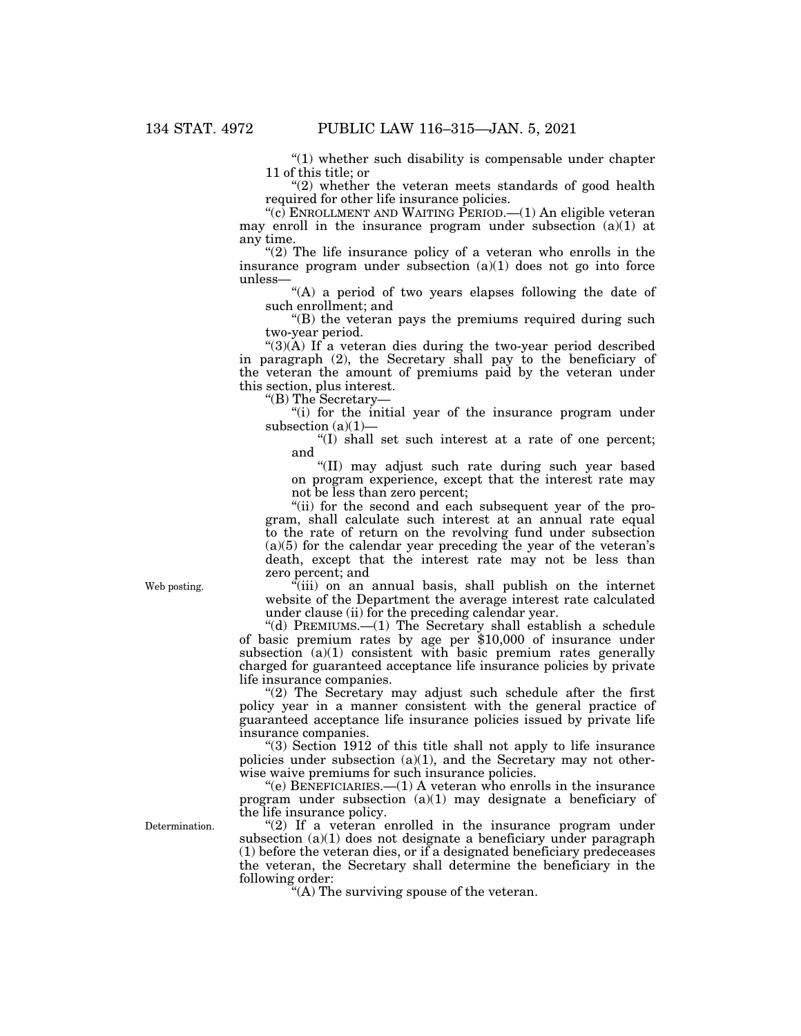"(1) whether such disability is compensable under chapter 11 of this title; or

"(2) whether the veteran meets standards of good health required for other life insurance policies.

"(c) ENROLLMENT AND WAITING PERIOD.—(1) An eligible veteran may enroll in the insurance program under subsection (a)(1) at any time.

"(2) The life insurance policy of a veteran who enrolls in the insurance program under subsection (a)(1) does not go into force unless—

"(A) a period of two years elapses following the date of such enrollment; and

"(B) the veteran pays the premiums required during such two-year period.

"(3)(A) If a veteran dies during the two-year period described in paragraph (2), the Secretary shall pay to the beneficiary of the veteran the amount of premiums paid by the veteran under this section, plus interest.

"(B) The Secretary—

"(i) for the initial year of the insurance program under subsection (a)(1)—

"(I) shall set such interest at a rate of one percent; and

"(II) may adjust such rate during such year based on program experience, except that the interest rate may not be less than zero percent;

"(ii) for the second and each subsequent year of the program, shall calculate such interest at an annual rate equal to the rate of return on the revolving fund under subsection (a)(5) for the calendar year preceding the year of the veteran's death, except that the interest rate may not be less than zero percent; and

Web posting.

"(iii) on an annual basis, shall publish on the internet website of the Department the average interest rate calculated under clause (ii) for the preceding calendar year.

"(d) PREMIUMS.—(1) The Secretary shall establish a schedule of basic premium rates by age per $10,000 of insurance under subsection (a)(1) consistent with basic premium rates generally charged for guaranteed acceptance life insurance policies by private life insurance companies.

"(2) The Secretary may adjust such schedule after the first policy year in a manner consistent with the general practice of guaranteed acceptance life insurance policies issued by private life insurance companies.

"(3) Section 1912 of this title shall not apply to life insurance policies under subsection (a)(1), and the Secretary may not otherwise waive premiums for such insurance policies.

"(e) BENEFICIARIES.—(1) A veteran who enrolls in the insurance program under subsection (a)(1) may designate a beneficiary of the life insurance policy.

Determination.

"(2) If a veteran enrolled in the insurance program under subsection (a)(1) does not designate a beneficiary under paragraph (1) before the veteran dies, or if a designated beneficiary predeceases the veteran, the Secretary shall determine the beneficiary in the following order:

"(A) The surviving spouse of the veteran.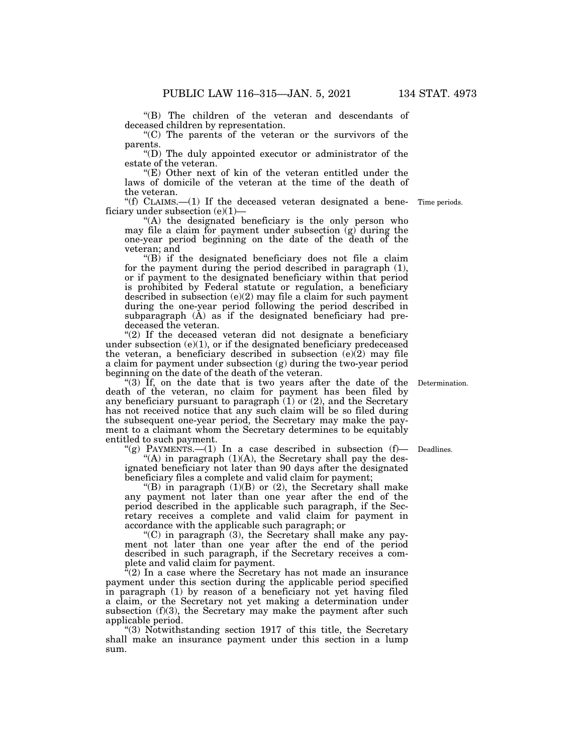"(B) The children of the veteran and descendants of deceased children by representation.

"(C) The parents of the veteran or the survivors of the parents.

"(D) The duly appointed executor or administrator of the estate of the veteran.

"(E) Other next of kin of the veteran entitled under the laws of domicile of the veteran at the time of the death of the veteran.

"(f) CLAIMS.—(1) If the deceased veteran designated a beneficiary under subsection (e)(1)—

Time periods.

"(A) the designated beneficiary is the only person who may file a claim for payment under subsection (g) during the one-year period beginning on the date of the death of the veteran; and

"(B) if the designated beneficiary does not file a claim for the payment during the period described in paragraph (1), or if payment to the designated beneficiary within that period is prohibited by Federal statute or regulation, a beneficiary described in subsection (e)(2) may file a claim for such payment during the one-year period following the period described in subparagraph (A) as if the designated beneficiary had predeceased the veteran.

"(2) If the deceased veteran did not designate a beneficiary under subsection (e)(1), or if the designated beneficiary predeceased the veteran, a beneficiary described in subsection (e)(2) may file a claim for payment under subsection (g) during the two-year period beginning on the date of the death of the veteran.

"(3) If, on the date that is two years after the date of the death of the veteran, no claim for payment has been filed by any beneficiary pursuant to paragraph (1) or (2), and the Secretary has not received notice that any such claim will be so filed during the subsequent one-year period, the Secretary may make the payment to a claimant whom the Secretary determines to be equitably entitled to such payment.

Determination.

"(g) PAYMENTS.—(1) In a case described in subsection (f)—

Deadlines.

"(A) in paragraph (1)(A), the Secretary shall pay the designated beneficiary not later than 90 days after the designated beneficiary files a complete and valid claim for payment;

"(B) in paragraph (1)(B) or (2), the Secretary shall make any payment not later than one year after the end of the period described in the applicable such paragraph, if the Secretary receives a complete and valid claim for payment in accordance with the applicable such paragraph; or

"(C) in paragraph (3), the Secretary shall make any payment not later than one year after the end of the period described in such paragraph, if the Secretary receives a complete and valid claim for payment.

"(2) In a case where the Secretary has not made an insurance payment under this section during the applicable period specified in paragraph (1) by reason of a beneficiary not yet having filed a claim, or the Secretary not yet making a determination under subsection (f)(3), the Secretary may make the payment after such applicable period.

"(3) Notwithstanding section 1917 of this title, the Secretary shall make an insurance payment under this section in a lump sum.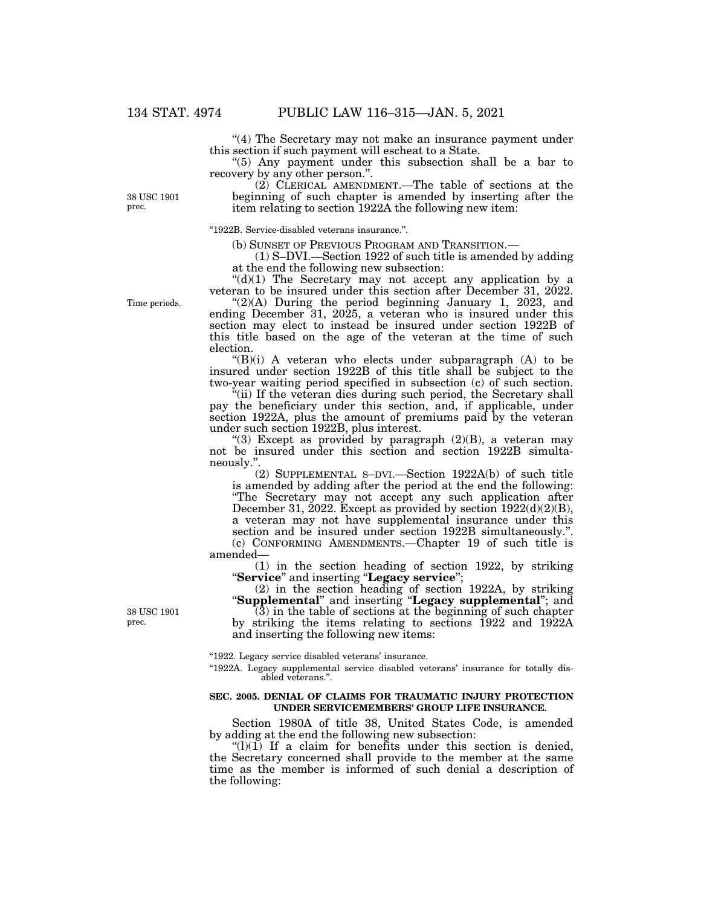"(4) The Secretary may not make an insurance payment under this section if such payment will escheat to a State.

"(5) Any payment under this subsection shall be a bar to recovery by any other person.".

(2) CLERICAL AMENDMENT.—The table of sections at the beginning of such chapter is amended by inserting after the item relating to section 1922A the following new item:

38 USC 1901 prec.

"1922B. Service-disabled veterans insurance.".

(b) SUNSET OF PREVIOUS PROGRAM AND TRANSITION.—

(1) S–DVI.—Section 1922 of such title is amended by adding at the end the following new subsection:

"(d)(1) The Secretary may not accept any application by a veteran to be insured under this section after December 31, 2022.

Time periods.

"(2)(A) During the period beginning January 1, 2023, and ending December 31, 2025, a veteran who is insured under this section may elect to instead be insured under section 1922B of this title based on the age of the veteran at the time of such election.

"(B)(i) A veteran who elects under subparagraph (A) to be insured under section 1922B of this title shall be subject to the two-year waiting period specified in subsection (c) of such section.

"(ii) If the veteran dies during such period, the Secretary shall pay the beneficiary under this section, and, if applicable, under section 1922A, plus the amount of premiums paid by the veteran under such section 1922B, plus interest.

"(3) Except as provided by paragraph (2)(B), a veteran may not be insured under this section and section 1922B simultaneously.".

(2) SUPPLEMENTAL S–DVI.—Section 1922A(b) of such title is amended by adding after the period at the end the following: "The Secretary may not accept any such application after December 31, 2022. Except as provided by section 1922(d)(2)(B), a veteran may not have supplemental insurance under this section and be insured under section 1922B simultaneously.".

(c) CONFORMING AMENDMENTS.—Chapter 19 of such title is amended—

(1) in the section heading of section 1922, by striking "**Service**" and inserting "**Legacy service**";

(2) in the section heading of section 1922A, by striking "**Supplemental**" and inserting "**Legacy supplemental**"; and

38 USC 1901 prec.

(3) in the table of sections at the beginning of such chapter by striking the items relating to sections 1922 and 1922A and inserting the following new items:

"1922. Legacy service disabled veterans' insurance.

"1922A. Legacy supplemental service disabled veterans' insurance for totally disabled veterans.".

**SEC. 2005. DENIAL OF CLAIMS FOR TRAUMATIC INJURY PROTECTION UNDER SERVICEMEMBERS' GROUP LIFE INSURANCE.**

Section 1980A of title 38, United States Code, is amended by adding at the end the following new subsection:

"(l)(1) If a claim for benefits under this section is denied, the Secretary concerned shall provide to the member at the same time as the member is informed of such denial a description of the following: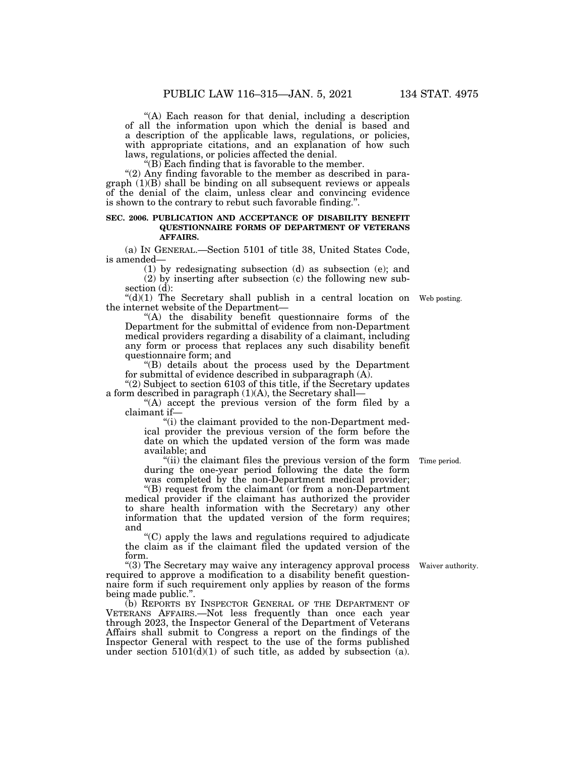"(A) Each reason for that denial, including a description of all the information upon which the denial is based and a description of the applicable laws, regulations, or policies, with appropriate citations, and an explanation of how such laws, regulations, or policies affected the denial.

"(B) Each finding that is favorable to the member.

"(2) Any finding favorable to the member as described in paragraph (1)(B) shall be binding on all subsequent reviews or appeals of the denial of the claim, unless clear and convincing evidence is shown to the contrary to rebut such favorable finding.".

**SEC. 2006. PUBLICATION AND ACCEPTANCE OF DISABILITY BENEFIT QUESTIONNAIRE FORMS OF DEPARTMENT OF VETERANS AFFAIRS.**

(a) IN GENERAL.—Section 5101 of title 38, United States Code, is amended—

(1) by redesignating subsection (d) as subsection (e); and

(2) by inserting after subsection (c) the following new subsection (d):

"(d)(1) The Secretary shall publish in a central location on the internet website of the Department—

Web posting.

"(A) the disability benefit questionnaire forms of the Department for the submittal of evidence from non-Department medical providers regarding a disability of a claimant, including any form or process that replaces any such disability benefit questionnaire form; and

"(B) details about the process used by the Department for submittal of evidence described in subparagraph (A).

"(2) Subject to section 6103 of this title, if the Secretary updates a form described in paragraph (1)(A), the Secretary shall—

"(A) accept the previous version of the form filed by a claimant if—

"(i) the claimant provided to the non-Department medical provider the previous version of the form before the date on which the updated version of the form was made available; and

"(ii) the claimant files the previous version of the form during the one-year period following the date the form was completed by the non-Department medical provider;

Time period.

"(B) request from the claimant (or from a non-Department medical provider if the claimant has authorized the provider to share health information with the Secretary) any other information that the updated version of the form requires; and

"(C) apply the laws and regulations required to adjudicate the claim as if the claimant filed the updated version of the form.

"(3) The Secretary may waive any interagency approval process required to approve a modification to a disability benefit questionnaire form if such requirement only applies by reason of the forms being made public.".

Waiver authority.

(b) REPORTS BY INSPECTOR GENERAL OF THE DEPARTMENT OF VETERANS AFFAIRS.—Not less frequently than once each year through 2023, the Inspector General of the Department of Veterans Affairs shall submit to Congress a report on the findings of the Inspector General with respect to the use of the forms published under section 5101(d)(1) of such title, as added by subsection (a).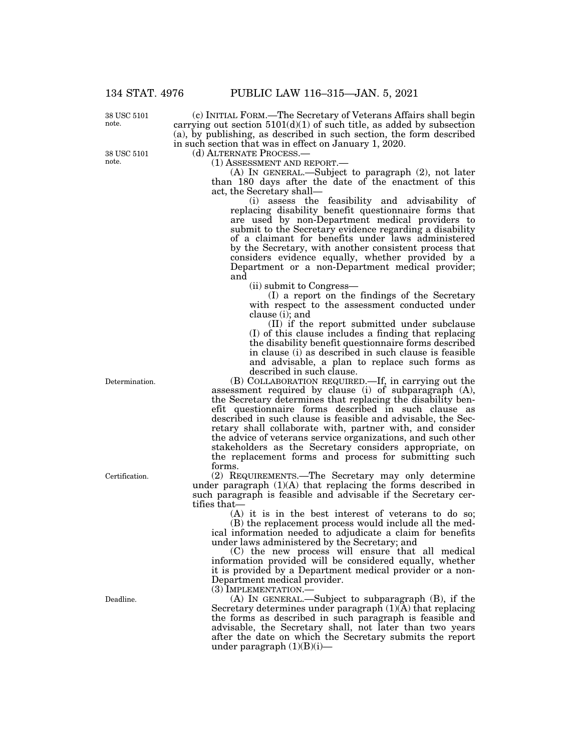38 USC 5101 note.

(c) INITIAL FORM.—The Secretary of Veterans Affairs shall begin carrying out section 5101(d)(1) of such title, as added by subsection (a), by publishing, as described in such section, the form described in such section that was in effect on January 1, 2020.

38 USC 5101 note.

(d) ALTERNATE PROCESS.—

(1) ASSESSMENT AND REPORT.—

(A) IN GENERAL.—Subject to paragraph (2), not later than 180 days after the date of the enactment of this act, the Secretary shall—

(i) assess the feasibility and advisability of replacing disability benefit questionnaire forms that are used by non-Department medical providers to submit to the Secretary evidence regarding a disability of a claimant for benefits under laws administered by the Secretary, with another consistent process that considers evidence equally, whether provided by a Department or a non-Department medical provider; and

(ii) submit to Congress—

(I) a report on the findings of the Secretary with respect to the assessment conducted under clause (i); and

(II) if the report submitted under subclause (I) of this clause includes a finding that replacing the disability benefit questionnaire forms described in clause (i) as described in such clause is feasible and advisable, a plan to replace such forms as described in such clause.

Determination.

(B) COLLABORATION REQUIRED.—If, in carrying out the assessment required by clause (i) of subparagraph (A), the Secretary determines that replacing the disability benefit questionnaire forms described in such clause as described in such clause is feasible and advisable, the Secretary shall collaborate with, partner with, and consider the advice of veterans service organizations, and such other stakeholders as the Secretary considers appropriate, on the replacement forms and process for submitting such forms.

Certification.

(2) REQUIREMENTS.—The Secretary may only determine under paragraph (1)(A) that replacing the forms described in such paragraph is feasible and advisable if the Secretary certifies that—

(A) it is in the best interest of veterans to do so;

(B) the replacement process would include all the medical information needed to adjudicate a claim for benefits under laws administered by the Secretary; and

(C) the new process will ensure that all medical information provided will be considered equally, whether it is provided by a Department medical provider or a non-Department medical provider.

(3) IMPLEMENTATION.—

Deadline.

(A) IN GENERAL.—Subject to subparagraph (B), if the Secretary determines under paragraph (1)(A) that replacing the forms as described in such paragraph is feasible and advisable, the Secretary shall, not later than two years after the date on which the Secretary submits the report under paragraph (1)(B)(i)—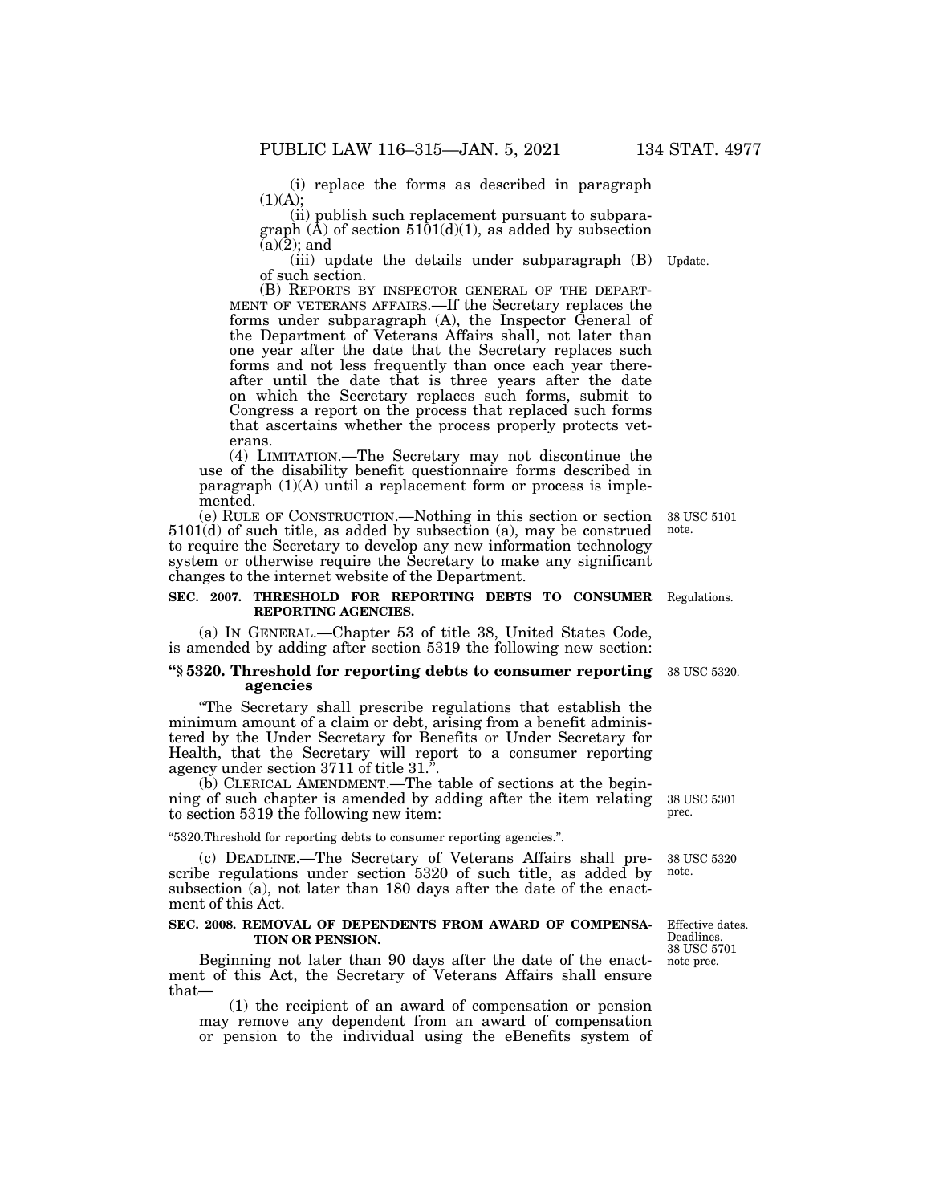(i) replace the forms as described in paragraph (1)(A);

(ii) publish such replacement pursuant to subparagraph (A) of section 5101(d)(1), as added by subsection (a)(2); and

(iii) update the details under subparagraph (B) of such section.

Update.

(B) REPORTS BY INSPECTOR GENERAL OF THE DEPARTMENT OF VETERANS AFFAIRS.—If the Secretary replaces the forms under subparagraph (A), the Inspector General of the Department of Veterans Affairs shall, not later than one year after the date that the Secretary replaces such forms and not less frequently than once each year thereafter until the date that is three years after the date on which the Secretary replaces such forms, submit to Congress a report on the process that replaced such forms that ascertains whether the process properly protects veterans.

(4) LIMITATION.—The Secretary may not discontinue the use of the disability benefit questionnaire forms described in paragraph (1)(A) until a replacement form or process is implemented.

38 USC 5101 note.

(e) RULE OF CONSTRUCTION.—Nothing in this section or section 5101(d) of such title, as added by subsection (a), may be construed to require the Secretary to develop any new information technology system or otherwise require the Secretary to make any significant changes to the internet website of the Department.

Regulations.

**SEC. 2007. THRESHOLD FOR REPORTING DEBTS TO CONSUMER REPORTING AGENCIES.**

(a) IN GENERAL.—Chapter 53 of title 38, United States Code, is amended by adding after section 5319 the following new section:

38 USC 5320.

**"§ 5320. Threshold for reporting debts to consumer reporting agencies**

"The Secretary shall prescribe regulations that establish the minimum amount of a claim or debt, arising from a benefit administered by the Under Secretary for Benefits or Under Secretary for Health, that the Secretary will report to a consumer reporting agency under section 3711 of title 31.".

38 USC 5301 prec.

(b) CLERICAL AMENDMENT.—The table of sections at the beginning of such chapter is amended by adding after the item relating to section 5319 the following new item:

"5320.Threshold for reporting debts to consumer reporting agencies.".

38 USC 5320 note.

(c) DEADLINE.—The Secretary of Veterans Affairs shall prescribe regulations under section 5320 of such title, as added by subsection (a), not later than 180 days after the date of the enactment of this Act.

Effective dates. Deadlines. 38 USC 5701 note prec.

**SEC. 2008. REMOVAL OF DEPENDENTS FROM AWARD OF COMPENSATION OR PENSION.**

Beginning not later than 90 days after the date of the enactment of this Act, the Secretary of Veterans Affairs shall ensure that—

(1) the recipient of an award of compensation or pension may remove any dependent from an award of compensation or pension to the individual using the eBenefits system of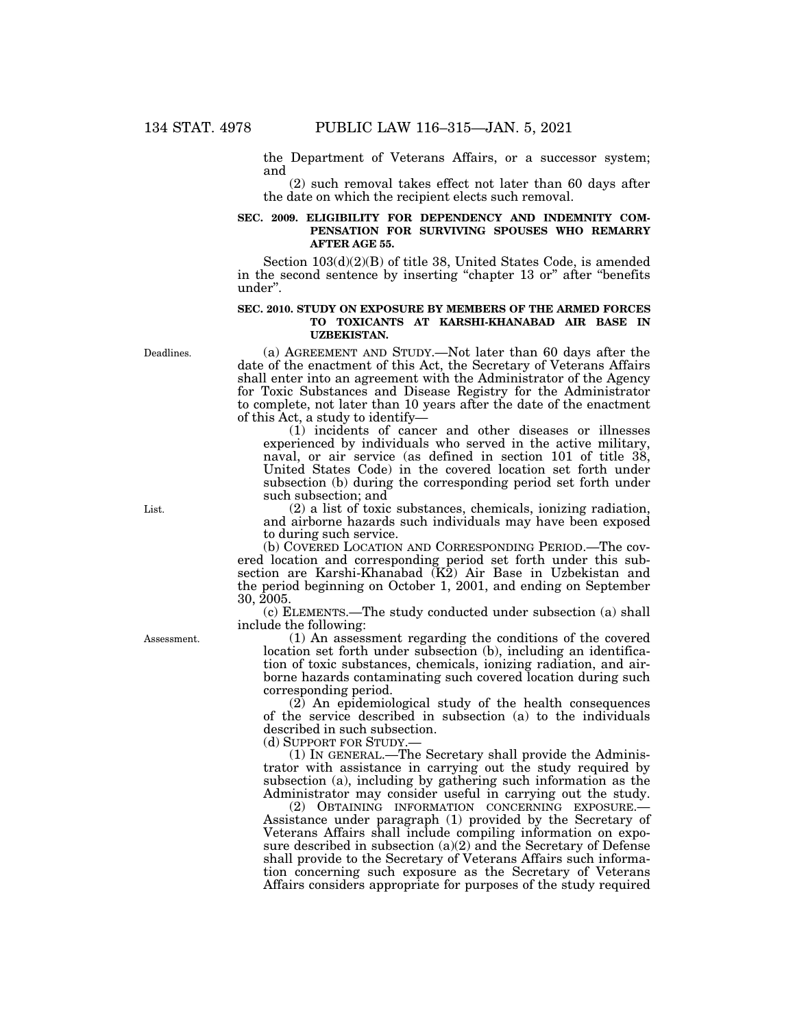the Department of Veterans Affairs, or a successor system; and

(2) such removal takes effect not later than 60 days after the date on which the recipient elects such removal.

### SEC. 2009. ELIGIBILITY FOR DEPENDENCY AND INDEMNITY COMPENSATION FOR SURVIVING SPOUSES WHO REMARRY AFTER AGE 55.

Section 103(d)(2)(B) of title 38, United States Code, is amended in the second sentence by inserting "chapter 13 or" after "benefits under".

### SEC. 2010. STUDY ON EXPOSURE BY MEMBERS OF THE ARMED FORCES TO TOXICANTS AT KARSHI-KHANABAD AIR BASE IN UZBEKISTAN.

Deadlines.

(a) AGREEMENT AND STUDY.—Not later than 60 days after the date of the enactment of this Act, the Secretary of Veterans Affairs shall enter into an agreement with the Administrator of the Agency for Toxic Substances and Disease Registry for the Administrator to complete, not later than 10 years after the date of the enactment of this Act, a study to identify—

(1) incidents of cancer and other diseases or illnesses experienced by individuals who served in the active military, naval, or air service (as defined in section 101 of title 38, United States Code) in the covered location set forth under subsection (b) during the corresponding period set forth under such subsection; and

List.

(2) a list of toxic substances, chemicals, ionizing radiation, and airborne hazards such individuals may have been exposed to during such service.

(b) COVERED LOCATION AND CORRESPONDING PERIOD.—The covered location and corresponding period set forth under this subsection are Karshi-Khanabad (K2) Air Base in Uzbekistan and the period beginning on October 1, 2001, and ending on September 30, 2005.

(c) ELEMENTS.—The study conducted under subsection (a) shall include the following:

Assessment.

(1) An assessment regarding the conditions of the covered location set forth under subsection (b), including an identification of toxic substances, chemicals, ionizing radiation, and airborne hazards contaminating such covered location during such corresponding period.

(2) An epidemiological study of the health consequences of the service described in subsection (a) to the individuals described in such subsection.

(d) SUPPORT FOR STUDY.—

(1) IN GENERAL.—The Secretary shall provide the Administrator with assistance in carrying out the study required by subsection (a), including by gathering such information as the Administrator may consider useful in carrying out the study.

(2) OBTAINING INFORMATION CONCERNING EXPOSURE.—Assistance under paragraph (1) provided by the Secretary of Veterans Affairs shall include compiling information on exposure described in subsection (a)(2) and the Secretary of Defense shall provide to the Secretary of Veterans Affairs such information concerning such exposure as the Secretary of Veterans Affairs considers appropriate for purposes of the study required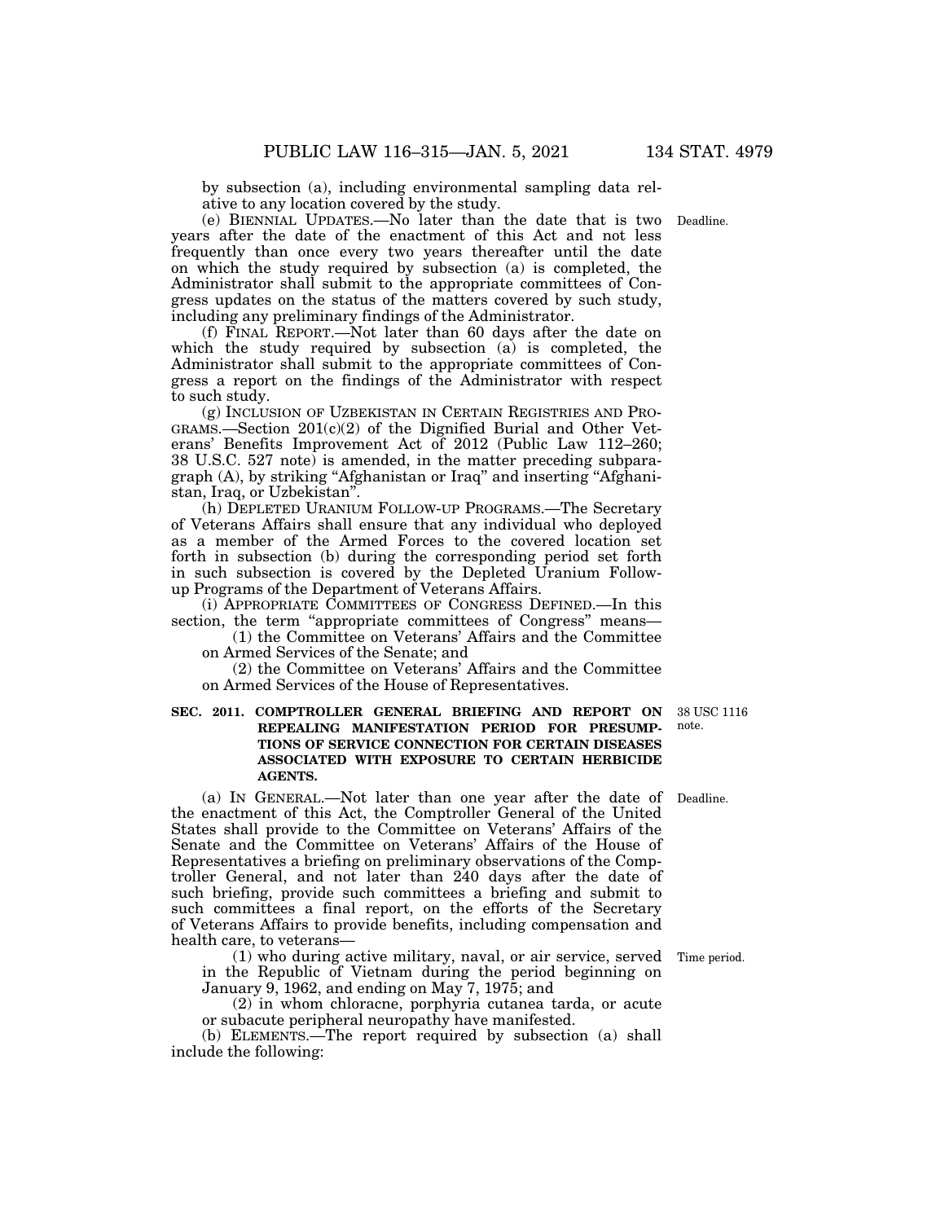by subsection (a), including environmental sampling data relative to any location covered by the study.

(e) BIENNIAL UPDATES.—No later than the date that is two years after the date of the enactment of this Act and not less frequently than once every two years thereafter until the date on which the study required by subsection (a) is completed, the Administrator shall submit to the appropriate committees of Congress updates on the status of the matters covered by such study, including any preliminary findings of the Administrator.

Deadline.

(f) FINAL REPORT.—Not later than 60 days after the date on which the study required by subsection (a) is completed, the Administrator shall submit to the appropriate committees of Congress a report on the findings of the Administrator with respect to such study.

(g) INCLUSION OF UZBEKISTAN IN CERTAIN REGISTRIES AND PROGRAMS.—Section 201(c)(2) of the Dignified Burial and Other Veterans' Benefits Improvement Act of 2012 (Public Law 112–260; 38 U.S.C. 527 note) is amended, in the matter preceding subparagraph (A), by striking "Afghanistan or Iraq" and inserting "Afghanistan, Iraq, or Uzbekistan".

(h) DEPLETED URANIUM FOLLOW-UP PROGRAMS.—The Secretary of Veterans Affairs shall ensure that any individual who deployed as a member of the Armed Forces to the covered location set forth in subsection (b) during the corresponding period set forth in such subsection is covered by the Depleted Uranium Follow-up Programs of the Department of Veterans Affairs.

(i) APPROPRIATE COMMITTEES OF CONGRESS DEFINED.—In this section, the term "appropriate committees of Congress" means—

(1) the Committee on Veterans' Affairs and the Committee on Armed Services of the Senate; and

(2) the Committee on Veterans' Affairs and the Committee on Armed Services of the House of Representatives.

**SEC. 2011. COMPTROLLER GENERAL BRIEFING AND REPORT ON REPEALING MANIFESTATION PERIOD FOR PRESUMPTIONS OF SERVICE CONNECTION FOR CERTAIN DISEASES ASSOCIATED WITH EXPOSURE TO CERTAIN HERBICIDE AGENTS.**

38 USC 1116 note.

(a) IN GENERAL.—Not later than one year after the date of the enactment of this Act, the Comptroller General of the United States shall provide to the Committee on Veterans' Affairs of the Senate and the Committee on Veterans' Affairs of the House of Representatives a briefing on preliminary observations of the Comptroller General, and not later than 240 days after the date of such briefing, provide such committees a briefing and submit to such committees a final report, on the efforts of the Secretary of Veterans Affairs to provide benefits, including compensation and health care, to veterans—

Deadline.

(1) who during active military, naval, or air service, served in the Republic of Vietnam during the period beginning on January 9, 1962, and ending on May 7, 1975; and

Time period.

(2) in whom chloracne, porphyria cutanea tarda, or acute or subacute peripheral neuropathy have manifested.

(b) ELEMENTS.—The report required by subsection (a) shall include the following: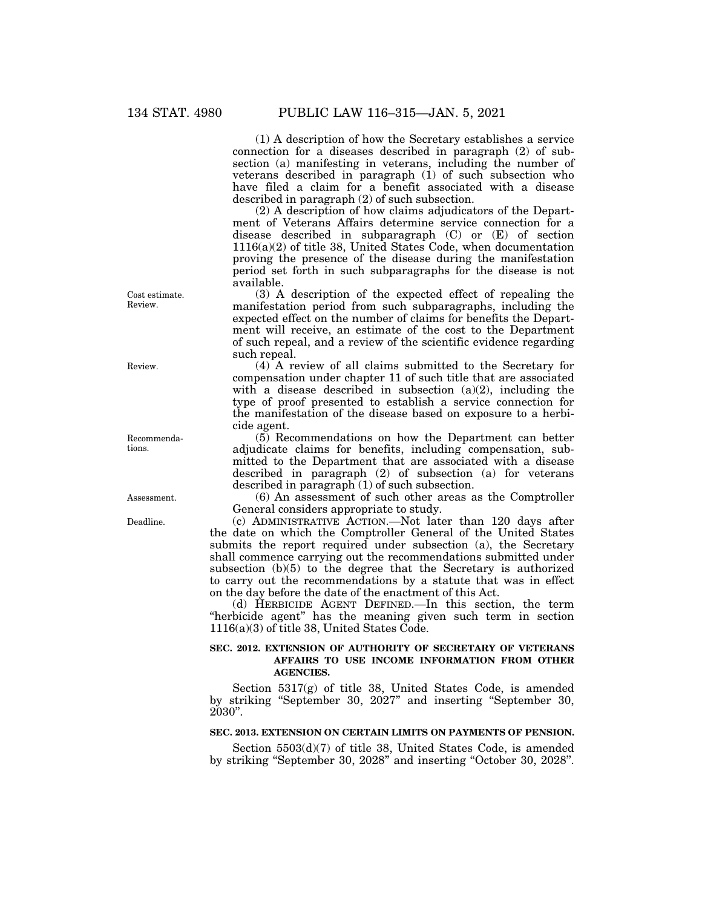(1) A description of how the Secretary establishes a service connection for a diseases described in paragraph (2) of subsection (a) manifesting in veterans, including the number of veterans described in paragraph (1) of such subsection who have filed a claim for a benefit associated with a disease described in paragraph (2) of such subsection.

(2) A description of how claims adjudicators of the Department of Veterans Affairs determine service connection for a disease described in subparagraph (C) or (E) of section 1116(a)(2) of title 38, United States Code, when documentation proving the presence of the disease during the manifestation period set forth in such subparagraphs for the disease is not available.

Cost estimate. Review.

(3) A description of the expected effect of repealing the manifestation period from such subparagraphs, including the expected effect on the number of claims for benefits the Department will receive, an estimate of the cost to the Department of such repeal, and a review of the scientific evidence regarding such repeal.

Review.

(4) A review of all claims submitted to the Secretary for compensation under chapter 11 of such title that are associated with a disease described in subsection (a)(2), including the type of proof presented to establish a service connection for the manifestation of the disease based on exposure to a herbicide agent.

Recommendations.

(5) Recommendations on how the Department can better adjudicate claims for benefits, including compensation, submitted to the Department that are associated with a disease described in paragraph (2) of subsection (a) for veterans described in paragraph (1) of such subsection.

Assessment.

(6) An assessment of such other areas as the Comptroller General considers appropriate to study.

Deadline.

(c) ADMINISTRATIVE ACTION.—Not later than 120 days after the date on which the Comptroller General of the United States submits the report required under subsection (a), the Secretary shall commence carrying out the recommendations submitted under subsection (b)(5) to the degree that the Secretary is authorized to carry out the recommendations by a statute that was in effect on the day before the date of the enactment of this Act.

(d) HERBICIDE AGENT DEFINED.—In this section, the term "herbicide agent" has the meaning given such term in section 1116(a)(3) of title 38, United States Code.

**SEC. 2012. EXTENSION OF AUTHORITY OF SECRETARY OF VETERANS AFFAIRS TO USE INCOME INFORMATION FROM OTHER AGENCIES.**

Section 5317(g) of title 38, United States Code, is amended by striking "September 30, 2027" and inserting "September 30, 2030".

**SEC. 2013. EXTENSION ON CERTAIN LIMITS ON PAYMENTS OF PENSION.**

Section 5503(d)(7) of title 38, United States Code, is amended by striking "September 30, 2028" and inserting "October 30, 2028".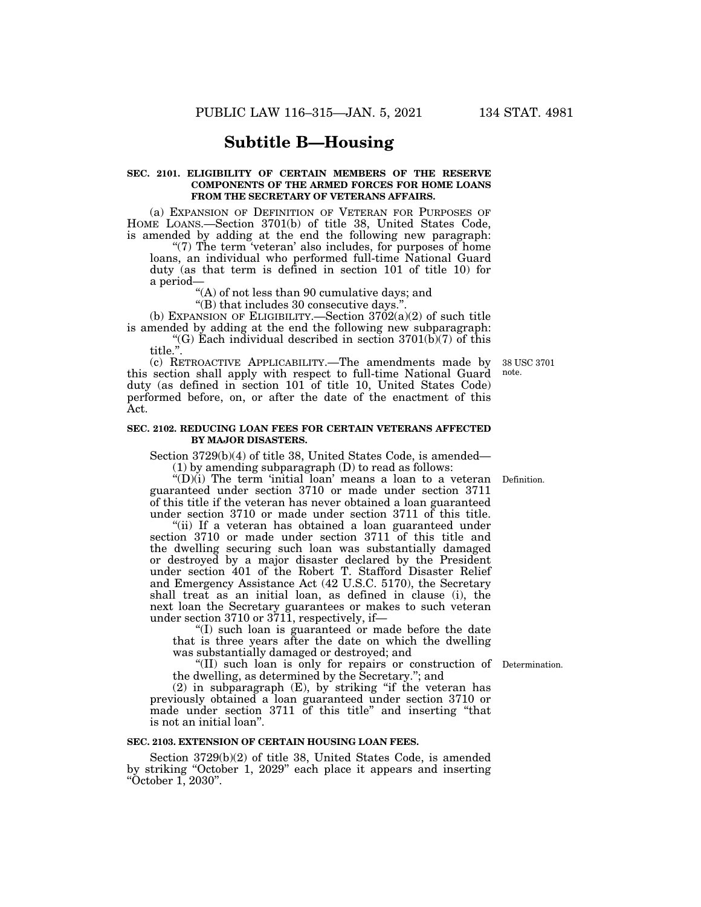## Subtitle B—Housing

**SEC. 2101. ELIGIBILITY OF CERTAIN MEMBERS OF THE RESERVE COMPONENTS OF THE ARMED FORCES FOR HOME LOANS FROM THE SECRETARY OF VETERANS AFFAIRS.**

(a) EXPANSION OF DEFINITION OF VETERAN FOR PURPOSES OF HOME LOANS.—Section 3701(b) of title 38, United States Code, is amended by adding at the end the following new paragraph:

"(7) The term 'veteran' also includes, for purposes of home loans, an individual who performed full-time National Guard duty (as that term is defined in section 101 of title 10) for a period—

"(A) of not less than 90 cumulative days; and

"(B) that includes 30 consecutive days.".

(b) EXPANSION OF ELIGIBILITY.—Section 3702(a)(2) of such title is amended by adding at the end the following new subparagraph:

"(G) Each individual described in section 3701(b)(7) of this title.".

(c) RETROACTIVE APPLICABILITY.—The amendments made by this section shall apply with respect to full-time National Guard duty (as defined in section 101 of title 10, United States Code) performed before, on, or after the date of the enactment of this Act.

38 USC 3701 note.

**SEC. 2102. REDUCING LOAN FEES FOR CERTAIN VETERANS AFFECTED BY MAJOR DISASTERS.**

Section 3729(b)(4) of title 38, United States Code, is amended—

(1) by amending subparagraph (D) to read as follows:

Definition.

"(D)(i) The term 'initial loan' means a loan to a veteran guaranteed under section 3710 or made under section 3711 of this title if the veteran has never obtained a loan guaranteed under section 3710 or made under section 3711 of this title.

"(ii) If a veteran has obtained a loan guaranteed under section 3710 or made under section 3711 of this title and the dwelling securing such loan was substantially damaged or destroyed by a major disaster declared by the President under section 401 of the Robert T. Stafford Disaster Relief and Emergency Assistance Act (42 U.S.C. 5170), the Secretary shall treat as an initial loan, as defined in clause (i), the next loan the Secretary guarantees or makes to such veteran under section 3710 or 3711, respectively, if—

"(I) such loan is guaranteed or made before the date that is three years after the date on which the dwelling was substantially damaged or destroyed; and

Determination.

"(II) such loan is only for repairs or construction of the dwelling, as determined by the Secretary."; and

(2) in subparagraph (E), by striking "if the veteran has previously obtained a loan guaranteed under section 3710 or made under section 3711 of this title" and inserting "that is not an initial loan".

**SEC. 2103. EXTENSION OF CERTAIN HOUSING LOAN FEES.**

Section 3729(b)(2) of title 38, United States Code, is amended by striking "October 1, 2029" each place it appears and inserting "October 1, 2030".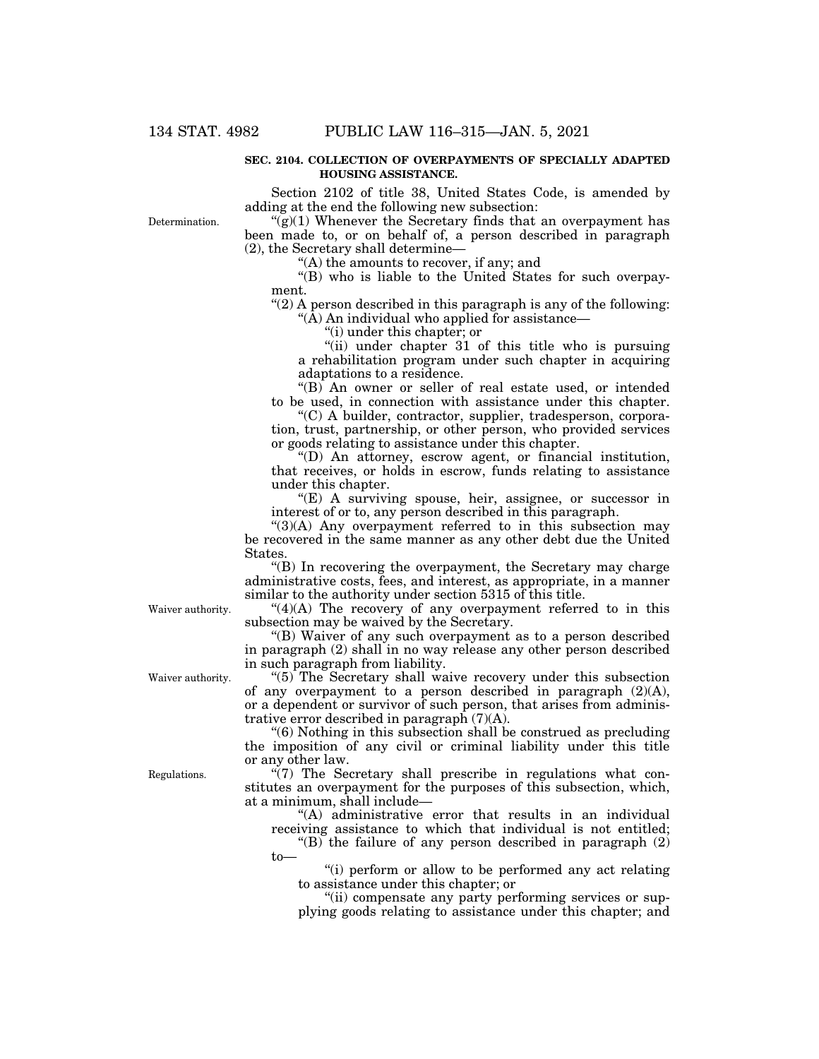**SEC. 2104. COLLECTION OF OVERPAYMENTS OF SPECIALLY ADAPTED HOUSING ASSISTANCE.**

Section 2102 of title 38, United States Code, is amended by adding at the end the following new subsection:

Determination.

"(g)(1) Whenever the Secretary finds that an overpayment has been made to, or on behalf of, a person described in paragraph (2), the Secretary shall determine—

"(A) the amounts to recover, if any; and

"(B) who is liable to the United States for such overpayment.

"(2) A person described in this paragraph is any of the following:

"(A) An individual who applied for assistance—

"(i) under this chapter; or

"(ii) under chapter 31 of this title who is pursuing a rehabilitation program under such chapter in acquiring adaptations to a residence.

"(B) An owner or seller of real estate used, or intended to be used, in connection with assistance under this chapter.

"(C) A builder, contractor, supplier, tradesperson, corporation, trust, partnership, or other person, who provided services or goods relating to assistance under this chapter.

"(D) An attorney, escrow agent, or financial institution, that receives, or holds in escrow, funds relating to assistance under this chapter.

"(E) A surviving spouse, heir, assignee, or successor in interest of or to, any person described in this paragraph.

"(3)(A) Any overpayment referred to in this subsection may be recovered in the same manner as any other debt due the United States.

"(B) In recovering the overpayment, the Secretary may charge administrative costs, fees, and interest, as appropriate, in a manner similar to the authority under section 5315 of this title.

Waiver authority.

"(4)(A) The recovery of any overpayment referred to in this subsection may be waived by the Secretary.

"(B) Waiver of any such overpayment as to a person described in paragraph (2) shall in no way release any other person described in such paragraph from liability.

Waiver authority.

"(5) The Secretary shall waive recovery under this subsection of any overpayment to a person described in paragraph (2)(A), or a dependent or survivor of such person, that arises from administrative error described in paragraph (7)(A).

"(6) Nothing in this subsection shall be construed as precluding the imposition of any civil or criminal liability under this title or any other law.

Regulations.

"(7) The Secretary shall prescribe in regulations what constitutes an overpayment for the purposes of this subsection, which, at a minimum, shall include—

"(A) administrative error that results in an individual receiving assistance to which that individual is not entitled;

"(B) the failure of any person described in paragraph (2) to—

"(i) perform or allow to be performed any act relating to assistance under this chapter; or

"(ii) compensate any party performing services or supplying goods relating to assistance under this chapter; and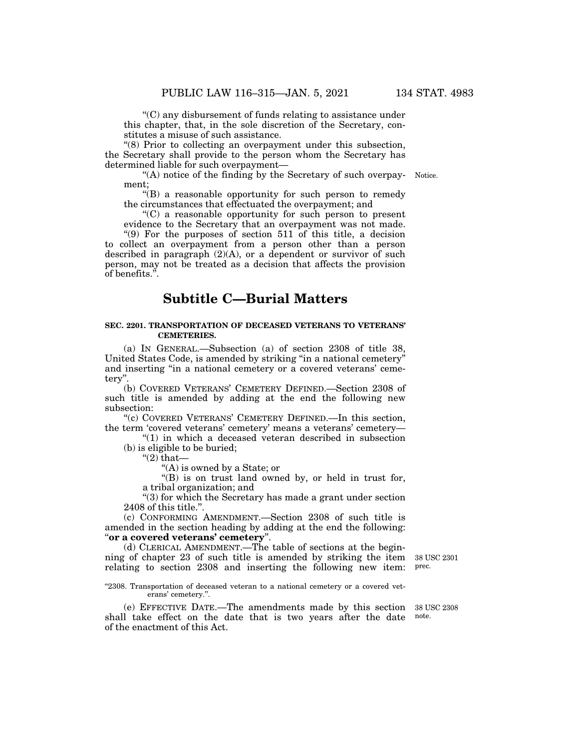"(C) any disbursement of funds relating to assistance under this chapter, that, in the sole discretion of the Secretary, constitutes a misuse of such assistance.

"(8) Prior to collecting an overpayment under this subsection, the Secretary shall provide to the person whom the Secretary has determined liable for such overpayment—

"(A) notice of the finding by the Secretary of such overpayment;

"(B) a reasonable opportunity for such person to remedy the circumstances that effectuated the overpayment; and

"(C) a reasonable opportunity for such person to present evidence to the Secretary that an overpayment was not made.

"(9) For the purposes of section 511 of this title, a decision to collect an overpayment from a person other than a person described in paragraph (2)(A), or a dependent or survivor of such person, may not be treated as a decision that affects the provision of benefits.".

Notice.

## Subtitle C—Burial Matters

### SEC. 2201. TRANSPORTATION OF DECEASED VETERANS TO VETERANS' CEMETERIES.

(a) IN GENERAL.—Subsection (a) of section 2308 of title 38, United States Code, is amended by striking "in a national cemetery" and inserting "in a national cemetery or a covered veterans' cemetery".

(b) COVERED VETERANS' CEMETERY DEFINED.—Section 2308 of such title is amended by adding at the end the following new subsection:

"(c) COVERED VETERANS' CEMETERY DEFINED.—In this section, the term 'covered veterans' cemetery' means a veterans' cemetery—

"(1) in which a deceased veteran described in subsection (b) is eligible to be buried;

"(2) that—

"(A) is owned by a State; or

"(B) is on trust land owned by, or held in trust for, a tribal organization; and

"(3) for which the Secretary has made a grant under section 2408 of this title.".

(c) CONFORMING AMENDMENT.—Section 2308 of such title is amended in the section heading by adding at the end the following: "**or a covered veterans' cemetery**".

(d) CLERICAL AMENDMENT.—The table of sections at the beginning of chapter 23 of such title is amended by striking the item relating to section 2308 and inserting the following new item:

38 USC 2301 prec.

"2308. Transportation of deceased veteran to a national cemetery or a covered veterans' cemetery.".

(e) EFFECTIVE DATE.—The amendments made by this section shall take effect on the date that is two years after the date of the enactment of this Act.

38 USC 2308 note.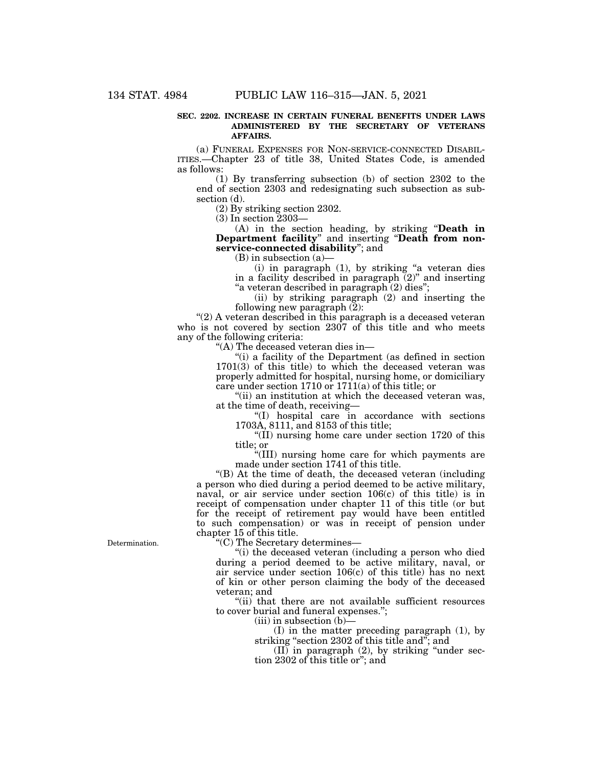**SEC. 2202. INCREASE IN CERTAIN FUNERAL BENEFITS UNDER LAWS ADMINISTERED BY THE SECRETARY OF VETERANS AFFAIRS.**

(a) FUNERAL EXPENSES FOR NON-SERVICE-CONNECTED DISABILITIES.—Chapter 23 of title 38, United States Code, is amended as follows:

(1) By transferring subsection (b) of section 2302 to the end of section 2303 and redesignating such subsection as subsection (d).

(2) By striking section 2302.

(3) In section 2303—

(A) in the section heading, by striking "**Death in Department facility**" and inserting "**Death from non-service-connected disability**"; and

(B) in subsection (a)—

(i) in paragraph (1), by striking "a veteran dies in a facility described in paragraph (2)" and inserting "a veteran described in paragraph (2) dies";

(ii) by striking paragraph (2) and inserting the following new paragraph (2):

"(2) A veteran described in this paragraph is a deceased veteran who is not covered by section 2307 of this title and who meets any of the following criteria:

"(A) The deceased veteran dies in—

"(i) a facility of the Department (as defined in section 1701(3) of this title) to which the deceased veteran was properly admitted for hospital, nursing home, or domiciliary care under section 1710 or 1711(a) of this title; or

"(ii) an institution at which the deceased veteran was, at the time of death, receiving—

"(I) hospital care in accordance with sections 1703A, 8111, and 8153 of this title;

"(II) nursing home care under section 1720 of this title; or

"(III) nursing home care for which payments are made under section 1741 of this title.

"(B) At the time of death, the deceased veteran (including a person who died during a period deemed to be active military, naval, or air service under section 106(c) of this title) is in receipt of compensation under chapter 11 of this title (or but for the receipt of retirement pay would have been entitled to such compensation) or was in receipt of pension under chapter 15 of this title.

Determination.

"(C) The Secretary determines—

"(i) the deceased veteran (including a person who died during a period deemed to be active military, naval, or air service under section 106(c) of this title) has no next of kin or other person claiming the body of the deceased veteran; and

"(ii) that there are not available sufficient resources to cover burial and funeral expenses.";

(iii) in subsection (b)—

(I) in the matter preceding paragraph (1), by striking "section 2302 of this title and"; and

(II) in paragraph (2), by striking "under section 2302 of this title or"; and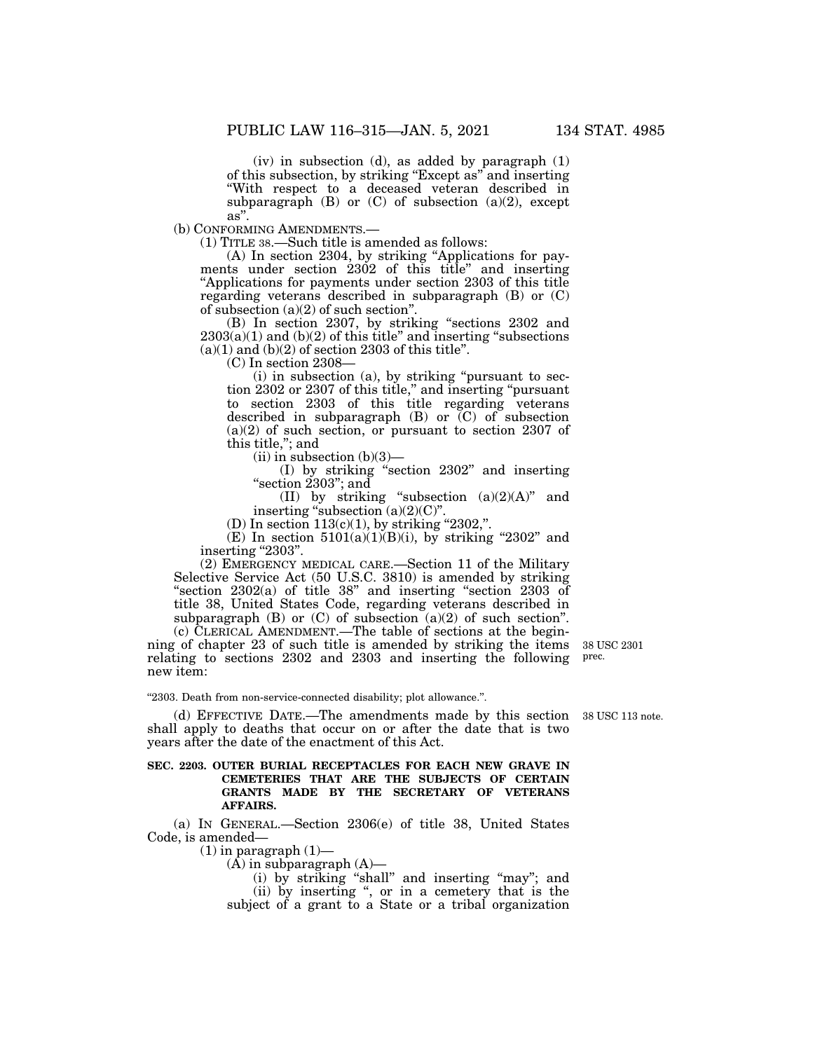(iv) in subsection (d), as added by paragraph (1) of this subsection, by striking "Except as" and inserting "With respect to a deceased veteran described in subparagraph (B) or (C) of subsection (a)(2), except as".

(b) CONFORMING AMENDMENTS.—

(1) TITLE 38.—Such title is amended as follows:

(A) In section 2304, by striking "Applications for payments under section 2302 of this title" and inserting "Applications for payments under section 2303 of this title regarding veterans described in subparagraph (B) or (C) of subsection (a)(2) of such section".

(B) In section 2307, by striking "sections 2302 and 2303(a)(1) and (b)(2) of this title" and inserting "subsections (a)(1) and (b)(2) of section 2303 of this title".

(C) In section 2308—

(i) in subsection (a), by striking "pursuant to section 2302 or 2307 of this title," and inserting "pursuant to section 2303 of this title regarding veterans described in subparagraph (B) or (C) of subsection (a)(2) of such section, or pursuant to section 2307 of this title,"; and

(ii) in subsection (b)(3)—

(I) by striking "section 2302" and inserting "section 2303"; and

(II) by striking "subsection (a)(2)(A)" and inserting "subsection (a)(2)(C)".

(D) In section 113(c)(1), by striking "2302,".

(E) In section 5101(a)(1)(B)(i), by striking "2302" and inserting "2303".

(2) EMERGENCY MEDICAL CARE.—Section 11 of the Military Selective Service Act (50 U.S.C. 3810) is amended by striking "section 2302(a) of title 38" and inserting "section 2303 of title 38, United States Code, regarding veterans described in subparagraph (B) or (C) of subsection (a)(2) of such section".

(c) CLERICAL AMENDMENT.—The table of sections at the beginning of chapter 23 of such title is amended by striking the items relating to sections 2302 and 2303 and inserting the following new item:

38 USC 2301 prec.

"2303. Death from non-service-connected disability; plot allowance.".

(d) EFFECTIVE DATE.—The amendments made by this section shall apply to deaths that occur on or after the date that is two years after the date of the enactment of this Act.

38 USC 113 note.

**SEC. 2203. OUTER BURIAL RECEPTACLES FOR EACH NEW GRAVE IN CEMETERIES THAT ARE THE SUBJECTS OF CERTAIN GRANTS MADE BY THE SECRETARY OF VETERANS AFFAIRS.**

(a) IN GENERAL.—Section 2306(e) of title 38, United States Code, is amended—

(1) in paragraph (1)—

(A) in subparagraph (A)—

(i) by striking "shall" and inserting "may"; and

(ii) by inserting ", or in a cemetery that is the subject of a grant to a State or a tribal organization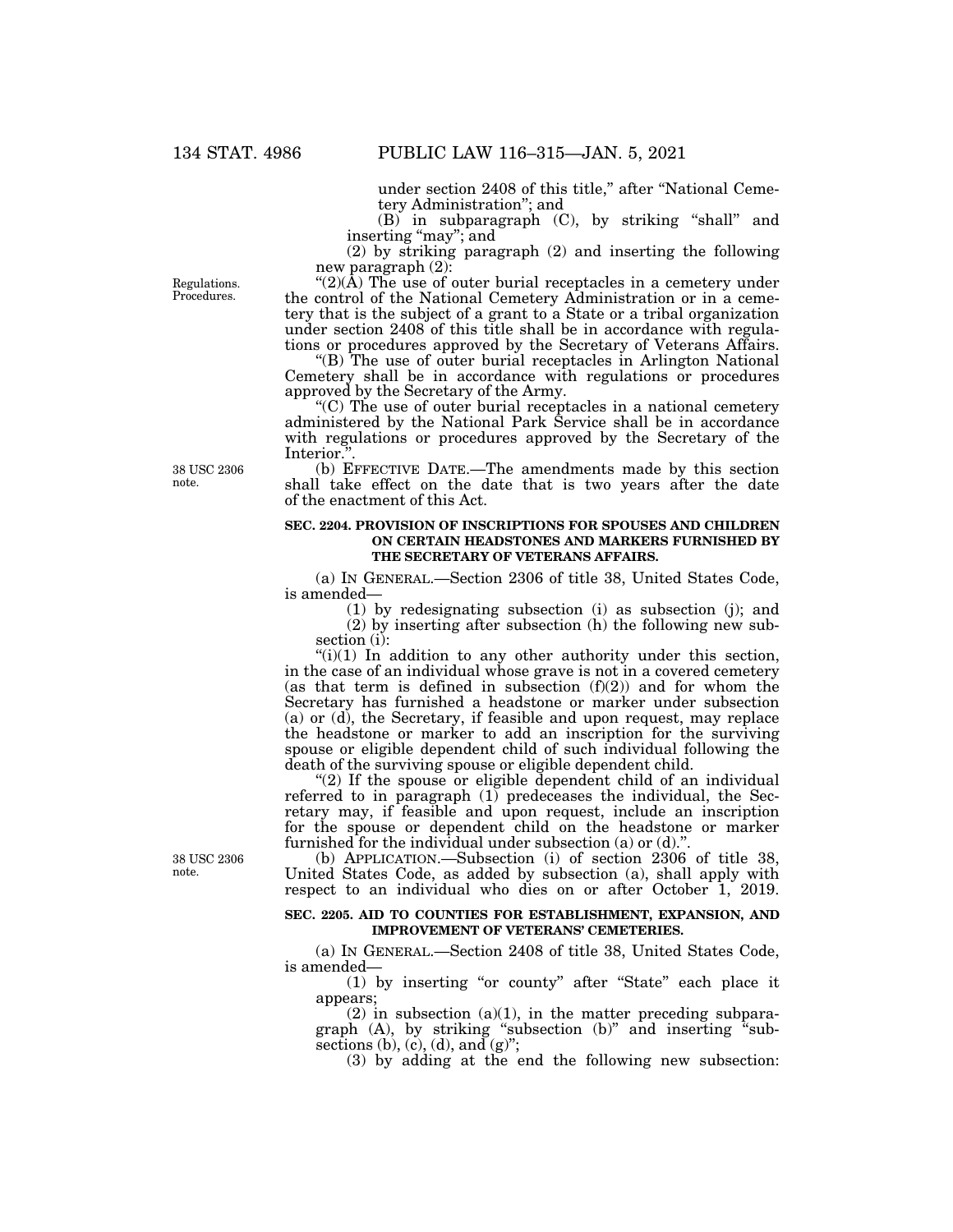under section 2408 of this title," after "National Cemetery Administration"; and

(B) in subparagraph (C), by striking "shall" and inserting "may"; and

(2) by striking paragraph (2) and inserting the following new paragraph (2):

Regulations. Procedures.

"(2)(A) The use of outer burial receptacles in a cemetery under the control of the National Cemetery Administration or in a cemetery that is the subject of a grant to a State or a tribal organization under section 2408 of this title shall be in accordance with regulations or procedures approved by the Secretary of Veterans Affairs.

"(B) The use of outer burial receptacles in Arlington National Cemetery shall be in accordance with regulations or procedures approved by the Secretary of the Army.

"(C) The use of outer burial receptacles in a national cemetery administered by the National Park Service shall be in accordance with regulations or procedures approved by the Secretary of the Interior.".

38 USC 2306 note.

(b) EFFECTIVE DATE.—The amendments made by this section shall take effect on the date that is two years after the date of the enactment of this Act.

**SEC. 2204. PROVISION OF INSCRIPTIONS FOR SPOUSES AND CHILDREN ON CERTAIN HEADSTONES AND MARKERS FURNISHED BY THE SECRETARY OF VETERANS AFFAIRS.**

(a) IN GENERAL.—Section 2306 of title 38, United States Code, is amended—

(1) by redesignating subsection (i) as subsection (j); and

(2) by inserting after subsection (h) the following new subsection (i):

"(i)(1) In addition to any other authority under this section, in the case of an individual whose grave is not in a covered cemetery (as that term is defined in subsection (f)(2)) and for whom the Secretary has furnished a headstone or marker under subsection (a) or (d), the Secretary, if feasible and upon request, may replace the headstone or marker to add an inscription for the surviving spouse or eligible dependent child of such individual following the death of the surviving spouse or eligible dependent child.

"(2) If the spouse or eligible dependent child of an individual referred to in paragraph (1) predeceases the individual, the Secretary may, if feasible and upon request, include an inscription for the spouse or dependent child on the headstone or marker furnished for the individual under subsection (a) or (d).".

38 USC 2306 note.

(b) APPLICATION.—Subsection (i) of section 2306 of title 38, United States Code, as added by subsection (a), shall apply with respect to an individual who dies on or after October 1, 2019.

**SEC. 2205. AID TO COUNTIES FOR ESTABLISHMENT, EXPANSION, AND IMPROVEMENT OF VETERANS' CEMETERIES.**

(a) IN GENERAL.—Section 2408 of title 38, United States Code, is amended—

(1) by inserting "or county" after "State" each place it appears;

(2) in subsection (a)(1), in the matter preceding subparagraph (A), by striking "subsection (b)" and inserting "subsections (b), (c), (d), and (g)";

(3) by adding at the end the following new subsection: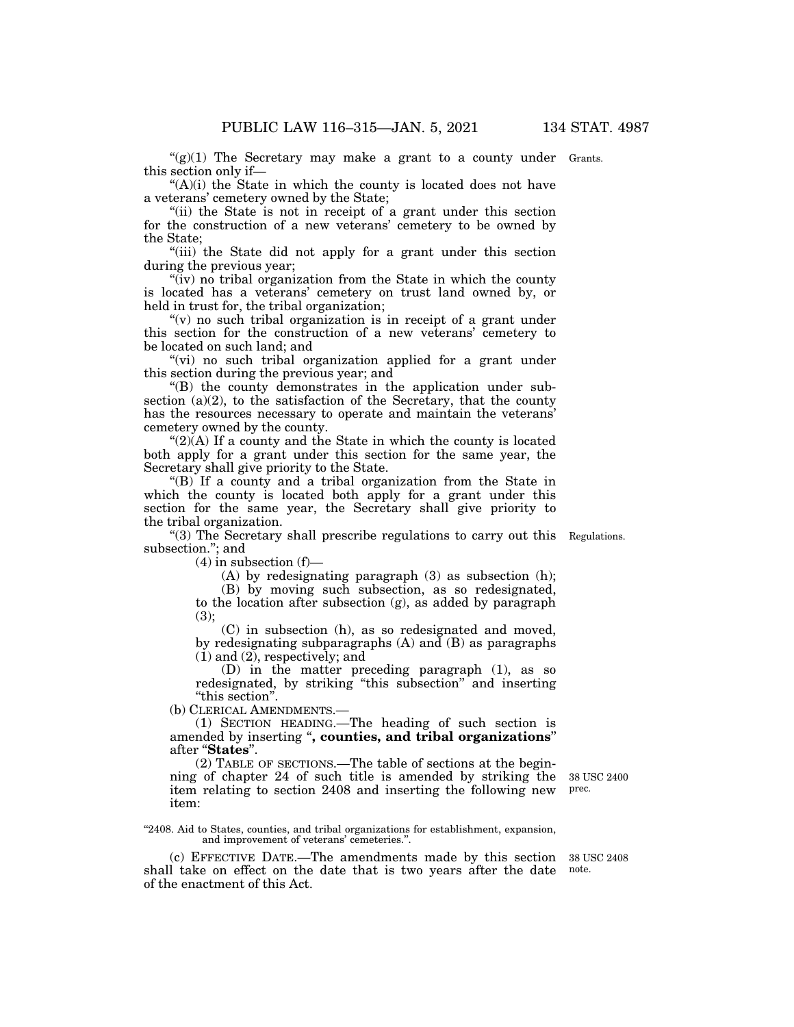"(g)(1) The Secretary may make a grant to a county under this section only if—

"(A)(i) the State in which the county is located does not have a veterans' cemetery owned by the State;

"(ii) the State is not in receipt of a grant under this section for the construction of a new veterans' cemetery to be owned by the State;

"(iii) the State did not apply for a grant under this section during the previous year;

"(iv) no tribal organization from the State in which the county is located has a veterans' cemetery on trust land owned by, or held in trust for, the tribal organization;

"(v) no such tribal organization is in receipt of a grant under this section for the construction of a new veterans' cemetery to be located on such land; and

"(vi) no such tribal organization applied for a grant under this section during the previous year; and

"(B) the county demonstrates in the application under subsection (a)(2), to the satisfaction of the Secretary, that the county has the resources necessary to operate and maintain the veterans' cemetery owned by the county.

"(2)(A) If a county and the State in which the county is located both apply for a grant under this section for the same year, the Secretary shall give priority to the State.

"(B) If a county and a tribal organization from the State in which the county is located both apply for a grant under this section for the same year, the Secretary shall give priority to the tribal organization.

"(3) The Secretary shall prescribe regulations to carry out this subsection."; and

(4) in subsection (f)—

(A) by redesignating paragraph (3) as subsection (h);

(B) by moving such subsection, as so redesignated, to the location after subsection (g), as added by paragraph (3);

(C) in subsection (h), as so redesignated and moved, by redesignating subparagraphs (A) and (B) as paragraphs (1) and (2), respectively; and

(D) in the matter preceding paragraph (1), as so redesignated, by striking "this subsection" and inserting "this section".

(b) CLERICAL AMENDMENTS.—

(1) SECTION HEADING.—The heading of such section is amended by inserting "**, counties, and tribal organizations**" after "**States**".

(2) TABLE OF SECTIONS.—The table of sections at the beginning of chapter 24 of such title is amended by striking the item relating to section 2408 and inserting the following new item:

"2408. Aid to States, counties, and tribal organizations for establishment, expansion, and improvement of veterans' cemeteries.".

(c) EFFECTIVE DATE.—The amendments made by this section shall take on effect on the date that is two years after the date of the enactment of this Act.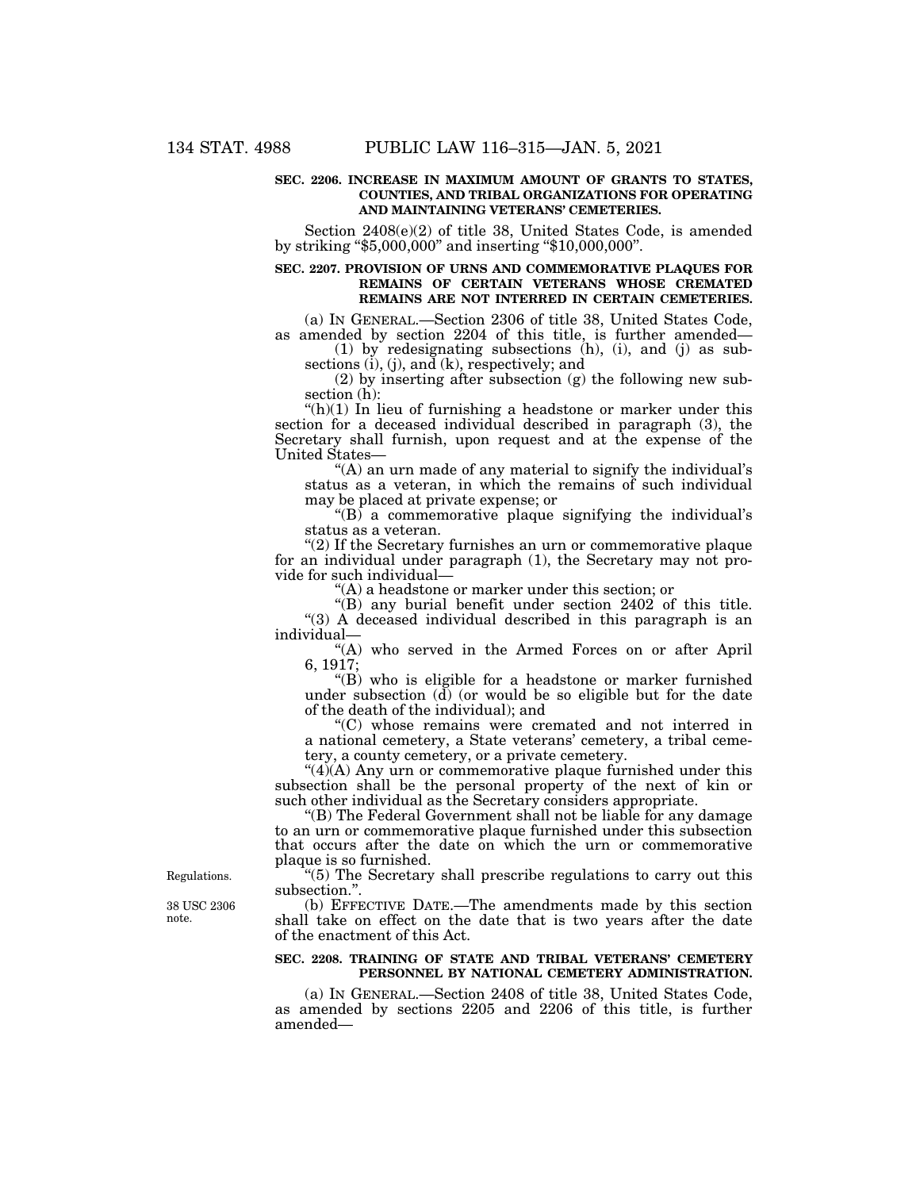**SEC. 2206. INCREASE IN MAXIMUM AMOUNT OF GRANTS TO STATES, COUNTIES, AND TRIBAL ORGANIZATIONS FOR OPERATING AND MAINTAINING VETERANS' CEMETERIES.**

Section 2408(e)(2) of title 38, United States Code, is amended by striking "$5,000,000" and inserting "$10,000,000".

**SEC. 2207. PROVISION OF URNS AND COMMEMORATIVE PLAQUES FOR REMAINS OF CERTAIN VETERANS WHOSE CREMATED REMAINS ARE NOT INTERRED IN CERTAIN CEMETERIES.**

(a) IN GENERAL.—Section 2306 of title 38, United States Code, as amended by section 2204 of this title, is further amended—

(1) by redesignating subsections (h), (i), and (j) as subsections (i), (j), and (k), respectively; and

(2) by inserting after subsection (g) the following new subsection (h):

"(h)(1) In lieu of furnishing a headstone or marker under this section for a deceased individual described in paragraph (3), the Secretary shall furnish, upon request and at the expense of the United States—

"(A) an urn made of any material to signify the individual's status as a veteran, in which the remains of such individual may be placed at private expense; or

"(B) a commemorative plaque signifying the individual's status as a veteran.

"(2) If the Secretary furnishes an urn or commemorative plaque for an individual under paragraph (1), the Secretary may not provide for such individual—

"(A) a headstone or marker under this section; or

"(B) any burial benefit under section 2402 of this title.

"(3) A deceased individual described in this paragraph is an individual—

"(A) who served in the Armed Forces on or after April 6, 1917;

"(B) who is eligible for a headstone or marker furnished under subsection (d) (or would be so eligible but for the date of the death of the individual); and

"(C) whose remains were cremated and not interred in a national cemetery, a State veterans' cemetery, a tribal cemetery, a county cemetery, or a private cemetery.

"(4)(A) Any urn or commemorative plaque furnished under this subsection shall be the personal property of the next of kin or such other individual as the Secretary considers appropriate.

"(B) The Federal Government shall not be liable for any damage to an urn or commemorative plaque furnished under this subsection that occurs after the date on which the urn or commemorative plaque is so furnished.

Regulations.

"(5) The Secretary shall prescribe regulations to carry out this subsection.".

38 USC 2306 note.

(b) EFFECTIVE DATE.—The amendments made by this section shall take on effect on the date that is two years after the date of the enactment of this Act.

**SEC. 2208. TRAINING OF STATE AND TRIBAL VETERANS' CEMETERY PERSONNEL BY NATIONAL CEMETERY ADMINISTRATION.**

(a) IN GENERAL.—Section 2408 of title 38, United States Code, as amended by sections 2205 and 2206 of this title, is further amended—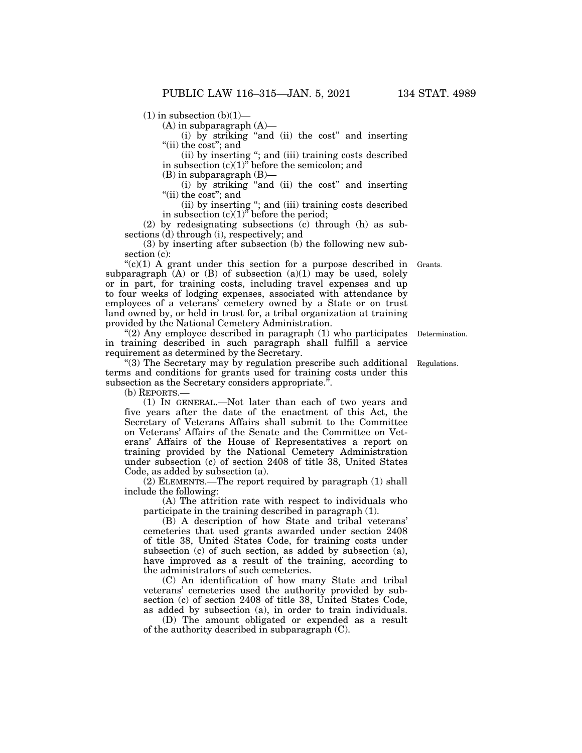(1) in subsection (b)(1)—

(A) in subparagraph (A)—

(i) by striking "and (ii) the cost" and inserting "(ii) the cost"; and

(ii) by inserting "; and (iii) training costs described in subsection (c)(1)" before the semicolon; and

(B) in subparagraph (B)—

(i) by striking "and (ii) the cost" and inserting "(ii) the cost"; and

(ii) by inserting "; and (iii) training costs described in subsection (c)(1)" before the period;

(2) by redesignating subsections (c) through (h) as subsections (d) through (i), respectively; and

(3) by inserting after subsection (b) the following new subsection (c):

"(c)(1) A grant under this section for a purpose described in subparagraph (A) or (B) of subsection (a)(1) may be used, solely or in part, for training costs, including travel expenses and up to four weeks of lodging expenses, associated with attendance by employees of a veterans' cemetery owned by a State or on trust land owned by, or held in trust for, a tribal organization at training provided by the National Cemetery Administration.

"(2) Any employee described in paragraph (1) who participates in training described in such paragraph shall fulfill a service requirement as determined by the Secretary.

"(3) The Secretary may by regulation prescribe such additional terms and conditions for grants used for training costs under this subsection as the Secretary considers appropriate.".

(b) REPORTS.—

(1) IN GENERAL.—Not later than each of two years and five years after the date of the enactment of this Act, the Secretary of Veterans Affairs shall submit to the Committee on Veterans' Affairs of the Senate and the Committee on Veterans' Affairs of the House of Representatives a report on training provided by the National Cemetery Administration under subsection (c) of section 2408 of title 38, United States Code, as added by subsection (a).

(2) ELEMENTS.—The report required by paragraph (1) shall include the following:

(A) The attrition rate with respect to individuals who participate in the training described in paragraph (1).

(B) A description of how State and tribal veterans' cemeteries that used grants awarded under section 2408 of title 38, United States Code, for training costs under subsection (c) of such section, as added by subsection (a), have improved as a result of the training, according to the administrators of such cemeteries.

(C) An identification of how many State and tribal veterans' cemeteries used the authority provided by subsection (c) of section 2408 of title 38, United States Code, as added by subsection (a), in order to train individuals.

(D) The amount obligated or expended as a result of the authority described in subparagraph (C).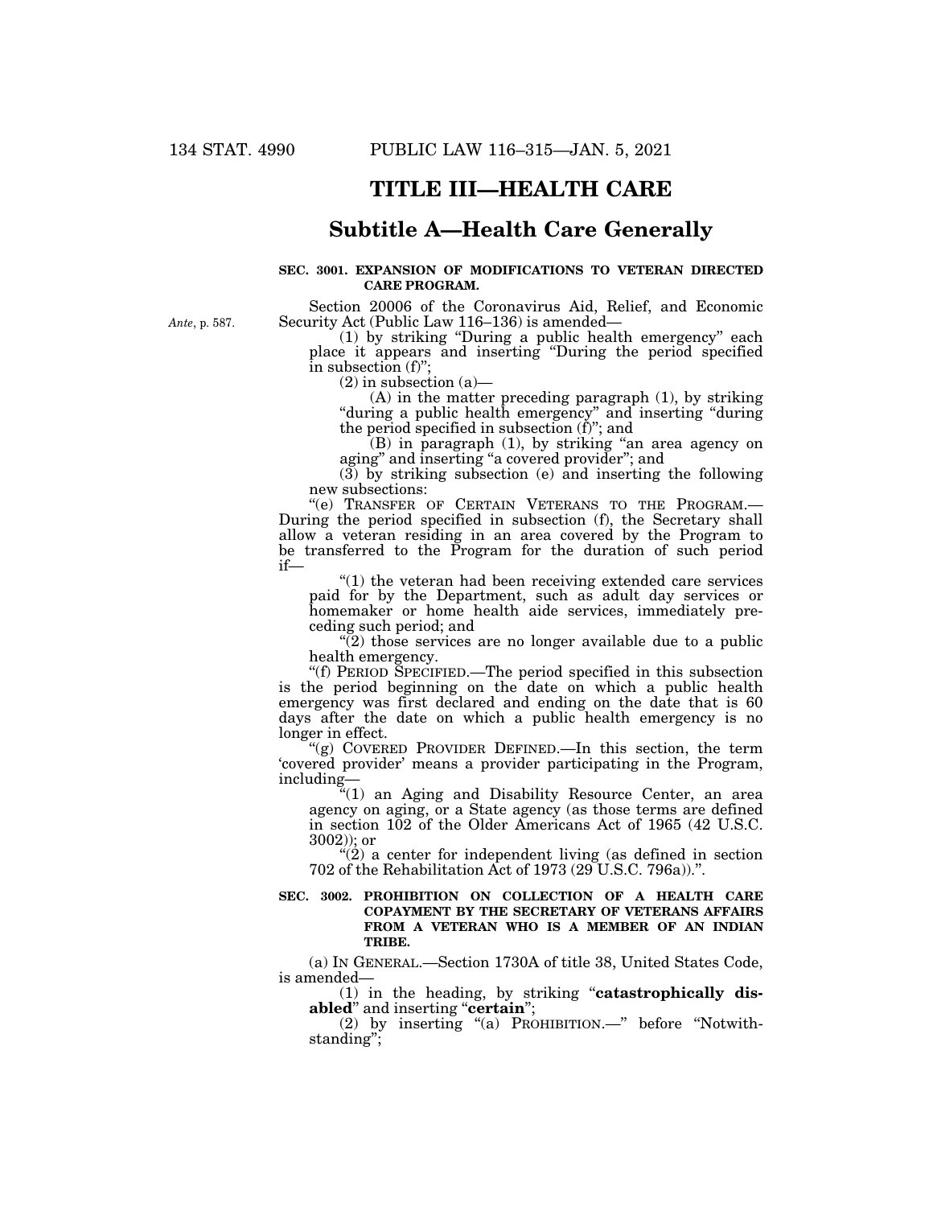# TITLE III—HEALTH CARE

## Subtitle A—Health Care Generally

**SEC. 3001. EXPANSION OF MODIFICATIONS TO VETERAN DIRECTED CARE PROGRAM.**

*Ante*, p. 587.

Section 20006 of the Coronavirus Aid, Relief, and Economic Security Act (Public Law 116–136) is amended—

(1) by striking "During a public health emergency" each place it appears and inserting "During the period specified in subsection (f)";

(2) in subsection (a)—

(A) in the matter preceding paragraph (1), by striking "during a public health emergency" and inserting "during the period specified in subsection (f)"; and

(B) in paragraph (1), by striking "an area agency on aging" and inserting "a covered provider"; and

(3) by striking subsection (e) and inserting the following new subsections:

"(e) TRANSFER OF CERTAIN VETERANS TO THE PROGRAM.—During the period specified in subsection (f), the Secretary shall allow a veteran residing in an area covered by the Program to be transferred to the Program for the duration of such period if—

"(1) the veteran had been receiving extended care services paid for by the Department, such as adult day services or homemaker or home health aide services, immediately preceding such period; and

"(2) those services are no longer available due to a public health emergency.

"(f) PERIOD SPECIFIED.—The period specified in this subsection is the period beginning on the date on which a public health emergency was first declared and ending on the date that is 60 days after the date on which a public health emergency is no longer in effect.

"(g) COVERED PROVIDER DEFINED.—In this section, the term 'covered provider' means a provider participating in the Program, including—

"(1) an Aging and Disability Resource Center, an area agency on aging, or a State agency (as those terms are defined in section 102 of the Older Americans Act of 1965 (42 U.S.C. 3002)); or

"(2) a center for independent living (as defined in section 702 of the Rehabilitation Act of 1973 (29 U.S.C. 796a)).".

**SEC. 3002. PROHIBITION ON COLLECTION OF A HEALTH CARE COPAYMENT BY THE SECRETARY OF VETERANS AFFAIRS FROM A VETERAN WHO IS A MEMBER OF AN INDIAN TRIBE.**

(a) IN GENERAL.—Section 1730A of title 38, United States Code, is amended—

(1) in the heading, by striking "**catastrophically disabled**" and inserting "**certain**";

(2) by inserting "(a) PROHIBITION.—" before "Notwithstanding";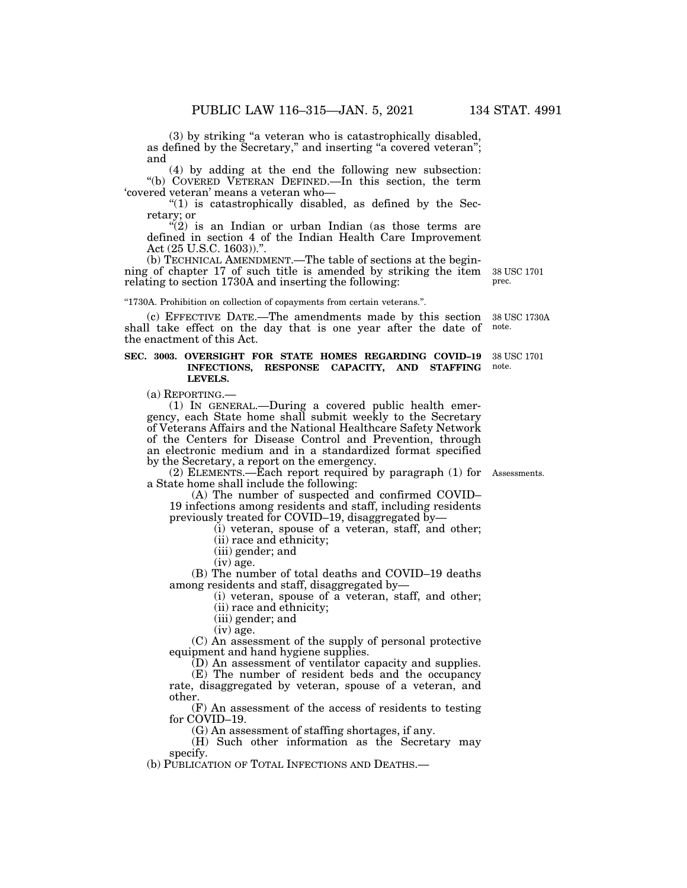(3) by striking "a veteran who is catastrophically disabled, as defined by the Secretary," and inserting "a covered veteran"; and

(4) by adding at the end the following new subsection:

"(b) COVERED VETERAN DEFINED.—In this section, the term 'covered veteran' means a veteran who—

"(1) is catastrophically disabled, as defined by the Secretary; or

"(2) is an Indian or urban Indian (as those terms are defined in section 4 of the Indian Health Care Improvement Act (25 U.S.C. 1603)).".

(b) TECHNICAL AMENDMENT.—The table of sections at the beginning of chapter 17 of such title is amended by striking the item relating to section 1730A and inserting the following:

38 USC 1701 prec.

"1730A. Prohibition on collection of copayments from certain veterans.".

(c) EFFECTIVE DATE.—The amendments made by this section shall take effect on the day that is one year after the date of the enactment of this Act.

38 USC 1730A note.

**SEC. 3003. OVERSIGHT FOR STATE HOMES REGARDING COVID–19 INFECTIONS, RESPONSE CAPACITY, AND STAFFING LEVELS.**

38 USC 1701 note.

(a) REPORTING.—

(1) IN GENERAL.—During a covered public health emergency, each State home shall submit weekly to the Secretary of Veterans Affairs and the National Healthcare Safety Network of the Centers for Disease Control and Prevention, through an electronic medium and in a standardized format specified by the Secretary, a report on the emergency.

(2) ELEMENTS.—Each report required by paragraph (1) for a State home shall include the following:

Assessments.

(A) The number of suspected and confirmed COVID–19 infections among residents and staff, including residents previously treated for COVID–19, disaggregated by—

(i) veteran, spouse of a veteran, staff, and other;

(ii) race and ethnicity;

(iii) gender; and

(iv) age.

(B) The number of total deaths and COVID–19 deaths among residents and staff, disaggregated by—

(i) veteran, spouse of a veteran, staff, and other;

(ii) race and ethnicity;

(iii) gender; and

(iv) age.

(C) An assessment of the supply of personal protective equipment and hand hygiene supplies.

(D) An assessment of ventilator capacity and supplies.

(E) The number of resident beds and the occupancy rate, disaggregated by veteran, spouse of a veteran, and other.

(F) An assessment of the access of residents to testing for COVID–19.

(G) An assessment of staffing shortages, if any.

(H) Such other information as the Secretary may specify.

(b) PUBLICATION OF TOTAL INFECTIONS AND DEATHS.—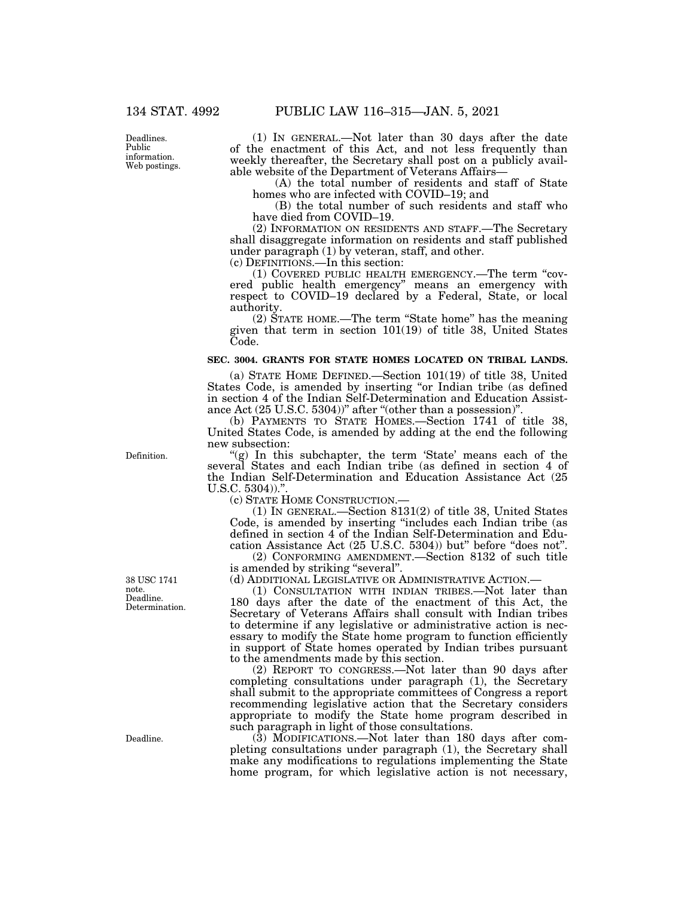(1) IN GENERAL.—Not later than 30 days after the date of the enactment of this Act, and not less frequently than weekly thereafter, the Secretary shall post on a publicly available website of the Department of Veterans Affairs—

(A) the total number of residents and staff of State homes who are infected with COVID–19; and

(B) the total number of such residents and staff who have died from COVID–19.

(2) INFORMATION ON RESIDENTS AND STAFF.—The Secretary shall disaggregate information on residents and staff published under paragraph (1) by veteran, staff, and other.

(c) DEFINITIONS.—In this section:

(1) COVERED PUBLIC HEALTH EMERGENCY.—The term "covered public health emergency" means an emergency with respect to COVID–19 declared by a Federal, State, or local authority.

(2) STATE HOME.—The term "State home" has the meaning given that term in section 101(19) of title 38, United States Code.

**SEC. 3004. GRANTS FOR STATE HOMES LOCATED ON TRIBAL LANDS.**

(a) STATE HOME DEFINED.—Section 101(19) of title 38, United States Code, is amended by inserting "or Indian tribe (as defined in section 4 of the Indian Self-Determination and Education Assistance Act (25 U.S.C. 5304))" after "(other than a possession)".

(b) PAYMENTS TO STATE HOMES.—Section 1741 of title 38, United States Code, is amended by adding at the end the following new subsection:

"(g) In this subchapter, the term 'State' means each of the several States and each Indian tribe (as defined in section 4 of the Indian Self-Determination and Education Assistance Act (25 U.S.C. 5304)).".

(c) STATE HOME CONSTRUCTION.—

(1) IN GENERAL.—Section 8131(2) of title 38, United States Code, is amended by inserting "includes each Indian tribe (as defined in section 4 of the Indian Self-Determination and Education Assistance Act (25 U.S.C. 5304)) but" before "does not".

(2) CONFORMING AMENDMENT.—Section 8132 of such title is amended by striking "several".

(d) ADDITIONAL LEGISLATIVE OR ADMINISTRATIVE ACTION.—

(1) CONSULTATION WITH INDIAN TRIBES.—Not later than 180 days after the date of the enactment of this Act, the Secretary of Veterans Affairs shall consult with Indian tribes to determine if any legislative or administrative action is necessary to modify the State home program to function efficiently in support of State homes operated by Indian tribes pursuant to the amendments made by this section.

(2) REPORT TO CONGRESS.—Not later than 90 days after completing consultations under paragraph (1), the Secretary shall submit to the appropriate committees of Congress a report recommending legislative action that the Secretary considers appropriate to modify the State home program described in such paragraph in light of those consultations.

(3) MODIFICATIONS.—Not later than 180 days after completing consultations under paragraph (1), the Secretary shall make any modifications to regulations implementing the State home program, for which legislative action is not necessary,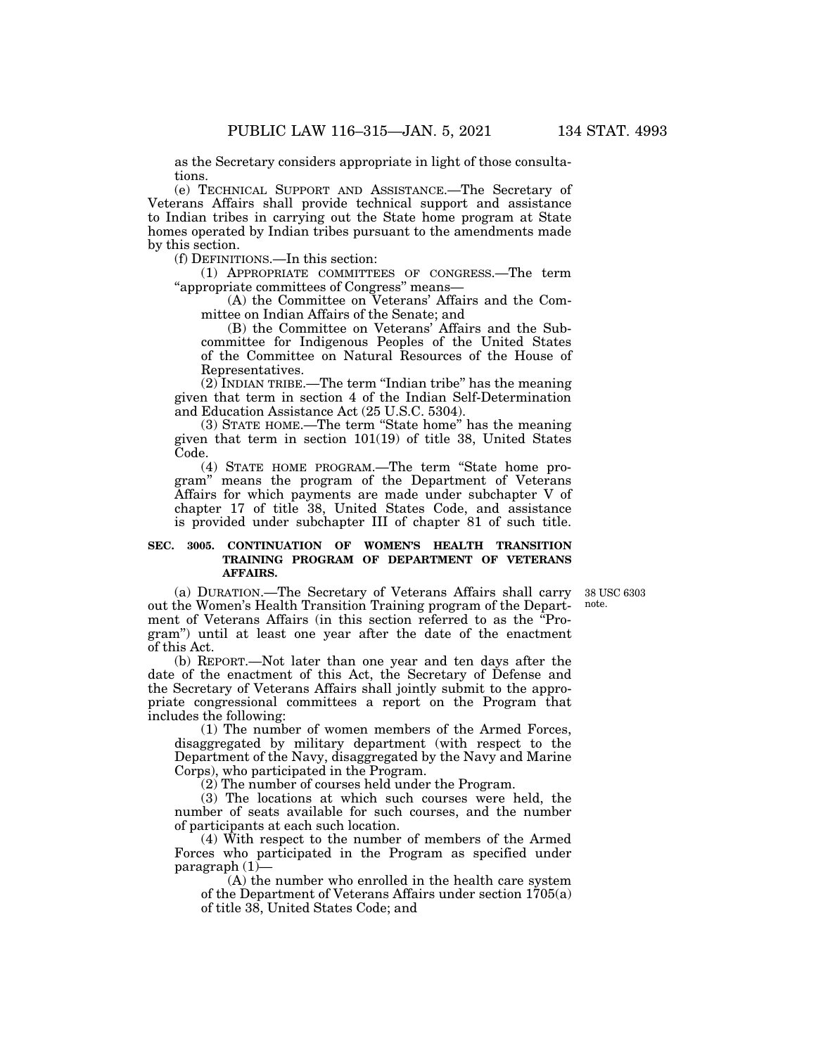as the Secretary considers appropriate in light of those consultations.

(e) TECHNICAL SUPPORT AND ASSISTANCE.—The Secretary of Veterans Affairs shall provide technical support and assistance to Indian tribes in carrying out the State home program at State homes operated by Indian tribes pursuant to the amendments made by this section.

(f) DEFINITIONS.—In this section:

(1) APPROPRIATE COMMITTEES OF CONGRESS.—The term "appropriate committees of Congress" means—

(A) the Committee on Veterans' Affairs and the Committee on Indian Affairs of the Senate; and

(B) the Committee on Veterans' Affairs and the Subcommittee for Indigenous Peoples of the United States of the Committee on Natural Resources of the House of Representatives.

(2) INDIAN TRIBE.—The term "Indian tribe" has the meaning given that term in section 4 of the Indian Self-Determination and Education Assistance Act (25 U.S.C. 5304).

(3) STATE HOME.—The term "State home" has the meaning given that term in section 101(19) of title 38, United States Code.

(4) STATE HOME PROGRAM.—The term "State home program" means the program of the Department of Veterans Affairs for which payments are made under subchapter V of chapter 17 of title 38, United States Code, and assistance is provided under subchapter III of chapter 81 of such title.

**SEC. 3005. CONTINUATION OF WOMEN'S HEALTH TRANSITION TRAINING PROGRAM OF DEPARTMENT OF VETERANS AFFAIRS.**

38 USC 6303 note.

(a) DURATION.—The Secretary of Veterans Affairs shall carry out the Women's Health Transition Training program of the Department of Veterans Affairs (in this section referred to as the "Program") until at least one year after the date of the enactment of this Act.

(b) REPORT.—Not later than one year and ten days after the date of the enactment of this Act, the Secretary of Defense and the Secretary of Veterans Affairs shall jointly submit to the appropriate congressional committees a report on the Program that includes the following:

(1) The number of women members of the Armed Forces, disaggregated by military department (with respect to the Department of the Navy, disaggregated by the Navy and Marine Corps), who participated in the Program.

(2) The number of courses held under the Program.

(3) The locations at which such courses were held, the number of seats available for such courses, and the number of participants at each such location.

(4) With respect to the number of members of the Armed Forces who participated in the Program as specified under paragraph (1)—

(A) the number who enrolled in the health care system of the Department of Veterans Affairs under section 1705(a) of title 38, United States Code; and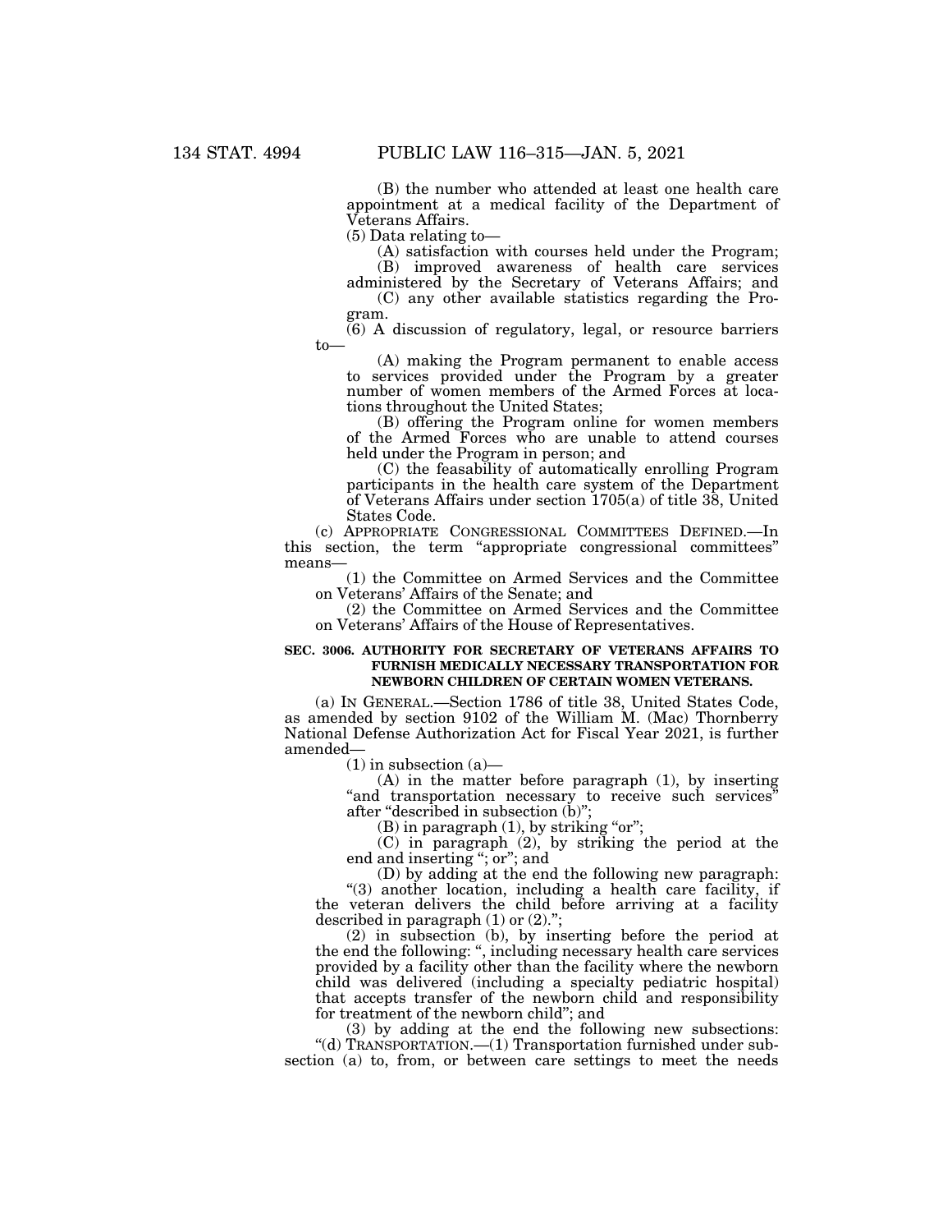(B) the number who attended at least one health care appointment at a medical facility of the Department of Veterans Affairs.

(5) Data relating to—

(A) satisfaction with courses held under the Program;

(B) improved awareness of health care services administered by the Secretary of Veterans Affairs; and

(C) any other available statistics regarding the Program.

(6) A discussion of regulatory, legal, or resource barriers to—

(A) making the Program permanent to enable access to services provided under the Program by a greater number of women members of the Armed Forces at locations throughout the United States;

(B) offering the Program online for women members of the Armed Forces who are unable to attend courses held under the Program in person; and

(C) the feasability of automatically enrolling Program participants in the health care system of the Department of Veterans Affairs under section 1705(a) of title 38, United States Code.

(c) APPROPRIATE CONGRESSIONAL COMMITTEES DEFINED.—In this section, the term "appropriate congressional committees" means—

(1) the Committee on Armed Services and the Committee on Veterans' Affairs of the Senate; and

(2) the Committee on Armed Services and the Committee on Veterans' Affairs of the House of Representatives.

**SEC. 3006. AUTHORITY FOR SECRETARY OF VETERANS AFFAIRS TO FURNISH MEDICALLY NECESSARY TRANSPORTATION FOR NEWBORN CHILDREN OF CERTAIN WOMEN VETERANS.**

(a) IN GENERAL.—Section 1786 of title 38, United States Code, as amended by section 9102 of the William M. (Mac) Thornberry National Defense Authorization Act for Fiscal Year 2021, is further amended—

(1) in subsection (a)—

(A) in the matter before paragraph (1), by inserting "and transportation necessary to receive such services" after "described in subsection (b)";

(B) in paragraph (1), by striking "or";

(C) in paragraph (2), by striking the period at the end and inserting "; or"; and

(D) by adding at the end the following new paragraph:

"(3) another location, including a health care facility, if the veteran delivers the child before arriving at a facility described in paragraph (1) or (2).";

(2) in subsection (b), by inserting before the period at the end the following: ", including necessary health care services provided by a facility other than the facility where the newborn child was delivered (including a specialty pediatric hospital) that accepts transfer of the newborn child and responsibility for treatment of the newborn child"; and

(3) by adding at the end the following new subsections:

"(d) TRANSPORTATION.—(1) Transportation furnished under subsection (a) to, from, or between care settings to meet the needs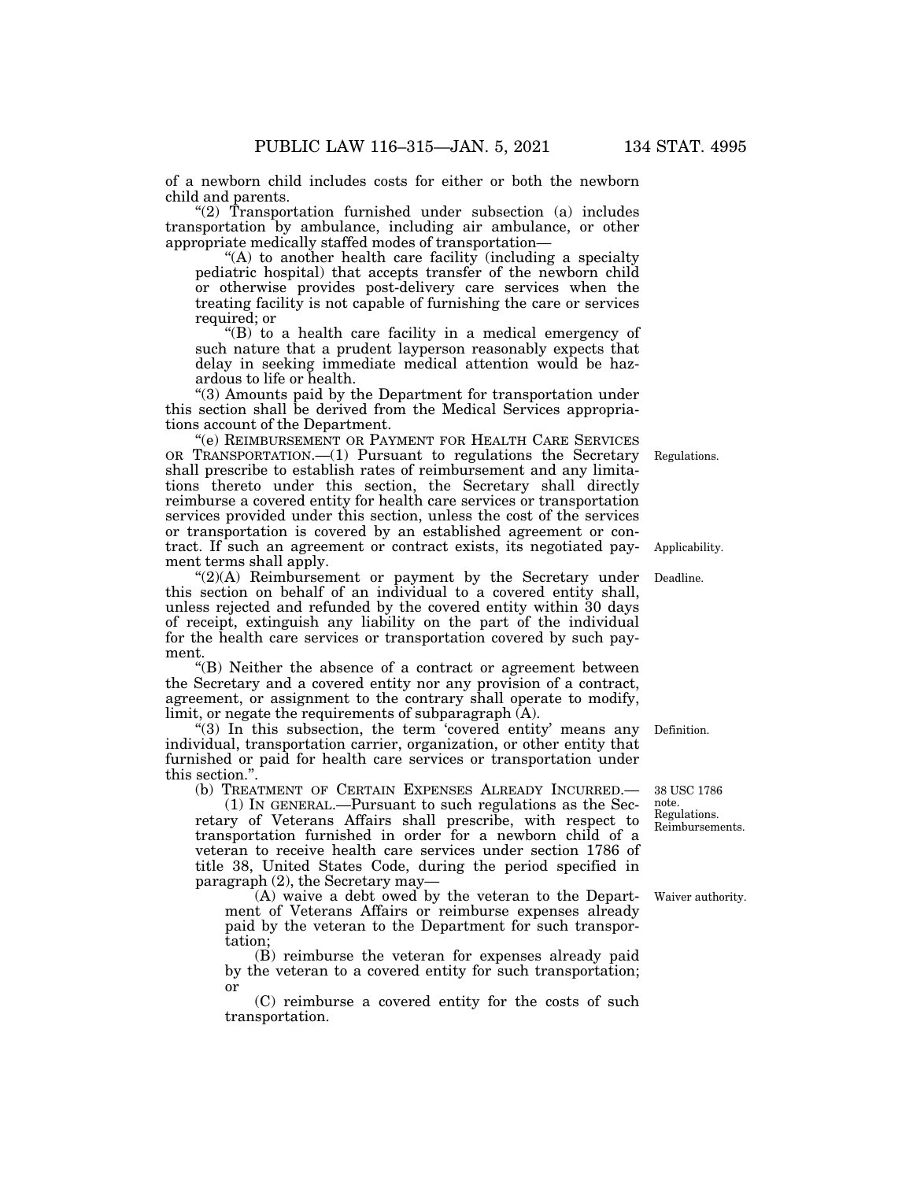of a newborn child includes costs for either or both the newborn child and parents.

"(2) Transportation furnished under subsection (a) includes transportation by ambulance, including air ambulance, or other appropriate medically staffed modes of transportation—

"(A) to another health care facility (including a specialty pediatric hospital) that accepts transfer of the newborn child or otherwise provides post-delivery care services when the treating facility is not capable of furnishing the care or services required; or

"(B) to a health care facility in a medical emergency of such nature that a prudent layperson reasonably expects that delay in seeking immediate medical attention would be hazardous to life or health.

"(3) Amounts paid by the Department for transportation under this section shall be derived from the Medical Services appropriations account of the Department.

"(e) REIMBURSEMENT OR PAYMENT FOR HEALTH CARE SERVICES OR TRANSPORTATION.—(1) Pursuant to regulations the Secretary shall prescribe to establish rates of reimbursement and any limitations thereto under this section, the Secretary shall directly reimburse a covered entity for health care services or transportation services provided under this section, unless the cost of the services or transportation is covered by an established agreement or contract. If such an agreement or contract exists, its negotiated payment terms shall apply.

Regulations.

Applicability.

"(2)(A) Reimbursement or payment by the Secretary under this section on behalf of an individual to a covered entity shall, unless rejected and refunded by the covered entity within 30 days of receipt, extinguish any liability on the part of the individual for the health care services or transportation covered by such payment.

Deadline.

"(B) Neither the absence of a contract or agreement between the Secretary and a covered entity nor any provision of a contract, agreement, or assignment to the contrary shall operate to modify, limit, or negate the requirements of subparagraph (A).

"(3) In this subsection, the term 'covered entity' means any individual, transportation carrier, organization, or other entity that furnished or paid for health care services or transportation under this section.".

Definition.

(b) TREATMENT OF CERTAIN EXPENSES ALREADY INCURRED.—

38 USC 1786 note.
Regulations.
Reimbursements.

(1) IN GENERAL.—Pursuant to such regulations as the Secretary of Veterans Affairs shall prescribe, with respect to transportation furnished in order for a newborn child of a veteran to receive health care services under section 1786 of title 38, United States Code, during the period specified in paragraph (2), the Secretary may—

(A) waive a debt owed by the veteran to the Department of Veterans Affairs or reimburse expenses already paid by the veteran to the Department for such transportation;

Waiver authority.

(B) reimburse the veteran for expenses already paid by the veteran to a covered entity for such transportation; or

(C) reimburse a covered entity for the costs of such transportation.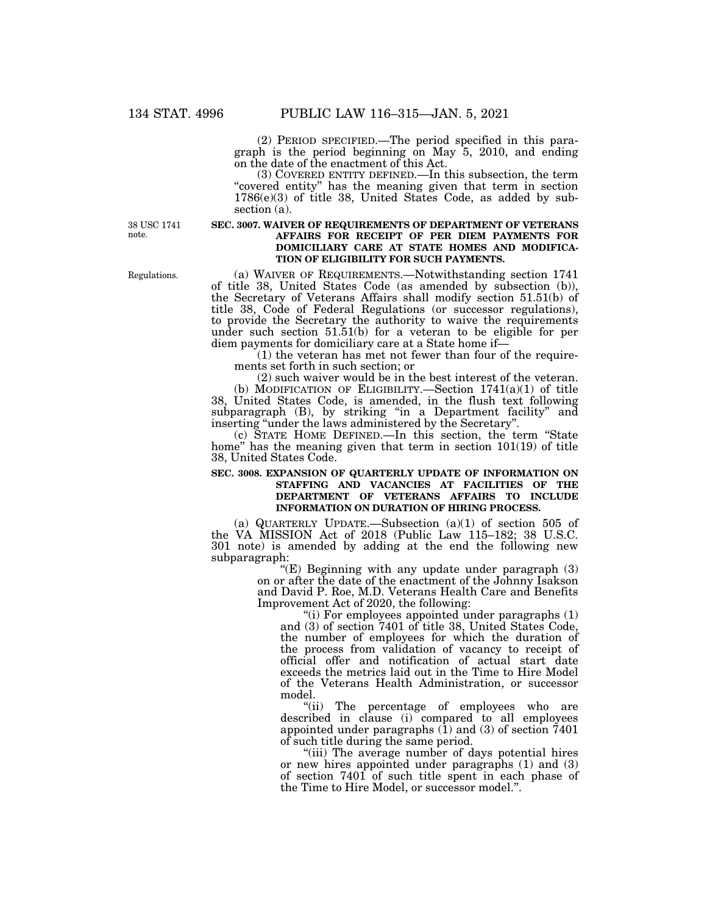(2) PERIOD SPECIFIED.—The period specified in this paragraph is the period beginning on May 5, 2010, and ending on the date of the enactment of this Act.

(3) COVERED ENTITY DEFINED.—In this subsection, the term "covered entity" has the meaning given that term in section 1786(e)(3) of title 38, United States Code, as added by subsection (a).

38 USC 1741 note.

### SEC. 3007. WAIVER OF REQUIREMENTS OF DEPARTMENT OF VETERANS AFFAIRS FOR RECEIPT OF PER DIEM PAYMENTS FOR DOMICILIARY CARE AT STATE HOMES AND MODIFICATION OF ELIGIBILITY FOR SUCH PAYMENTS.

Regulations.

(a) WAIVER OF REQUIREMENTS.—Notwithstanding section 1741 of title 38, United States Code (as amended by subsection (b)), the Secretary of Veterans Affairs shall modify section 51.51(b) of title 38, Code of Federal Regulations (or successor regulations), to provide the Secretary the authority to waive the requirements under such section 51.51(b) for a veteran to be eligible for per diem payments for domiciliary care at a State home if—

(1) the veteran has met not fewer than four of the requirements set forth in such section; or

(2) such waiver would be in the best interest of the veteran.

(b) MODIFICATION OF ELIGIBILITY.—Section 1741(a)(1) of title 38, United States Code, is amended, in the flush text following subparagraph (B), by striking "in a Department facility" and inserting "under the laws administered by the Secretary".

(c) STATE HOME DEFINED.—In this section, the term "State home" has the meaning given that term in section 101(19) of title 38, United States Code.

### SEC. 3008. EXPANSION OF QUARTERLY UPDATE OF INFORMATION ON STAFFING AND VACANCIES AT FACILITIES OF THE DEPARTMENT OF VETERANS AFFAIRS TO INCLUDE INFORMATION ON DURATION OF HIRING PROCESS.

(a) QUARTERLY UPDATE.—Subsection (a)(1) of section 505 of the VA MISSION Act of 2018 (Public Law 115–182; 38 U.S.C. 301 note) is amended by adding at the end the following new subparagraph:

"(E) Beginning with any update under paragraph (3) on or after the date of the enactment of the Johnny Isakson and David P. Roe, M.D. Veterans Health Care and Benefits Improvement Act of 2020, the following:

"(i) For employees appointed under paragraphs (1) and (3) of section 7401 of title 38, United States Code, the number of employees for which the duration of the process from validation of vacancy to receipt of official offer and notification of actual start date exceeds the metrics laid out in the Time to Hire Model of the Veterans Health Administration, or successor model.

"(ii) The percentage of employees who are described in clause (i) compared to all employees appointed under paragraphs (1) and (3) of section 7401 of such title during the same period.

"(iii) The average number of days potential hires or new hires appointed under paragraphs (1) and (3) of section 7401 of such title spent in each phase of the Time to Hire Model, or successor model.".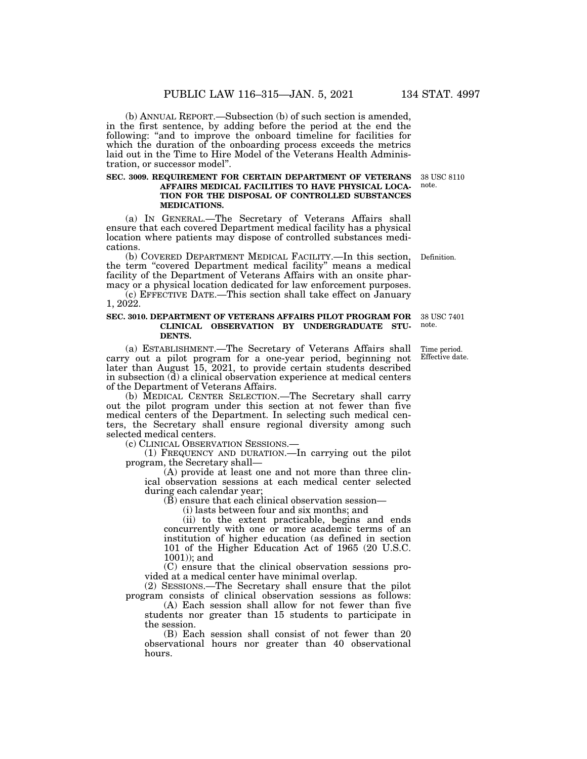(b) ANNUAL REPORT.—Subsection (b) of such section is amended, in the first sentence, by adding before the period at the end the following: "and to improve the onboard timeline for facilities for which the duration of the onboarding process exceeds the metrics laid out in the Time to Hire Model of the Veterans Health Administration, or successor model".

38 USC 8110 note.

**SEC. 3009. REQUIREMENT FOR CERTAIN DEPARTMENT OF VETERANS AFFAIRS MEDICAL FACILITIES TO HAVE PHYSICAL LOCATION FOR THE DISPOSAL OF CONTROLLED SUBSTANCES MEDICATIONS.**

(a) IN GENERAL.—The Secretary of Veterans Affairs shall ensure that each covered Department medical facility has a physical location where patients may dispose of controlled substances medications.

Definition.

(b) COVERED DEPARTMENT MEDICAL FACILITY.—In this section, the term "covered Department medical facility" means a medical facility of the Department of Veterans Affairs with an onsite pharmacy or a physical location dedicated for law enforcement purposes.

(c) EFFECTIVE DATE.—This section shall take effect on January 1, 2022.

38 USC 7401 note.

**SEC. 3010. DEPARTMENT OF VETERANS AFFAIRS PILOT PROGRAM FOR CLINICAL OBSERVATION BY UNDERGRADUATE STUDENTS.**

Time period. Effective date.

(a) ESTABLISHMENT.—The Secretary of Veterans Affairs shall carry out a pilot program for a one-year period, beginning not later than August 15, 2021, to provide certain students described in subsection (d) a clinical observation experience at medical centers of the Department of Veterans Affairs.

(b) MEDICAL CENTER SELECTION.—The Secretary shall carry out the pilot program under this section at not fewer than five medical centers of the Department. In selecting such medical centers, the Secretary shall ensure regional diversity among such selected medical centers.

(c) CLINICAL OBSERVATION SESSIONS.—

(1) FREQUENCY AND DURATION.—In carrying out the pilot program, the Secretary shall—

(A) provide at least one and not more than three clinical observation sessions at each medical center selected during each calendar year;

(B) ensure that each clinical observation session—

(i) lasts between four and six months; and

(ii) to the extent practicable, begins and ends concurrently with one or more academic terms of an institution of higher education (as defined in section 101 of the Higher Education Act of 1965 (20 U.S.C. 1001)); and

(C) ensure that the clinical observation sessions provided at a medical center have minimal overlap.

(2) SESSIONS.—The Secretary shall ensure that the pilot program consists of clinical observation sessions as follows:

(A) Each session shall allow for not fewer than five students nor greater than 15 students to participate in the session.

(B) Each session shall consist of not fewer than 20 observational hours nor greater than 40 observational hours.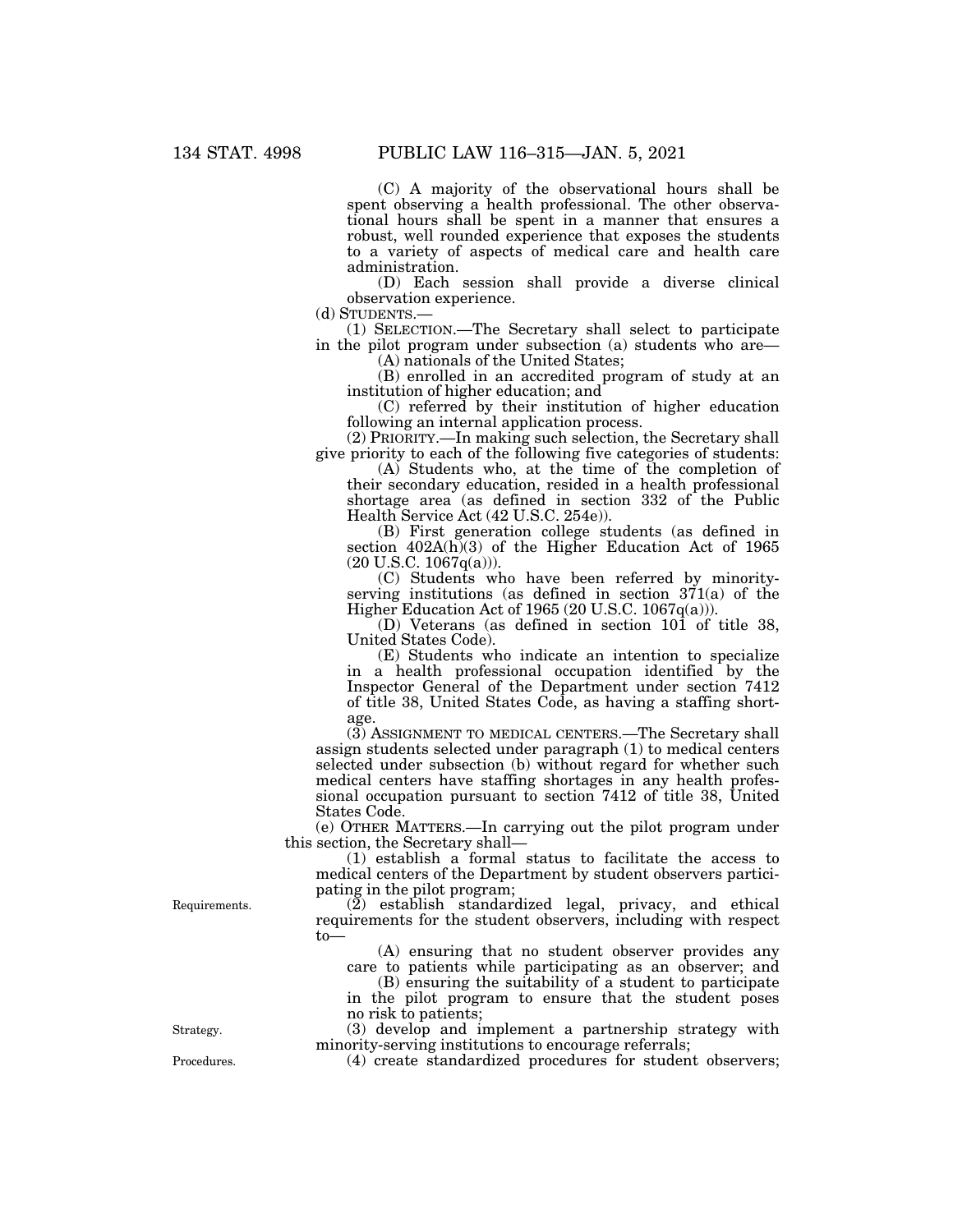(C) A majority of the observational hours shall be spent observing a health professional. The other observational hours shall be spent in a manner that ensures a robust, well rounded experience that exposes the students to a variety of aspects of medical care and health care administration.

(D) Each session shall provide a diverse clinical observation experience.

(d) STUDENTS.—

(1) SELECTION.—The Secretary shall select to participate in the pilot program under subsection (a) students who are—

(A) nationals of the United States;

(B) enrolled in an accredited program of study at an institution of higher education; and

(C) referred by their institution of higher education following an internal application process.

(2) PRIORITY.—In making such selection, the Secretary shall give priority to each of the following five categories of students:

(A) Students who, at the time of the completion of their secondary education, resided in a health professional shortage area (as defined in section 332 of the Public Health Service Act (42 U.S.C. 254e)).

(B) First generation college students (as defined in section 402A(h)(3) of the Higher Education Act of 1965 (20 U.S.C. 1067q(a))).

(C) Students who have been referred by minority-serving institutions (as defined in section 371(a) of the Higher Education Act of 1965 (20 U.S.C. 1067q(a))).

(D) Veterans (as defined in section 101 of title 38, United States Code).

(E) Students who indicate an intention to specialize in a health professional occupation identified by the Inspector General of the Department under section 7412 of title 38, United States Code, as having a staffing shortage.

(3) ASSIGNMENT TO MEDICAL CENTERS.—The Secretary shall assign students selected under paragraph (1) to medical centers selected under subsection (b) without regard for whether such medical centers have staffing shortages in any health professional occupation pursuant to section 7412 of title 38, United States Code.

(e) OTHER MATTERS.—In carrying out the pilot program under this section, the Secretary shall—

(1) establish a formal status to facilitate the access to medical centers of the Department by student observers participating in the pilot program;

Requirements.

(2) establish standardized legal, privacy, and ethical requirements for the student observers, including with respect to—

(A) ensuring that no student observer provides any care to patients while participating as an observer; and

(B) ensuring the suitability of a student to participate in the pilot program to ensure that the student poses no risk to patients;

Strategy.

(3) develop and implement a partnership strategy with minority-serving institutions to encourage referrals;

Procedures.

(4) create standardized procedures for student observers;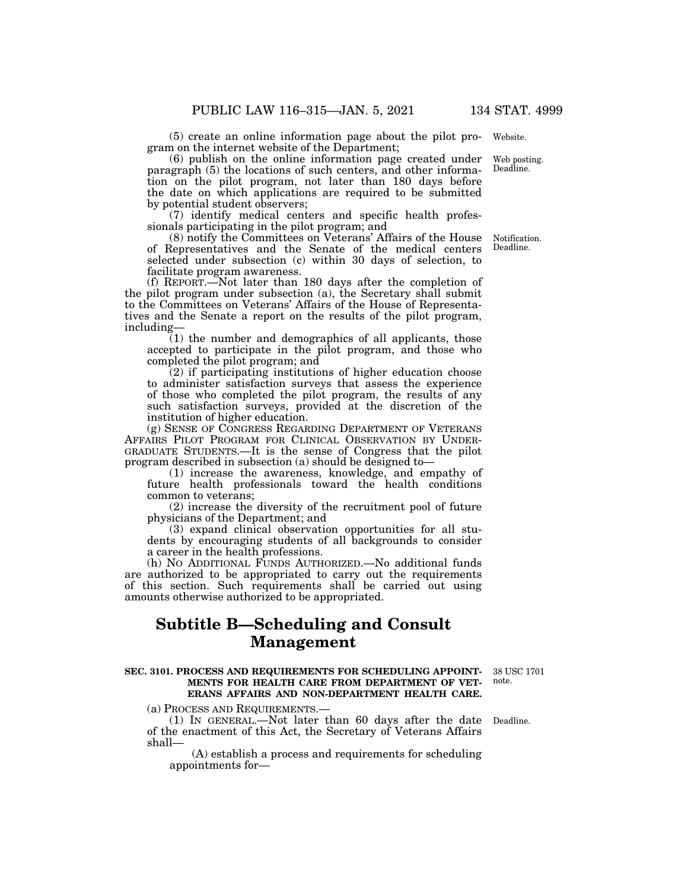(5) create an online information page about the pilot program on the internet website of the Department;

(6) publish on the online information page created under paragraph (5) the locations of such centers, and other information on the pilot program, not later than 180 days before the date on which applications are required to be submitted by potential student observers;

(7) identify medical centers and specific health professionals participating in the pilot program; and

(8) notify the Committees on Veterans' Affairs of the House of Representatives and the Senate of the medical centers selected under subsection (c) within 30 days of selection, to facilitate program awareness.

(f) REPORT.—Not later than 180 days after the completion of the pilot program under subsection (a), the Secretary shall submit to the Committees on Veterans' Affairs of the House of Representatives and the Senate a report on the results of the pilot program, including—

(1) the number and demographics of all applicants, those accepted to participate in the pilot program, and those who completed the pilot program; and

(2) if participating institutions of higher education choose to administer satisfaction surveys that assess the experience of those who completed the pilot program, the results of any such satisfaction surveys, provided at the discretion of the institution of higher education.

(g) SENSE OF CONGRESS REGARDING DEPARTMENT OF VETERANS AFFAIRS PILOT PROGRAM FOR CLINICAL OBSERVATION BY UNDERGRADUATE STUDENTS.—It is the sense of Congress that the pilot program described in subsection (a) should be designed to—

(1) increase the awareness, knowledge, and empathy of future health professionals toward the health conditions common to veterans;

(2) increase the diversity of the recruitment pool of future physicians of the Department; and

(3) expand clinical observation opportunities for all students by encouraging students of all backgrounds to consider a career in the health professions.

(h) NO ADDITIONAL FUNDS AUTHORIZED.—No additional funds are authorized to be appropriated to carry out the requirements of this section. Such requirements shall be carried out using amounts otherwise authorized to be appropriated.

## Subtitle B—Scheduling and Consult Management

**SEC. 3101. PROCESS AND REQUIREMENTS FOR SCHEDULING APPOINTMENTS FOR HEALTH CARE FROM DEPARTMENT OF VETERANS AFFAIRS AND NON-DEPARTMENT HEALTH CARE.**

(a) PROCESS AND REQUIREMENTS.—

(1) IN GENERAL.—Not later than 60 days after the date of the enactment of this Act, the Secretary of Veterans Affairs shall—

(A) establish a process and requirements for scheduling appointments for—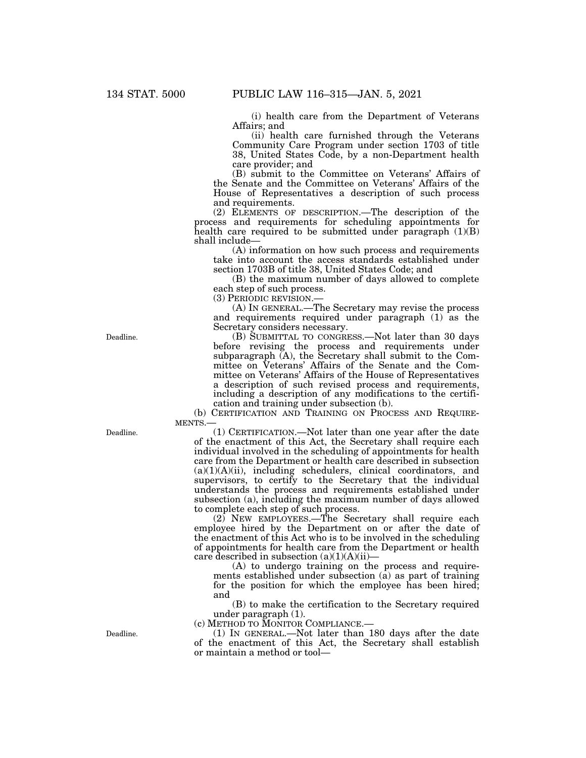(i) health care from the Department of Veterans Affairs; and

(ii) health care furnished through the Veterans Community Care Program under section 1703 of title 38, United States Code, by a non-Department health care provider; and

(B) submit to the Committee on Veterans' Affairs of the Senate and the Committee on Veterans' Affairs of the House of Representatives a description of such process and requirements.

(2) ELEMENTS OF DESCRIPTION.—The description of the process and requirements for scheduling appointments for health care required to be submitted under paragraph (1)(B) shall include—

(A) information on how such process and requirements take into account the access standards established under section 1703B of title 38, United States Code; and

(B) the maximum number of days allowed to complete each step of such process.

(3) PERIODIC REVISION.—

(A) IN GENERAL.—The Secretary may revise the process and requirements required under paragraph (1) as the Secretary considers necessary.

Deadline.

(B) SUBMITTAL TO CONGRESS.—Not later than 30 days before revising the process and requirements under subparagraph (A), the Secretary shall submit to the Committee on Veterans' Affairs of the Senate and the Committee on Veterans' Affairs of the House of Representatives a description of such revised process and requirements, including a description of any modifications to the certification and training under subsection (b).

(b) CERTIFICATION AND TRAINING ON PROCESS AND REQUIREMENTS.—

Deadline.

(1) CERTIFICATION.—Not later than one year after the date of the enactment of this Act, the Secretary shall require each individual involved in the scheduling of appointments for health care from the Department or health care described in subsection (a)(1)(A)(ii), including schedulers, clinical coordinators, and supervisors, to certify to the Secretary that the individual understands the process and requirements established under subsection (a), including the maximum number of days allowed to complete each step of such process.

(2) NEW EMPLOYEES.—The Secretary shall require each employee hired by the Department on or after the date of the enactment of this Act who is to be involved in the scheduling of appointments for health care from the Department or health care described in subsection (a)(1)(A)(ii)—

(A) to undergo training on the process and requirements established under subsection (a) as part of training for the position for which the employee has been hired; and

(B) to make the certification to the Secretary required under paragraph (1).

(c) METHOD TO MONITOR COMPLIANCE.—

Deadline.

(1) IN GENERAL.—Not later than 180 days after the date of the enactment of this Act, the Secretary shall establish or maintain a method or tool—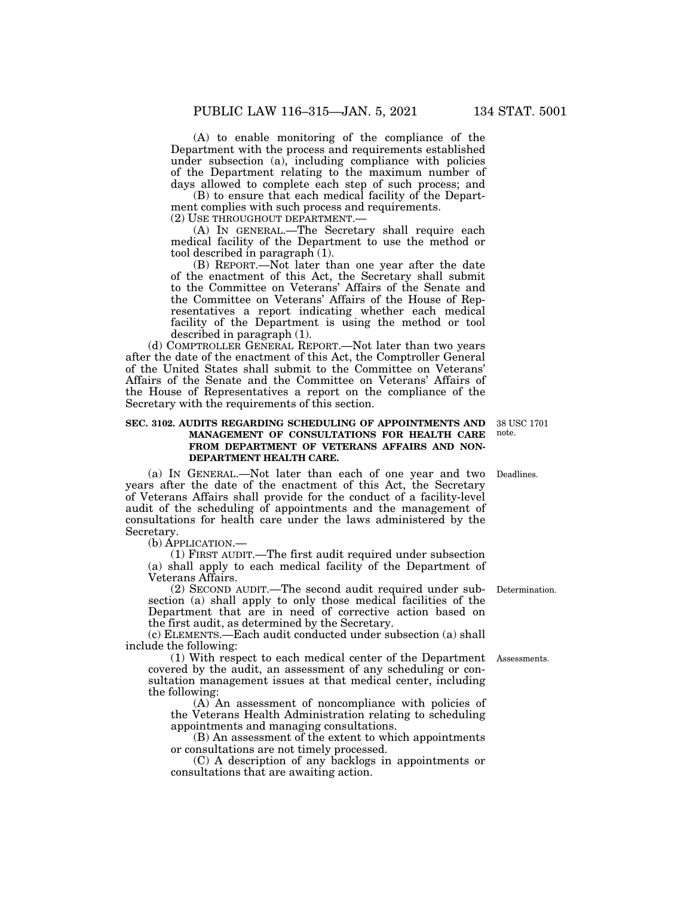(A) to enable monitoring of the compliance of the Department with the process and requirements established under subsection (a), including compliance with policies of the Department relating to the maximum number of days allowed to complete each step of such process; and

(B) to ensure that each medical facility of the Department complies with such process and requirements.

(2) USE THROUGHOUT DEPARTMENT.—

(A) IN GENERAL.—The Secretary shall require each medical facility of the Department to use the method or tool described in paragraph (1).

(B) REPORT.—Not later than one year after the date of the enactment of this Act, the Secretary shall submit to the Committee on Veterans' Affairs of the Senate and the Committee on Veterans' Affairs of the House of Representatives a report indicating whether each medical facility of the Department is using the method or tool described in paragraph (1).

(d) COMPTROLLER GENERAL REPORT.—Not later than two years after the date of the enactment of this Act, the Comptroller General of the United States shall submit to the Committee on Veterans' Affairs of the Senate and the Committee on Veterans' Affairs of the House of Representatives a report on the compliance of the Secretary with the requirements of this section.

**SEC. 3102. AUDITS REGARDING SCHEDULING OF APPOINTMENTS AND MANAGEMENT OF CONSULTATIONS FOR HEALTH CARE FROM DEPARTMENT OF VETERANS AFFAIRS AND NON-DEPARTMENT HEALTH CARE.**

38 USC 1701 note.

(a) IN GENERAL.—Not later than each of one year and two years after the date of the enactment of this Act, the Secretary of Veterans Affairs shall provide for the conduct of a facility-level audit of the scheduling of appointments and the management of consultations for health care under the laws administered by the Secretary.

Deadlines.

(b) APPLICATION.—

(1) FIRST AUDIT.—The first audit required under subsection (a) shall apply to each medical facility of the Department of Veterans Affairs.

(2) SECOND AUDIT.—The second audit required under subsection (a) shall apply to only those medical facilities of the Department that are in need of corrective action based on the first audit, as determined by the Secretary.

Determination.

(c) ELEMENTS.—Each audit conducted under subsection (a) shall include the following:

(1) With respect to each medical center of the Department covered by the audit, an assessment of any scheduling or consultation management issues at that medical center, including the following:

Assessments.

(A) An assessment of noncompliance with policies of the Veterans Health Administration relating to scheduling appointments and managing consultations.

(B) An assessment of the extent to which appointments or consultations are not timely processed.

(C) A description of any backlogs in appointments or consultations that are awaiting action.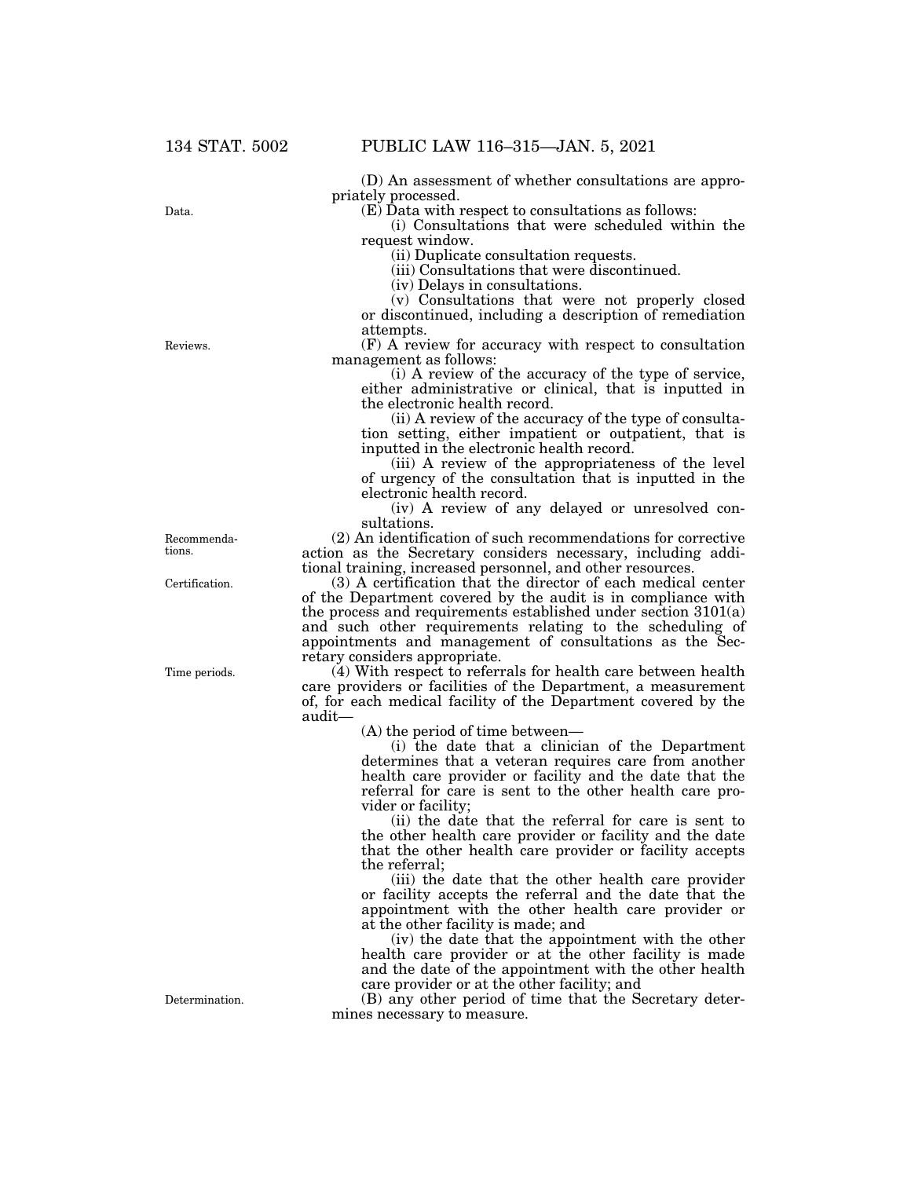(D) An assessment of whether consultations are appropriately processed.

(E) Data with respect to consultations as follows:

(i) Consultations that were scheduled within the request window.

(ii) Duplicate consultation requests.

(iii) Consultations that were discontinued.

(iv) Delays in consultations.

(v) Consultations that were not properly closed or discontinued, including a description of remediation attempts.

(F) A review for accuracy with respect to consultation management as follows:

(i) A review of the accuracy of the type of service, either administrative or clinical, that is inputted in the electronic health record.

(ii) A review of the accuracy of the type of consultation setting, either impatient or outpatient, that is inputted in the electronic health record.

(iii) A review of the appropriateness of the level of urgency of the consultation that is inputted in the electronic health record.

(iv) A review of any delayed or unresolved consultations.

(2) An identification of such recommendations for corrective action as the Secretary considers necessary, including additional training, increased personnel, and other resources.

(3) A certification that the director of each medical center of the Department covered by the audit is in compliance with the process and requirements established under section 3101(a) and such other requirements relating to the scheduling of appointments and management of consultations as the Secretary considers appropriate.

(4) With respect to referrals for health care between health care providers or facilities of the Department, a measurement of, for each medical facility of the Department covered by the audit—

(A) the period of time between—

(i) the date that a clinician of the Department determines that a veteran requires care from another health care provider or facility and the date that the referral for care is sent to the other health care provider or facility;

(ii) the date that the referral for care is sent to the other health care provider or facility and the date that the other health care provider or facility accepts the referral;

(iii) the date that the other health care provider or facility accepts the referral and the date that the appointment with the other health care provider or at the other facility is made; and

(iv) the date that the appointment with the other health care provider or at the other facility is made and the date of the appointment with the other health care provider or at the other facility; and

(B) any other period of time that the Secretary determines necessary to measure.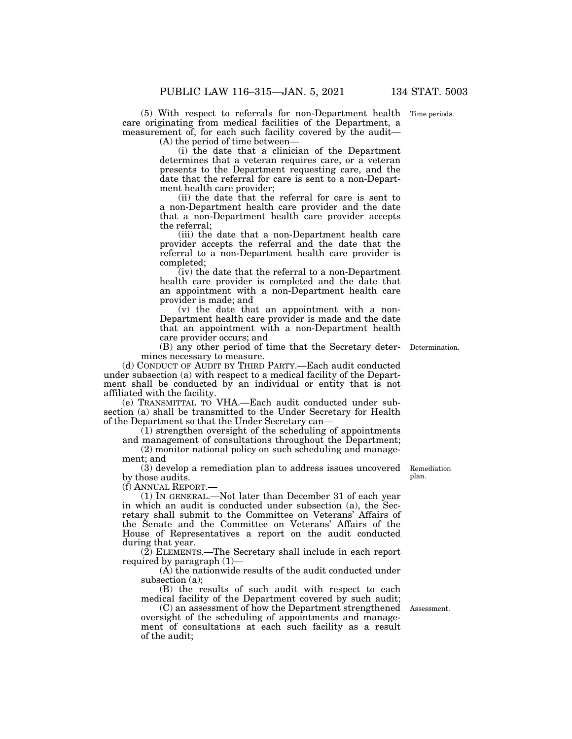(5) With respect to referrals for non-Department health care originating from medical facilities of the Department, a measurement of, for each such facility covered by the audit—

(A) the period of time between—

(i) the date that a clinician of the Department determines that a veteran requires care, or a veteran presents to the Department requesting care, and the date that the referral for care is sent to a non-Department health care provider;

(ii) the date that the referral for care is sent to a non-Department health care provider and the date that a non-Department health care provider accepts the referral;

(iii) the date that a non-Department health care provider accepts the referral and the date that the referral to a non-Department health care provider is completed;

(iv) the date that the referral to a non-Department health care provider is completed and the date that an appointment with a non-Department health care provider is made; and

(v) the date that an appointment with a non-Department health care provider is made and the date that an appointment with a non-Department health care provider occurs; and

(B) any other period of time that the Secretary determines necessary to measure.

(d) CONDUCT OF AUDIT BY THIRD PARTY.—Each audit conducted under subsection (a) with respect to a medical facility of the Department shall be conducted by an individual or entity that is not affiliated with the facility.

(e) TRANSMITTAL TO VHA.—Each audit conducted under subsection (a) shall be transmitted to the Under Secretary for Health of the Department so that the Under Secretary can—

(1) strengthen oversight of the scheduling of appointments and management of consultations throughout the Department;

(2) monitor national policy on such scheduling and management; and

(3) develop a remediation plan to address issues uncovered by those audits.

(f) ANNUAL REPORT.—

(1) IN GENERAL.—Not later than December 31 of each year in which an audit is conducted under subsection (a), the Secretary shall submit to the Committee on Veterans' Affairs of the Senate and the Committee on Veterans' Affairs of the House of Representatives a report on the audit conducted during that year.

(2) ELEMENTS.—The Secretary shall include in each report required by paragraph (1)—

(A) the nationwide results of the audit conducted under subsection (a);

(B) the results of such audit with respect to each medical facility of the Department covered by such audit;

(C) an assessment of how the Department strengthened oversight of the scheduling of appointments and management of consultations at each such facility as a result of the audit;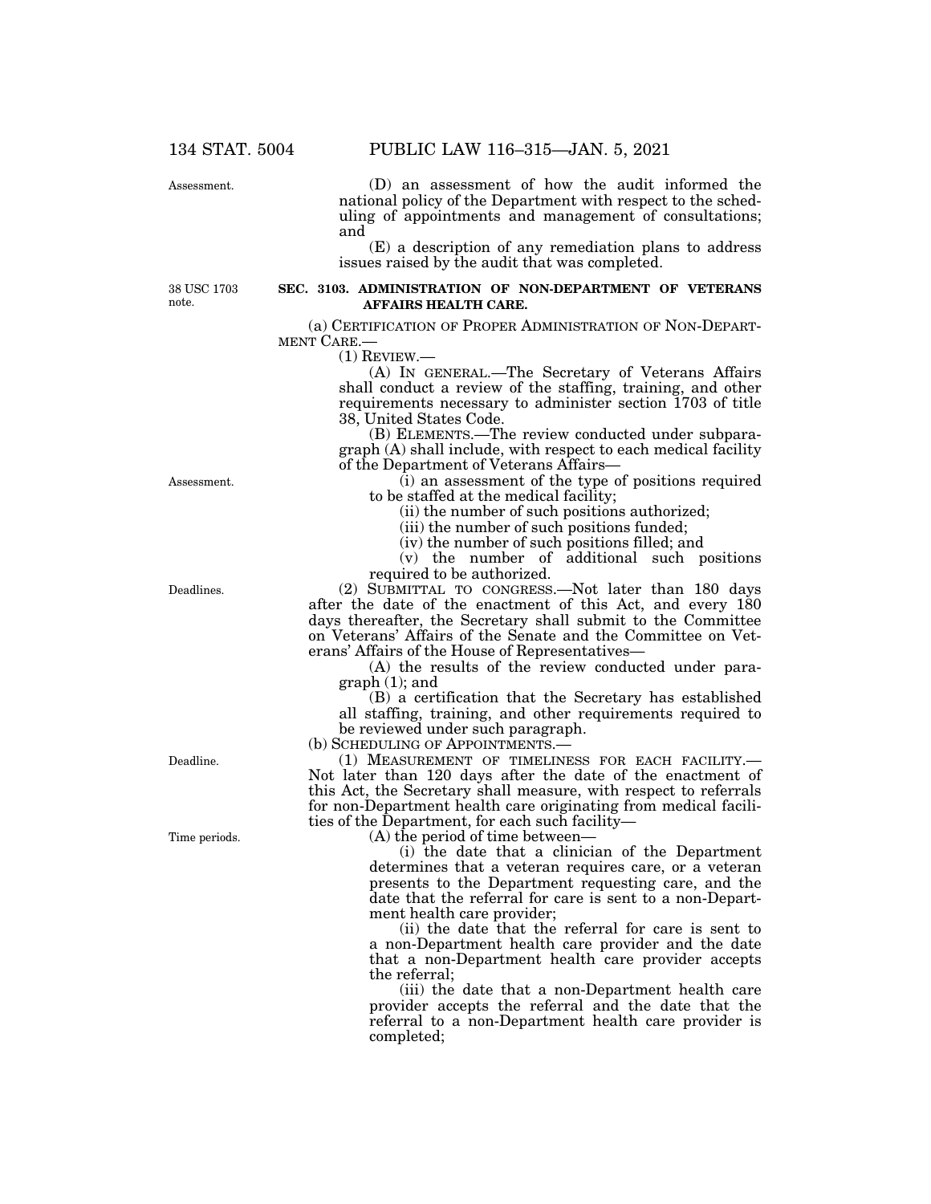(D) an assessment of how the audit informed the national policy of the Department with respect to the scheduling of appointments and management of consultations; and

(E) a description of any remediation plans to address issues raised by the audit that was completed.

**SEC. 3103. ADMINISTRATION OF NON-DEPARTMENT OF VETERANS AFFAIRS HEALTH CARE.**

(a) CERTIFICATION OF PROPER ADMINISTRATION OF NON-DEPARTMENT CARE.—

(1) REVIEW.—

(A) IN GENERAL.—The Secretary of Veterans Affairs shall conduct a review of the staffing, training, and other requirements necessary to administer section 1703 of title 38, United States Code.

(B) ELEMENTS.—The review conducted under subparagraph (A) shall include, with respect to each medical facility of the Department of Veterans Affairs—

(i) an assessment of the type of positions required to be staffed at the medical facility;

(ii) the number of such positions authorized;

(iii) the number of such positions funded;

(iv) the number of such positions filled; and

(v) the number of additional such positions required to be authorized.

(2) SUBMITTAL TO CONGRESS.—Not later than 180 days after the date of the enactment of this Act, and every 180 days thereafter, the Secretary shall submit to the Committee on Veterans' Affairs of the Senate and the Committee on Veterans' Affairs of the House of Representatives—

(A) the results of the review conducted under paragraph (1); and

(B) a certification that the Secretary has established all staffing, training, and other requirements required to be reviewed under such paragraph.

(b) SCHEDULING OF APPOINTMENTS.—

(1) MEASUREMENT OF TIMELINESS FOR EACH FACILITY.—Not later than 120 days after the date of the enactment of this Act, the Secretary shall measure, with respect to referrals for non-Department health care originating from medical facilities of the Department, for each such facility—

(A) the period of time between—

(i) the date that a clinician of the Department determines that a veteran requires care, or a veteran presents to the Department requesting care, and the date that the referral for care is sent to a non-Department health care provider;

(ii) the date that the referral for care is sent to a non-Department health care provider and the date that a non-Department health care provider accepts the referral;

(iii) the date that a non-Department health care provider accepts the referral and the date that the referral to a non-Department health care provider is completed;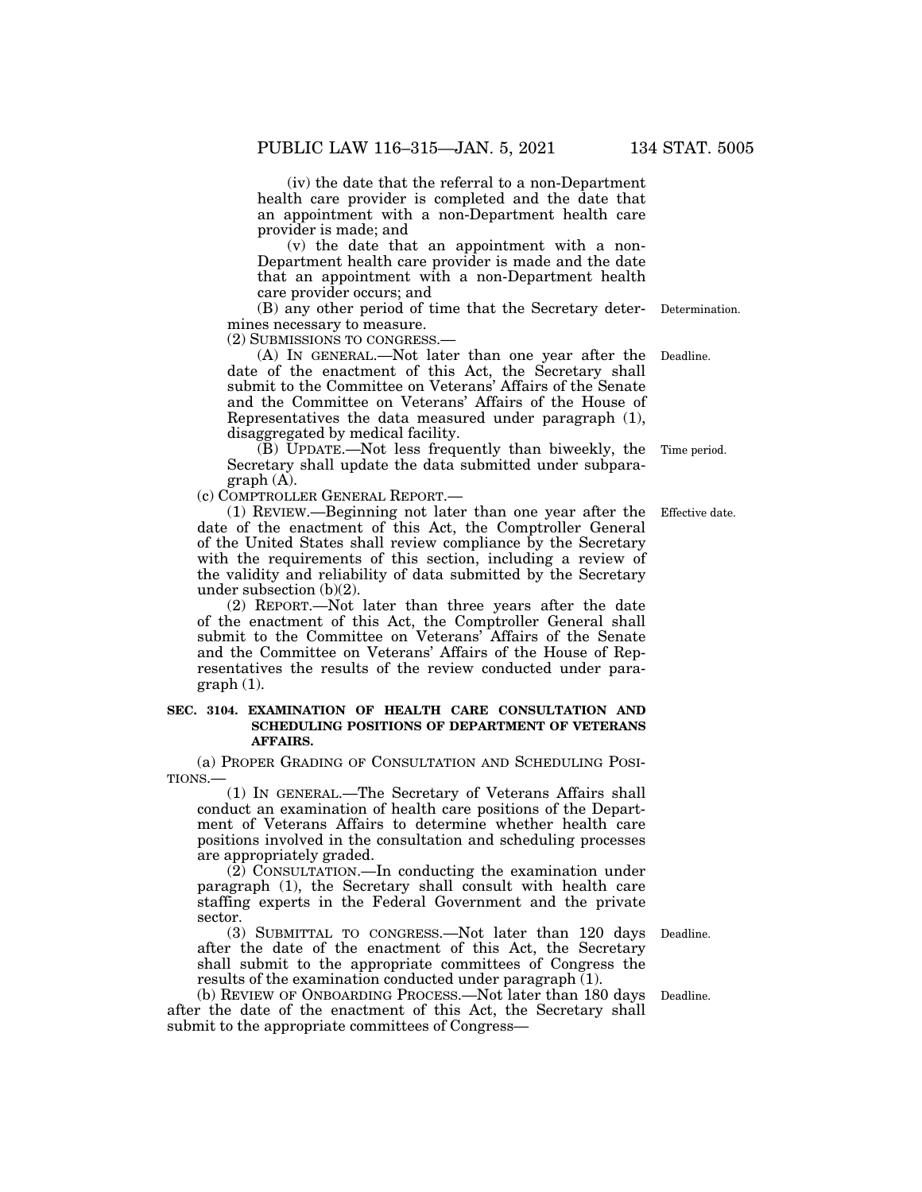(iv) the date that the referral to a non-Department health care provider is completed and the date that an appointment with a non-Department health care provider is made; and

(v) the date that an appointment with a non-Department health care provider is made and the date that an appointment with a non-Department health care provider occurs; and

(B) any other period of time that the Secretary determines necessary to measure.

Determination.

(2) SUBMISSIONS TO CONGRESS.—

(A) IN GENERAL.—Not later than one year after the date of the enactment of this Act, the Secretary shall submit to the Committee on Veterans' Affairs of the Senate and the Committee on Veterans' Affairs of the House of Representatives the data measured under paragraph (1), disaggregated by medical facility.

Deadline.

(B) UPDATE.—Not less frequently than biweekly, the Secretary shall update the data submitted under subparagraph (A).

Time period.

(c) COMPTROLLER GENERAL REPORT.—

(1) REVIEW.—Beginning not later than one year after the date of the enactment of this Act, the Comptroller General of the United States shall review compliance by the Secretary with the requirements of this section, including a review of the validity and reliability of data submitted by the Secretary under subsection (b)(2).

Effective date.

(2) REPORT.—Not later than three years after the date of the enactment of this Act, the Comptroller General shall submit to the Committee on Veterans' Affairs of the Senate and the Committee on Veterans' Affairs of the House of Representatives the results of the review conducted under paragraph (1).

**SEC. 3104. EXAMINATION OF HEALTH CARE CONSULTATION AND SCHEDULING POSITIONS OF DEPARTMENT OF VETERANS AFFAIRS.**

(a) PROPER GRADING OF CONSULTATION AND SCHEDULING POSITIONS.—

(1) IN GENERAL.—The Secretary of Veterans Affairs shall conduct an examination of health care positions of the Department of Veterans Affairs to determine whether health care positions involved in the consultation and scheduling processes are appropriately graded.

(2) CONSULTATION.—In conducting the examination under paragraph (1), the Secretary shall consult with health care staffing experts in the Federal Government and the private sector.

(3) SUBMITTAL TO CONGRESS.—Not later than 120 days after the date of the enactment of this Act, the Secretary shall submit to the appropriate committees of Congress the results of the examination conducted under paragraph (1).

Deadline.

(b) REVIEW OF ONBOARDING PROCESS.—Not later than 180 days after the date of the enactment of this Act, the Secretary shall submit to the appropriate committees of Congress—

Deadline.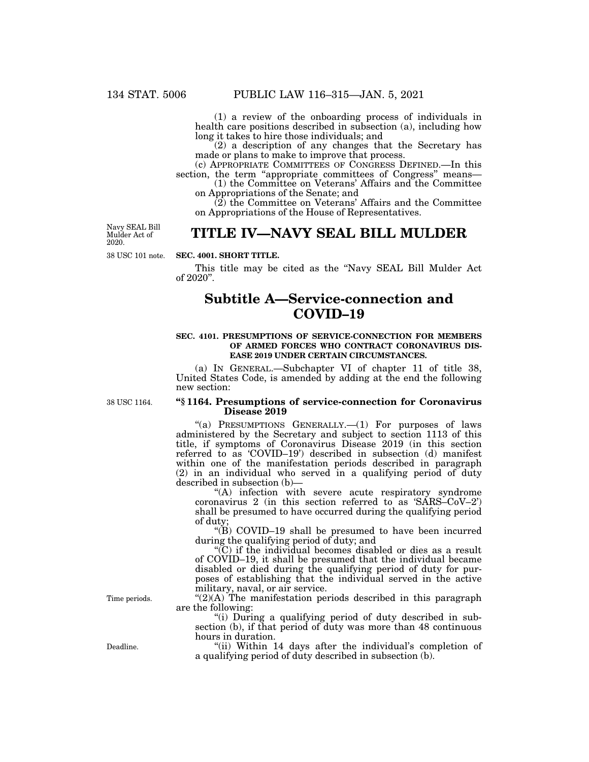(1) a review of the onboarding process of individuals in health care positions described in subsection (a), including how long it takes to hire those individuals; and

(2) a description of any changes that the Secretary has made or plans to make to improve that process.

(c) APPROPRIATE COMMITTEES OF CONGRESS DEFINED.—In this section, the term "appropriate committees of Congress" means—

(1) the Committee on Veterans' Affairs and the Committee on Appropriations of the Senate; and

(2) the Committee on Veterans' Affairs and the Committee on Appropriations of the House of Representatives.

Navy SEAL Bill Mulder Act of 2020.

# TITLE IV—NAVY SEAL BILL MULDER

38 USC 101 note.

**SEC. 4001. SHORT TITLE.**

This title may be cited as the "Navy SEAL Bill Mulder Act of 2020".

## Subtitle A—Service-connection and COVID–19

**SEC. 4101. PRESUMPTIONS OF SERVICE-CONNECTION FOR MEMBERS OF ARMED FORCES WHO CONTRACT CORONAVIRUS DISEASE 2019 UNDER CERTAIN CIRCUMSTANCES.**

(a) IN GENERAL.—Subchapter VI of chapter 11 of title 38, United States Code, is amended by adding at the end the following new section:

38 USC 1164.

**"§ 1164. Presumptions of service-connection for Coronavirus Disease 2019**

"(a) PRESUMPTIONS GENERALLY.—(1) For purposes of laws administered by the Secretary and subject to section 1113 of this title, if symptoms of Coronavirus Disease 2019 (in this section referred to as 'COVID–19') described in subsection (d) manifest within one of the manifestation periods described in paragraph (2) in an individual who served in a qualifying period of duty described in subsection (b)—

"(A) infection with severe acute respiratory syndrome coronavirus 2 (in this section referred to as 'SARS–CoV–2') shall be presumed to have occurred during the qualifying period of duty;

"(B) COVID–19 shall be presumed to have been incurred during the qualifying period of duty; and

"(C) if the individual becomes disabled or dies as a result of COVID–19, it shall be presumed that the individual became disabled or died during the qualifying period of duty for purposes of establishing that the individual served in the active military, naval, or air service.

Time periods.

"(2)(A) The manifestation periods described in this paragraph are the following:

"(i) During a qualifying period of duty described in subsection (b), if that period of duty was more than 48 continuous hours in duration.

Deadline.

"(ii) Within 14 days after the individual's completion of a qualifying period of duty described in subsection (b).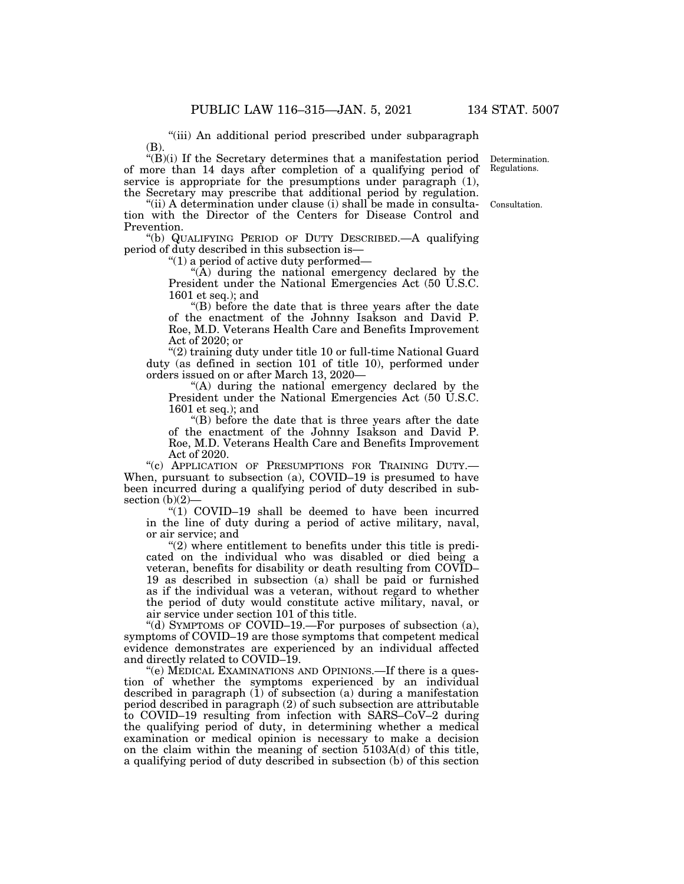"(iii) An additional period prescribed under subparagraph (B).

"(B)(i) If the Secretary determines that a manifestation period of more than 14 days after completion of a qualifying period of service is appropriate for the presumptions under paragraph (1), the Secretary may prescribe that additional period by regulation.

Determination. Regulations.

"(ii) A determination under clause (i) shall be made in consultation with the Director of the Centers for Disease Control and Prevention.

Consultation.

"(b) QUALIFYING PERIOD OF DUTY DESCRIBED.—A qualifying period of duty described in this subsection is—

"(1) a period of active duty performed—

"(A) during the national emergency declared by the President under the National Emergencies Act (50 U.S.C. 1601 et seq.); and

"(B) before the date that is three years after the date of the enactment of the Johnny Isakson and David P. Roe, M.D. Veterans Health Care and Benefits Improvement Act of 2020; or

"(2) training duty under title 10 or full-time National Guard duty (as defined in section 101 of title 10), performed under orders issued on or after March 13, 2020—

"(A) during the national emergency declared by the President under the National Emergencies Act (50 U.S.C. 1601 et seq.); and

"(B) before the date that is three years after the date of the enactment of the Johnny Isakson and David P. Roe, M.D. Veterans Health Care and Benefits Improvement Act of 2020.

"(c) APPLICATION OF PRESUMPTIONS FOR TRAINING DUTY.—When, pursuant to subsection (a), COVID–19 is presumed to have been incurred during a qualifying period of duty described in subsection (b)(2)—

"(1) COVID–19 shall be deemed to have been incurred in the line of duty during a period of active military, naval, or air service; and

"(2) where entitlement to benefits under this title is predicated on the individual who was disabled or died being a veteran, benefits for disability or death resulting from COVID–19 as described in subsection (a) shall be paid or furnished as if the individual was a veteran, without regard to whether the period of duty would constitute active military, naval, or air service under section 101 of this title.

"(d) SYMPTOMS OF COVID–19.—For purposes of subsection (a), symptoms of COVID–19 are those symptoms that competent medical evidence demonstrates are experienced by an individual affected and directly related to COVID–19.

"(e) MEDICAL EXAMINATIONS AND OPINIONS.—If there is a question of whether the symptoms experienced by an individual described in paragraph (1) of subsection (a) during a manifestation period described in paragraph (2) of such subsection are attributable to COVID–19 resulting from infection with SARS–CoV–2 during the qualifying period of duty, in determining whether a medical examination or medical opinion is necessary to make a decision on the claim within the meaning of section 5103A(d) of this title, a qualifying period of duty described in subsection (b) of this section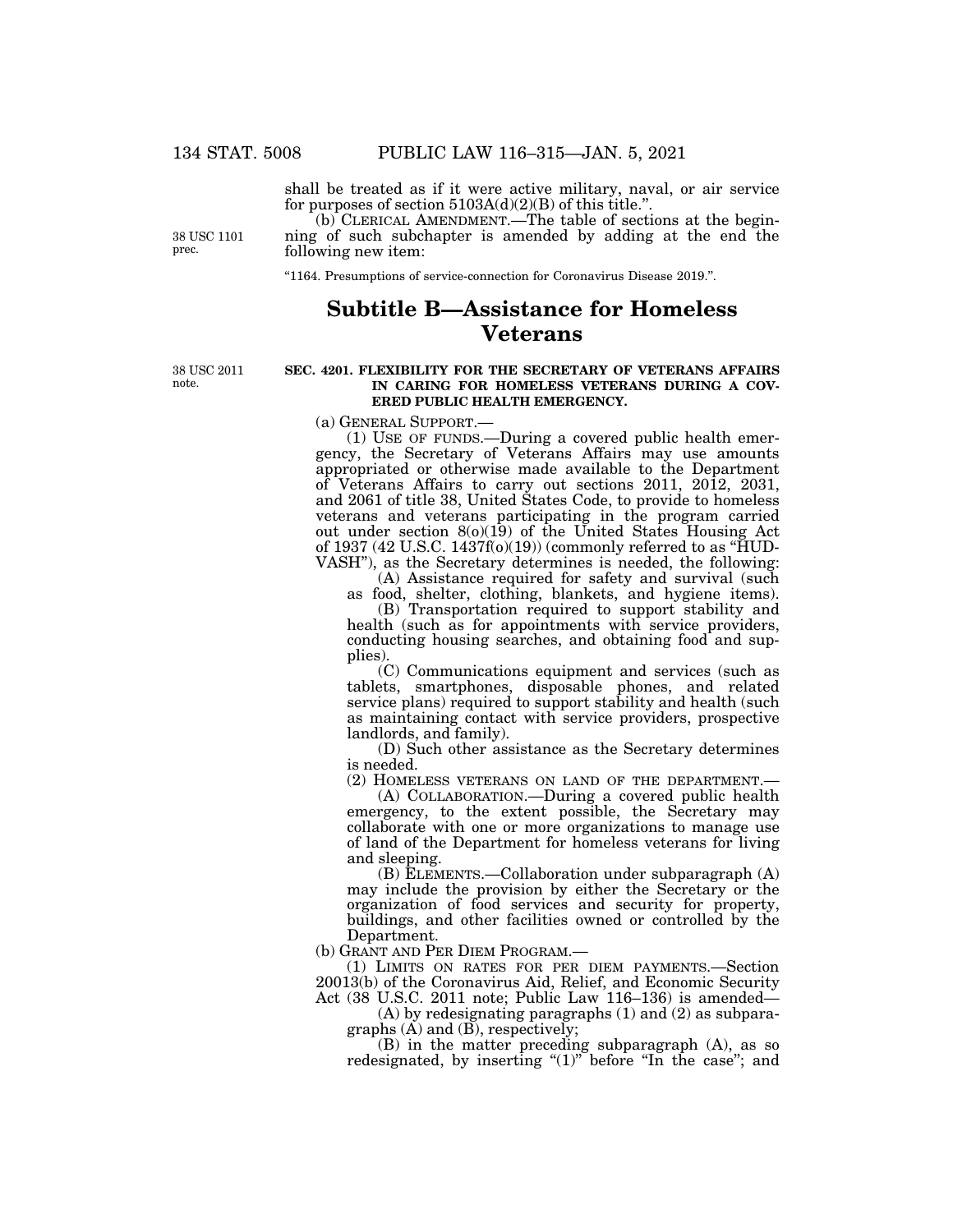shall be treated as if it were active military, naval, or air service for purposes of section 5103A(d)(2)(B) of this title.".

38 USC 1101 prec.

(b) CLERICAL AMENDMENT.—The table of sections at the beginning of such subchapter is amended by adding at the end the following new item:

"1164. Presumptions of service-connection for Coronavirus Disease 2019.".

## Subtitle B—Assistance for Homeless Veterans

38 USC 2011 note.

**SEC. 4201. FLEXIBILITY FOR THE SECRETARY OF VETERANS AFFAIRS IN CARING FOR HOMELESS VETERANS DURING A COVERED PUBLIC HEALTH EMERGENCY.**

(a) GENERAL SUPPORT.—

(1) USE OF FUNDS.—During a covered public health emergency, the Secretary of Veterans Affairs may use amounts appropriated or otherwise made available to the Department of Veterans Affairs to carry out sections 2011, 2012, 2031, and 2061 of title 38, United States Code, to provide to homeless veterans and veterans participating in the program carried out under section 8(o)(19) of the United States Housing Act of 1937 (42 U.S.C. 1437f(o)(19)) (commonly referred to as "HUD-VASH"), as the Secretary determines is needed, the following:

(A) Assistance required for safety and survival (such as food, shelter, clothing, blankets, and hygiene items).

(B) Transportation required to support stability and health (such as for appointments with service providers, conducting housing searches, and obtaining food and supplies).

(C) Communications equipment and services (such as tablets, smartphones, disposable phones, and related service plans) required to support stability and health (such as maintaining contact with service providers, prospective landlords, and family).

(D) Such other assistance as the Secretary determines is needed.

(2) HOMELESS VETERANS ON LAND OF THE DEPARTMENT.—

(A) COLLABORATION.—During a covered public health emergency, to the extent possible, the Secretary may collaborate with one or more organizations to manage use of land of the Department for homeless veterans for living and sleeping.

(B) ELEMENTS.—Collaboration under subparagraph (A) may include the provision by either the Secretary or the organization of food services and security for property, buildings, and other facilities owned or controlled by the Department.

(b) GRANT AND PER DIEM PROGRAM.—

(1) LIMITS ON RATES FOR PER DIEM PAYMENTS.—Section 20013(b) of the Coronavirus Aid, Relief, and Economic Security Act (38 U.S.C. 2011 note; Public Law 116–136) is amended—

(A) by redesignating paragraphs (1) and (2) as subparagraphs (A) and (B), respectively;

(B) in the matter preceding subparagraph (A), as so redesignated, by inserting "(1)" before "In the case"; and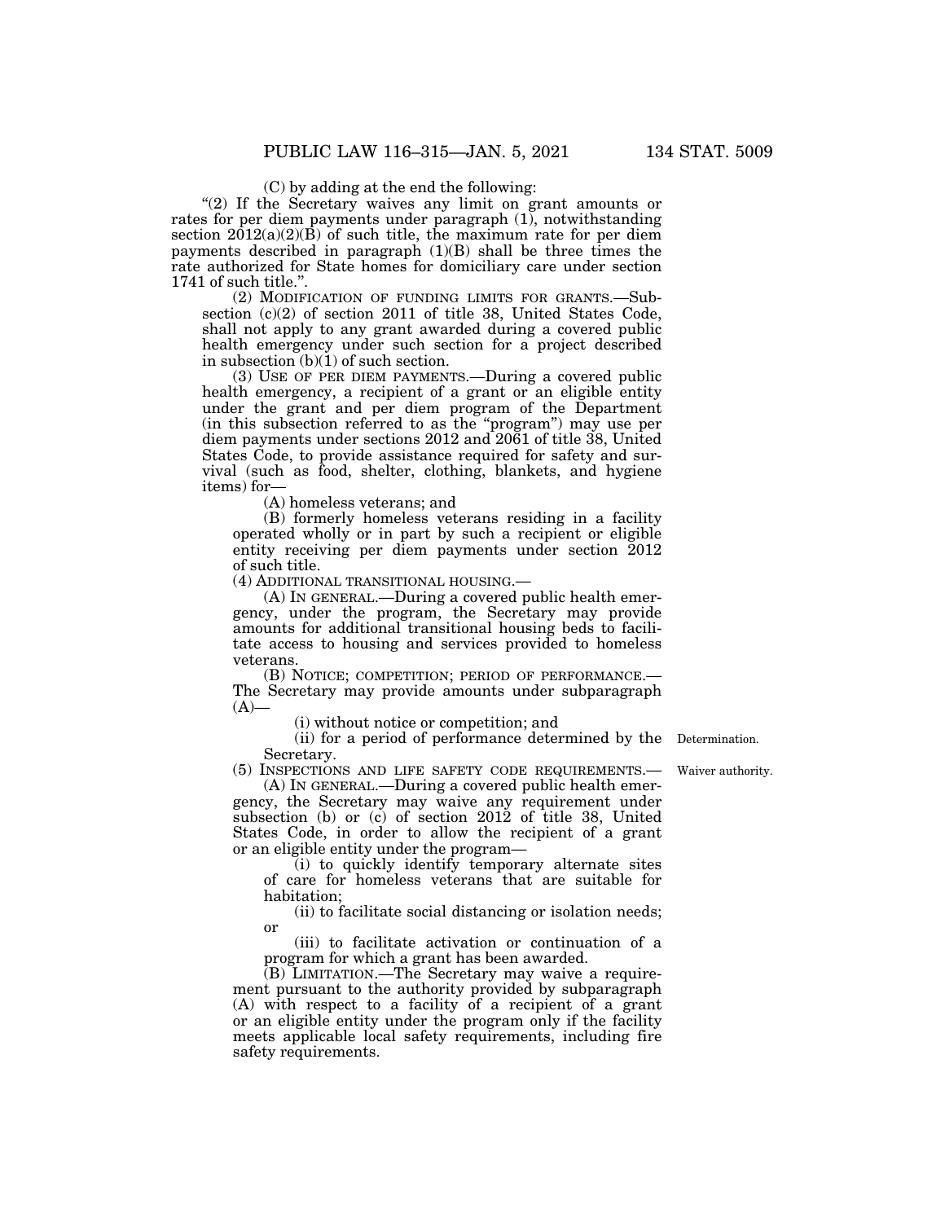(C) by adding at the end the following:

"(2) If the Secretary waives any limit on grant amounts or rates for per diem payments under paragraph (1), notwithstanding section 2012(a)(2)(B) of such title, the maximum rate for per diem payments described in paragraph (1)(B) shall be three times the rate authorized for State homes for domiciliary care under section 1741 of such title.".

(2) MODIFICATION OF FUNDING LIMITS FOR GRANTS.—Subsection (c)(2) of section 2011 of title 38, United States Code, shall not apply to any grant awarded during a covered public health emergency under such section for a project described in subsection (b)(1) of such section.

(3) USE OF PER DIEM PAYMENTS.—During a covered public health emergency, a recipient of a grant or an eligible entity under the grant and per diem program of the Department (in this subsection referred to as the "program") may use per diem payments under sections 2012 and 2061 of title 38, United States Code, to provide assistance required for safety and survival (such as food, shelter, clothing, blankets, and hygiene items) for—

(A) homeless veterans; and

(B) formerly homeless veterans residing in a facility operated wholly or in part by such a recipient or eligible entity receiving per diem payments under section 2012 of such title.

(4) ADDITIONAL TRANSITIONAL HOUSING.—

(A) IN GENERAL.—During a covered public health emergency, under the program, the Secretary may provide amounts for additional transitional housing beds to facilitate access to housing and services provided to homeless veterans.

(B) NOTICE; COMPETITION; PERIOD OF PERFORMANCE.—The Secretary may provide amounts under subparagraph (A)—

(i) without notice or competition; and

(ii) for a period of performance determined by the Secretary.

Determination.

(5) INSPECTIONS AND LIFE SAFETY CODE REQUIREMENTS.—

Waiver authority.

(A) IN GENERAL.—During a covered public health emergency, the Secretary may waive any requirement under subsection (b) or (c) of section 2012 of title 38, United States Code, in order to allow the recipient of a grant or an eligible entity under the program—

(i) to quickly identify temporary alternate sites of care for homeless veterans that are suitable for habitation;

(ii) to facilitate social distancing or isolation needs; or

(iii) to facilitate activation or continuation of a program for which a grant has been awarded.

(B) LIMITATION.—The Secretary may waive a requirement pursuant to the authority provided by subparagraph (A) with respect to a facility of a recipient of a grant or an eligible entity under the program only if the facility meets applicable local safety requirements, including fire safety requirements.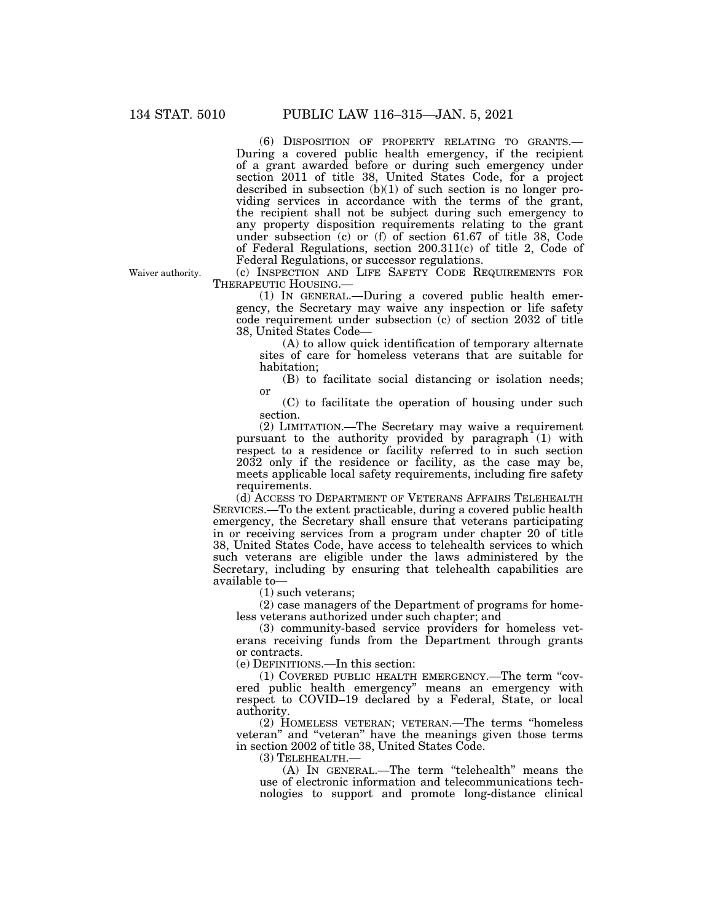(6) DISPOSITION OF PROPERTY RELATING TO GRANTS.—During a covered public health emergency, if the recipient of a grant awarded before or during such emergency under section 2011 of title 38, United States Code, for a project described in subsection (b)(1) of such section is no longer providing services in accordance with the terms of the grant, the recipient shall not be subject during such emergency to any property disposition requirements relating to the grant under subsection (c) or (f) of section 61.67 of title 38, Code of Federal Regulations, section 200.311(c) of title 2, Code of Federal Regulations, or successor regulations.

Waiver authority.

(c) INSPECTION AND LIFE SAFETY CODE REQUIREMENTS FOR THERAPEUTIC HOUSING.—

(1) IN GENERAL.—During a covered public health emergency, the Secretary may waive any inspection or life safety code requirement under subsection (c) of section 2032 of title 38, United States Code—

(A) to allow quick identification of temporary alternate sites of care for homeless veterans that are suitable for habitation;

(B) to facilitate social distancing or isolation needs; or

(C) to facilitate the operation of housing under such section.

(2) LIMITATION.—The Secretary may waive a requirement pursuant to the authority provided by paragraph (1) with respect to a residence or facility referred to in such section 2032 only if the residence or facility, as the case may be, meets applicable local safety requirements, including fire safety requirements.

(d) ACCESS TO DEPARTMENT OF VETERANS AFFAIRS TELEHEALTH SERVICES.—To the extent practicable, during a covered public health emergency, the Secretary shall ensure that veterans participating in or receiving services from a program under chapter 20 of title 38, United States Code, have access to telehealth services to which such veterans are eligible under the laws administered by the Secretary, including by ensuring that telehealth capabilities are available to—

(1) such veterans;

(2) case managers of the Department of programs for homeless veterans authorized under such chapter; and

(3) community-based service providers for homeless veterans receiving funds from the Department through grants or contracts.

(e) DEFINITIONS.—In this section:

(1) COVERED PUBLIC HEALTH EMERGENCY.—The term "covered public health emergency" means an emergency with respect to COVID–19 declared by a Federal, State, or local authority.

(2) HOMELESS VETERAN; VETERAN.—The terms "homeless veteran" and "veteran" have the meanings given those terms in section 2002 of title 38, United States Code.

(3) TELEHEALTH.—

(A) IN GENERAL.—The term "telehealth" means the use of electronic information and telecommunications technologies to support and promote long-distance clinical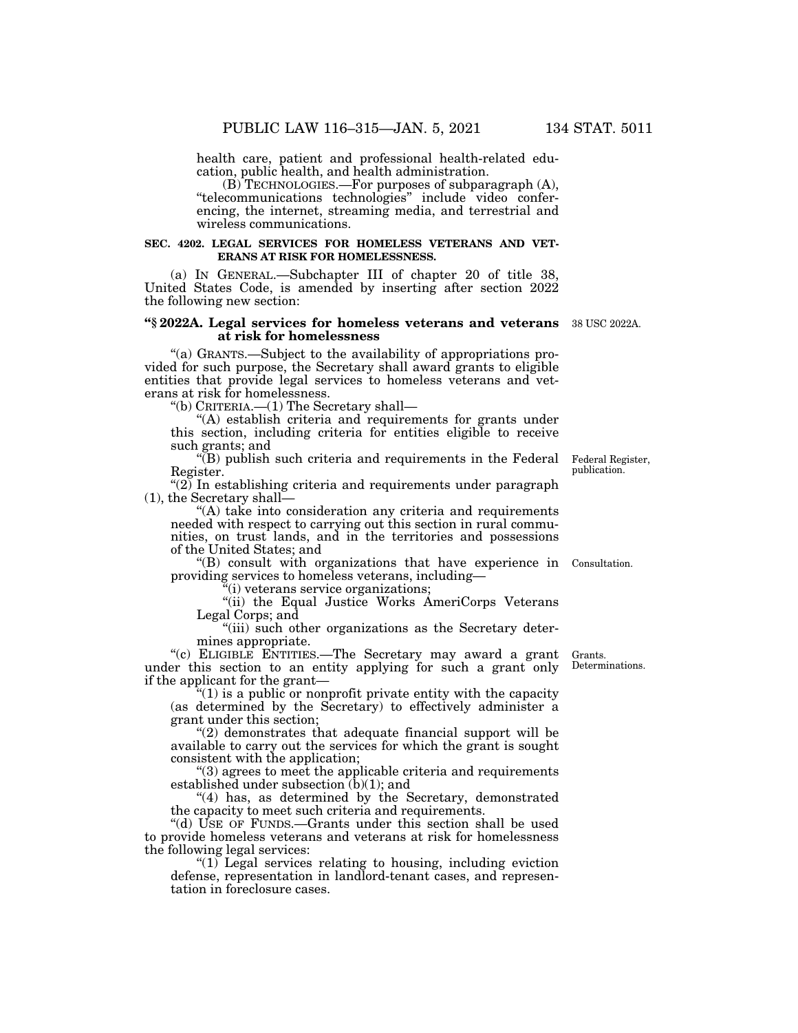health care, patient and professional health-related education, public health, and health administration.

(B) TECHNOLOGIES.—For purposes of subparagraph (A), "telecommunications technologies" include video conferencing, the internet, streaming media, and terrestrial and wireless communications.

**SEC. 4202. LEGAL SERVICES FOR HOMELESS VETERANS AND VETERANS AT RISK FOR HOMELESSNESS.**

(a) IN GENERAL.—Subchapter III of chapter 20 of title 38, United States Code, is amended by inserting after section 2022 the following new section:

**"§ 2022A. Legal services for homeless veterans and veterans at risk for homelessness**

38 USC 2022A.

"(a) GRANTS.—Subject to the availability of appropriations provided for such purpose, the Secretary shall award grants to eligible entities that provide legal services to homeless veterans and veterans at risk for homelessness.

"(b) CRITERIA.—(1) The Secretary shall—

"(A) establish criteria and requirements for grants under this section, including criteria for entities eligible to receive such grants; and

"(B) publish such criteria and requirements in the Federal Register.

Federal Register, publication.

"(2) In establishing criteria and requirements under paragraph (1), the Secretary shall—

"(A) take into consideration any criteria and requirements needed with respect to carrying out this section in rural communities, on trust lands, and in the territories and possessions of the United States; and

"(B) consult with organizations that have experience in providing services to homeless veterans, including—

Consultation.

"(i) veterans service organizations;

"(ii) the Equal Justice Works AmeriCorps Veterans Legal Corps; and

"(iii) such other organizations as the Secretary determines appropriate.

"(c) ELIGIBLE ENTITIES.—The Secretary may award a grant under this section to an entity applying for such a grant only if the applicant for the grant—

Grants. Determinations.

"(1) is a public or nonprofit private entity with the capacity (as determined by the Secretary) to effectively administer a grant under this section;

"(2) demonstrates that adequate financial support will be available to carry out the services for which the grant is sought consistent with the application;

"(3) agrees to meet the applicable criteria and requirements established under subsection (b)(1); and

"(4) has, as determined by the Secretary, demonstrated the capacity to meet such criteria and requirements.

"(d) USE OF FUNDS.—Grants under this section shall be used to provide homeless veterans and veterans at risk for homelessness the following legal services:

"(1) Legal services relating to housing, including eviction defense, representation in landlord-tenant cases, and representation in foreclosure cases.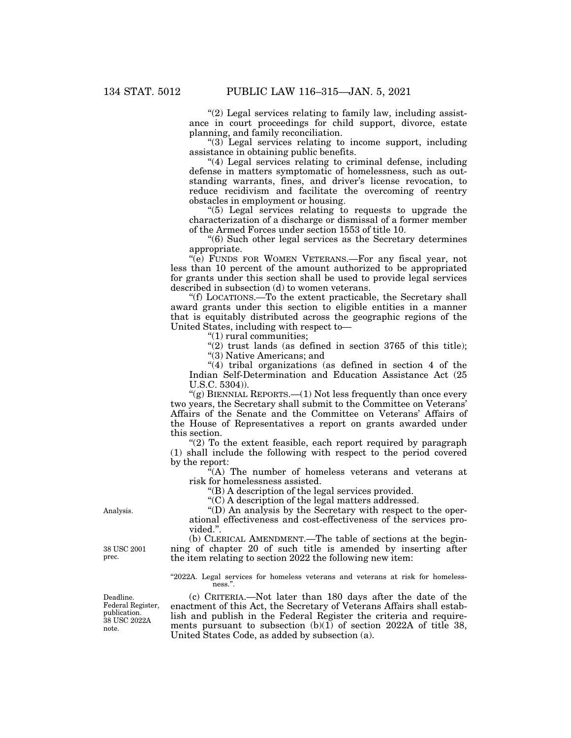"(2) Legal services relating to family law, including assistance in court proceedings for child support, divorce, estate planning, and family reconciliation.

"(3) Legal services relating to income support, including assistance in obtaining public benefits.

"(4) Legal services relating to criminal defense, including defense in matters symptomatic of homelessness, such as outstanding warrants, fines, and driver's license revocation, to reduce recidivism and facilitate the overcoming of reentry obstacles in employment or housing.

"(5) Legal services relating to requests to upgrade the characterization of a discharge or dismissal of a former member of the Armed Forces under section 1553 of title 10.

"(6) Such other legal services as the Secretary determines appropriate.

"(e) FUNDS FOR WOMEN VETERANS.—For any fiscal year, not less than 10 percent of the amount authorized to be appropriated for grants under this section shall be used to provide legal services described in subsection (d) to women veterans.

"(f) LOCATIONS.—To the extent practicable, the Secretary shall award grants under this section to eligible entities in a manner that is equitably distributed across the geographic regions of the United States, including with respect to—

"(1) rural communities;

"(2) trust lands (as defined in section 3765 of this title);

"(3) Native Americans; and

"(4) tribal organizations (as defined in section 4 of the Indian Self-Determination and Education Assistance Act (25 U.S.C. 5304)).

"(g) BIENNIAL REPORTS.—(1) Not less frequently than once every two years, the Secretary shall submit to the Committee on Veterans' Affairs of the Senate and the Committee on Veterans' Affairs of the House of Representatives a report on grants awarded under this section.

"(2) To the extent feasible, each report required by paragraph (1) shall include the following with respect to the period covered by the report:

"(A) The number of homeless veterans and veterans at risk for homelessness assisted.

"(B) A description of the legal services provided.

"(C) A description of the legal matters addressed.

Analysis.

"(D) An analysis by the Secretary with respect to the operational effectiveness and cost-effectiveness of the services provided.".

38 USC 2001 prec.

(b) CLERICAL AMENDMENT.—The table of sections at the beginning of chapter 20 of such title is amended by inserting after the item relating to section 2022 the following new item:

"2022A. Legal services for homeless veterans and veterans at risk for homelessness.".

Deadline. Federal Register, publication. 38 USC 2022A note.

(c) CRITERIA.—Not later than 180 days after the date of the enactment of this Act, the Secretary of Veterans Affairs shall establish and publish in the Federal Register the criteria and requirements pursuant to subsection (b)(1) of section 2022A of title 38, United States Code, as added by subsection (a).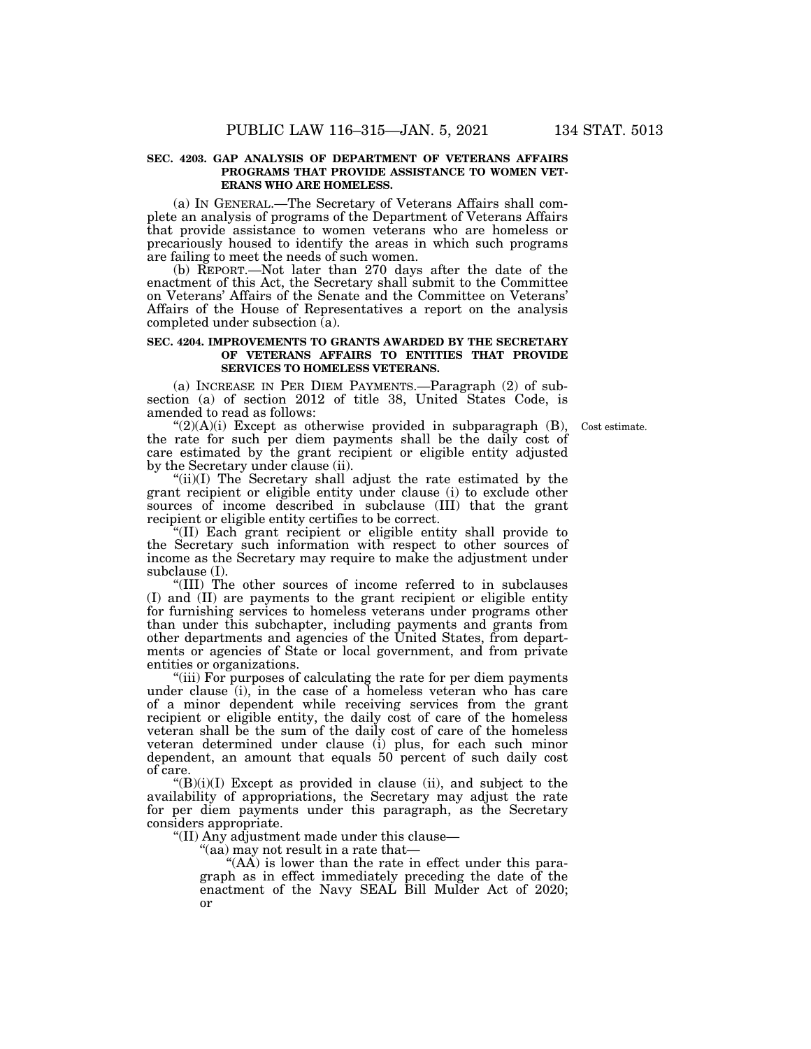**SEC. 4203. GAP ANALYSIS OF DEPARTMENT OF VETERANS AFFAIRS PROGRAMS THAT PROVIDE ASSISTANCE TO WOMEN VETERANS WHO ARE HOMELESS.**

(a) IN GENERAL.—The Secretary of Veterans Affairs shall complete an analysis of programs of the Department of Veterans Affairs that provide assistance to women veterans who are homeless or precariously housed to identify the areas in which such programs are failing to meet the needs of such women.

(b) REPORT.—Not later than 270 days after the date of the enactment of this Act, the Secretary shall submit to the Committee on Veterans' Affairs of the Senate and the Committee on Veterans' Affairs of the House of Representatives a report on the analysis completed under subsection (a).

**SEC. 4204. IMPROVEMENTS TO GRANTS AWARDED BY THE SECRETARY OF VETERANS AFFAIRS TO ENTITIES THAT PROVIDE SERVICES TO HOMELESS VETERANS.**

(a) INCREASE IN PER DIEM PAYMENTS.—Paragraph (2) of subsection (a) of section 2012 of title 38, United States Code, is amended to read as follows:

Cost estimate.

"(2)(A)(i) Except as otherwise provided in subparagraph (B), the rate for such per diem payments shall be the daily cost of care estimated by the grant recipient or eligible entity adjusted by the Secretary under clause (ii).

"(ii)(I) The Secretary shall adjust the rate estimated by the grant recipient or eligible entity under clause (i) to exclude other sources of income described in subclause (III) that the grant recipient or eligible entity certifies to be correct.

"(II) Each grant recipient or eligible entity shall provide to the Secretary such information with respect to other sources of income as the Secretary may require to make the adjustment under subclause (I).

"(III) The other sources of income referred to in subclauses (I) and (II) are payments to the grant recipient or eligible entity for furnishing services to homeless veterans under programs other than under this subchapter, including payments and grants from other departments and agencies of the United States, from departments or agencies of State or local government, and from private entities or organizations.

"(iii) For purposes of calculating the rate for per diem payments under clause (i), in the case of a homeless veteran who has care of a minor dependent while receiving services from the grant recipient or eligible entity, the daily cost of care of the homeless veteran shall be the sum of the daily cost of care of the homeless veteran determined under clause (i) plus, for each such minor dependent, an amount that equals 50 percent of such daily cost of care.

"(B)(i)(I) Except as provided in clause (ii), and subject to the availability of appropriations, the Secretary may adjust the rate for per diem payments under this paragraph, as the Secretary considers appropriate.

"(II) Any adjustment made under this clause—

"(aa) may not result in a rate that—

"(AA) is lower than the rate in effect under this paragraph as in effect immediately preceding the date of the enactment of the Navy SEAL Bill Mulder Act of 2020; or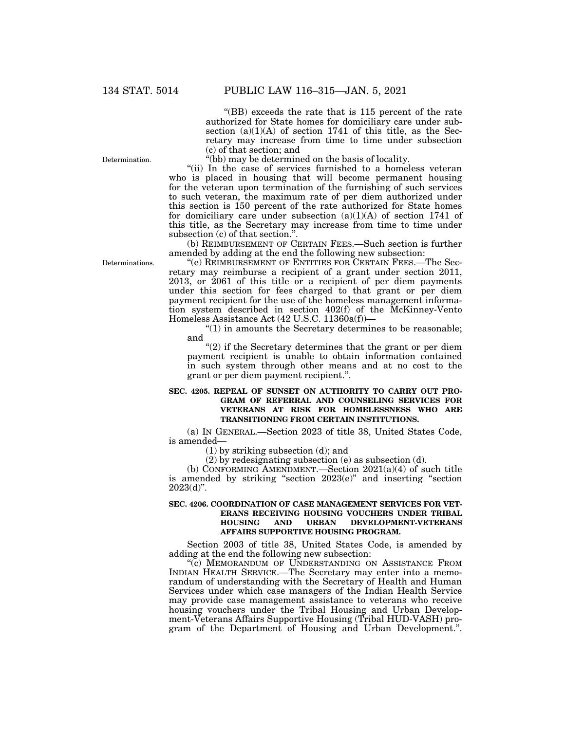"(BB) exceeds the rate that is 115 percent of the rate authorized for State homes for domiciliary care under subsection (a)(1)(A) of section 1741 of this title, as the Secretary may increase from time to time under subsection (c) of that section; and

Determination.

"(bb) may be determined on the basis of locality.

"(ii) In the case of services furnished to a homeless veteran who is placed in housing that will become permanent housing for the veteran upon termination of the furnishing of such services to such veteran, the maximum rate of per diem authorized under this section is 150 percent of the rate authorized for State homes for domiciliary care under subsection (a)(1)(A) of section 1741 of this title, as the Secretary may increase from time to time under subsection (c) of that section.".

(b) REIMBURSEMENT OF CERTAIN FEES.—Such section is further amended by adding at the end the following new subsection:

Determinations.

"(e) REIMBURSEMENT OF ENTITIES FOR CERTAIN FEES.—The Secretary may reimburse a recipient of a grant under section 2011, 2013, or 2061 of this title or a recipient of per diem payments under this section for fees charged to that grant or per diem payment recipient for the use of the homeless management information system described in section 402(f) of the McKinney-Vento Homeless Assistance Act (42 U.S.C. 11360a(f))—

"(1) in amounts the Secretary determines to be reasonable; and

"(2) if the Secretary determines that the grant or per diem payment recipient is unable to obtain information contained in such system through other means and at no cost to the grant or per diem payment recipient.".

**SEC. 4205. REPEAL OF SUNSET ON AUTHORITY TO CARRY OUT PROGRAM OF REFERRAL AND COUNSELING SERVICES FOR VETERANS AT RISK FOR HOMELESSNESS WHO ARE TRANSITIONING FROM CERTAIN INSTITUTIONS.**

(a) IN GENERAL.—Section 2023 of title 38, United States Code, is amended—

(1) by striking subsection (d); and

(2) by redesignating subsection (e) as subsection (d).

(b) CONFORMING AMENDMENT.—Section 2021(a)(4) of such title is amended by striking "section 2023(e)" and inserting "section 2023(d)".

**SEC. 4206. COORDINATION OF CASE MANAGEMENT SERVICES FOR VETERANS RECEIVING HOUSING VOUCHERS UNDER TRIBAL HOUSING AND URBAN DEVELOPMENT-VETERANS AFFAIRS SUPPORTIVE HOUSING PROGRAM.**

Section 2003 of title 38, United States Code, is amended by adding at the end the following new subsection:

"(c) MEMORANDUM OF UNDERSTANDING ON ASSISTANCE FROM INDIAN HEALTH SERVICE.—The Secretary may enter into a memorandum of understanding with the Secretary of Health and Human Services under which case managers of the Indian Health Service may provide case management assistance to veterans who receive housing vouchers under the Tribal Housing and Urban Development-Veterans Affairs Supportive Housing (Tribal HUD-VASH) program of the Department of Housing and Urban Development.".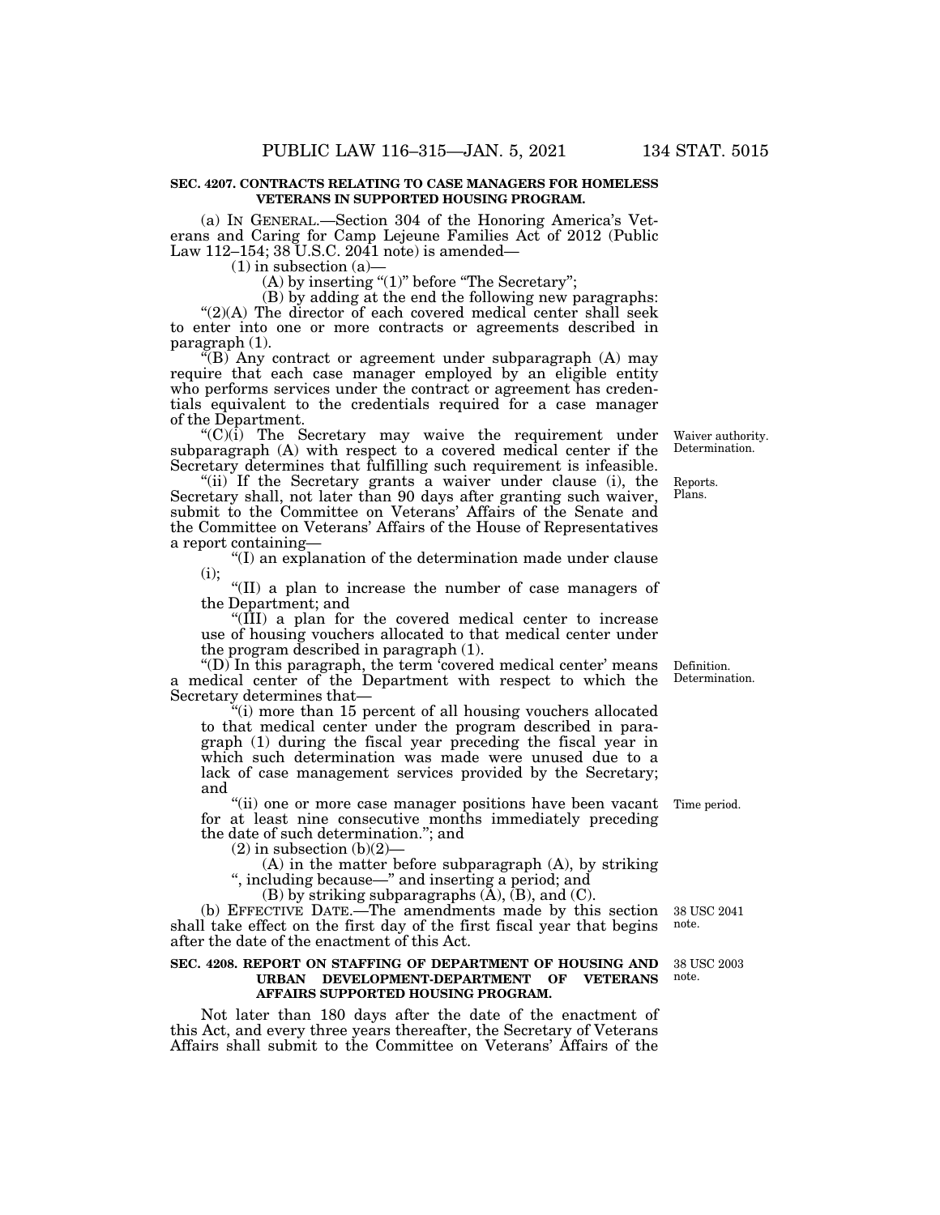**SEC. 4207. CONTRACTS RELATING TO CASE MANAGERS FOR HOMELESS VETERANS IN SUPPORTED HOUSING PROGRAM.**

(a) IN GENERAL.—Section 304 of the Honoring America's Veterans and Caring for Camp Lejeune Families Act of 2012 (Public Law 112–154; 38 U.S.C. 2041 note) is amended—

(1) in subsection (a)—

(A) by inserting "(1)" before "The Secretary";

(B) by adding at the end the following new paragraphs:

"(2)(A) The director of each covered medical center shall seek to enter into one or more contracts or agreements described in paragraph (1).

"(B) Any contract or agreement under subparagraph (A) may require that each case manager employed by an eligible entity who performs services under the contract or agreement has credentials equivalent to the credentials required for a case manager of the Department.

"(C)(i) The Secretary may waive the requirement under subparagraph (A) with respect to a covered medical center if the Secretary determines that fulfilling such requirement is infeasible.

Waiver authority. Determination.

"(ii) If the Secretary grants a waiver under clause (i), the Secretary shall, not later than 90 days after granting such waiver, submit to the Committee on Veterans' Affairs of the Senate and the Committee on Veterans' Affairs of the House of Representatives a report containing—

Reports. Plans.

"(I) an explanation of the determination made under clause (i);

"(II) a plan to increase the number of case managers of the Department; and

"(III) a plan for the covered medical center to increase use of housing vouchers allocated to that medical center under the program described in paragraph (1).

"(D) In this paragraph, the term 'covered medical center' means a medical center of the Department with respect to which the Secretary determines that—

Definition. Determination.

"(i) more than 15 percent of all housing vouchers allocated to that medical center under the program described in paragraph (1) during the fiscal year preceding the fiscal year in which such determination was made were unused due to a lack of case management services provided by the Secretary; and

"(ii) one or more case manager positions have been vacant for at least nine consecutive months immediately preceding the date of such determination."; and

Time period.

(2) in subsection (b)(2)—

(A) in the matter before subparagraph (A), by striking ", including because—" and inserting a period; and

(B) by striking subparagraphs (A), (B), and (C).

(b) EFFECTIVE DATE.—The amendments made by this section shall take effect on the first day of the first fiscal year that begins after the date of the enactment of this Act.

38 USC 2041 note.

**SEC. 4208. REPORT ON STAFFING OF DEPARTMENT OF HOUSING AND URBAN DEVELOPMENT-DEPARTMENT OF VETERANS AFFAIRS SUPPORTED HOUSING PROGRAM.**

38 USC 2003 note.

Not later than 180 days after the date of the enactment of this Act, and every three years thereafter, the Secretary of Veterans Affairs shall submit to the Committee on Veterans' Affairs of the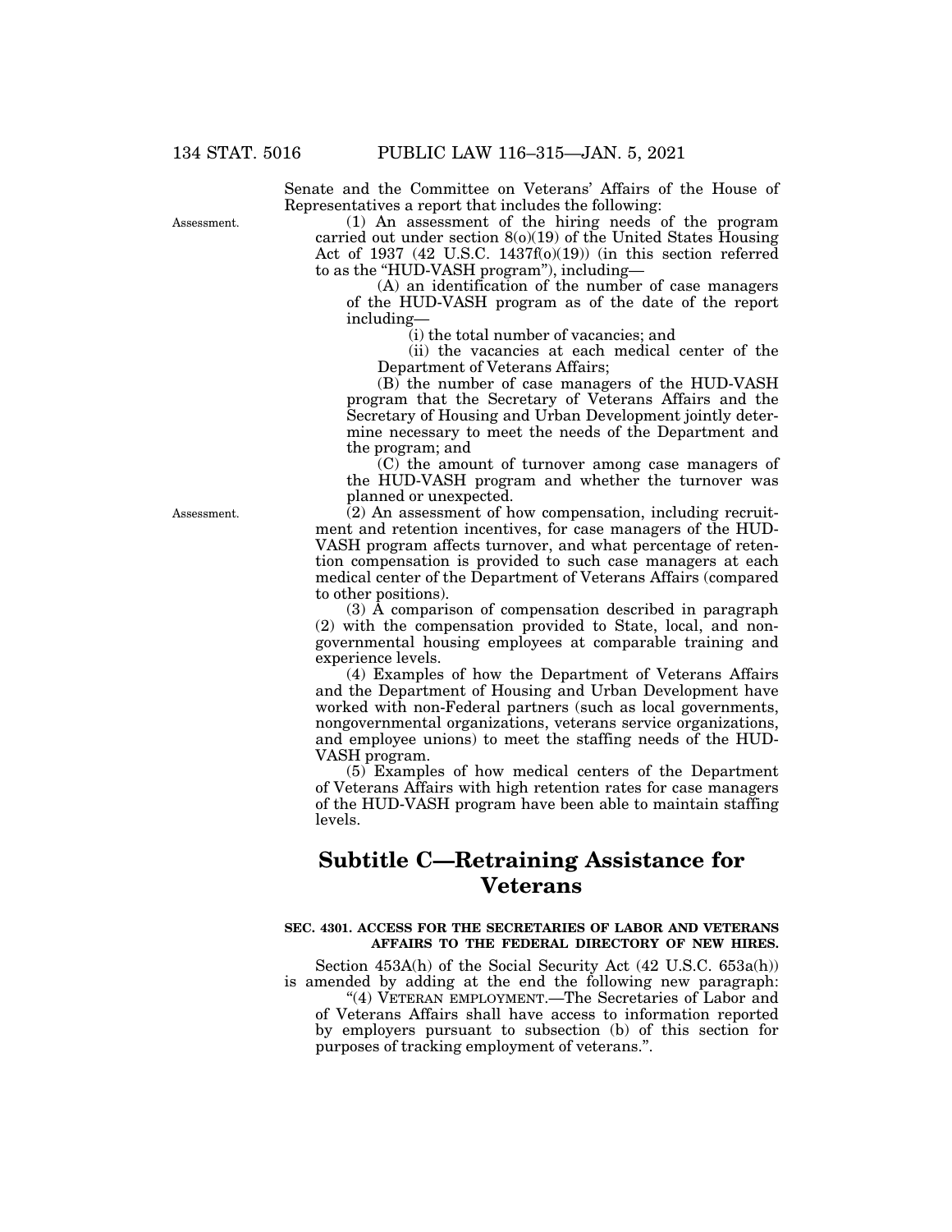Senate and the Committee on Veterans' Affairs of the House of Representatives a report that includes the following:

Assessment.

(1) An assessment of the hiring needs of the program carried out under section 8(o)(19) of the United States Housing Act of 1937 (42 U.S.C. 1437f(o)(19)) (in this section referred to as the "HUD-VASH program"), including—

(A) an identification of the number of case managers of the HUD-VASH program as of the date of the report including—

(i) the total number of vacancies; and

(ii) the vacancies at each medical center of the Department of Veterans Affairs;

(B) the number of case managers of the HUD-VASH program that the Secretary of Veterans Affairs and the Secretary of Housing and Urban Development jointly determine necessary to meet the needs of the Department and the program; and

(C) the amount of turnover among case managers of the HUD-VASH program and whether the turnover was planned or unexpected.

Assessment.

(2) An assessment of how compensation, including recruitment and retention incentives, for case managers of the HUD-VASH program affects turnover, and what percentage of retention compensation is provided to such case managers at each medical center of the Department of Veterans Affairs (compared to other positions).

(3) A comparison of compensation described in paragraph (2) with the compensation provided to State, local, and nongovernmental housing employees at comparable training and experience levels.

(4) Examples of how the Department of Veterans Affairs and the Department of Housing and Urban Development have worked with non-Federal partners (such as local governments, nongovernmental organizations, veterans service organizations, and employee unions) to meet the staffing needs of the HUD-VASH program.

(5) Examples of how medical centers of the Department of Veterans Affairs with high retention rates for case managers of the HUD-VASH program have been able to maintain staffing levels.

## Subtitle C—Retraining Assistance for Veterans

### SEC. 4301. ACCESS FOR THE SECRETARIES OF LABOR AND VETERANS AFFAIRS TO THE FEDERAL DIRECTORY OF NEW HIRES.

Section 453A(h) of the Social Security Act (42 U.S.C. 653a(h)) is amended by adding at the end the following new paragraph:

"(4) VETERAN EMPLOYMENT.—The Secretaries of Labor and of Veterans Affairs shall have access to information reported by employers pursuant to subsection (b) of this section for purposes of tracking employment of veterans.".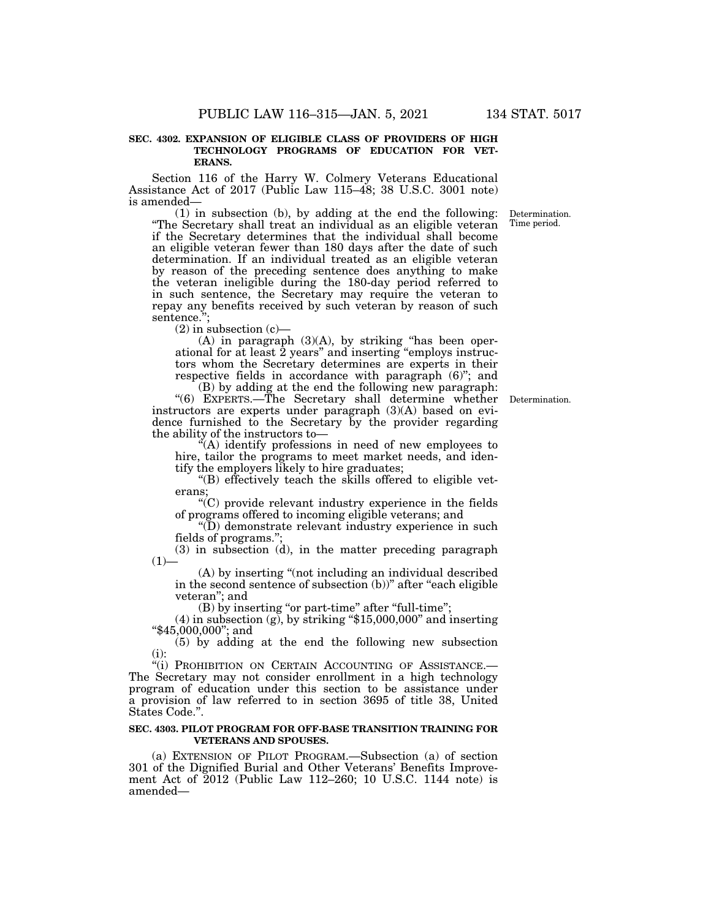**SEC. 4302. EXPANSION OF ELIGIBLE CLASS OF PROVIDERS OF HIGH TECHNOLOGY PROGRAMS OF EDUCATION FOR VETERANS.**

Section 116 of the Harry W. Colmery Veterans Educational Assistance Act of 2017 (Public Law 115–48; 38 U.S.C. 3001 note) is amended—

(1) in subsection (b), by adding at the end the following: "The Secretary shall treat an individual as an eligible veteran if the Secretary determines that the individual shall become an eligible veteran fewer than 180 days after the date of such determination. If an individual treated as an eligible veteran by reason of the preceding sentence does anything to make the veteran ineligible during the 180-day period referred to in such sentence, the Secretary may require the veteran to repay any benefits received by such veteran by reason of such sentence.";

Determination. Time period.

(2) in subsection (c)—

(A) in paragraph (3)(A), by striking "has been operational for at least 2 years" and inserting "employs instructors whom the Secretary determines are experts in their respective fields in accordance with paragraph (6)"; and

(B) by adding at the end the following new paragraph:

"(6) EXPERTS.—The Secretary shall determine whether instructors are experts under paragraph (3)(A) based on evidence furnished to the Secretary by the provider regarding the ability of the instructors to—

Determination.

"(A) identify professions in need of new employees to hire, tailor the programs to meet market needs, and identify the employers likely to hire graduates;

"(B) effectively teach the skills offered to eligible veterans;

"(C) provide relevant industry experience in the fields of programs offered to incoming eligible veterans; and

"(D) demonstrate relevant industry experience in such fields of programs.";

(3) in subsection (d), in the matter preceding paragraph (1)—

(A) by inserting "(not including an individual described in the second sentence of subsection (b))" after "each eligible veteran"; and

(B) by inserting "or part-time" after "full-time";

(4) in subsection (g), by striking "$15,000,000" and inserting "$45,000,000"; and

(5) by adding at the end the following new subsection (i):

"(i) PROHIBITION ON CERTAIN ACCOUNTING OF ASSISTANCE.—The Secretary may not consider enrollment in a high technology program of education under this section to be assistance under a provision of law referred to in section 3695 of title 38, United States Code.".

**SEC. 4303. PILOT PROGRAM FOR OFF-BASE TRANSITION TRAINING FOR VETERANS AND SPOUSES.**

(a) EXTENSION OF PILOT PROGRAM.—Subsection (a) of section 301 of the Dignified Burial and Other Veterans' Benefits Improvement Act of 2012 (Public Law 112–260; 10 U.S.C. 1144 note) is amended—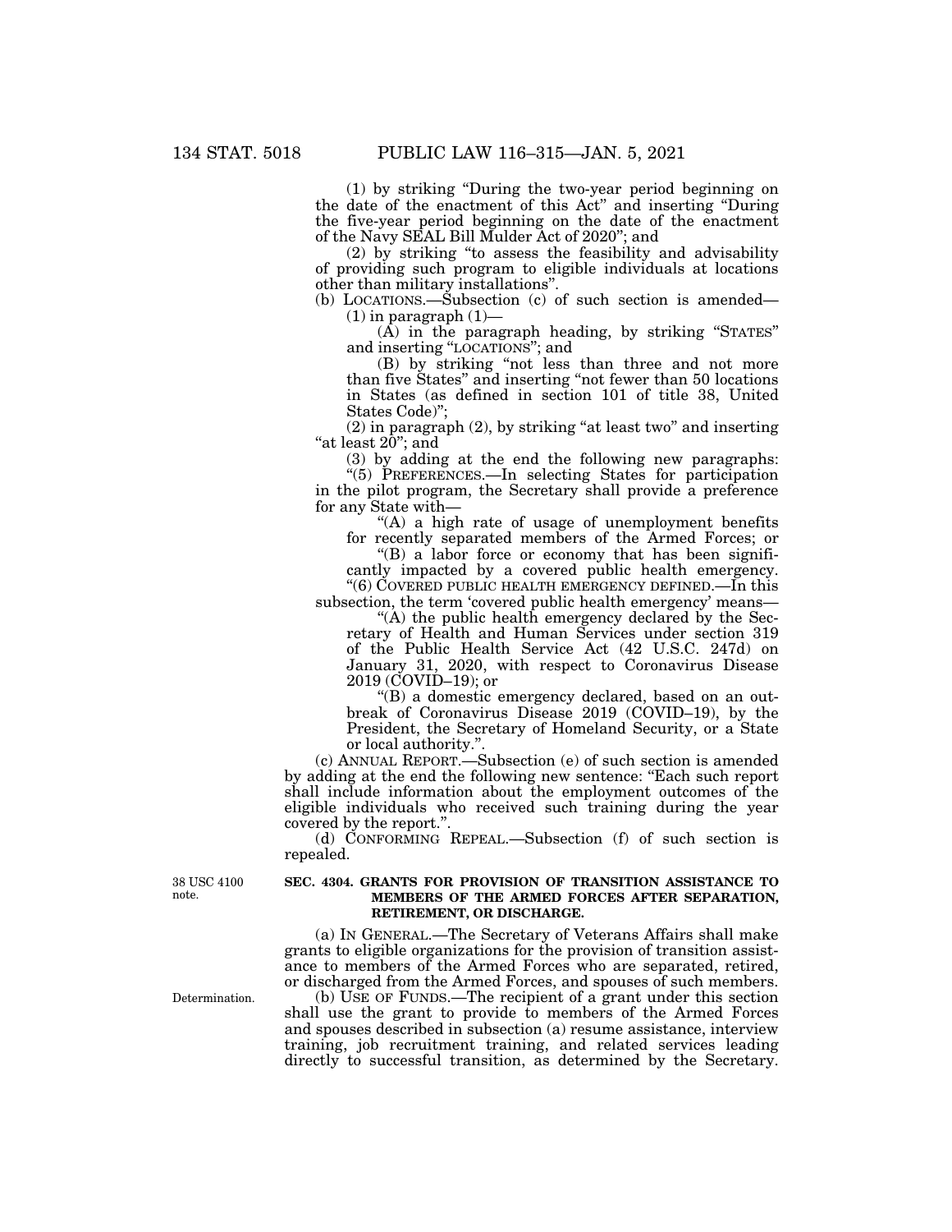(1) by striking "During the two-year period beginning on the date of the enactment of this Act" and inserting "During the five-year period beginning on the date of the enactment of the Navy SEAL Bill Mulder Act of 2020"; and

(2) by striking "to assess the feasibility and advisability of providing such program to eligible individuals at locations other than military installations".

(b) LOCATIONS.—Subsection (c) of such section is amended—

(1) in paragraph (1)—

(A) in the paragraph heading, by striking "STATES" and inserting "LOCATIONS"; and

(B) by striking "not less than three and not more than five States" and inserting "not fewer than 50 locations in States (as defined in section 101 of title 38, United States Code)";

(2) in paragraph (2), by striking "at least two" and inserting "at least 20"; and

(3) by adding at the end the following new paragraphs:

"(5) PREFERENCES.—In selecting States for participation in the pilot program, the Secretary shall provide a preference for any State with—

"(A) a high rate of usage of unemployment benefits for recently separated members of the Armed Forces; or

"(B) a labor force or economy that has been significantly impacted by a covered public health emergency.

"(6) COVERED PUBLIC HEALTH EMERGENCY DEFINED.—In this subsection, the term 'covered public health emergency' means—

"(A) the public health emergency declared by the Secretary of Health and Human Services under section 319 of the Public Health Service Act (42 U.S.C. 247d) on January 31, 2020, with respect to Coronavirus Disease 2019 (COVID–19); or

"(B) a domestic emergency declared, based on an outbreak of Coronavirus Disease 2019 (COVID–19), by the President, the Secretary of Homeland Security, or a State or local authority.".

(c) ANNUAL REPORT.—Subsection (e) of such section is amended by adding at the end the following new sentence: "Each such report shall include information about the employment outcomes of the eligible individuals who received such training during the year covered by the report.".

(d) CONFORMING REPEAL.—Subsection (f) of such section is repealed.

38 USC 4100 note.

**SEC. 4304. GRANTS FOR PROVISION OF TRANSITION ASSISTANCE TO MEMBERS OF THE ARMED FORCES AFTER SEPARATION, RETIREMENT, OR DISCHARGE.**

(a) IN GENERAL.—The Secretary of Veterans Affairs shall make grants to eligible organizations for the provision of transition assistance to members of the Armed Forces who are separated, retired, or discharged from the Armed Forces, and spouses of such members.

Determination.

(b) USE OF FUNDS.—The recipient of a grant under this section shall use the grant to provide to members of the Armed Forces and spouses described in subsection (a) resume assistance, interview training, job recruitment training, and related services leading directly to successful transition, as determined by the Secretary.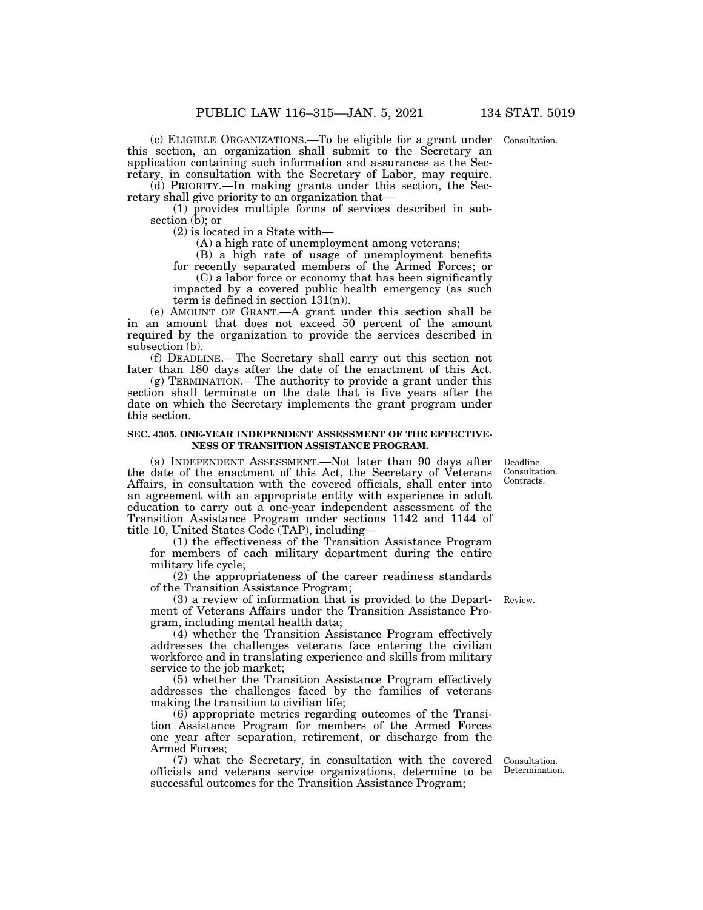(c) ELIGIBLE ORGANIZATIONS.—To be eligible for a grant under this section, an organization shall submit to the Secretary an application containing such information and assurances as the Secretary, in consultation with the Secretary of Labor, may require.

Consultation.

(d) PRIORITY.—In making grants under this section, the Secretary shall give priority to an organization that—

(1) provides multiple forms of services described in subsection (b); or

(2) is located in a State with—

(A) a high rate of unemployment among veterans;

(B) a high rate of usage of unemployment benefits for recently separated members of the Armed Forces; or

(C) a labor force or economy that has been significantly impacted by a covered public health emergency (as such term is defined in section 131(n)).

(e) AMOUNT OF GRANT.—A grant under this section shall be in an amount that does not exceed 50 percent of the amount required by the organization to provide the services described in subsection (b).

(f) DEADLINE.—The Secretary shall carry out this section not later than 180 days after the date of the enactment of this Act.

(g) TERMINATION.—The authority to provide a grant under this section shall terminate on the date that is five years after the date on which the Secretary implements the grant program under this section.

**SEC. 4305. ONE-YEAR INDEPENDENT ASSESSMENT OF THE EFFECTIVENESS OF TRANSITION ASSISTANCE PROGRAM.**

Deadline. Consultation. Contracts.

(a) INDEPENDENT ASSESSMENT.—Not later than 90 days after the date of the enactment of this Act, the Secretary of Veterans Affairs, in consultation with the covered officials, shall enter into an agreement with an appropriate entity with experience in adult education to carry out a one-year independent assessment of the Transition Assistance Program under sections 1142 and 1144 of title 10, United States Code (TAP), including—

(1) the effectiveness of the Transition Assistance Program for members of each military department during the entire military life cycle;

(2) the appropriateness of the career readiness standards of the Transition Assistance Program;

Review.

(3) a review of information that is provided to the Department of Veterans Affairs under the Transition Assistance Program, including mental health data;

(4) whether the Transition Assistance Program effectively addresses the challenges veterans face entering the civilian workforce and in translating experience and skills from military service to the job market;

(5) whether the Transition Assistance Program effectively addresses the challenges faced by the families of veterans making the transition to civilian life;

(6) appropriate metrics regarding outcomes of the Transition Assistance Program for members of the Armed Forces one year after separation, retirement, or discharge from the Armed Forces;

Consultation. Determination.

(7) what the Secretary, in consultation with the covered officials and veterans service organizations, determine to be successful outcomes for the Transition Assistance Program;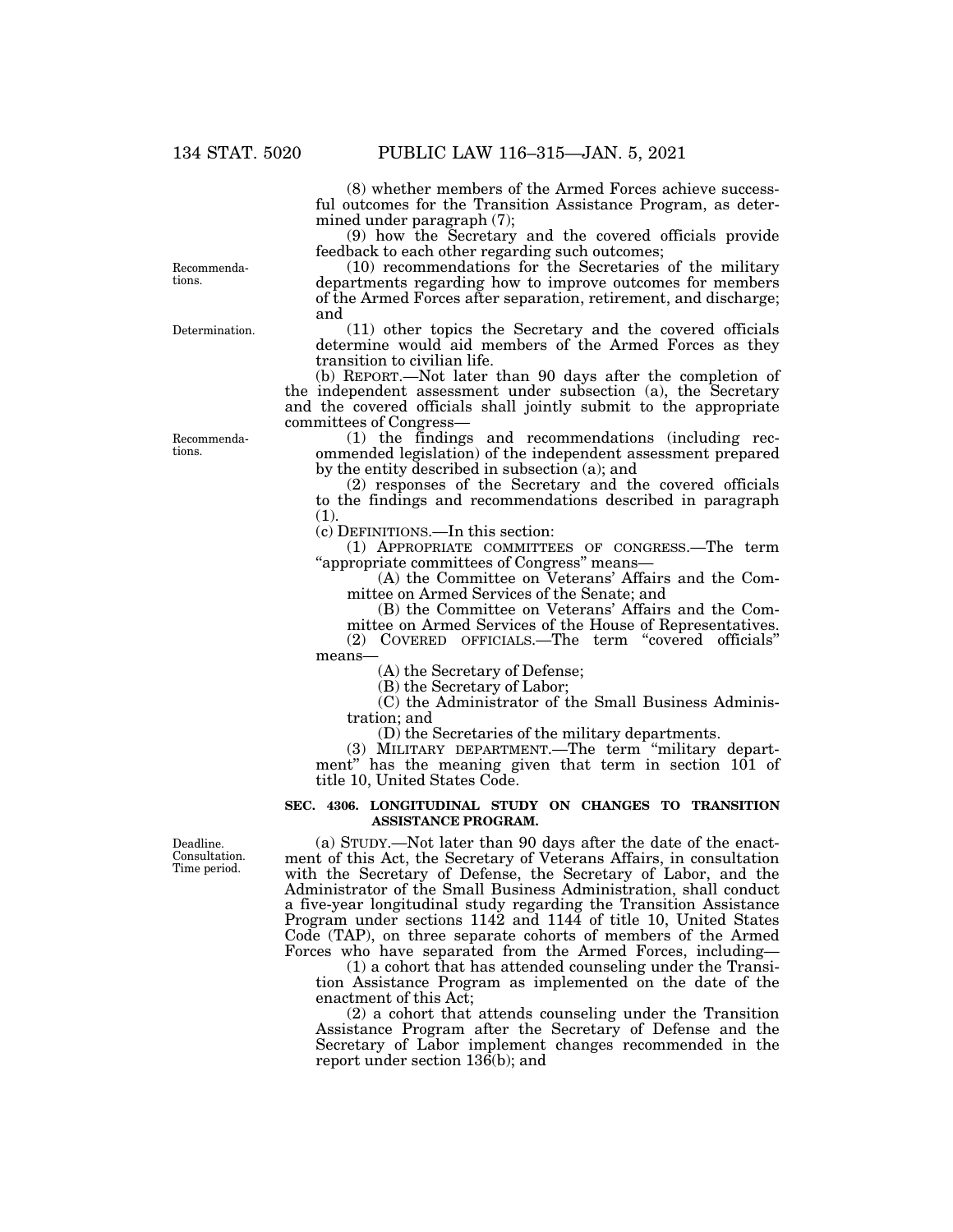(8) whether members of the Armed Forces achieve successful outcomes for the Transition Assistance Program, as determined under paragraph (7);

(9) how the Secretary and the covered officials provide feedback to each other regarding such outcomes;

(10) recommendations for the Secretaries of the military departments regarding how to improve outcomes for members of the Armed Forces after separation, retirement, and discharge; and

(11) other topics the Secretary and the covered officials determine would aid members of the Armed Forces as they transition to civilian life.

(b) REPORT.—Not later than 90 days after the completion of the independent assessment under subsection (a), the Secretary and the covered officials shall jointly submit to the appropriate committees of Congress—

(1) the findings and recommendations (including recommended legislation) of the independent assessment prepared by the entity described in subsection (a); and

(2) responses of the Secretary and the covered officials to the findings and recommendations described in paragraph (1).

(c) DEFINITIONS.—In this section:

(1) APPROPRIATE COMMITTEES OF CONGRESS.—The term "appropriate committees of Congress" means—

(A) the Committee on Veterans' Affairs and the Committee on Armed Services of the Senate; and

(B) the Committee on Veterans' Affairs and the Committee on Armed Services of the House of Representatives.

(2) COVERED OFFICIALS.—The term "covered officials" means—

(A) the Secretary of Defense;

(B) the Secretary of Labor;

(C) the Administrator of the Small Business Administration; and

(D) the Secretaries of the military departments.

(3) MILITARY DEPARTMENT.—The term "military department" has the meaning given that term in section 101 of title 10, United States Code.

**SEC. 4306. LONGITUDINAL STUDY ON CHANGES TO TRANSITION ASSISTANCE PROGRAM.**

(a) STUDY.—Not later than 90 days after the date of the enactment of this Act, the Secretary of Veterans Affairs, in consultation with the Secretary of Defense, the Secretary of Labor, and the Administrator of the Small Business Administration, shall conduct a five-year longitudinal study regarding the Transition Assistance Program under sections 1142 and 1144 of title 10, United States Code (TAP), on three separate cohorts of members of the Armed Forces who have separated from the Armed Forces, including—

(1) a cohort that has attended counseling under the Transition Assistance Program as implemented on the date of the enactment of this Act;

(2) a cohort that attends counseling under the Transition Assistance Program after the Secretary of Defense and the Secretary of Labor implement changes recommended in the report under section 136(b); and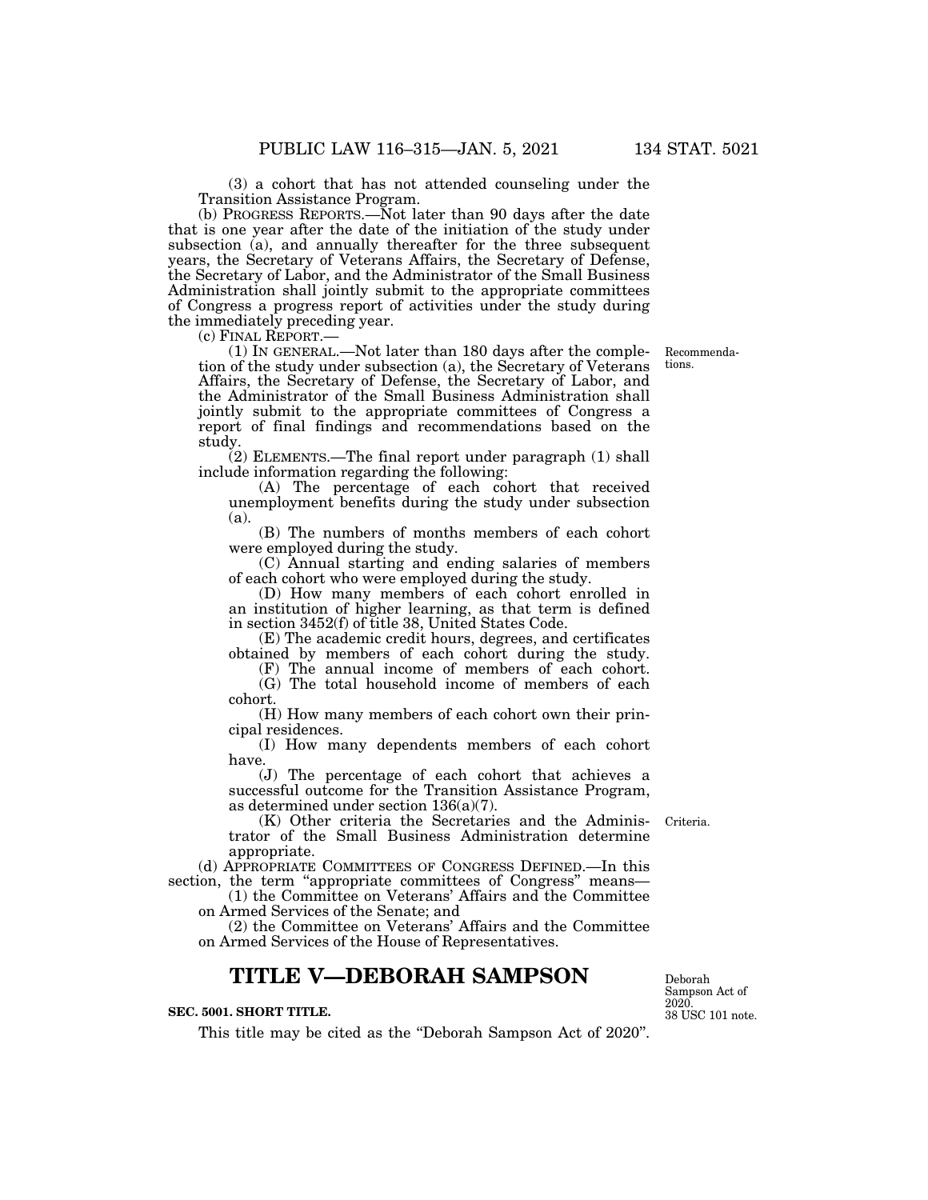(3) a cohort that has not attended counseling under the Transition Assistance Program.

(b) PROGRESS REPORTS.—Not later than 90 days after the date that is one year after the date of the initiation of the study under subsection (a), and annually thereafter for the three subsequent years, the Secretary of Veterans Affairs, the Secretary of Defense, the Secretary of Labor, and the Administrator of the Small Business Administration shall jointly submit to the appropriate committees of Congress a progress report of activities under the study during the immediately preceding year.

(c) FINAL REPORT.—

Recommendations.

(1) IN GENERAL.—Not later than 180 days after the completion of the study under subsection (a), the Secretary of Veterans Affairs, the Secretary of Defense, the Secretary of Labor, and the Administrator of the Small Business Administration shall jointly submit to the appropriate committees of Congress a report of final findings and recommendations based on the study.

(2) ELEMENTS.—The final report under paragraph (1) shall include information regarding the following:

(A) The percentage of each cohort that received unemployment benefits during the study under subsection (a).

(B) The numbers of months members of each cohort were employed during the study.

(C) Annual starting and ending salaries of members of each cohort who were employed during the study.

(D) How many members of each cohort enrolled in an institution of higher learning, as that term is defined in section 3452(f) of title 38, United States Code.

(E) The academic credit hours, degrees, and certificates obtained by members of each cohort during the study.

(F) The annual income of members of each cohort.

(G) The total household income of members of each cohort.

(H) How many members of each cohort own their principal residences.

(I) How many dependents members of each cohort have.

(J) The percentage of each cohort that achieves a successful outcome for the Transition Assistance Program, as determined under section 136(a)(7).

Criteria.

(K) Other criteria the Secretaries and the Administrator of the Small Business Administration determine appropriate.

(d) APPROPRIATE COMMITTEES OF CONGRESS DEFINED.—In this section, the term "appropriate committees of Congress" means—

(1) the Committee on Veterans' Affairs and the Committee on Armed Services of the Senate; and

(2) the Committee on Veterans' Affairs and the Committee on Armed Services of the House of Representatives.

# TITLE V—DEBORAH SAMPSON

Deborah Sampson Act of 2020. 38 USC 101 note.

**SEC. 5001. SHORT TITLE.**

This title may be cited as the "Deborah Sampson Act of 2020".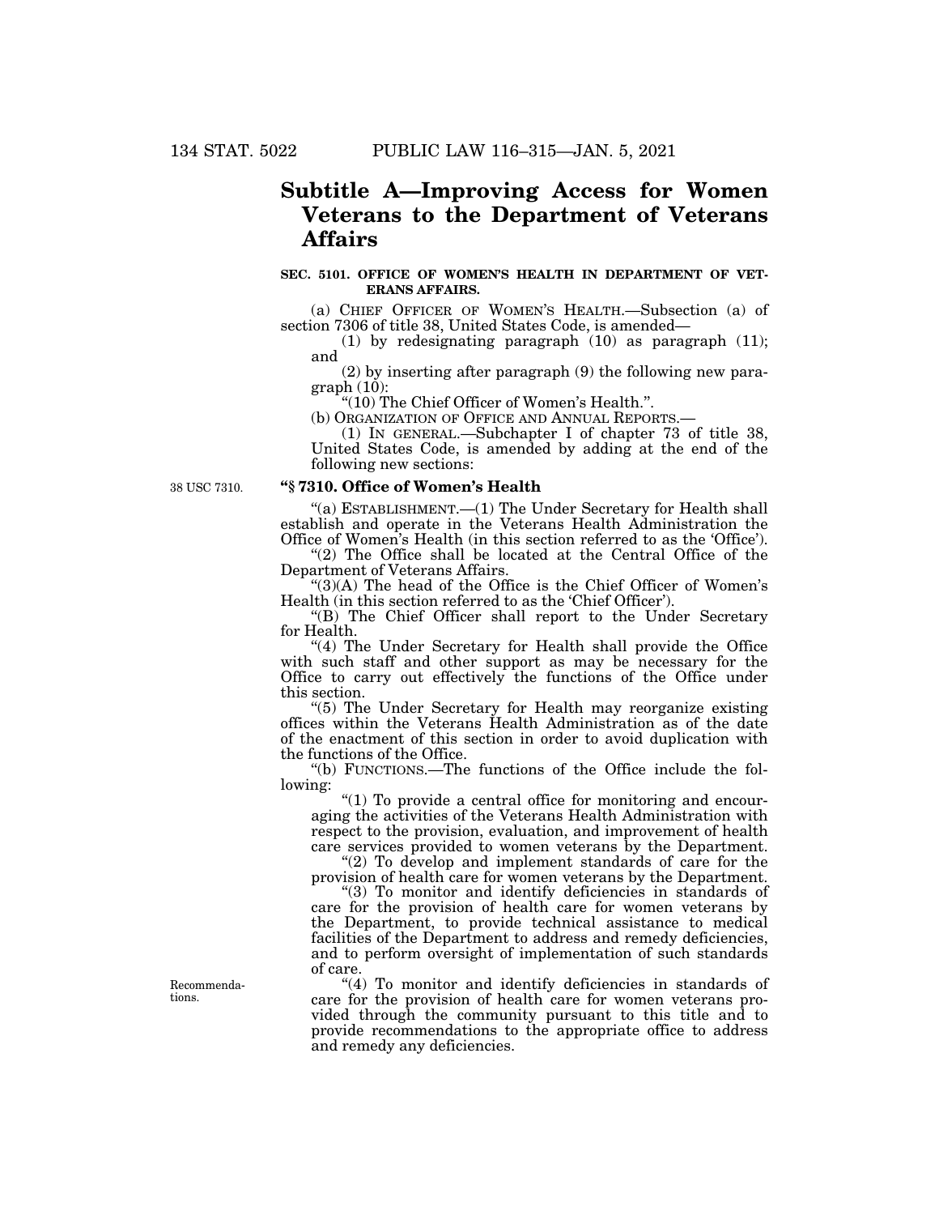## Subtitle A—Improving Access for Women Veterans to the Department of Veterans Affairs

**SEC. 5101. OFFICE OF WOMEN'S HEALTH IN DEPARTMENT OF VETERANS AFFAIRS.**

(a) CHIEF OFFICER OF WOMEN'S HEALTH.—Subsection (a) of section 7306 of title 38, United States Code, is amended—

(1) by redesignating paragraph (10) as paragraph (11); and

(2) by inserting after paragraph (9) the following new paragraph (10):

"(10) The Chief Officer of Women's Health.".

(b) ORGANIZATION OF OFFICE AND ANNUAL REPORTS.—

(1) IN GENERAL.—Subchapter I of chapter 73 of title 38, United States Code, is amended by adding at the end of the following new sections:

38 USC 7310.

**"§ 7310. Office of Women's Health**

"(a) ESTABLISHMENT.—(1) The Under Secretary for Health shall establish and operate in the Veterans Health Administration the Office of Women's Health (in this section referred to as the 'Office').

"(2) The Office shall be located at the Central Office of the Department of Veterans Affairs.

"(3)(A) The head of the Office is the Chief Officer of Women's Health (in this section referred to as the 'Chief Officer').

"(B) The Chief Officer shall report to the Under Secretary for Health.

"(4) The Under Secretary for Health shall provide the Office with such staff and other support as may be necessary for the Office to carry out effectively the functions of the Office under this section.

"(5) The Under Secretary for Health may reorganize existing offices within the Veterans Health Administration as of the date of the enactment of this section in order to avoid duplication with the functions of the Office.

"(b) FUNCTIONS.—The functions of the Office include the following:

"(1) To provide a central office for monitoring and encouraging the activities of the Veterans Health Administration with respect to the provision, evaluation, and improvement of health care services provided to women veterans by the Department.

"(2) To develop and implement standards of care for the provision of health care for women veterans by the Department.

"(3) To monitor and identify deficiencies in standards of care for the provision of health care for women veterans by the Department, to provide technical assistance to medical facilities of the Department to address and remedy deficiencies, and to perform oversight of implementation of such standards of care.

Recommendations.

"(4) To monitor and identify deficiencies in standards of care for the provision of health care for women veterans provided through the community pursuant to this title and to provide recommendations to the appropriate office to address and remedy any deficiencies.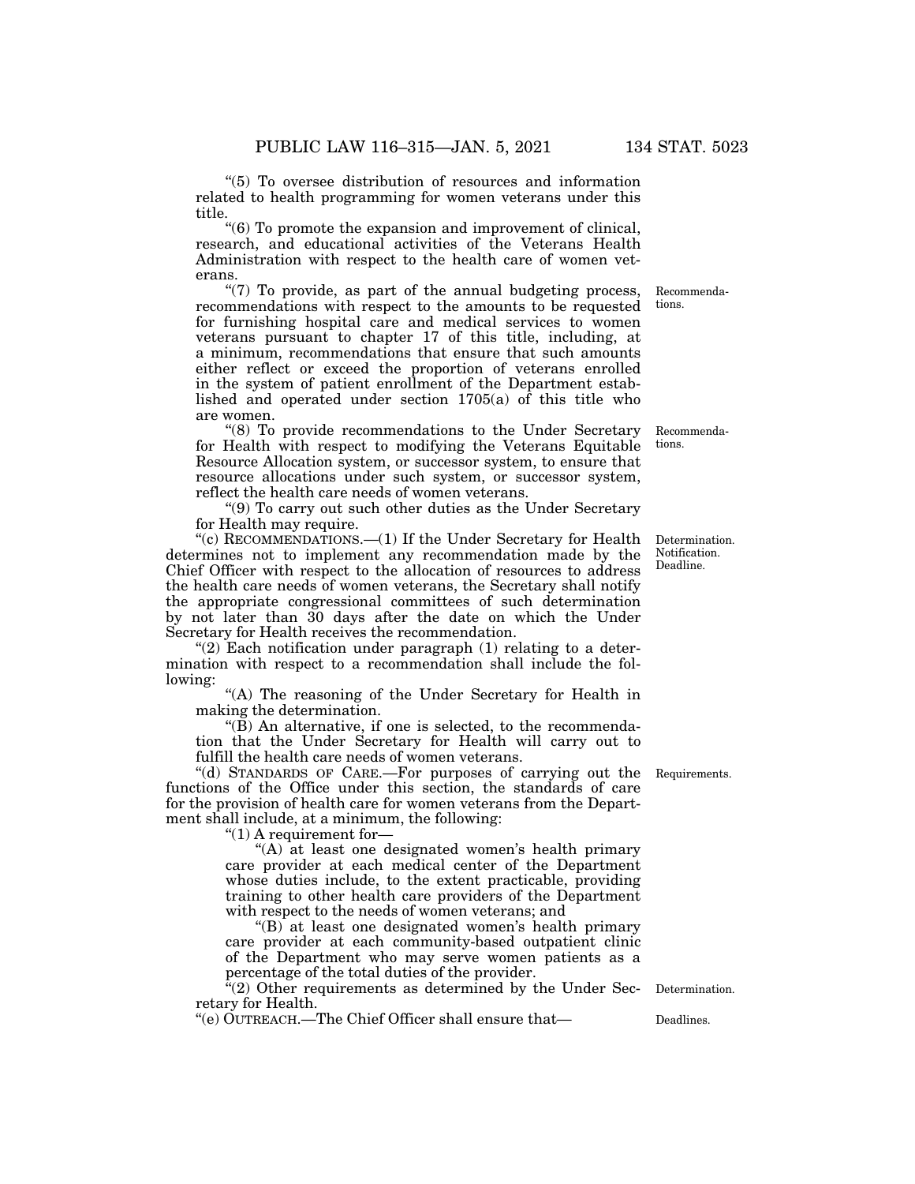"(5) To oversee distribution of resources and information related to health programming for women veterans under this title.

"(6) To promote the expansion and improvement of clinical, research, and educational activities of the Veterans Health Administration with respect to the health care of women veterans.

"(7) To provide, as part of the annual budgeting process, recommendations with respect to the amounts to be requested for furnishing hospital care and medical services to women veterans pursuant to chapter 17 of this title, including, at a minimum, recommendations that ensure that such amounts either reflect or exceed the proportion of veterans enrolled in the system of patient enrollment of the Department established and operated under section 1705(a) of this title who are women.

Recommendations.

"(8) To provide recommendations to the Under Secretary for Health with respect to modifying the Veterans Equitable Resource Allocation system, or successor system, to ensure that resource allocations under such system, or successor system, reflect the health care needs of women veterans.

Recommendations.

"(9) To carry out such other duties as the Under Secretary for Health may require.

"(c) RECOMMENDATIONS.—(1) If the Under Secretary for Health determines not to implement any recommendation made by the Chief Officer with respect to the allocation of resources to address the health care needs of women veterans, the Secretary shall notify the appropriate congressional committees of such determination by not later than 30 days after the date on which the Under Secretary for Health receives the recommendation.

Determination. Notification. Deadline.

"(2) Each notification under paragraph (1) relating to a determination with respect to a recommendation shall include the following:

"(A) The reasoning of the Under Secretary for Health in making the determination.

"(B) An alternative, if one is selected, to the recommendation that the Under Secretary for Health will carry out to fulfill the health care needs of women veterans.

"(d) STANDARDS OF CARE.—For purposes of carrying out the functions of the Office under this section, the standards of care for the provision of health care for women veterans from the Department shall include, at a minimum, the following:

Requirements.

"(1) A requirement for—

"(A) at least one designated women's health primary care provider at each medical center of the Department whose duties include, to the extent practicable, providing training to other health care providers of the Department with respect to the needs of women veterans; and

"(B) at least one designated women's health primary care provider at each community-based outpatient clinic of the Department who may serve women patients as a percentage of the total duties of the provider.

"(2) Other requirements as determined by the Under Secretary for Health.

Determination.

"(e) OUTREACH.—The Chief Officer shall ensure that—

Deadlines.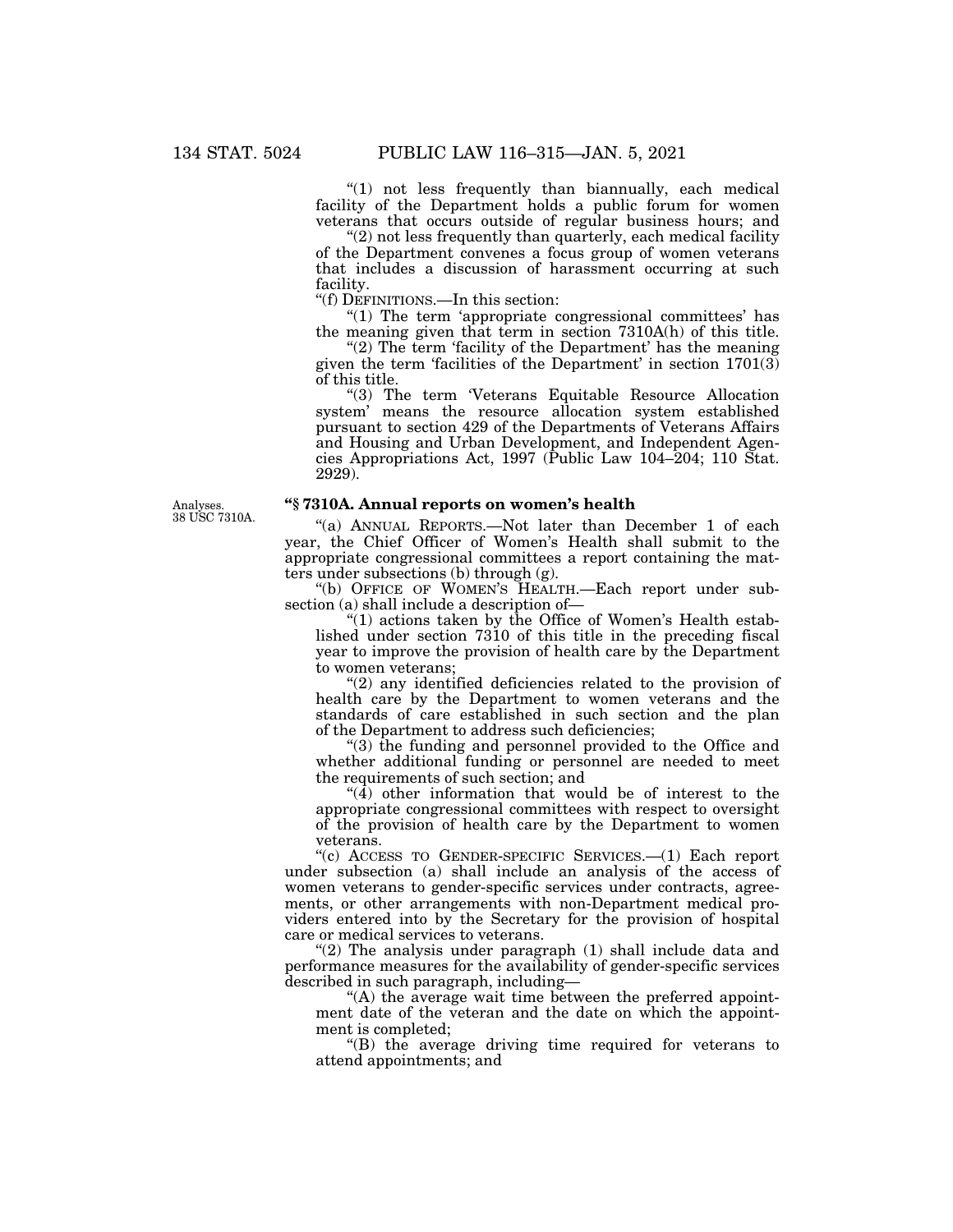"(1) not less frequently than biannually, each medical facility of the Department holds a public forum for women veterans that occurs outside of regular business hours; and

"(2) not less frequently than quarterly, each medical facility of the Department convenes a focus group of women veterans that includes a discussion of harassment occurring at such facility.

"(f) DEFINITIONS.—In this section:

"(1) The term 'appropriate congressional committees' has the meaning given that term in section 7310A(h) of this title.

"(2) The term 'facility of the Department' has the meaning given the term 'facilities of the Department' in section 1701(3) of this title.

"(3) The term 'Veterans Equitable Resource Allocation system' means the resource allocation system established pursuant to section 429 of the Departments of Veterans Affairs and Housing and Urban Development, and Independent Agencies Appropriations Act, 1997 (Public Law 104–204; 110 Stat. 2929).

Analyses. 38 USC 7310A.

### "§ 7310A. Annual reports on women's health

"(a) ANNUAL REPORTS.—Not later than December 1 of each year, the Chief Officer of Women's Health shall submit to the appropriate congressional committees a report containing the matters under subsections (b) through (g).

"(b) OFFICE OF WOMEN'S HEALTH.—Each report under subsection (a) shall include a description of—

"(1) actions taken by the Office of Women's Health established under section 7310 of this title in the preceding fiscal year to improve the provision of health care by the Department to women veterans;

"(2) any identified deficiencies related to the provision of health care by the Department to women veterans and the standards of care established in such section and the plan of the Department to address such deficiencies;

"(3) the funding and personnel provided to the Office and whether additional funding or personnel are needed to meet the requirements of such section; and

"(4) other information that would be of interest to the appropriate congressional committees with respect to oversight of the provision of health care by the Department to women veterans.

"(c) ACCESS TO GENDER-SPECIFIC SERVICES.—(1) Each report under subsection (a) shall include an analysis of the access of women veterans to gender-specific services under contracts, agreements, or other arrangements with non-Department medical providers entered into by the Secretary for the provision of hospital care or medical services to veterans.

"(2) The analysis under paragraph (1) shall include data and performance measures for the availability of gender-specific services described in such paragraph, including—

"(A) the average wait time between the preferred appointment date of the veteran and the date on which the appointment is completed;

"(B) the average driving time required for veterans to attend appointments; and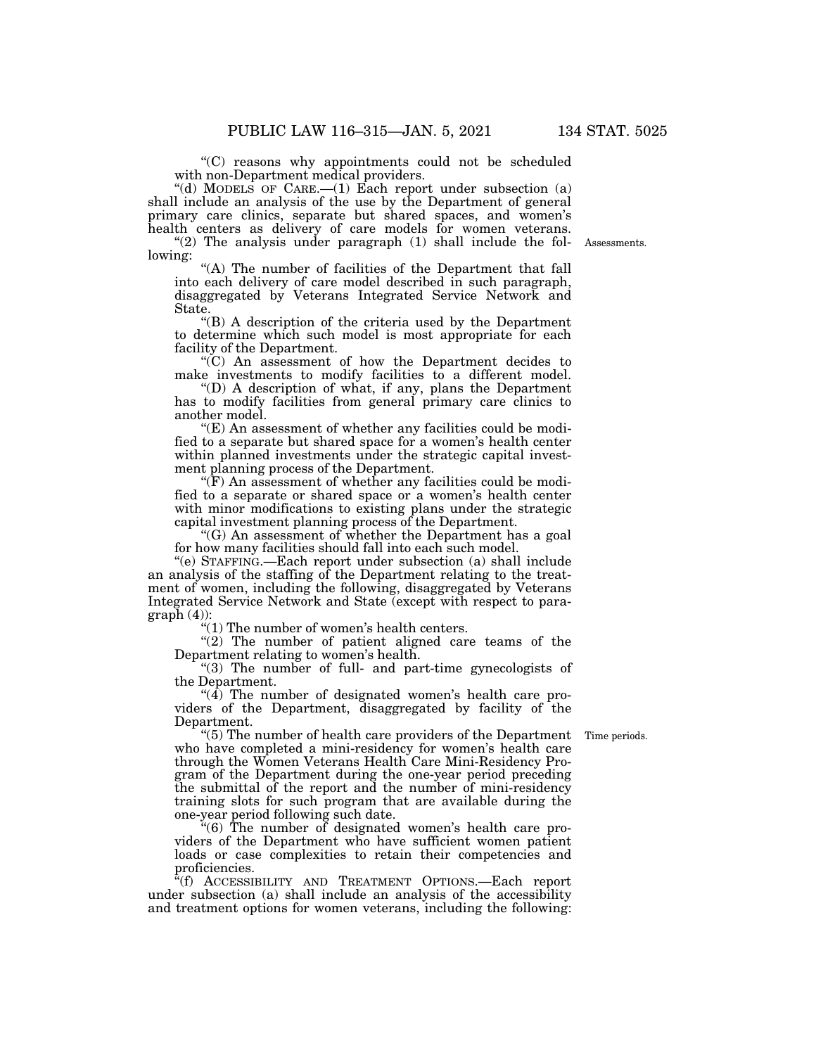"(C) reasons why appointments could not be scheduled with non-Department medical providers.

"(d) MODELS OF CARE.—(1) Each report under subsection (a) shall include an analysis of the use by the Department of general primary care clinics, separate but shared spaces, and women's health centers as delivery of care models for women veterans.

"(2) The analysis under paragraph (1) shall include the following:

Assessments.

"(A) The number of facilities of the Department that fall into each delivery of care model described in such paragraph, disaggregated by Veterans Integrated Service Network and State.

"(B) A description of the criteria used by the Department to determine which such model is most appropriate for each facility of the Department.

"(C) An assessment of how the Department decides to make investments to modify facilities to a different model.

"(D) A description of what, if any, plans the Department has to modify facilities from general primary care clinics to another model.

"(E) An assessment of whether any facilities could be modified to a separate but shared space for a women's health center within planned investments under the strategic capital investment planning process of the Department.

"(F) An assessment of whether any facilities could be modified to a separate or shared space or a women's health center with minor modifications to existing plans under the strategic capital investment planning process of the Department.

"(G) An assessment of whether the Department has a goal for how many facilities should fall into each such model.

"(e) STAFFING.—Each report under subsection (a) shall include an analysis of the staffing of the Department relating to the treatment of women, including the following, disaggregated by Veterans Integrated Service Network and State (except with respect to paragraph (4)):

"(1) The number of women's health centers.

"(2) The number of patient aligned care teams of the Department relating to women's health.

"(3) The number of full- and part-time gynecologists of the Department.

"(4) The number of designated women's health care providers of the Department, disaggregated by facility of the Department.

Time periods.

"(5) The number of health care providers of the Department who have completed a mini-residency for women's health care through the Women Veterans Health Care Mini-Residency Program of the Department during the one-year period preceding the submittal of the report and the number of mini-residency training slots for such program that are available during the one-year period following such date.

"(6) The number of designated women's health care providers of the Department who have sufficient women patient loads or case complexities to retain their competencies and proficiencies.

"(f) ACCESSIBILITY AND TREATMENT OPTIONS.—Each report under subsection (a) shall include an analysis of the accessibility and treatment options for women veterans, including the following: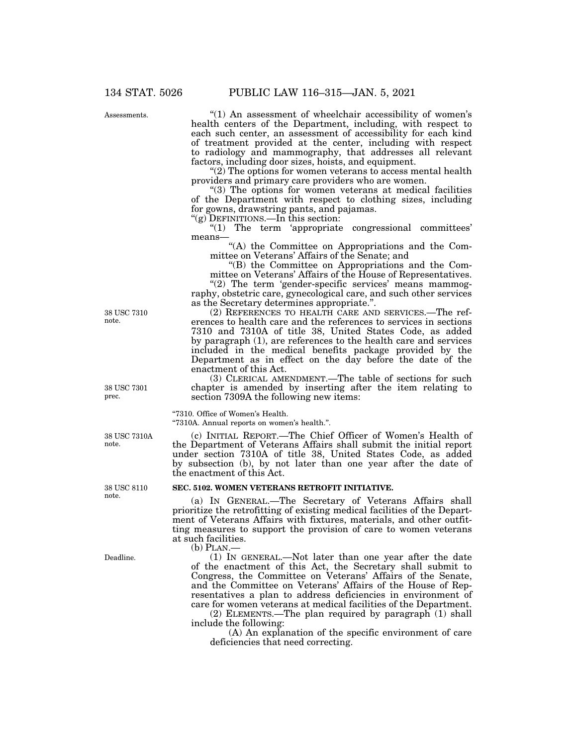"(1) An assessment of wheelchair accessibility of women's health centers of the Department, including, with respect to each such center, an assessment of accessibility for each kind of treatment provided at the center, including with respect to radiology and mammography, that addresses all relevant factors, including door sizes, hoists, and equipment.

"(2) The options for women veterans to access mental health providers and primary care providers who are women.

"(3) The options for women veterans at medical facilities of the Department with respect to clothing sizes, including for gowns, drawstring pants, and pajamas.

"(g) DEFINITIONS.—In this section:

"(1) The term 'appropriate congressional committees' means—

"(A) the Committee on Appropriations and the Committee on Veterans' Affairs of the Senate; and

"(B) the Committee on Appropriations and the Committee on Veterans' Affairs of the House of Representatives.

"(2) The term 'gender-specific services' means mammography, obstetric care, gynecological care, and such other services as the Secretary determines appropriate.".

(2) REFERENCES TO HEALTH CARE AND SERVICES.—The references to health care and the references to services in sections 7310 and 7310A of title 38, United States Code, as added by paragraph (1), are references to the health care and services included in the medical benefits package provided by the Department as in effect on the day before the date of the enactment of this Act.

(3) CLERICAL AMENDMENT.—The table of sections for such chapter is amended by inserting after the item relating to section 7309A the following new items:

"7310. Office of Women's Health.
"7310A. Annual reports on women's health.".

(c) INITIAL REPORT.—The Chief Officer of Women's Health of the Department of Veterans Affairs shall submit the initial report under section 7310A of title 38, United States Code, as added by subsection (b), by not later than one year after the date of the enactment of this Act.

**SEC. 5102. WOMEN VETERANS RETROFIT INITIATIVE.**

(a) IN GENERAL.—The Secretary of Veterans Affairs shall prioritize the retrofitting of existing medical facilities of the Department of Veterans Affairs with fixtures, materials, and other outfitting measures to support the provision of care to women veterans at such facilities.

(b) PLAN.—

(1) IN GENERAL.—Not later than one year after the date of the enactment of this Act, the Secretary shall submit to Congress, the Committee on Veterans' Affairs of the Senate, and the Committee on Veterans' Affairs of the House of Representatives a plan to address deficiencies in environment of care for women veterans at medical facilities of the Department.

(2) ELEMENTS.—The plan required by paragraph (1) shall include the following:

(A) An explanation of the specific environment of care deficiencies that need correcting.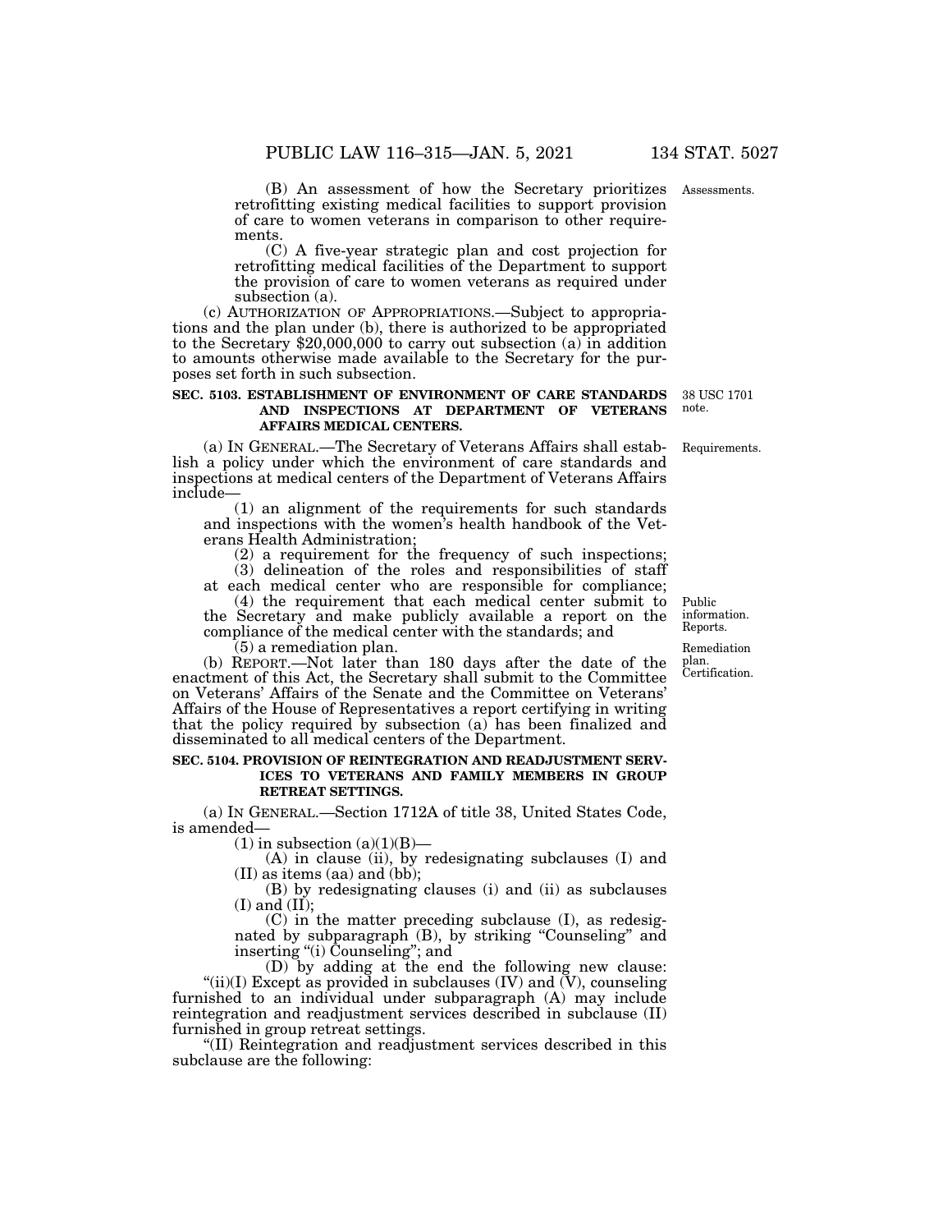(B) An assessment of how the Secretary prioritizes retrofitting existing medical facilities to support provision of care to women veterans in comparison to other requirements.

Assessments.

(C) A five-year strategic plan and cost projection for retrofitting medical facilities of the Department to support the provision of care to women veterans as required under subsection (a).

(c) AUTHORIZATION OF APPROPRIATIONS.—Subject to appropriations and the plan under (b), there is authorized to be appropriated to the Secretary $20,000,000 to carry out subsection (a) in addition to amounts otherwise made available to the Secretary for the purposes set forth in such subsection.

**SEC. 5103. ESTABLISHMENT OF ENVIRONMENT OF CARE STANDARDS AND INSPECTIONS AT DEPARTMENT OF VETERANS AFFAIRS MEDICAL CENTERS.**

38 USC 1701 note.

Requirements.

(a) IN GENERAL.—The Secretary of Veterans Affairs shall establish a policy under which the environment of care standards and inspections at medical centers of the Department of Veterans Affairs include—

(1) an alignment of the requirements for such standards and inspections with the women's health handbook of the Veterans Health Administration;

(2) a requirement for the frequency of such inspections;

(3) delineation of the roles and responsibilities of staff at each medical center who are responsible for compliance;

Public information. Reports.

(4) the requirement that each medical center submit to the Secretary and make publicly available a report on the compliance of the medical center with the standards; and

Remediation plan. Certification.

(5) a remediation plan.

(b) REPORT.—Not later than 180 days after the date of the enactment of this Act, the Secretary shall submit to the Committee on Veterans' Affairs of the Senate and the Committee on Veterans' Affairs of the House of Representatives a report certifying in writing that the policy required by subsection (a) has been finalized and disseminated to all medical centers of the Department.

**SEC. 5104. PROVISION OF REINTEGRATION AND READJUSTMENT SERVICES TO VETERANS AND FAMILY MEMBERS IN GROUP RETREAT SETTINGS.**

(a) IN GENERAL.—Section 1712A of title 38, United States Code, is amended—

(1) in subsection (a)(1)(B)—

(A) in clause (ii), by redesignating subclauses (I) and (II) as items (aa) and (bb);

(B) by redesignating clauses (i) and (ii) as subclauses (I) and (II);

(C) in the matter preceding subclause (I), as redesignated by subparagraph (B), by striking "Counseling" and inserting "(i) Counseling"; and

(D) by adding at the end the following new clause:

"(ii)(I) Except as provided in subclauses (IV) and (V), counseling furnished to an individual under subparagraph (A) may include reintegration and readjustment services described in subclause (II) furnished in group retreat settings.

"(II) Reintegration and readjustment services described in this subclause are the following: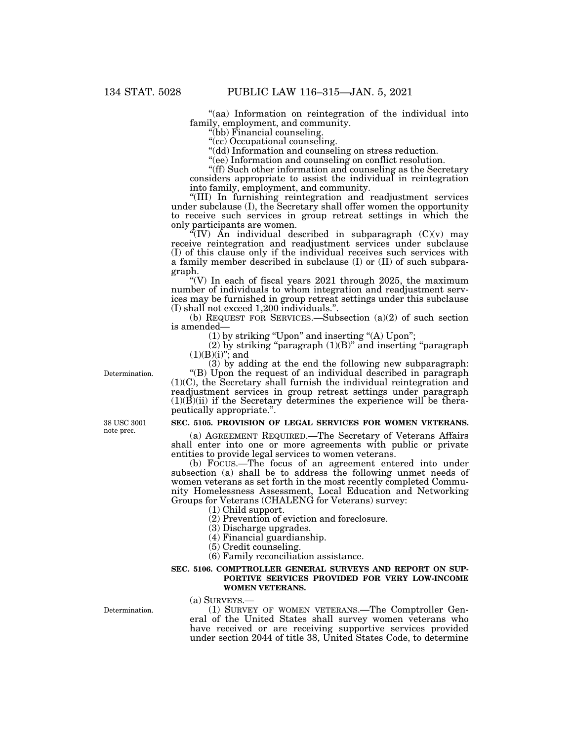"(aa) Information on reintegration of the individual into family, employment, and community.

"(bb) Financial counseling.

"(cc) Occupational counseling.

"(dd) Information and counseling on stress reduction.

"(ee) Information and counseling on conflict resolution.

"(ff) Such other information and counseling as the Secretary considers appropriate to assist the individual in reintegration into family, employment, and community.

"(III) In furnishing reintegration and readjustment services under subclause (I), the Secretary shall offer women the opportunity to receive such services in group retreat settings in which the only participants are women.

"(IV) An individual described in subparagraph (C)(v) may receive reintegration and readjustment services under subclause (I) of this clause only if the individual receives such services with a family member described in subclause (I) or (II) of such subparagraph.

"(V) In each of fiscal years 2021 through 2025, the maximum number of individuals to whom integration and readjustment services may be furnished in group retreat settings under this subclause (I) shall not exceed 1,200 individuals.".

(b) REQUEST FOR SERVICES.—Subsection (a)(2) of such section is amended—

(1) by striking "Upon" and inserting "(A) Upon";

(2) by striking "paragraph (1)(B)" and inserting "paragraph (1)(B)(i)"; and

(3) by adding at the end the following new subparagraph:

Determination.

"(B) Upon the request of an individual described in paragraph (1)(C), the Secretary shall furnish the individual reintegration and readjustment services in group retreat settings under paragraph (1)(B)(ii) if the Secretary determines the experience will be therapeutically appropriate.".

38 USC 3001 note prec.

**SEC. 5105. PROVISION OF LEGAL SERVICES FOR WOMEN VETERANS.**

(a) AGREEMENT REQUIRED.—The Secretary of Veterans Affairs shall enter into one or more agreements with public or private entities to provide legal services to women veterans.

(b) FOCUS.—The focus of an agreement entered into under subsection (a) shall be to address the following unmet needs of women veterans as set forth in the most recently completed Community Homelessness Assessment, Local Education and Networking Groups for Veterans (CHALENG for Veterans) survey:

(1) Child support.

(2) Prevention of eviction and foreclosure.

(3) Discharge upgrades.

(4) Financial guardianship.

(5) Credit counseling.

(6) Family reconciliation assistance.

**SEC. 5106. COMPTROLLER GENERAL SURVEYS AND REPORT ON SUPPORTIVE SERVICES PROVIDED FOR VERY LOW-INCOME WOMEN VETERANS.**

(a) SURVEYS.—

Determination.

(1) SURVEY OF WOMEN VETERANS.—The Comptroller General of the United States shall survey women veterans who have received or are receiving supportive services provided under section 2044 of title 38, United States Code, to determine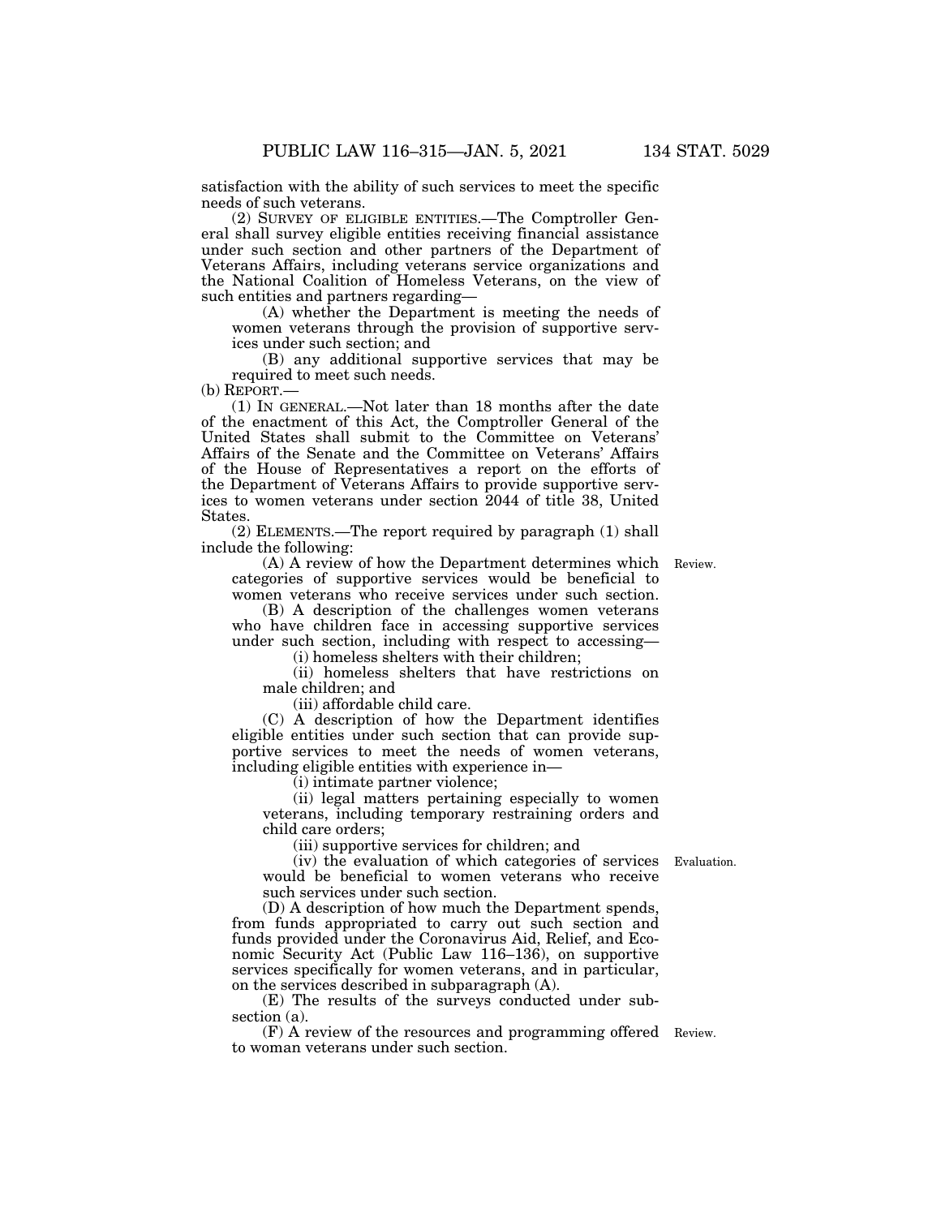satisfaction with the ability of such services to meet the specific needs of such veterans.

(2) SURVEY OF ELIGIBLE ENTITIES.—The Comptroller General shall survey eligible entities receiving financial assistance under such section and other partners of the Department of Veterans Affairs, including veterans service organizations and the National Coalition of Homeless Veterans, on the view of such entities and partners regarding—

(A) whether the Department is meeting the needs of women veterans through the provision of supportive services under such section; and

(B) any additional supportive services that may be required to meet such needs.

(b) REPORT.—

(1) IN GENERAL.—Not later than 18 months after the date of the enactment of this Act, the Comptroller General of the United States shall submit to the Committee on Veterans' Affairs of the Senate and the Committee on Veterans' Affairs of the House of Representatives a report on the efforts of the Department of Veterans Affairs to provide supportive services to women veterans under section 2044 of title 38, United States.

(2) ELEMENTS.—The report required by paragraph (1) shall include the following:

(A) A review of how the Department determines which categories of supportive services would be beneficial to women veterans who receive services under such section.

Review.

(B) A description of the challenges women veterans who have children face in accessing supportive services under such section, including with respect to accessing—

(i) homeless shelters with their children;

(ii) homeless shelters that have restrictions on male children; and

(iii) affordable child care.

(C) A description of how the Department identifies eligible entities under such section that can provide supportive services to meet the needs of women veterans, including eligible entities with experience in—

(i) intimate partner violence;

(ii) legal matters pertaining especially to women veterans, including temporary restraining orders and child care orders;

(iii) supportive services for children; and

(iv) the evaluation of which categories of services would be beneficial to women veterans who receive such services under such section.

Evaluation.

(D) A description of how much the Department spends, from funds appropriated to carry out such section and funds provided under the Coronavirus Aid, Relief, and Economic Security Act (Public Law 116–136), on supportive services specifically for women veterans, and in particular, on the services described in subparagraph (A).

(E) The results of the surveys conducted under subsection (a).

(F) A review of the resources and programming offered to woman veterans under such section.

Review.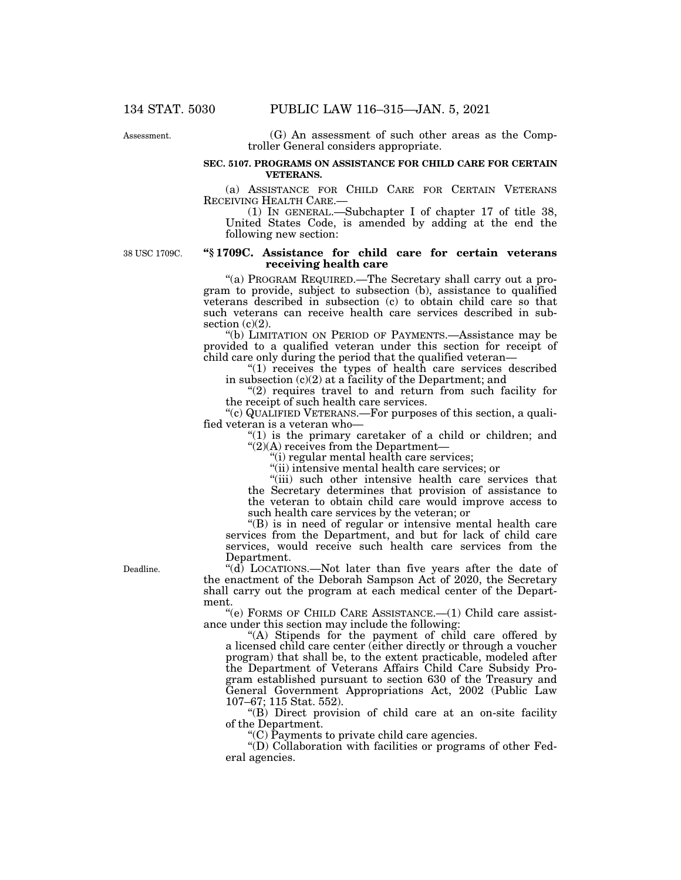(G) An assessment of such other areas as the Comptroller General considers appropriate.

**SEC. 5107. PROGRAMS ON ASSISTANCE FOR CHILD CARE FOR CERTAIN VETERANS.**

(a) ASSISTANCE FOR CHILD CARE FOR CERTAIN VETERANS RECEIVING HEALTH CARE.—

(1) IN GENERAL.—Subchapter I of chapter 17 of title 38, United States Code, is amended by adding at the end the following new section:

**"§ 1709C. Assistance for child care for certain veterans receiving health care**

"(a) PROGRAM REQUIRED.—The Secretary shall carry out a program to provide, subject to subsection (b), assistance to qualified veterans described in subsection (c) to obtain child care so that such veterans can receive health care services described in subsection (c)(2).

"(b) LIMITATION ON PERIOD OF PAYMENTS.—Assistance may be provided to a qualified veteran under this section for receipt of child care only during the period that the qualified veteran—

"(1) receives the types of health care services described in subsection (c)(2) at a facility of the Department; and

"(2) requires travel to and return from such facility for the receipt of such health care services.

"(c) QUALIFIED VETERANS.—For purposes of this section, a qualified veteran is a veteran who—

"(1) is the primary caretaker of a child or children; and

"(2)(A) receives from the Department—

"(i) regular mental health care services;

"(ii) intensive mental health care services; or

"(iii) such other intensive health care services that the Secretary determines that provision of assistance to the veteran to obtain child care would improve access to such health care services by the veteran; or

"(B) is in need of regular or intensive mental health care services from the Department, and but for lack of child care services, would receive such health care services from the Department.

"(d) LOCATIONS.—Not later than five years after the date of the enactment of the Deborah Sampson Act of 2020, the Secretary shall carry out the program at each medical center of the Department.

"(e) FORMS OF CHILD CARE ASSISTANCE.—(1) Child care assistance under this section may include the following:

"(A) Stipends for the payment of child care offered by a licensed child care center (either directly or through a voucher program) that shall be, to the extent practicable, modeled after the Department of Veterans Affairs Child Care Subsidy Program established pursuant to section 630 of the Treasury and General Government Appropriations Act, 2002 (Public Law 107–67; 115 Stat. 552).

"(B) Direct provision of child care at an on-site facility of the Department.

"(C) Payments to private child care agencies.

"(D) Collaboration with facilities or programs of other Federal agencies.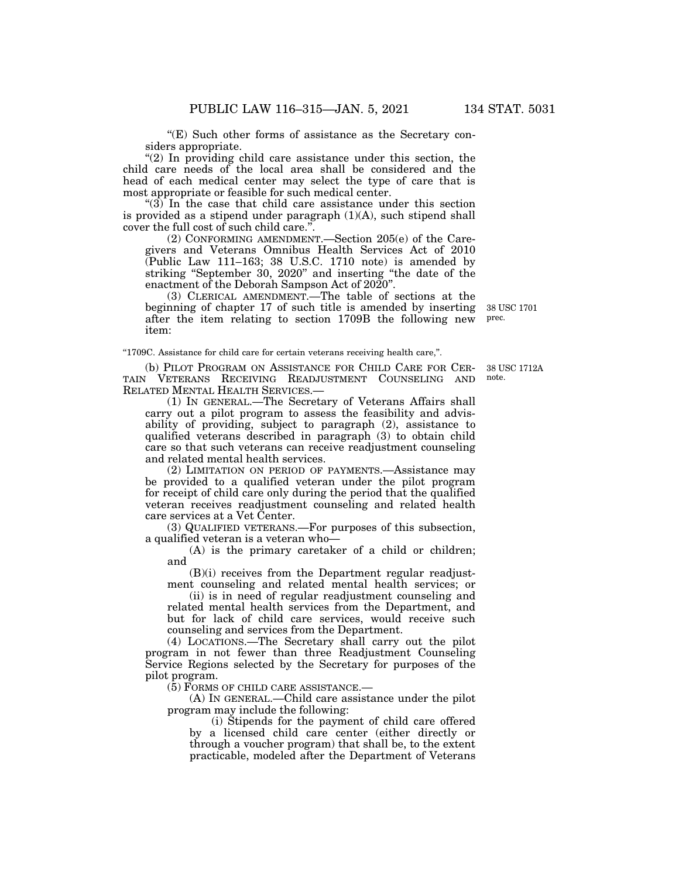"(E) Such other forms of assistance as the Secretary considers appropriate.

"(2) In providing child care assistance under this section, the child care needs of the local area shall be considered and the head of each medical center may select the type of care that is most appropriate or feasible for such medical center.

"(3) In the case that child care assistance under this section is provided as a stipend under paragraph (1)(A), such stipend shall cover the full cost of such child care.".

(2) CONFORMING AMENDMENT.—Section 205(e) of the Caregivers and Veterans Omnibus Health Services Act of 2010 (Public Law 111–163; 38 U.S.C. 1710 note) is amended by striking "September 30, 2020" and inserting "the date of the enactment of the Deborah Sampson Act of 2020".

(3) CLERICAL AMENDMENT.—The table of sections at the beginning of chapter 17 of such title is amended by inserting after the item relating to section 1709B the following new item:

38 USC 1701 prec.

"1709C. Assistance for child care for certain veterans receiving health care,".

38 USC 1712A note.

(b) PILOT PROGRAM ON ASSISTANCE FOR CHILD CARE FOR CERTAIN VETERANS RECEIVING READJUSTMENT COUNSELING AND RELATED MENTAL HEALTH SERVICES.—

(1) IN GENERAL.—The Secretary of Veterans Affairs shall carry out a pilot program to assess the feasibility and advisability of providing, subject to paragraph (2), assistance to qualified veterans described in paragraph (3) to obtain child care so that such veterans can receive readjustment counseling and related mental health services.

(2) LIMITATION ON PERIOD OF PAYMENTS.—Assistance may be provided to a qualified veteran under the pilot program for receipt of child care only during the period that the qualified veteran receives readjustment counseling and related health care services at a Vet Center.

(3) QUALIFIED VETERANS.—For purposes of this subsection, a qualified veteran is a veteran who—

(A) is the primary caretaker of a child or children; and

(B)(i) receives from the Department regular readjustment counseling and related mental health services; or

(ii) is in need of regular readjustment counseling and related mental health services from the Department, and but for lack of child care services, would receive such counseling and services from the Department.

(4) LOCATIONS.—The Secretary shall carry out the pilot program in not fewer than three Readjustment Counseling Service Regions selected by the Secretary for purposes of the pilot program.

(5) FORMS OF CHILD CARE ASSISTANCE.—

(A) IN GENERAL.—Child care assistance under the pilot program may include the following:

(i) Stipends for the payment of child care offered by a licensed child care center (either directly or through a voucher program) that shall be, to the extent practicable, modeled after the Department of Veterans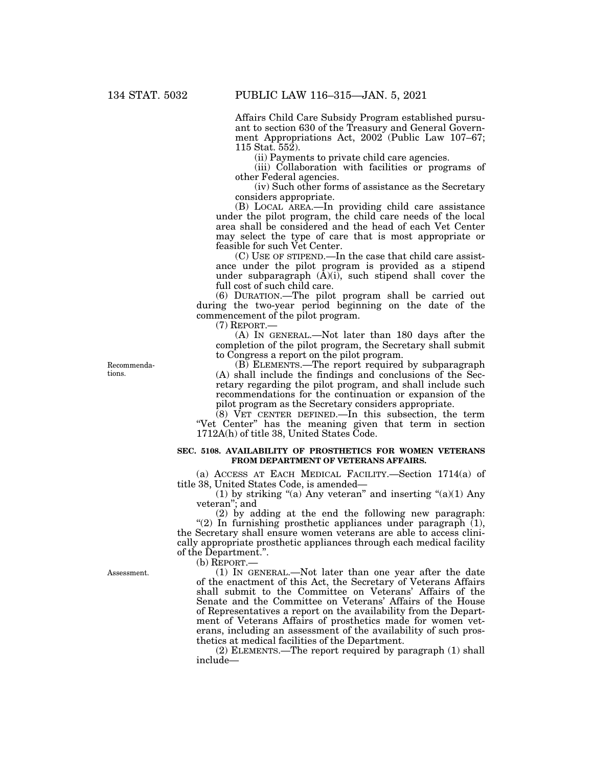Affairs Child Care Subsidy Program established pursuant to section 630 of the Treasury and General Government Appropriations Act, 2002 (Public Law 107–67; 115 Stat. 552).

(ii) Payments to private child care agencies.

(iii) Collaboration with facilities or programs of other Federal agencies.

(iv) Such other forms of assistance as the Secretary considers appropriate.

(B) LOCAL AREA.—In providing child care assistance under the pilot program, the child care needs of the local area shall be considered and the head of each Vet Center may select the type of care that is most appropriate or feasible for such Vet Center.

(C) USE OF STIPEND.—In the case that child care assistance under the pilot program is provided as a stipend under subparagraph (A)(i), such stipend shall cover the full cost of such child care.

(6) DURATION.—The pilot program shall be carried out during the two-year period beginning on the date of the commencement of the pilot program.

(7) REPORT.—

(A) IN GENERAL.—Not later than 180 days after the completion of the pilot program, the Secretary shall submit to Congress a report on the pilot program.

Recommendations.

(B) ELEMENTS.—The report required by subparagraph (A) shall include the findings and conclusions of the Secretary regarding the pilot program, and shall include such recommendations for the continuation or expansion of the pilot program as the Secretary considers appropriate.

(8) VET CENTER DEFINED.—In this subsection, the term "Vet Center" has the meaning given that term in section 1712A(h) of title 38, United States Code.

**SEC. 5108. AVAILABILITY OF PROSTHETICS FOR WOMEN VETERANS FROM DEPARTMENT OF VETERANS AFFAIRS.**

(a) ACCESS AT EACH MEDICAL FACILITY.—Section 1714(a) of title 38, United States Code, is amended—

(1) by striking "(a) Any veteran" and inserting "(a)(1) Any veteran"; and

(2) by adding at the end the following new paragraph:

"(2) In furnishing prosthetic appliances under paragraph (1), the Secretary shall ensure women veterans are able to access clinically appropriate prosthetic appliances through each medical facility of the Department.".

(b) REPORT.—

Assessment.

(1) IN GENERAL.—Not later than one year after the date of the enactment of this Act, the Secretary of Veterans Affairs shall submit to the Committee on Veterans' Affairs of the Senate and the Committee on Veterans' Affairs of the House of Representatives a report on the availability from the Department of Veterans Affairs of prosthetics made for women veterans, including an assessment of the availability of such prosthetics at medical facilities of the Department.

(2) ELEMENTS.—The report required by paragraph (1) shall include—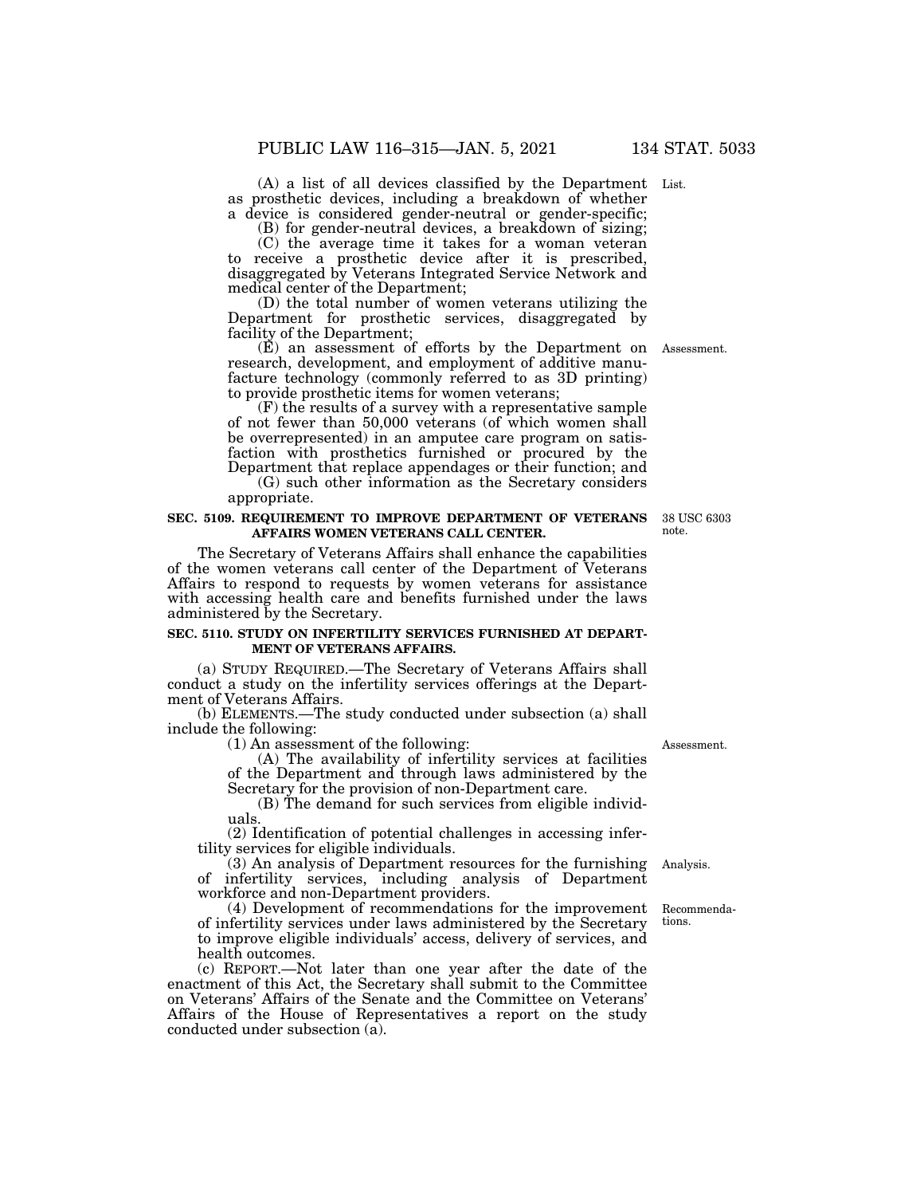(A) a list of all devices classified by the Department as prosthetic devices, including a breakdown of whether a device is considered gender-neutral or gender-specific;

(B) for gender-neutral devices, a breakdown of sizing;

(C) the average time it takes for a woman veteran to receive a prosthetic device after it is prescribed, disaggregated by Veterans Integrated Service Network and medical center of the Department;

(D) the total number of women veterans utilizing the Department for prosthetic services, disaggregated by facility of the Department;

(E) an assessment of efforts by the Department on research, development, and employment of additive manufacture technology (commonly referred to as 3D printing) to provide prosthetic items for women veterans;

(F) the results of a survey with a representative sample of not fewer than 50,000 veterans (of which women shall be overrepresented) in an amputee care program on satisfaction with prosthetics furnished or procured by the Department that replace appendages or their function; and

(G) such other information as the Secretary considers appropriate.

**SEC. 5109. REQUIREMENT TO IMPROVE DEPARTMENT OF VETERANS AFFAIRS WOMEN VETERANS CALL CENTER.**

38 USC 6303 note.

The Secretary of Veterans Affairs shall enhance the capabilities of the women veterans call center of the Department of Veterans Affairs to respond to requests by women veterans for assistance with accessing health care and benefits furnished under the laws administered by the Secretary.

**SEC. 5110. STUDY ON INFERTILITY SERVICES FURNISHED AT DEPARTMENT OF VETERANS AFFAIRS.**

(a) STUDY REQUIRED.—The Secretary of Veterans Affairs shall conduct a study on the infertility services offerings at the Department of Veterans Affairs.

(b) ELEMENTS.—The study conducted under subsection (a) shall include the following:

(1) An assessment of the following:

(A) The availability of infertility services at facilities of the Department and through laws administered by the Secretary for the provision of non-Department care.

(B) The demand for such services from eligible individuals.

(2) Identification of potential challenges in accessing infertility services for eligible individuals.

(3) An analysis of Department resources for the furnishing of infertility services, including analysis of Department workforce and non-Department providers.

(4) Development of recommendations for the improvement of infertility services under laws administered by the Secretary to improve eligible individuals' access, delivery of services, and health outcomes.

(c) REPORT.—Not later than one year after the date of the enactment of this Act, the Secretary shall submit to the Committee on Veterans' Affairs of the Senate and the Committee on Veterans' Affairs of the House of Representatives a report on the study conducted under subsection (a).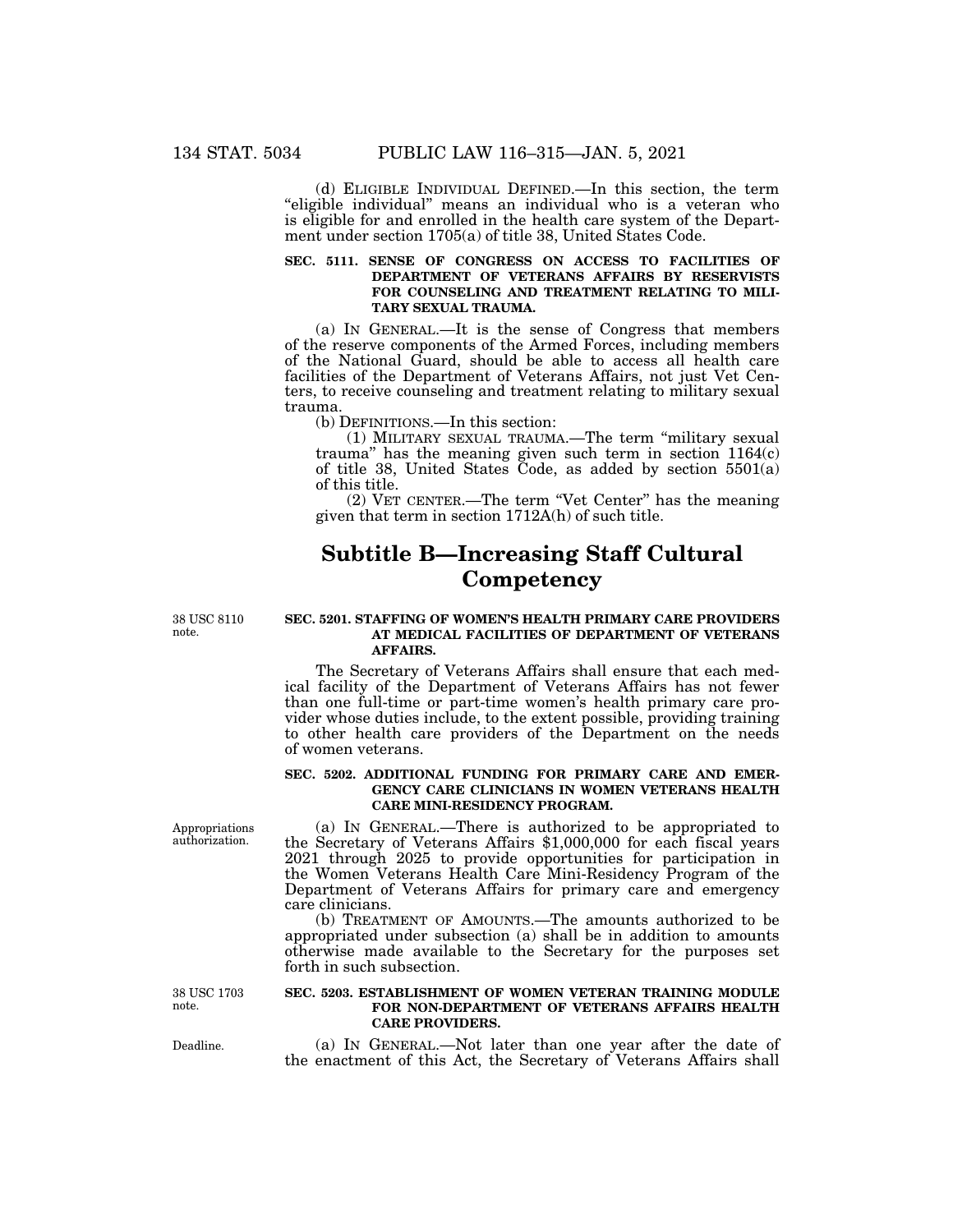(d) ELIGIBLE INDIVIDUAL DEFINED.—In this section, the term "eligible individual" means an individual who is a veteran who is eligible for and enrolled in the health care system of the Department under section 1705(a) of title 38, United States Code.

**SEC. 5111. SENSE OF CONGRESS ON ACCESS TO FACILITIES OF DEPARTMENT OF VETERANS AFFAIRS BY RESERVISTS FOR COUNSELING AND TREATMENT RELATING TO MILITARY SEXUAL TRAUMA.**

(a) IN GENERAL.—It is the sense of Congress that members of the reserve components of the Armed Forces, including members of the National Guard, should be able to access all health care facilities of the Department of Veterans Affairs, not just Vet Centers, to receive counseling and treatment relating to military sexual trauma.

(b) DEFINITIONS.—In this section:

(1) MILITARY SEXUAL TRAUMA.—The term "military sexual trauma" has the meaning given such term in section 1164(c) of title 38, United States Code, as added by section 5501(a) of this title.

(2) VET CENTER.—The term "Vet Center" has the meaning given that term in section 1712A(h) of such title.

# Subtitle B—Increasing Staff Cultural Competency

38 USC 8110 note.

**SEC. 5201. STAFFING OF WOMEN'S HEALTH PRIMARY CARE PROVIDERS AT MEDICAL FACILITIES OF DEPARTMENT OF VETERANS AFFAIRS.**

The Secretary of Veterans Affairs shall ensure that each medical facility of the Department of Veterans Affairs has not fewer than one full-time or part-time women's health primary care provider whose duties include, to the extent possible, providing training to other health care providers of the Department on the needs of women veterans.

**SEC. 5202. ADDITIONAL FUNDING FOR PRIMARY CARE AND EMERGENCY CARE CLINICIANS IN WOMEN VETERANS HEALTH CARE MINI-RESIDENCY PROGRAM.**

Appropriations authorization.

(a) IN GENERAL.—There is authorized to be appropriated to the Secretary of Veterans Affairs $1,000,000 for each fiscal years 2021 through 2025 to provide opportunities for participation in the Women Veterans Health Care Mini-Residency Program of the Department of Veterans Affairs for primary care and emergency care clinicians.

(b) TREATMENT OF AMOUNTS.—The amounts authorized to be appropriated under subsection (a) shall be in addition to amounts otherwise made available to the Secretary for the purposes set forth in such subsection.

38 USC 1703 note.

**SEC. 5203. ESTABLISHMENT OF WOMEN VETERAN TRAINING MODULE FOR NON-DEPARTMENT OF VETERANS AFFAIRS HEALTH CARE PROVIDERS.**

Deadline.

(a) IN GENERAL.—Not later than one year after the date of the enactment of this Act, the Secretary of Veterans Affairs shall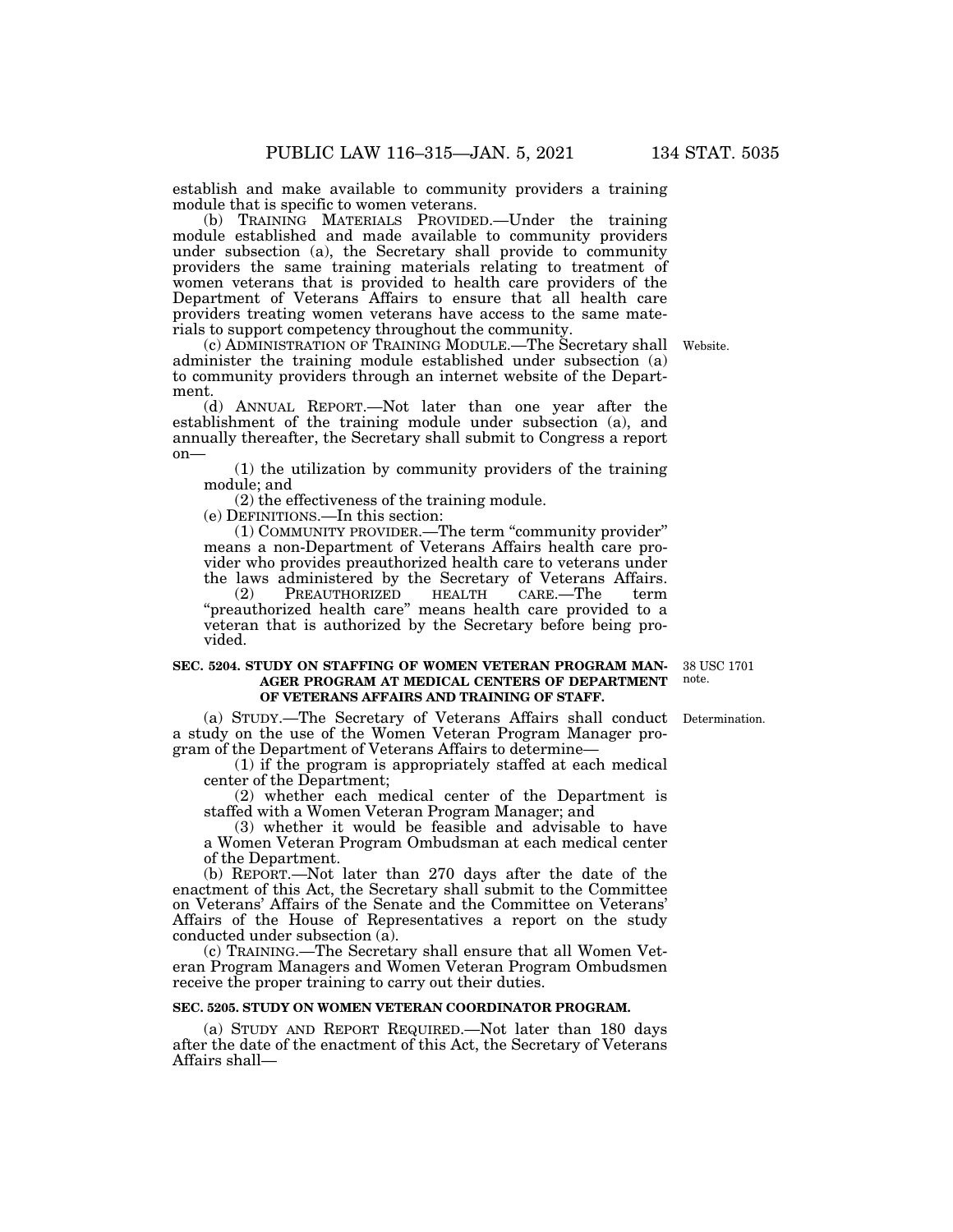establish and make available to community providers a training module that is specific to women veterans.

(b) TRAINING MATERIALS PROVIDED.—Under the training module established and made available to community providers under subsection (a), the Secretary shall provide to community providers the same training materials relating to treatment of women veterans that is provided to health care providers of the Department of Veterans Affairs to ensure that all health care providers treating women veterans have access to the same materials to support competency throughout the community.

(c) ADMINISTRATION OF TRAINING MODULE.—The Secretary shall administer the training module established under subsection (a) to community providers through an internet website of the Department.

Website.

(d) ANNUAL REPORT.—Not later than one year after the establishment of the training module under subsection (a), and annually thereafter, the Secretary shall submit to Congress a report on—

(1) the utilization by community providers of the training module; and

(2) the effectiveness of the training module.

(e) DEFINITIONS.—In this section:

(1) COMMUNITY PROVIDER.—The term "community provider" means a non-Department of Veterans Affairs health care provider who provides preauthorized health care to veterans under the laws administered by the Secretary of Veterans Affairs.

(2) PREAUTHORIZED HEALTH CARE.—The term "preauthorized health care" means health care provided to a veteran that is authorized by the Secretary before being provided.

**SEC. 5204. STUDY ON STAFFING OF WOMEN VETERAN PROGRAM MANAGER PROGRAM AT MEDICAL CENTERS OF DEPARTMENT OF VETERANS AFFAIRS AND TRAINING OF STAFF.**

38 USC 1701 note.

Determination.

(a) STUDY.—The Secretary of Veterans Affairs shall conduct a study on the use of the Women Veteran Program Manager program of the Department of Veterans Affairs to determine—

(1) if the program is appropriately staffed at each medical center of the Department;

(2) whether each medical center of the Department is staffed with a Women Veteran Program Manager; and

(3) whether it would be feasible and advisable to have a Women Veteran Program Ombudsman at each medical center of the Department.

(b) REPORT.—Not later than 270 days after the date of the enactment of this Act, the Secretary shall submit to the Committee on Veterans' Affairs of the Senate and the Committee on Veterans' Affairs of the House of Representatives a report on the study conducted under subsection (a).

(c) TRAINING.—The Secretary shall ensure that all Women Veteran Program Managers and Women Veteran Program Ombudsmen receive the proper training to carry out their duties.

**SEC. 5205. STUDY ON WOMEN VETERAN COORDINATOR PROGRAM.**

(a) STUDY AND REPORT REQUIRED.—Not later than 180 days after the date of the enactment of this Act, the Secretary of Veterans Affairs shall—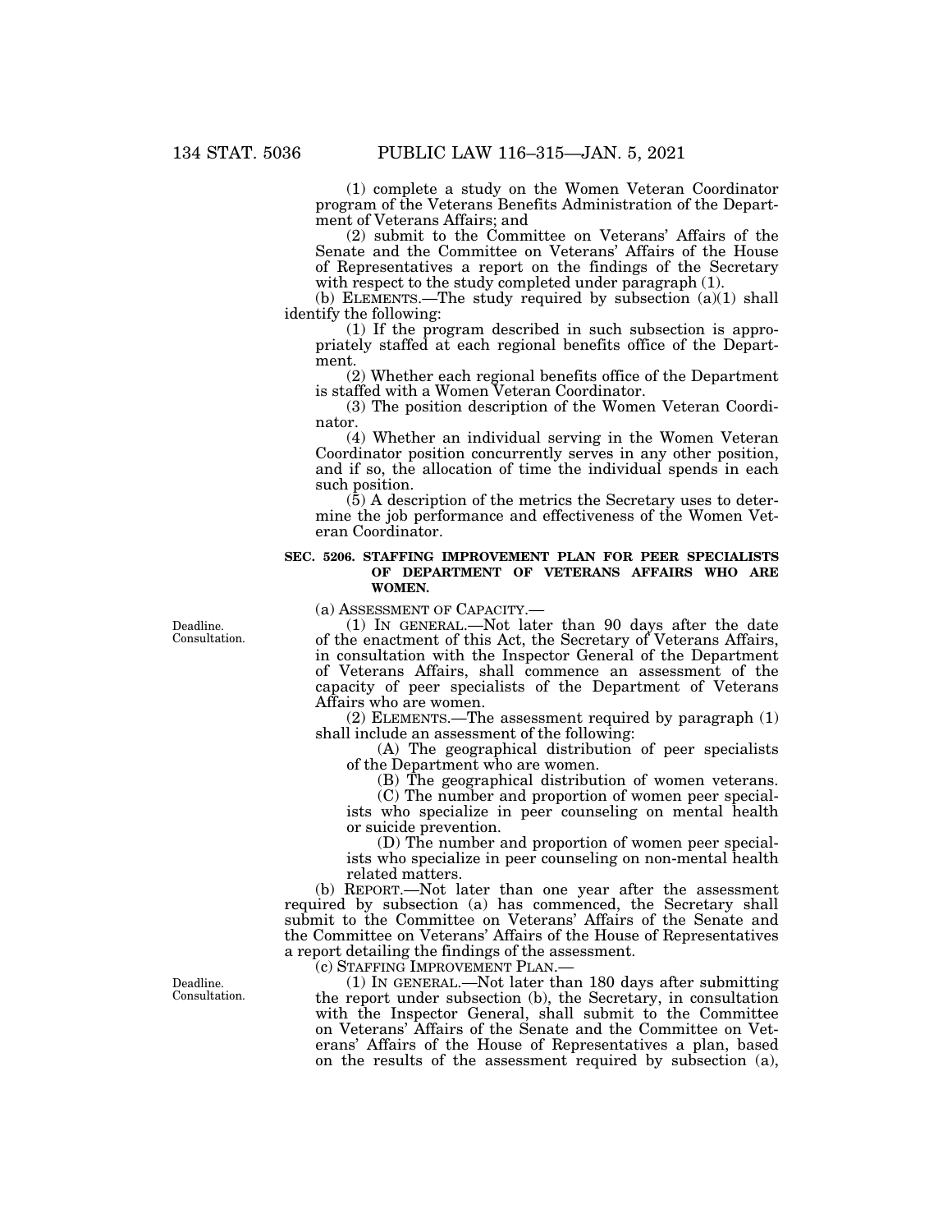(1) complete a study on the Women Veteran Coordinator program of the Veterans Benefits Administration of the Department of Veterans Affairs; and

(2) submit to the Committee on Veterans' Affairs of the Senate and the Committee on Veterans' Affairs of the House of Representatives a report on the findings of the Secretary with respect to the study completed under paragraph (1).

(b) ELEMENTS.—The study required by subsection (a)(1) shall identify the following:

(1) If the program described in such subsection is appropriately staffed at each regional benefits office of the Department.

(2) Whether each regional benefits office of the Department is staffed with a Women Veteran Coordinator.

(3) The position description of the Women Veteran Coordinator.

(4) Whether an individual serving in the Women Veteran Coordinator position concurrently serves in any other position, and if so, the allocation of time the individual spends in each such position.

(5) A description of the metrics the Secretary uses to determine the job performance and effectiveness of the Women Veteran Coordinator.

**SEC. 5206. STAFFING IMPROVEMENT PLAN FOR PEER SPECIALISTS OF DEPARTMENT OF VETERANS AFFAIRS WHO ARE WOMEN.**

(a) ASSESSMENT OF CAPACITY.—

Deadline. Consultation.

(1) IN GENERAL.—Not later than 90 days after the date of the enactment of this Act, the Secretary of Veterans Affairs, in consultation with the Inspector General of the Department of Veterans Affairs, shall commence an assessment of the capacity of peer specialists of the Department of Veterans Affairs who are women.

(2) ELEMENTS.—The assessment required by paragraph (1) shall include an assessment of the following:

(A) The geographical distribution of peer specialists of the Department who are women.

(B) The geographical distribution of women veterans.

(C) The number and proportion of women peer specialists who specialize in peer counseling on mental health or suicide prevention.

(D) The number and proportion of women peer specialists who specialize in peer counseling on non-mental health related matters.

(b) REPORT.—Not later than one year after the assessment required by subsection (a) has commenced, the Secretary shall submit to the Committee on Veterans' Affairs of the Senate and the Committee on Veterans' Affairs of the House of Representatives a report detailing the findings of the assessment.

(c) STAFFING IMPROVEMENT PLAN.—

Deadline. Consultation.

(1) IN GENERAL.—Not later than 180 days after submitting the report under subsection (b), the Secretary, in consultation with the Inspector General, shall submit to the Committee on Veterans' Affairs of the Senate and the Committee on Veterans' Affairs of the House of Representatives a plan, based on the results of the assessment required by subsection (a),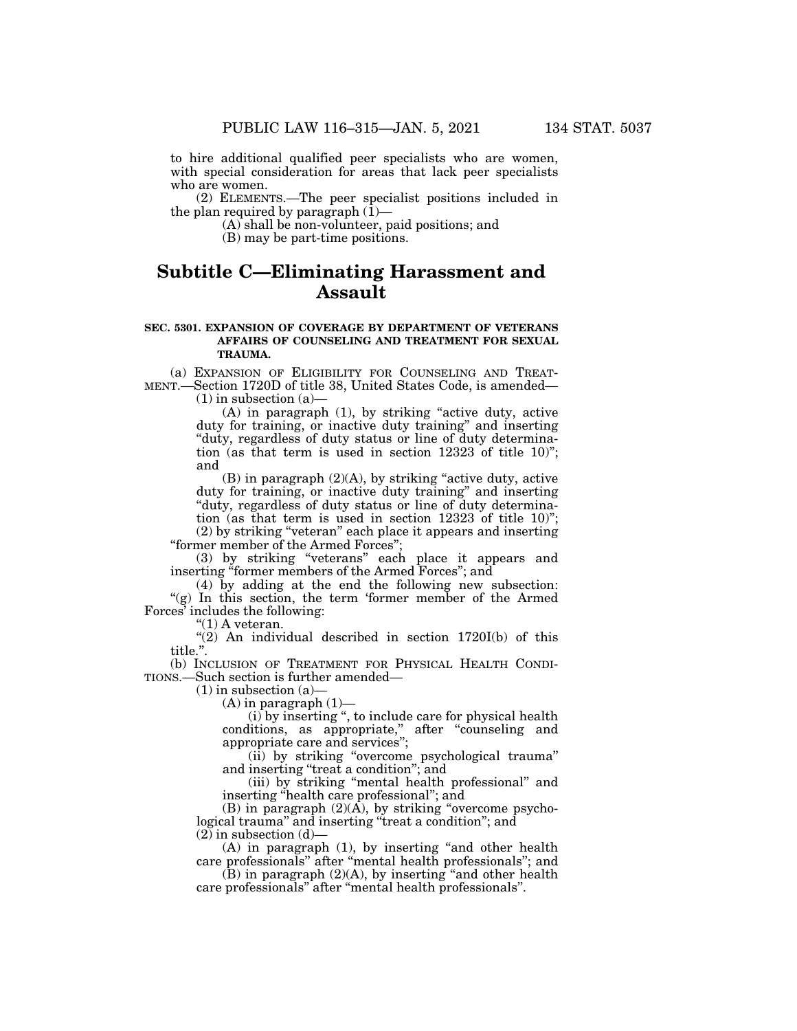to hire additional qualified peer specialists who are women, with special consideration for areas that lack peer specialists who are women.

(2) ELEMENTS.—The peer specialist positions included in the plan required by paragraph (1)—

(A) shall be non-volunteer, paid positions; and

(B) may be part-time positions.

## Subtitle C—Eliminating Harassment and Assault

**SEC. 5301. EXPANSION OF COVERAGE BY DEPARTMENT OF VETERANS AFFAIRS OF COUNSELING AND TREATMENT FOR SEXUAL TRAUMA.**

(a) EXPANSION OF ELIGIBILITY FOR COUNSELING AND TREATMENT.—Section 1720D of title 38, United States Code, is amended—

(1) in subsection (a)—

(A) in paragraph (1), by striking "active duty, active duty for training, or inactive duty training" and inserting "duty, regardless of duty status or line of duty determination (as that term is used in section 12323 of title 10)"; and

(B) in paragraph (2)(A), by striking "active duty, active duty for training, or inactive duty training" and inserting "duty, regardless of duty status or line of duty determination (as that term is used in section 12323 of title 10)";

(2) by striking "veteran" each place it appears and inserting "former member of the Armed Forces";

(3) by striking "veterans" each place it appears and inserting "former members of the Armed Forces"; and

(4) by adding at the end the following new subsection:

"(g) In this section, the term 'former member of the Armed Forces' includes the following:

"(1) A veteran.

"(2) An individual described in section 1720I(b) of this title.".

(b) INCLUSION OF TREATMENT FOR PHYSICAL HEALTH CONDITIONS.—Such section is further amended—

(1) in subsection (a)—

(A) in paragraph (1)—

(i) by inserting ", to include care for physical health conditions, as appropriate," after "counseling and appropriate care and services";

(ii) by striking "overcome psychological trauma" and inserting "treat a condition"; and

(iii) by striking "mental health professional" and inserting "health care professional"; and

(B) in paragraph (2)(A), by striking "overcome psychological trauma" and inserting "treat a condition"; and

(2) in subsection (d)—

(A) in paragraph (1), by inserting "and other health care professionals" after "mental health professionals"; and

(B) in paragraph (2)(A), by inserting "and other health care professionals" after "mental health professionals".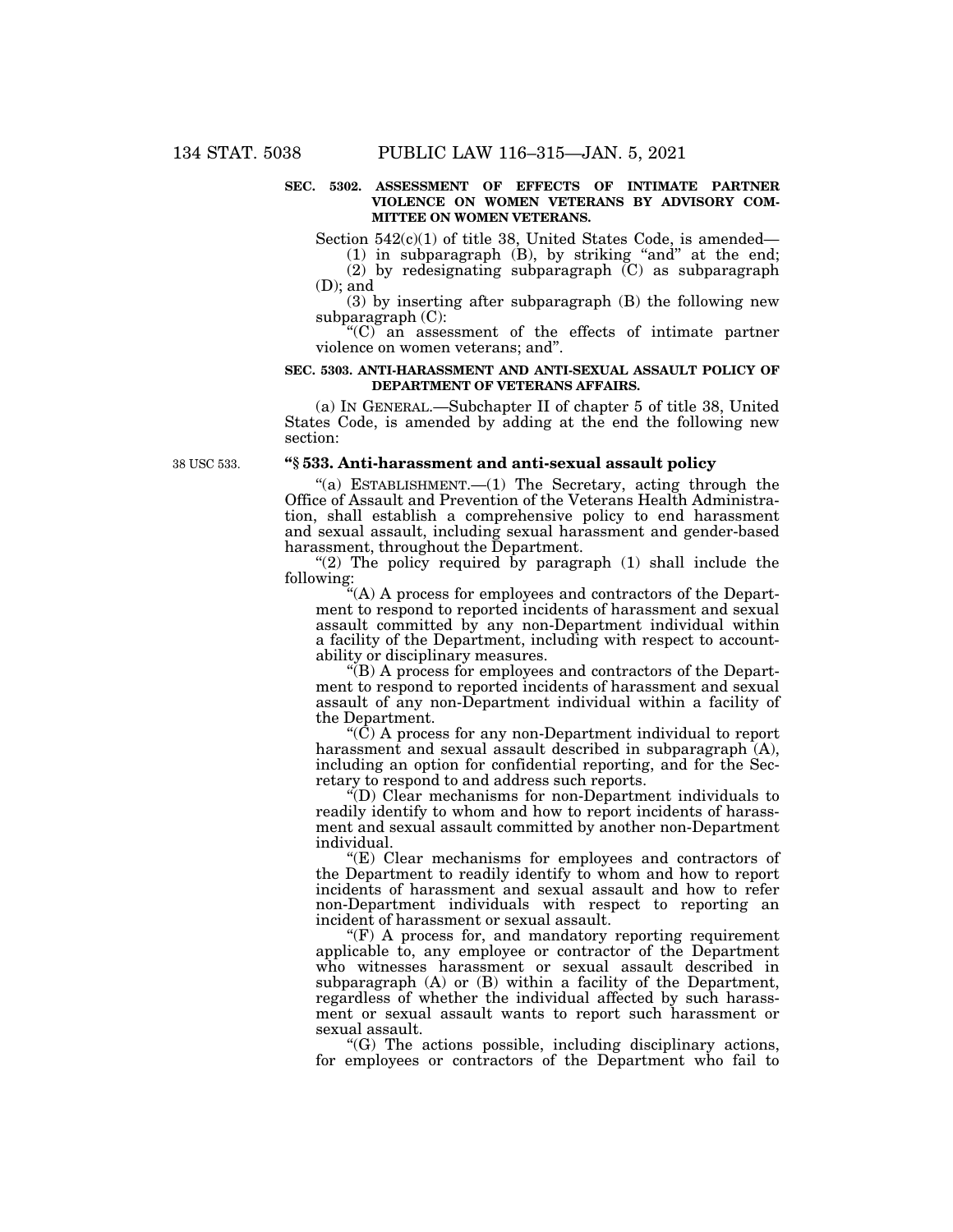**SEC. 5302. ASSESSMENT OF EFFECTS OF INTIMATE PARTNER VIOLENCE ON WOMEN VETERANS BY ADVISORY COMMITTEE ON WOMEN VETERANS.**

Section 542(c)(1) of title 38, United States Code, is amended—

(1) in subparagraph (B), by striking "and" at the end;

(2) by redesignating subparagraph (C) as subparagraph (D); and

(3) by inserting after subparagraph (B) the following new subparagraph (C):

"(C) an assessment of the effects of intimate partner violence on women veterans; and".

**SEC. 5303. ANTI-HARASSMENT AND ANTI-SEXUAL ASSAULT POLICY OF DEPARTMENT OF VETERANS AFFAIRS.**

(a) IN GENERAL.—Subchapter II of chapter 5 of title 38, United States Code, is amended by adding at the end the following new section:

38 USC 533.

**"§ 533. Anti-harassment and anti-sexual assault policy**

"(a) ESTABLISHMENT.—(1) The Secretary, acting through the Office of Assault and Prevention of the Veterans Health Administration, shall establish a comprehensive policy to end harassment and sexual assault, including sexual harassment and gender-based harassment, throughout the Department.

"(2) The policy required by paragraph (1) shall include the following:

"(A) A process for employees and contractors of the Department to respond to reported incidents of harassment and sexual assault committed by any non-Department individual within a facility of the Department, including with respect to accountability or disciplinary measures.

"(B) A process for employees and contractors of the Department to respond to reported incidents of harassment and sexual assault of any non-Department individual within a facility of the Department.

"(C) A process for any non-Department individual to report harassment and sexual assault described in subparagraph (A), including an option for confidential reporting, and for the Secretary to respond to and address such reports.

"(D) Clear mechanisms for non-Department individuals to readily identify to whom and how to report incidents of harassment and sexual assault committed by another non-Department individual.

"(E) Clear mechanisms for employees and contractors of the Department to readily identify to whom and how to report incidents of harassment and sexual assault and how to refer non-Department individuals with respect to reporting an incident of harassment or sexual assault.

"(F) A process for, and mandatory reporting requirement applicable to, any employee or contractor of the Department who witnesses harassment or sexual assault described in subparagraph (A) or (B) within a facility of the Department, regardless of whether the individual affected by such harassment or sexual assault wants to report such harassment or sexual assault.

"(G) The actions possible, including disciplinary actions, for employees or contractors of the Department who fail to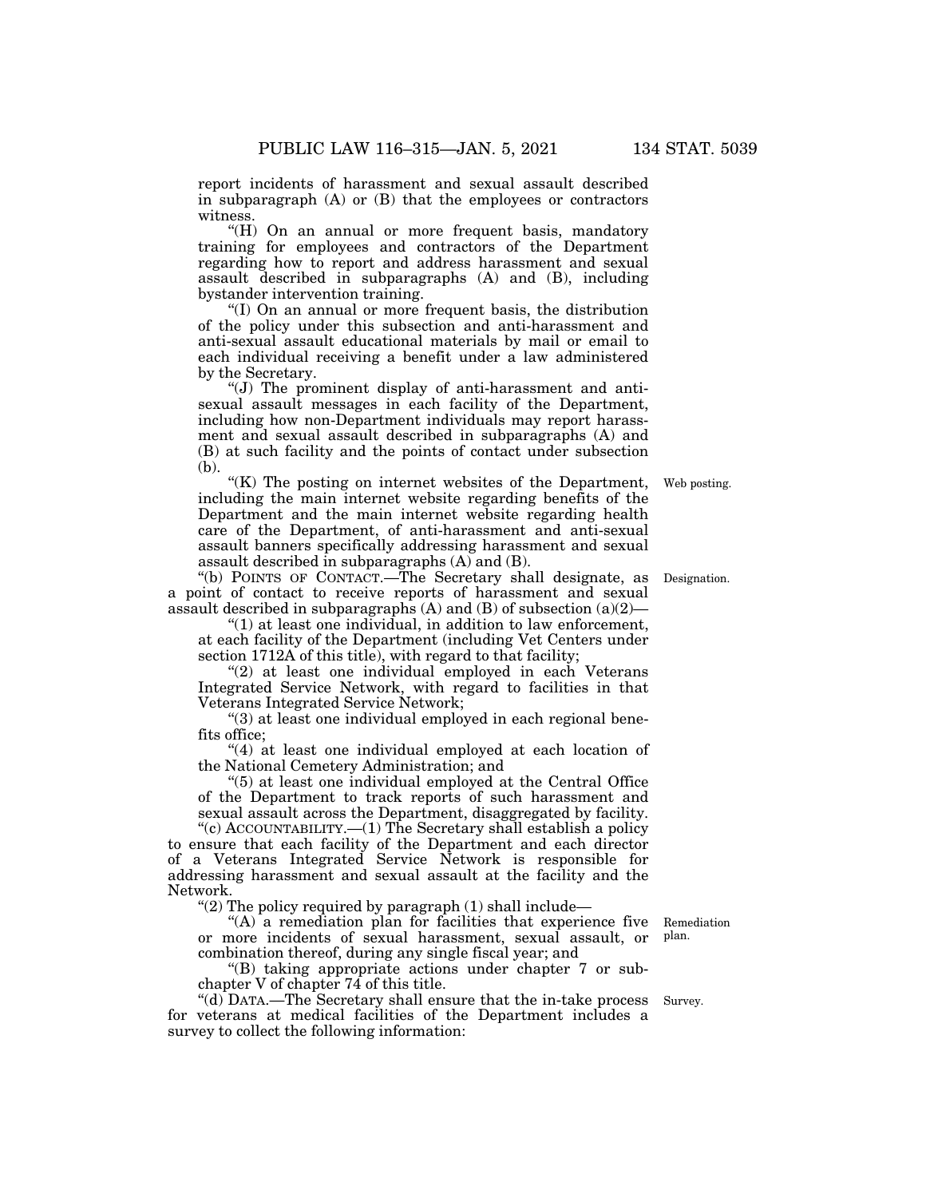report incidents of harassment and sexual assault described in subparagraph (A) or (B) that the employees or contractors witness.

"(H) On an annual or more frequent basis, mandatory training for employees and contractors of the Department regarding how to report and address harassment and sexual assault described in subparagraphs (A) and (B), including bystander intervention training.

"(I) On an annual or more frequent basis, the distribution of the policy under this subsection and anti-harassment and anti-sexual assault educational materials by mail or email to each individual receiving a benefit under a law administered by the Secretary.

"(J) The prominent display of anti-harassment and anti-sexual assault messages in each facility of the Department, including how non-Department individuals may report harassment and sexual assault described in subparagraphs (A) and (B) at such facility and the points of contact under subsection (b).

"(K) The posting on internet websites of the Department, including the main internet website regarding benefits of the Department and the main internet website regarding health care of the Department, of anti-harassment and anti-sexual assault banners specifically addressing harassment and sexual assault described in subparagraphs (A) and (B).

Web posting.

"(b) POINTS OF CONTACT.—The Secretary shall designate, as a point of contact to receive reports of harassment and sexual assault described in subparagraphs (A) and (B) of subsection (a)(2)—

Designation.

"(1) at least one individual, in addition to law enforcement, at each facility of the Department (including Vet Centers under section 1712A of this title), with regard to that facility;

"(2) at least one individual employed in each Veterans Integrated Service Network, with regard to facilities in that Veterans Integrated Service Network;

"(3) at least one individual employed in each regional benefits office;

"(4) at least one individual employed at each location of the National Cemetery Administration; and

"(5) at least one individual employed at the Central Office of the Department to track reports of such harassment and sexual assault across the Department, disaggregated by facility.

"(c) ACCOUNTABILITY.—(1) The Secretary shall establish a policy to ensure that each facility of the Department and each director of a Veterans Integrated Service Network is responsible for addressing harassment and sexual assault at the facility and the Network.

"(2) The policy required by paragraph (1) shall include—

"(A) a remediation plan for facilities that experience five or more incidents of sexual harassment, sexual assault, or combination thereof, during any single fiscal year; and

Remediation plan.

"(B) taking appropriate actions under chapter 7 or subchapter V of chapter 74 of this title.

"(d) DATA.—The Secretary shall ensure that the in-take process for veterans at medical facilities of the Department includes a survey to collect the following information:

Survey.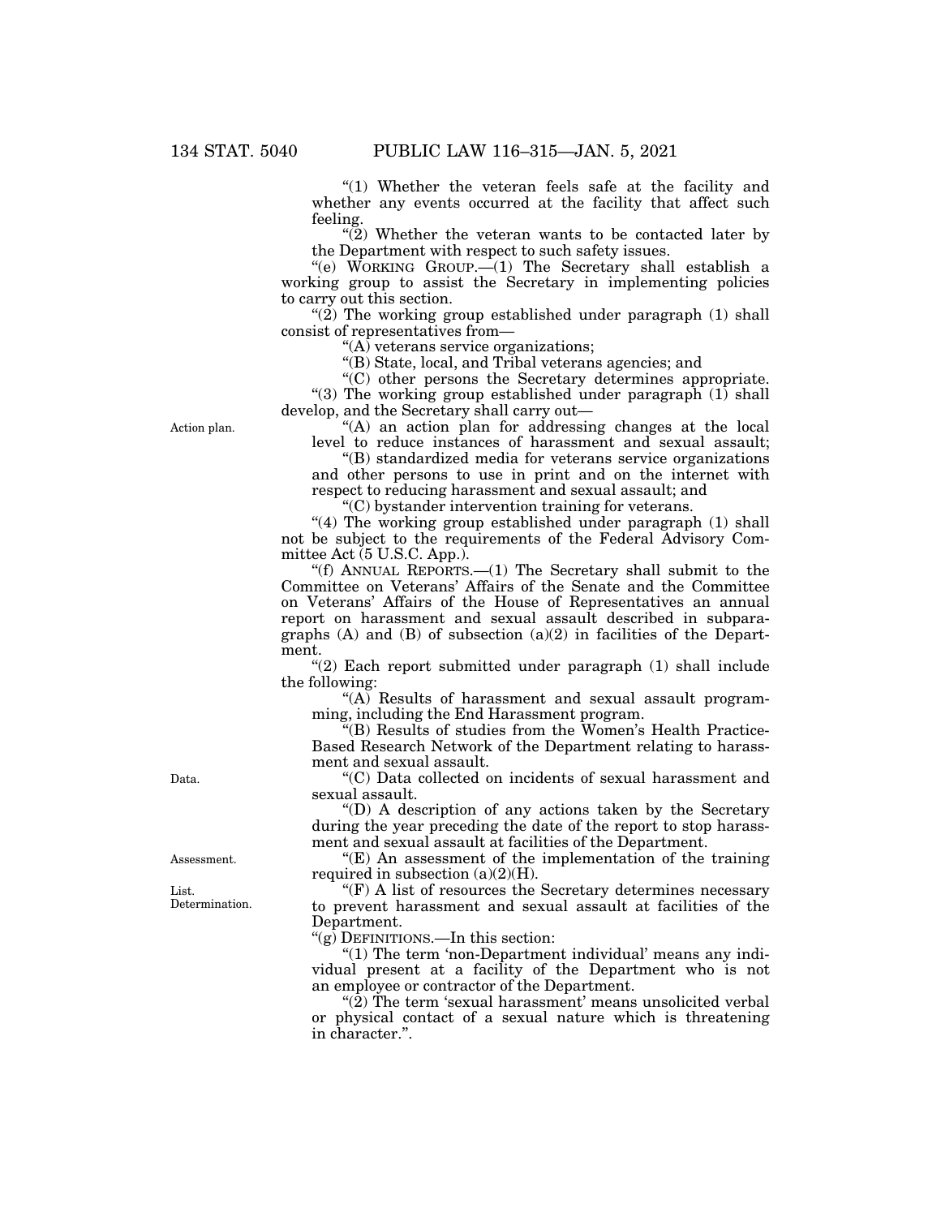"(1) Whether the veteran feels safe at the facility and whether any events occurred at the facility that affect such feeling.

"(2) Whether the veteran wants to be contacted later by the Department with respect to such safety issues.

"(e) WORKING GROUP.—(1) The Secretary shall establish a working group to assist the Secretary in implementing policies to carry out this section.

"(2) The working group established under paragraph (1) shall consist of representatives from—

"(A) veterans service organizations;

"(B) State, local, and Tribal veterans agencies; and

"(C) other persons the Secretary determines appropriate.

"(3) The working group established under paragraph (1) shall develop, and the Secretary shall carry out—

Action plan.

"(A) an action plan for addressing changes at the local level to reduce instances of harassment and sexual assault;

"(B) standardized media for veterans service organizations and other persons to use in print and on the internet with respect to reducing harassment and sexual assault; and

"(C) bystander intervention training for veterans.

"(4) The working group established under paragraph (1) shall not be subject to the requirements of the Federal Advisory Committee Act (5 U.S.C. App.).

"(f) ANNUAL REPORTS.—(1) The Secretary shall submit to the Committee on Veterans' Affairs of the Senate and the Committee on Veterans' Affairs of the House of Representatives an annual report on harassment and sexual assault described in subparagraphs (A) and (B) of subsection (a)(2) in facilities of the Department.

"(2) Each report submitted under paragraph (1) shall include the following:

"(A) Results of harassment and sexual assault programming, including the End Harassment program.

"(B) Results of studies from the Women's Health Practice-Based Research Network of the Department relating to harassment and sexual assault.

Data.

"(C) Data collected on incidents of sexual harassment and sexual assault.

"(D) A description of any actions taken by the Secretary during the year preceding the date of the report to stop harassment and sexual assault at facilities of the Department.

Assessment.

"(E) An assessment of the implementation of the training required in subsection (a)(2)(H).

List.
Determination.

"(F) A list of resources the Secretary determines necessary to prevent harassment and sexual assault at facilities of the Department.

"(g) DEFINITIONS.—In this section:

"(1) The term 'non-Department individual' means any individual present at a facility of the Department who is not an employee or contractor of the Department.

"(2) The term 'sexual harassment' means unsolicited verbal or physical contact of a sexual nature which is threatening in character.".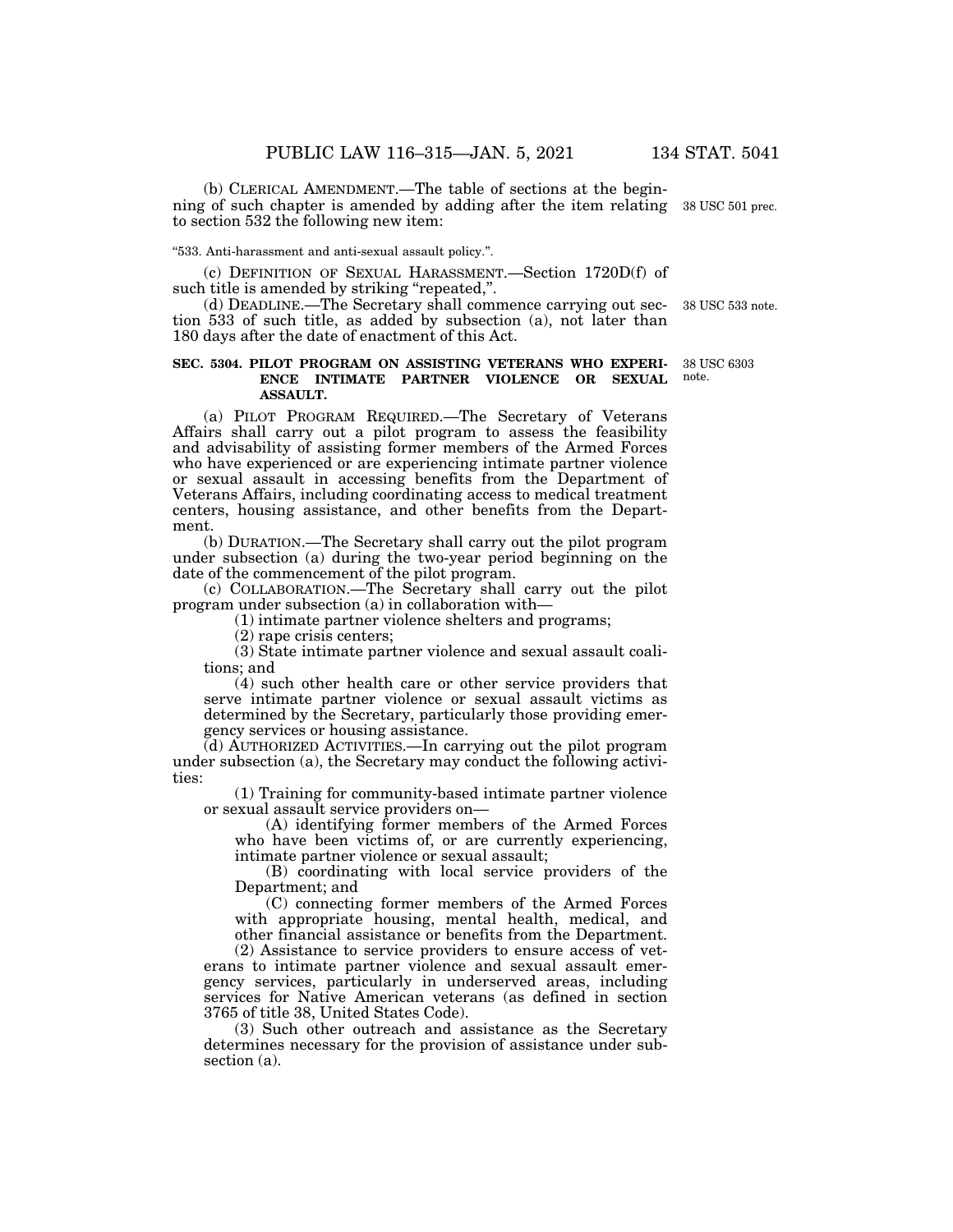(b) CLERICAL AMENDMENT.—The table of sections at the beginning of such chapter is amended by adding after the item relating to section 532 the following new item:

38 USC 501 prec.

"533. Anti-harassment and anti-sexual assault policy.".

(c) DEFINITION OF SEXUAL HARASSMENT.—Section 1720D(f) of such title is amended by striking "repeated,".

(d) DEADLINE.—The Secretary shall commence carrying out section 533 of such title, as added by subsection (a), not later than 180 days after the date of enactment of this Act.

38 USC 533 note.

**SEC. 5304. PILOT PROGRAM ON ASSISTING VETERANS WHO EXPERIENCE INTIMATE PARTNER VIOLENCE OR SEXUAL ASSAULT.**

38 USC 6303 note.

(a) PILOT PROGRAM REQUIRED.—The Secretary of Veterans Affairs shall carry out a pilot program to assess the feasibility and advisability of assisting former members of the Armed Forces who have experienced or are experiencing intimate partner violence or sexual assault in accessing benefits from the Department of Veterans Affairs, including coordinating access to medical treatment centers, housing assistance, and other benefits from the Department.

(b) DURATION.—The Secretary shall carry out the pilot program under subsection (a) during the two-year period beginning on the date of the commencement of the pilot program.

(c) COLLABORATION.—The Secretary shall carry out the pilot program under subsection (a) in collaboration with—

(1) intimate partner violence shelters and programs;

(2) rape crisis centers;

(3) State intimate partner violence and sexual assault coalitions; and

(4) such other health care or other service providers that serve intimate partner violence or sexual assault victims as determined by the Secretary, particularly those providing emergency services or housing assistance.

(d) AUTHORIZED ACTIVITIES.—In carrying out the pilot program under subsection (a), the Secretary may conduct the following activities:

(1) Training for community-based intimate partner violence or sexual assault service providers on—

(A) identifying former members of the Armed Forces who have been victims of, or are currently experiencing, intimate partner violence or sexual assault;

(B) coordinating with local service providers of the Department; and

(C) connecting former members of the Armed Forces with appropriate housing, mental health, medical, and other financial assistance or benefits from the Department.

(2) Assistance to service providers to ensure access of veterans to intimate partner violence and sexual assault emergency services, particularly in underserved areas, including services for Native American veterans (as defined in section 3765 of title 38, United States Code).

(3) Such other outreach and assistance as the Secretary determines necessary for the provision of assistance under subsection (a).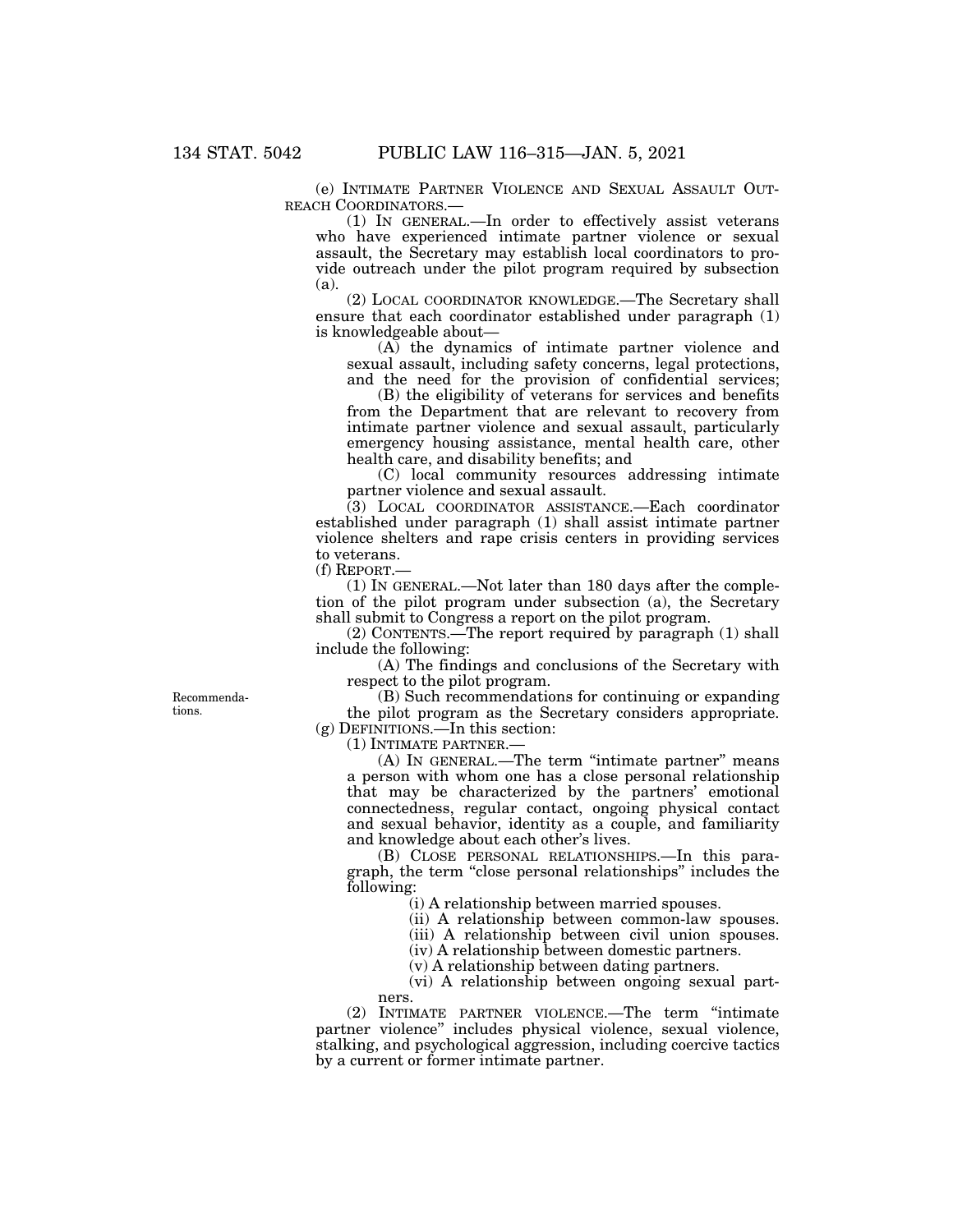(e) INTIMATE PARTNER VIOLENCE AND SEXUAL ASSAULT OUTREACH COORDINATORS.—

(1) IN GENERAL.—In order to effectively assist veterans who have experienced intimate partner violence or sexual assault, the Secretary may establish local coordinators to provide outreach under the pilot program required by subsection (a).

(2) LOCAL COORDINATOR KNOWLEDGE.—The Secretary shall ensure that each coordinator established under paragraph (1) is knowledgeable about—

(A) the dynamics of intimate partner violence and sexual assault, including safety concerns, legal protections, and the need for the provision of confidential services;

(B) the eligibility of veterans for services and benefits from the Department that are relevant to recovery from intimate partner violence and sexual assault, particularly emergency housing assistance, mental health care, other health care, and disability benefits; and

(C) local community resources addressing intimate partner violence and sexual assault.

(3) LOCAL COORDINATOR ASSISTANCE.—Each coordinator established under paragraph (1) shall assist intimate partner violence shelters and rape crisis centers in providing services to veterans.

(f) REPORT.—

(1) IN GENERAL.—Not later than 180 days after the completion of the pilot program under subsection (a), the Secretary shall submit to Congress a report on the pilot program.

(2) CONTENTS.—The report required by paragraph (1) shall include the following:

(A) The findings and conclusions of the Secretary with respect to the pilot program.

Recommendations.

(B) Such recommendations for continuing or expanding the pilot program as the Secretary considers appropriate.

(g) DEFINITIONS.—In this section:

(1) INTIMATE PARTNER.—

(A) IN GENERAL.—The term "intimate partner" means a person with whom one has a close personal relationship that may be characterized by the partners' emotional connectedness, regular contact, ongoing physical contact and sexual behavior, identity as a couple, and familiarity and knowledge about each other's lives.

(B) CLOSE PERSONAL RELATIONSHIPS.—In this paragraph, the term "close personal relationships" includes the following:

(i) A relationship between married spouses.

(ii) A relationship between common-law spouses.

(iii) A relationship between civil union spouses.

(iv) A relationship between domestic partners.

(v) A relationship between dating partners.

(vi) A relationship between ongoing sexual partners.

(2) INTIMATE PARTNER VIOLENCE.—The term "intimate partner violence" includes physical violence, sexual violence, stalking, and psychological aggression, including coercive tactics by a current or former intimate partner.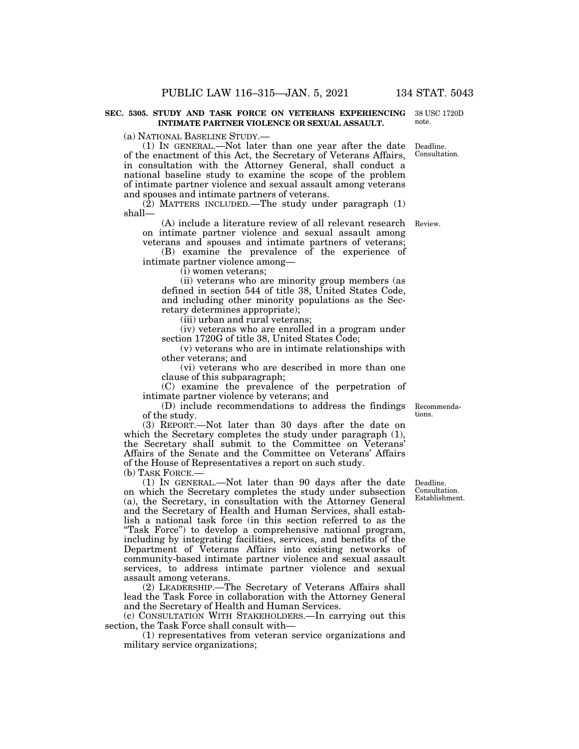**SEC. 5305. STUDY AND TASK FORCE ON VETERANS EXPERIENCING INTIMATE PARTNER VIOLENCE OR SEXUAL ASSAULT.**

38 USC 1720D note.

(a) NATIONAL BASELINE STUDY.—

(1) IN GENERAL.—Not later than one year after the date of the enactment of this Act, the Secretary of Veterans Affairs, in consultation with the Attorney General, shall conduct a national baseline study to examine the scope of the problem of intimate partner violence and sexual assault among veterans and spouses and intimate partners of veterans.

Deadline. Consultation.

(2) MATTERS INCLUDED.—The study under paragraph (1) shall—

(A) include a literature review of all relevant research on intimate partner violence and sexual assault among veterans and spouses and intimate partners of veterans;

Review.

(B) examine the prevalence of the experience of intimate partner violence among—

(i) women veterans;

(ii) veterans who are minority group members (as defined in section 544 of title 38, United States Code, and including other minority populations as the Secretary determines appropriate);

(iii) urban and rural veterans;

(iv) veterans who are enrolled in a program under section 1720G of title 38, United States Code;

(v) veterans who are in intimate relationships with other veterans; and

(vi) veterans who are described in more than one clause of this subparagraph;

(C) examine the prevalence of the perpetration of intimate partner violence by veterans; and

(D) include recommendations to address the findings of the study.

Recommendations.

(3) REPORT.—Not later than 30 days after the date on which the Secretary completes the study under paragraph (1), the Secretary shall submit to the Committee on Veterans' Affairs of the Senate and the Committee on Veterans' Affairs of the House of Representatives a report on such study.

(b) TASK FORCE.—

(1) IN GENERAL.—Not later than 90 days after the date on which the Secretary completes the study under subsection (a), the Secretary, in consultation with the Attorney General and the Secretary of Health and Human Services, shall establish a national task force (in this section referred to as the "Task Force") to develop a comprehensive national program, including by integrating facilities, services, and benefits of the Department of Veterans Affairs into existing networks of community-based intimate partner violence and sexual assault services, to address intimate partner violence and sexual assault among veterans.

Deadline. Consultation. Establishment.

(2) LEADERSHIP.—The Secretary of Veterans Affairs shall lead the Task Force in collaboration with the Attorney General and the Secretary of Health and Human Services.

(c) CONSULTATION WITH STAKEHOLDERS.—In carrying out this section, the Task Force shall consult with—

(1) representatives from veteran service organizations and military service organizations;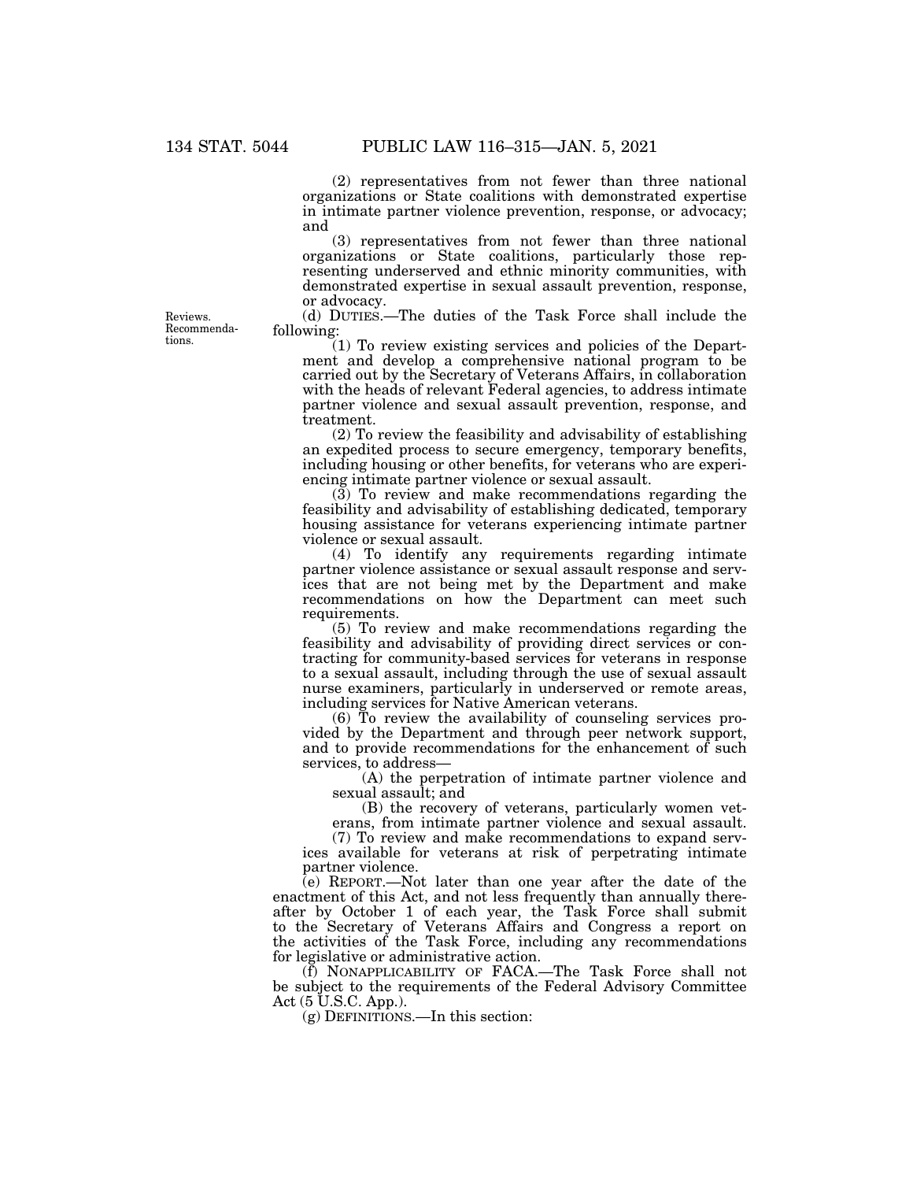(2) representatives from not fewer than three national organizations or State coalitions with demonstrated expertise in intimate partner violence prevention, response, or advocacy; and

(3) representatives from not fewer than three national organizations or State coalitions, particularly those representing underserved and ethnic minority communities, with demonstrated expertise in sexual assault prevention, response, or advocacy.

Reviews. Recommendations.

(d) DUTIES.—The duties of the Task Force shall include the following:

(1) To review existing services and policies of the Department and develop a comprehensive national program to be carried out by the Secretary of Veterans Affairs, in collaboration with the heads of relevant Federal agencies, to address intimate partner violence and sexual assault prevention, response, and treatment.

(2) To review the feasibility and advisability of establishing an expedited process to secure emergency, temporary benefits, including housing or other benefits, for veterans who are experiencing intimate partner violence or sexual assault.

(3) To review and make recommendations regarding the feasibility and advisability of establishing dedicated, temporary housing assistance for veterans experiencing intimate partner violence or sexual assault.

(4) To identify any requirements regarding intimate partner violence assistance or sexual assault response and services that are not being met by the Department and make recommendations on how the Department can meet such requirements.

(5) To review and make recommendations regarding the feasibility and advisability of providing direct services or contracting for community-based services for veterans in response to a sexual assault, including through the use of sexual assault nurse examiners, particularly in underserved or remote areas, including services for Native American veterans.

(6) To review the availability of counseling services provided by the Department and through peer network support, and to provide recommendations for the enhancement of such services, to address—

(A) the perpetration of intimate partner violence and sexual assault; and

(B) the recovery of veterans, particularly women veterans, from intimate partner violence and sexual assault.

(7) To review and make recommendations to expand services available for veterans at risk of perpetrating intimate partner violence.

(e) REPORT.—Not later than one year after the date of the enactment of this Act, and not less frequently than annually thereafter by October 1 of each year, the Task Force shall submit to the Secretary of Veterans Affairs and Congress a report on the activities of the Task Force, including any recommendations for legislative or administrative action.

(f) NONAPPLICABILITY OF FACA.—The Task Force shall not be subject to the requirements of the Federal Advisory Committee Act (5 U.S.C. App.).

(g) DEFINITIONS.—In this section: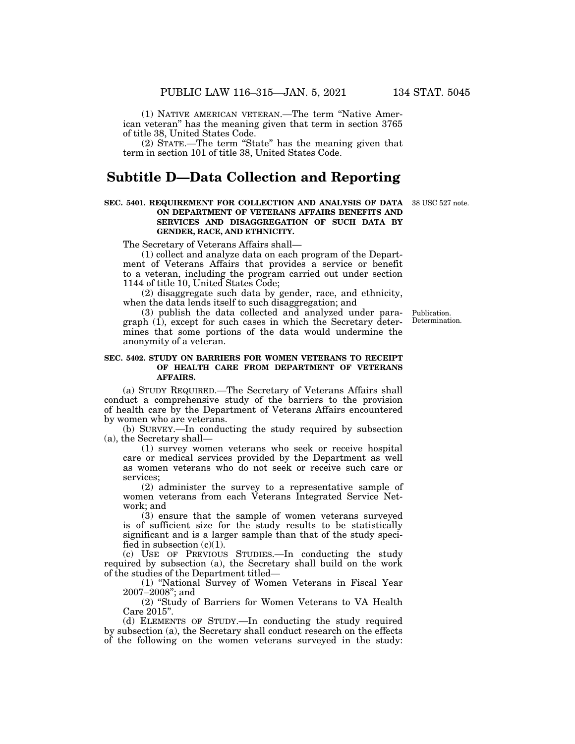(1) NATIVE AMERICAN VETERAN.—The term "Native American veteran" has the meaning given that term in section 3765 of title 38, United States Code.

(2) STATE.—The term "State" has the meaning given that term in section 101 of title 38, United States Code.

## Subtitle D—Data Collection and Reporting

**SEC. 5401. REQUIREMENT FOR COLLECTION AND ANALYSIS OF DATA ON DEPARTMENT OF VETERANS AFFAIRS BENEFITS AND SERVICES AND DISAGGREGATION OF SUCH DATA BY GENDER, RACE, AND ETHNICITY.**

38 USC 527 note.

The Secretary of Veterans Affairs shall—

(1) collect and analyze data on each program of the Department of Veterans Affairs that provides a service or benefit to a veteran, including the program carried out under section 1144 of title 10, United States Code;

(2) disaggregate such data by gender, race, and ethnicity, when the data lends itself to such disaggregation; and

(3) publish the data collected and analyzed under paragraph (1), except for such cases in which the Secretary determines that some portions of the data would undermine the anonymity of a veteran.

Publication. Determination.

**SEC. 5402. STUDY ON BARRIERS FOR WOMEN VETERANS TO RECEIPT OF HEALTH CARE FROM DEPARTMENT OF VETERANS AFFAIRS.**

(a) STUDY REQUIRED.—The Secretary of Veterans Affairs shall conduct a comprehensive study of the barriers to the provision of health care by the Department of Veterans Affairs encountered by women who are veterans.

(b) SURVEY.—In conducting the study required by subsection (a), the Secretary shall—

(1) survey women veterans who seek or receive hospital care or medical services provided by the Department as well as women veterans who do not seek or receive such care or services;

(2) administer the survey to a representative sample of women veterans from each Veterans Integrated Service Network; and

(3) ensure that the sample of women veterans surveyed is of sufficient size for the study results to be statistically significant and is a larger sample than that of the study specified in subsection (c)(1).

(c) USE OF PREVIOUS STUDIES.—In conducting the study required by subsection (a), the Secretary shall build on the work of the studies of the Department titled—

(1) "National Survey of Women Veterans in Fiscal Year 2007–2008"; and

(2) "Study of Barriers for Women Veterans to VA Health Care 2015".

(d) ELEMENTS OF STUDY.—In conducting the study required by subsection (a), the Secretary shall conduct research on the effects of the following on the women veterans surveyed in the study: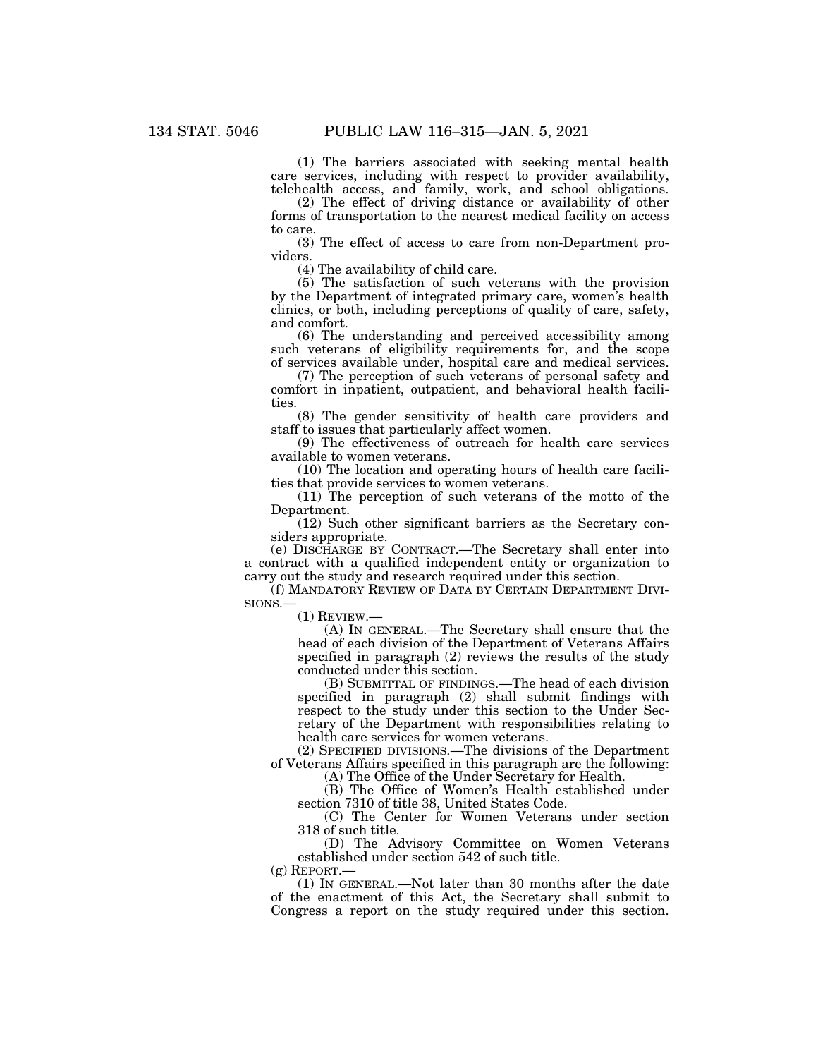(1) The barriers associated with seeking mental health care services, including with respect to provider availability, telehealth access, and family, work, and school obligations.

(2) The effect of driving distance or availability of other forms of transportation to the nearest medical facility on access to care.

(3) The effect of access to care from non-Department providers.

(4) The availability of child care.

(5) The satisfaction of such veterans with the provision by the Department of integrated primary care, women's health clinics, or both, including perceptions of quality of care, safety, and comfort.

(6) The understanding and perceived accessibility among such veterans of eligibility requirements for, and the scope of services available under, hospital care and medical services.

(7) The perception of such veterans of personal safety and comfort in inpatient, outpatient, and behavioral health facilities.

(8) The gender sensitivity of health care providers and staff to issues that particularly affect women.

(9) The effectiveness of outreach for health care services available to women veterans.

(10) The location and operating hours of health care facilities that provide services to women veterans.

(11) The perception of such veterans of the motto of the Department.

(12) Such other significant barriers as the Secretary considers appropriate.

(e) DISCHARGE BY CONTRACT.—The Secretary shall enter into a contract with a qualified independent entity or organization to carry out the study and research required under this section.

(f) MANDATORY REVIEW OF DATA BY CERTAIN DEPARTMENT DIVISIONS.—

(1) REVIEW.—

(A) IN GENERAL.—The Secretary shall ensure that the head of each division of the Department of Veterans Affairs specified in paragraph (2) reviews the results of the study conducted under this section.

(B) SUBMITTAL OF FINDINGS.—The head of each division specified in paragraph (2) shall submit findings with respect to the study under this section to the Under Secretary of the Department with responsibilities relating to health care services for women veterans.

(2) SPECIFIED DIVISIONS.—The divisions of the Department of Veterans Affairs specified in this paragraph are the following:

(A) The Office of the Under Secretary for Health.

(B) The Office of Women's Health established under section 7310 of title 38, United States Code.

(C) The Center for Women Veterans under section 318 of such title.

(D) The Advisory Committee on Women Veterans established under section 542 of such title.

(g) REPORT.—

(1) IN GENERAL.—Not later than 30 months after the date of the enactment of this Act, the Secretary shall submit to Congress a report on the study required under this section.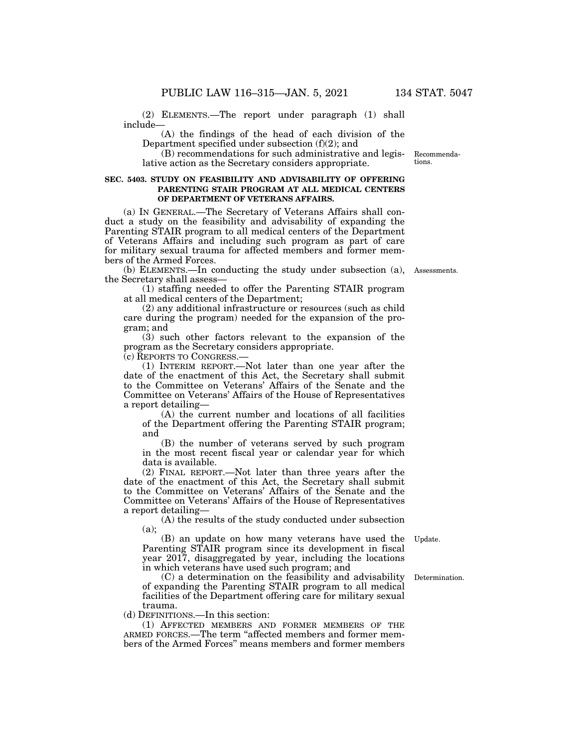(2) ELEMENTS.—The report under paragraph (1) shall include—

(A) the findings of the head of each division of the Department specified under subsection (f)(2); and

(B) recommendations for such administrative and legislative action as the Secretary considers appropriate.

Recommendations.

**SEC. 5403. STUDY ON FEASIBILITY AND ADVISABILITY OF OFFERING PARENTING STAIR PROGRAM AT ALL MEDICAL CENTERS OF DEPARTMENT OF VETERANS AFFAIRS.**

(a) IN GENERAL.—The Secretary of Veterans Affairs shall conduct a study on the feasibility and advisability of expanding the Parenting STAIR program to all medical centers of the Department of Veterans Affairs and including such program as part of care for military sexual trauma for affected members and former members of the Armed Forces.

Assessments.

(b) ELEMENTS.—In conducting the study under subsection (a), the Secretary shall assess—

(1) staffing needed to offer the Parenting STAIR program at all medical centers of the Department;

(2) any additional infrastructure or resources (such as child care during the program) needed for the expansion of the program; and

(3) such other factors relevant to the expansion of the program as the Secretary considers appropriate.

(c) REPORTS TO CONGRESS.—

(1) INTERIM REPORT.—Not later than one year after the date of the enactment of this Act, the Secretary shall submit to the Committee on Veterans' Affairs of the Senate and the Committee on Veterans' Affairs of the House of Representatives a report detailing—

(A) the current number and locations of all facilities of the Department offering the Parenting STAIR program; and

(B) the number of veterans served by such program in the most recent fiscal year or calendar year for which data is available.

(2) FINAL REPORT.—Not later than three years after the date of the enactment of this Act, the Secretary shall submit to the Committee on Veterans' Affairs of the Senate and the Committee on Veterans' Affairs of the House of Representatives a report detailing—

(A) the results of the study conducted under subsection (a);

Update.

(B) an update on how many veterans have used the Parenting STAIR program since its development in fiscal year 2017, disaggregated by year, including the locations in which veterans have used such program; and

Determination.

(C) a determination on the feasibility and advisability of expanding the Parenting STAIR program to all medical facilities of the Department offering care for military sexual trauma.

(d) DEFINITIONS.—In this section:

(1) AFFECTED MEMBERS AND FORMER MEMBERS OF THE ARMED FORCES.—The term "affected members and former members of the Armed Forces" means members and former members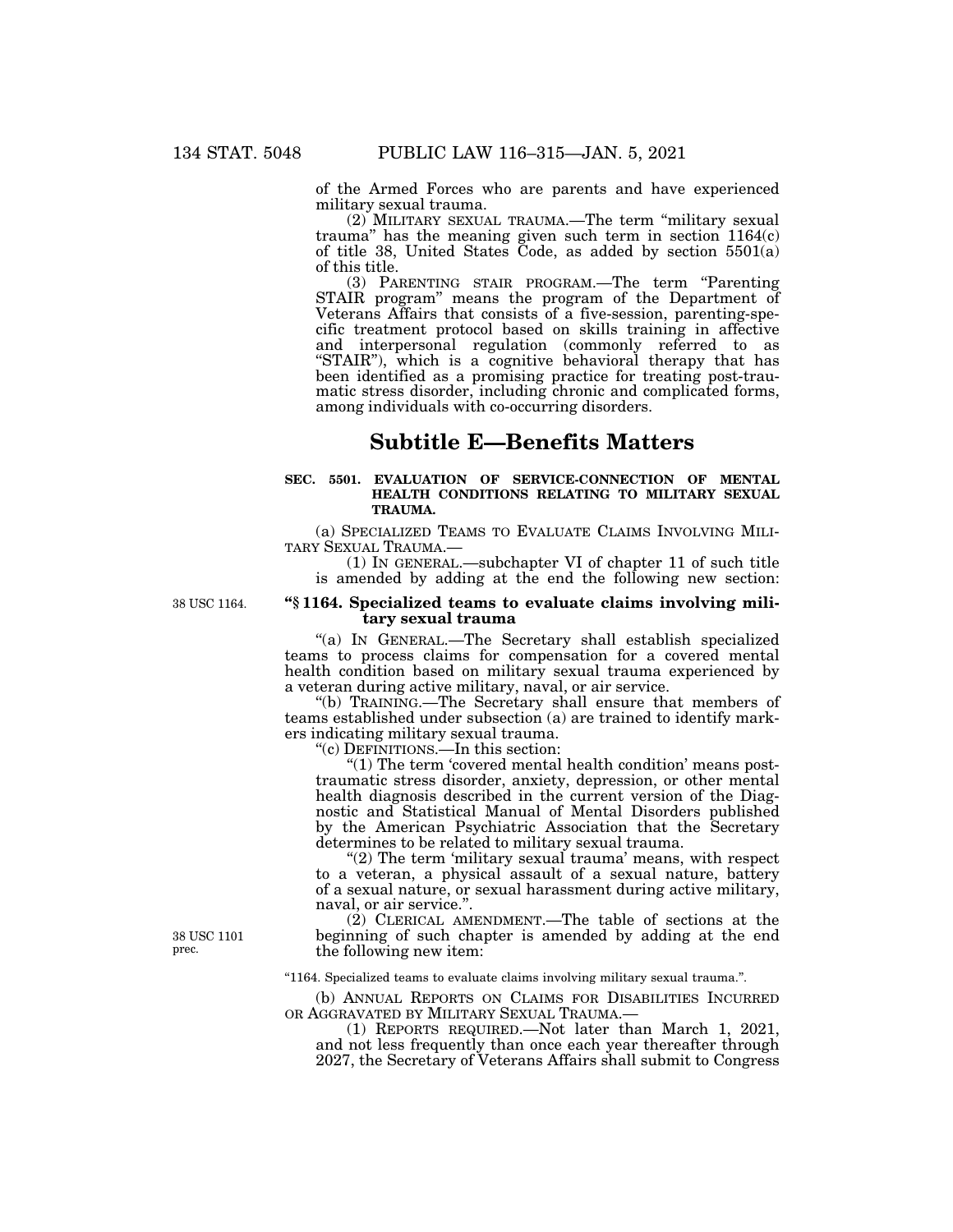of the Armed Forces who are parents and have experienced military sexual trauma.

(2) MILITARY SEXUAL TRAUMA.—The term "military sexual trauma" has the meaning given such term in section 1164(c) of title 38, United States Code, as added by section 5501(a) of this title.

(3) PARENTING STAIR PROGRAM.—The term "Parenting STAIR program" means the program of the Department of Veterans Affairs that consists of a five-session, parenting-specific treatment protocol based on skills training in affective and interpersonal regulation (commonly referred to as "STAIR"), which is a cognitive behavioral therapy that has been identified as a promising practice for treating post-traumatic stress disorder, including chronic and complicated forms, among individuals with co-occurring disorders.

## Subtitle E—Benefits Matters

**SEC. 5501. EVALUATION OF SERVICE-CONNECTION OF MENTAL HEALTH CONDITIONS RELATING TO MILITARY SEXUAL TRAUMA.**

(a) SPECIALIZED TEAMS TO EVALUATE CLAIMS INVOLVING MILITARY SEXUAL TRAUMA.—

(1) IN GENERAL.—subchapter VI of chapter 11 of such title is amended by adding at the end the following new section:

38 USC 1164.

**"§ 1164. Specialized teams to evaluate claims involving military sexual trauma**

"(a) IN GENERAL.—The Secretary shall establish specialized teams to process claims for compensation for a covered mental health condition based on military sexual trauma experienced by a veteran during active military, naval, or air service.

"(b) TRAINING.—The Secretary shall ensure that members of teams established under subsection (a) are trained to identify markers indicating military sexual trauma.

"(c) DEFINITIONS.—In this section:

"(1) The term 'covered mental health condition' means post-traumatic stress disorder, anxiety, depression, or other mental health diagnosis described in the current version of the Diagnostic and Statistical Manual of Mental Disorders published by the American Psychiatric Association that the Secretary determines to be related to military sexual trauma.

"(2) The term 'military sexual trauma' means, with respect to a veteran, a physical assault of a sexual nature, battery of a sexual nature, or sexual harassment during active military, naval, or air service.".

(2) CLERICAL AMENDMENT.—The table of sections at the beginning of such chapter is amended by adding at the end the following new item:

38 USC 1101 prec.

"1164. Specialized teams to evaluate claims involving military sexual trauma.".

(b) ANNUAL REPORTS ON CLAIMS FOR DISABILITIES INCURRED OR AGGRAVATED BY MILITARY SEXUAL TRAUMA.—

(1) REPORTS REQUIRED.—Not later than March 1, 2021, and not less frequently than once each year thereafter through 2027, the Secretary of Veterans Affairs shall submit to Congress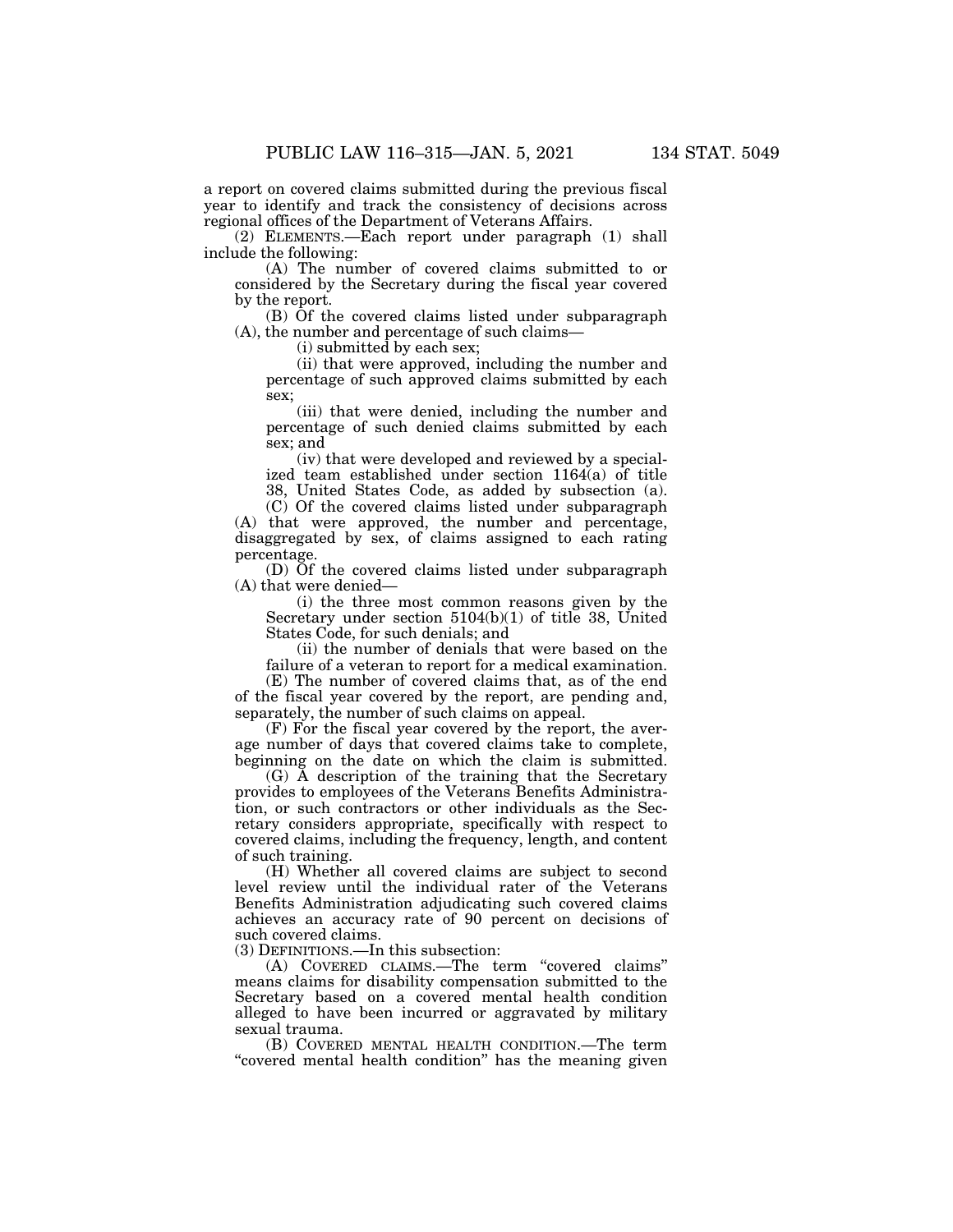a report on covered claims submitted during the previous fiscal year to identify and track the consistency of decisions across regional offices of the Department of Veterans Affairs.

(2) ELEMENTS.—Each report under paragraph (1) shall include the following:

(A) The number of covered claims submitted to or considered by the Secretary during the fiscal year covered by the report.

(B) Of the covered claims listed under subparagraph (A), the number and percentage of such claims—

(i) submitted by each sex;

(ii) that were approved, including the number and percentage of such approved claims submitted by each sex;

(iii) that were denied, including the number and percentage of such denied claims submitted by each sex; and

(iv) that were developed and reviewed by a specialized team established under section 1164(a) of title 38, United States Code, as added by subsection (a).

(C) Of the covered claims listed under subparagraph (A) that were approved, the number and percentage, disaggregated by sex, of claims assigned to each rating percentage.

(D) Of the covered claims listed under subparagraph (A) that were denied—

(i) the three most common reasons given by the Secretary under section 5104(b)(1) of title 38, United States Code, for such denials; and

(ii) the number of denials that were based on the failure of a veteran to report for a medical examination.

(E) The number of covered claims that, as of the end of the fiscal year covered by the report, are pending and, separately, the number of such claims on appeal.

(F) For the fiscal year covered by the report, the average number of days that covered claims take to complete, beginning on the date on which the claim is submitted.

(G) A description of the training that the Secretary provides to employees of the Veterans Benefits Administration, or such contractors or other individuals as the Secretary considers appropriate, specifically with respect to covered claims, including the frequency, length, and content of such training.

(H) Whether all covered claims are subject to second level review until the individual rater of the Veterans Benefits Administration adjudicating such covered claims achieves an accuracy rate of 90 percent on decisions of such covered claims.

(3) DEFINITIONS.—In this subsection:

(A) COVERED CLAIMS.—The term "covered claims" means claims for disability compensation submitted to the Secretary based on a covered mental health condition alleged to have been incurred or aggravated by military sexual trauma.

(B) COVERED MENTAL HEALTH CONDITION.—The term "covered mental health condition" has the meaning given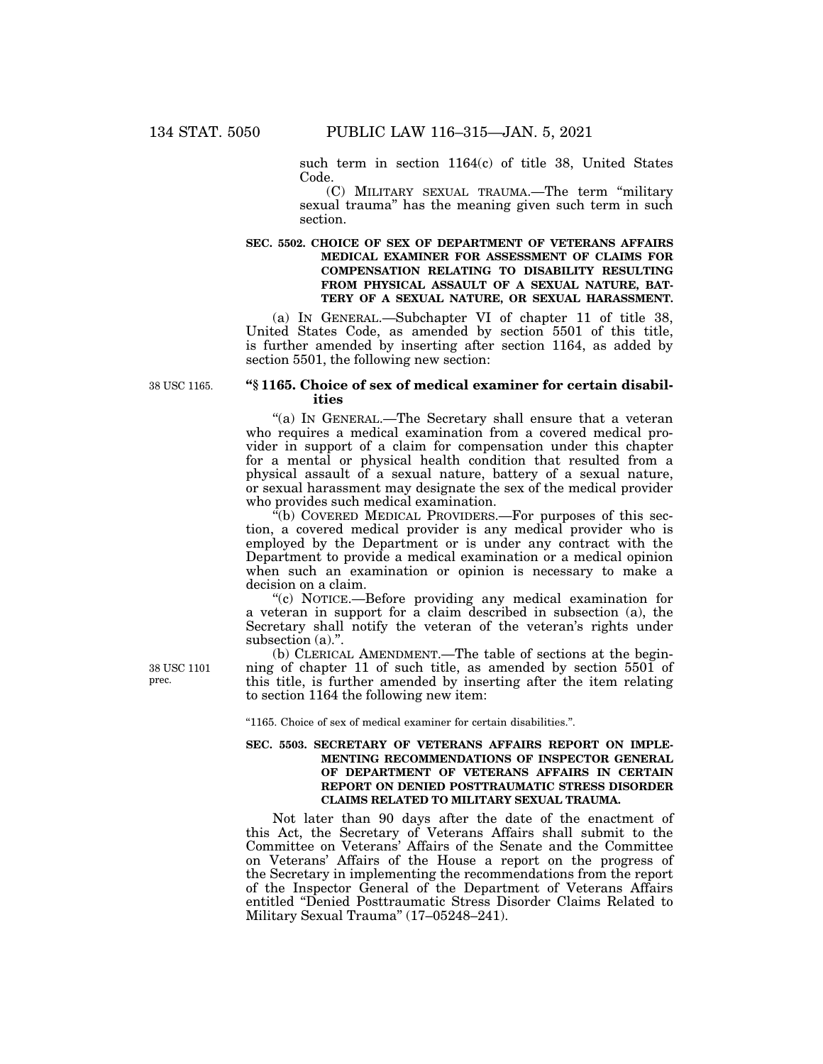such term in section 1164(c) of title 38, United States Code.

(C) MILITARY SEXUAL TRAUMA.—The term "military sexual trauma" has the meaning given such term in such section.

**SEC. 5502. CHOICE OF SEX OF DEPARTMENT OF VETERANS AFFAIRS MEDICAL EXAMINER FOR ASSESSMENT OF CLAIMS FOR COMPENSATION RELATING TO DISABILITY RESULTING FROM PHYSICAL ASSAULT OF A SEXUAL NATURE, BATTERY OF A SEXUAL NATURE, OR SEXUAL HARASSMENT.**

(a) IN GENERAL.—Subchapter VI of chapter 11 of title 38, United States Code, as amended by section 5501 of this title, is further amended by inserting after section 1164, as added by section 5501, the following new section:

38 USC 1165.

**"§ 1165. Choice of sex of medical examiner for certain disabilities**

"(a) IN GENERAL.—The Secretary shall ensure that a veteran who requires a medical examination from a covered medical provider in support of a claim for compensation under this chapter for a mental or physical health condition that resulted from a physical assault of a sexual nature, battery of a sexual nature, or sexual harassment may designate the sex of the medical provider who provides such medical examination.

"(b) COVERED MEDICAL PROVIDERS.—For purposes of this section, a covered medical provider is any medical provider who is employed by the Department or is under any contract with the Department to provide a medical examination or a medical opinion when such an examination or opinion is necessary to make a decision on a claim.

"(c) NOTICE.—Before providing any medical examination for a veteran in support for a claim described in subsection (a), the Secretary shall notify the veteran of the veteran's rights under subsection (a).".

38 USC 1101 prec.

(b) CLERICAL AMENDMENT.—The table of sections at the beginning of chapter 11 of such title, as amended by section 5501 of this title, is further amended by inserting after the item relating to section 1164 the following new item:

"1165. Choice of sex of medical examiner for certain disabilities.".

**SEC. 5503. SECRETARY OF VETERANS AFFAIRS REPORT ON IMPLEMENTING RECOMMENDATIONS OF INSPECTOR GENERAL OF DEPARTMENT OF VETERANS AFFAIRS IN CERTAIN REPORT ON DENIED POSTTRAUMATIC STRESS DISORDER CLAIMS RELATED TO MILITARY SEXUAL TRAUMA.**

Not later than 90 days after the date of the enactment of this Act, the Secretary of Veterans Affairs shall submit to the Committee on Veterans' Affairs of the Senate and the Committee on Veterans' Affairs of the House a report on the progress of the Secretary in implementing the recommendations from the report of the Inspector General of the Department of Veterans Affairs entitled "Denied Posttraumatic Stress Disorder Claims Related to Military Sexual Trauma" (17–05248–241).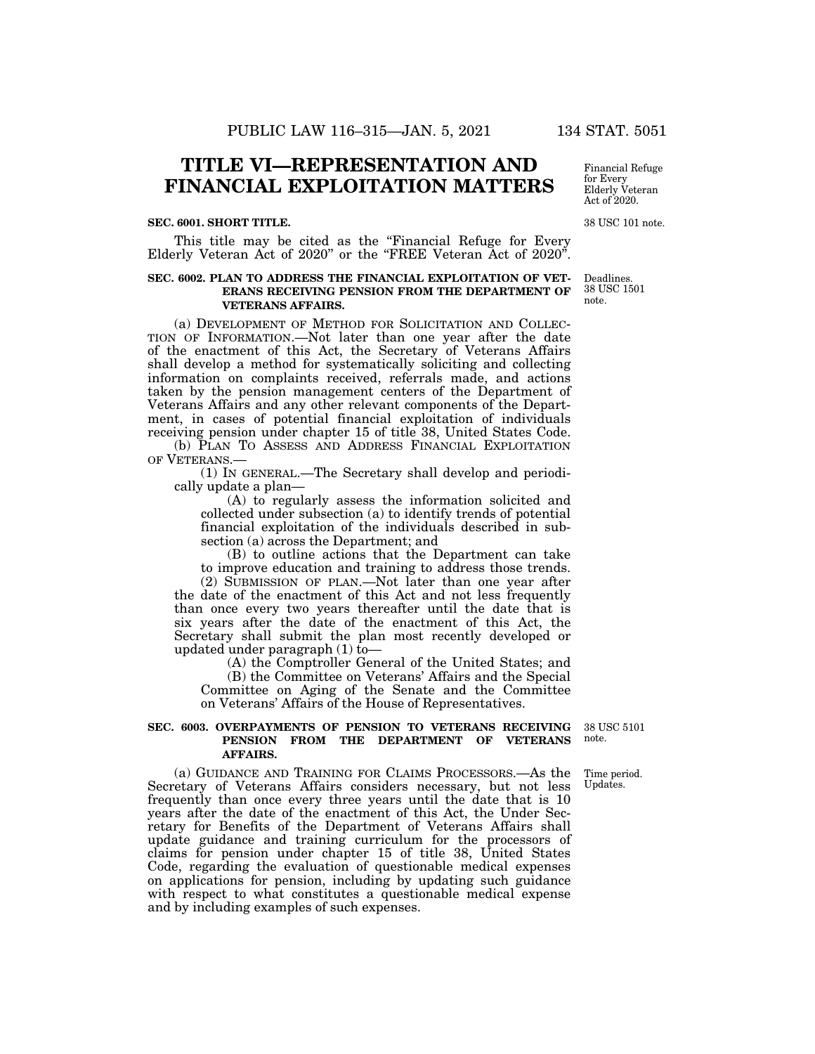# TITLE VI—REPRESENTATION AND FINANCIAL EXPLOITATION MATTERS

Financial Refuge for Every Elderly Veteran Act of 2020.

38 USC 101 note.

**SEC. 6001. SHORT TITLE.**

This title may be cited as the "Financial Refuge for Every Elderly Veteran Act of 2020" or the "FREE Veteran Act of 2020".

Deadlines.
38 USC 1501 note.

**SEC. 6002. PLAN TO ADDRESS THE FINANCIAL EXPLOITATION OF VETERANS RECEIVING PENSION FROM THE DEPARTMENT OF VETERANS AFFAIRS.**

(a) DEVELOPMENT OF METHOD FOR SOLICITATION AND COLLECTION OF INFORMATION.—Not later than one year after the date of the enactment of this Act, the Secretary of Veterans Affairs shall develop a method for systematically soliciting and collecting information on complaints received, referrals made, and actions taken by the pension management centers of the Department of Veterans Affairs and any other relevant components of the Department, in cases of potential financial exploitation of individuals receiving pension under chapter 15 of title 38, United States Code.

(b) PLAN TO ASSESS AND ADDRESS FINANCIAL EXPLOITATION OF VETERANS.—

(1) IN GENERAL.—The Secretary shall develop and periodically update a plan—

(A) to regularly assess the information solicited and collected under subsection (a) to identify trends of potential financial exploitation of the individuals described in subsection (a) across the Department; and

(B) to outline actions that the Department can take to improve education and training to address those trends.

(2) SUBMISSION OF PLAN.—Not later than one year after the date of the enactment of this Act and not less frequently than once every two years thereafter until the date that is six years after the date of the enactment of this Act, the Secretary shall submit the plan most recently developed or updated under paragraph (1) to—

(A) the Comptroller General of the United States; and

(B) the Committee on Veterans' Affairs and the Special Committee on Aging of the Senate and the Committee on Veterans' Affairs of the House of Representatives.

38 USC 5101 note.

**SEC. 6003. OVERPAYMENTS OF PENSION TO VETERANS RECEIVING PENSION FROM THE DEPARTMENT OF VETERANS AFFAIRS.**

Time period.
Updates.

(a) GUIDANCE AND TRAINING FOR CLAIMS PROCESSORS.—As the Secretary of Veterans Affairs considers necessary, but not less frequently than once every three years until the date that is 10 years after the date of the enactment of this Act, the Under Secretary for Benefits of the Department of Veterans Affairs shall update guidance and training curriculum for the processors of claims for pension under chapter 15 of title 38, United States Code, regarding the evaluation of questionable medical expenses on applications for pension, including by updating such guidance with respect to what constitutes a questionable medical expense and by including examples of such expenses.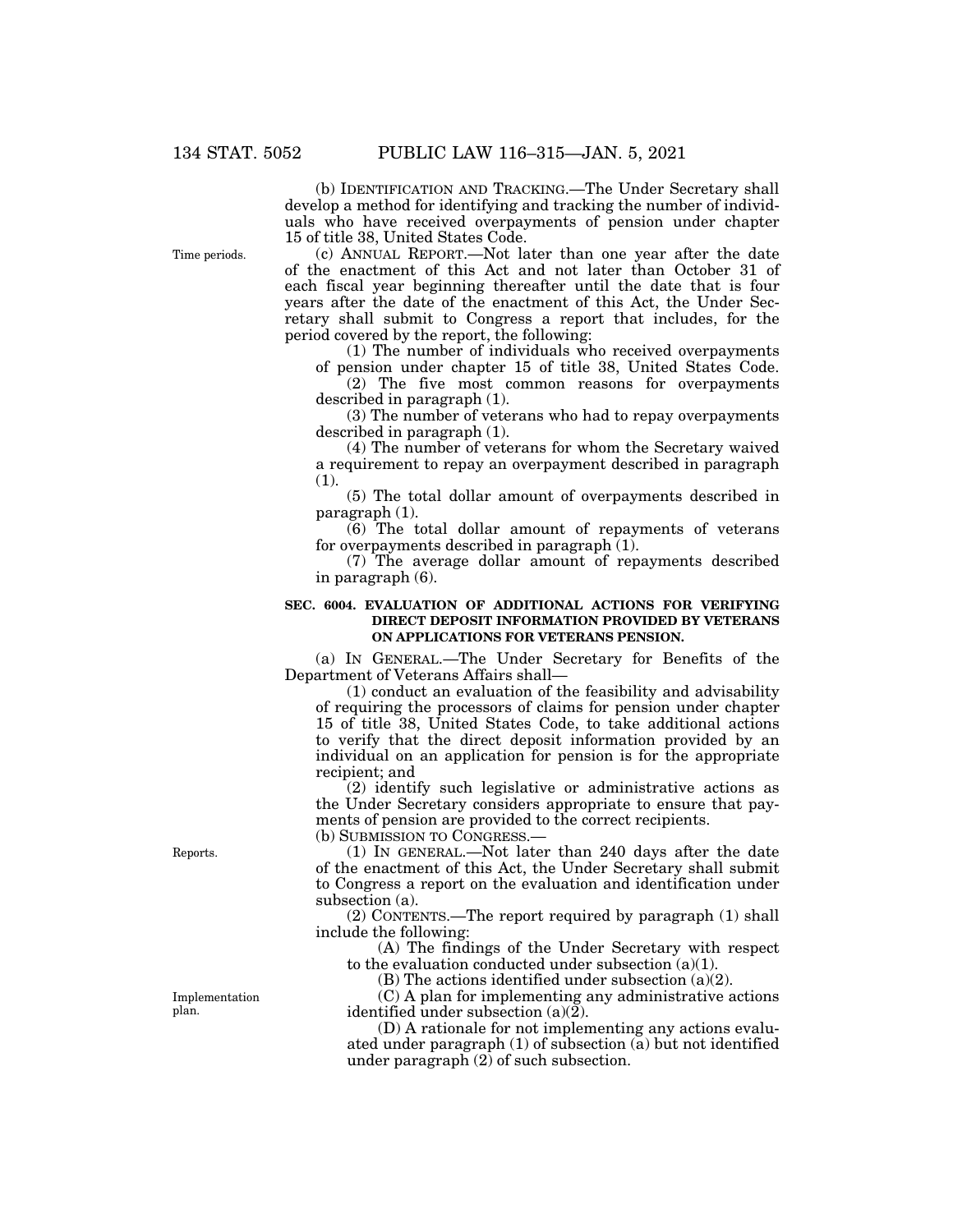(b) IDENTIFICATION AND TRACKING.—The Under Secretary shall develop a method for identifying and tracking the number of individuals who have received overpayments of pension under chapter 15 of title 38, United States Code.

Time periods.

(c) ANNUAL REPORT.—Not later than one year after the date of the enactment of this Act and not later than October 31 of each fiscal year beginning thereafter until the date that is four years after the date of the enactment of this Act, the Under Secretary shall submit to Congress a report that includes, for the period covered by the report, the following:

(1) The number of individuals who received overpayments of pension under chapter 15 of title 38, United States Code.

(2) The five most common reasons for overpayments described in paragraph (1).

(3) The number of veterans who had to repay overpayments described in paragraph (1).

(4) The number of veterans for whom the Secretary waived a requirement to repay an overpayment described in paragraph (1).

(5) The total dollar amount of overpayments described in paragraph (1).

(6) The total dollar amount of repayments of veterans for overpayments described in paragraph (1).

(7) The average dollar amount of repayments described in paragraph (6).

**SEC. 6004. EVALUATION OF ADDITIONAL ACTIONS FOR VERIFYING DIRECT DEPOSIT INFORMATION PROVIDED BY VETERANS ON APPLICATIONS FOR VETERANS PENSION.**

(a) IN GENERAL.—The Under Secretary for Benefits of the Department of Veterans Affairs shall—

(1) conduct an evaluation of the feasibility and advisability of requiring the processors of claims for pension under chapter 15 of title 38, United States Code, to take additional actions to verify that the direct deposit information provided by an individual on an application for pension is for the appropriate recipient; and

(2) identify such legislative or administrative actions as the Under Secretary considers appropriate to ensure that payments of pension are provided to the correct recipients.

(b) SUBMISSION TO CONGRESS.—

Reports.

(1) IN GENERAL.—Not later than 240 days after the date of the enactment of this Act, the Under Secretary shall submit to Congress a report on the evaluation and identification under subsection (a).

(2) CONTENTS.—The report required by paragraph (1) shall include the following:

(A) The findings of the Under Secretary with respect to the evaluation conducted under subsection (a)(1).

(B) The actions identified under subsection (a)(2).

Implementation plan.

(C) A plan for implementing any administrative actions identified under subsection (a)(2).

(D) A rationale for not implementing any actions evaluated under paragraph (1) of subsection (a) but not identified under paragraph (2) of such subsection.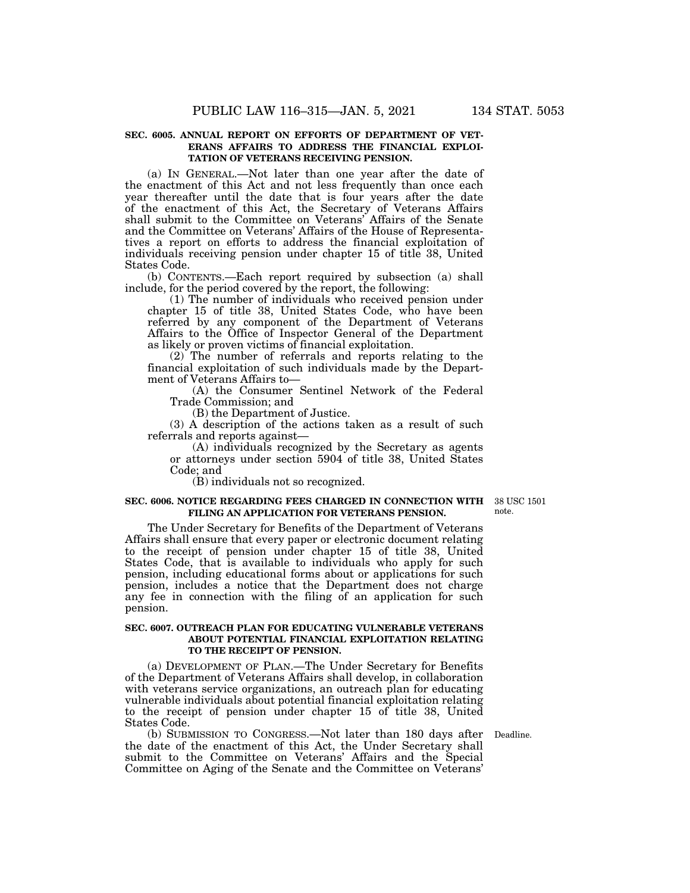**SEC. 6005. ANNUAL REPORT ON EFFORTS OF DEPARTMENT OF VETERANS AFFAIRS TO ADDRESS THE FINANCIAL EXPLOITATION OF VETERANS RECEIVING PENSION.**

(a) IN GENERAL.—Not later than one year after the date of the enactment of this Act and not less frequently than once each year thereafter until the date that is four years after the date of the enactment of this Act, the Secretary of Veterans Affairs shall submit to the Committee on Veterans' Affairs of the Senate and the Committee on Veterans' Affairs of the House of Representatives a report on efforts to address the financial exploitation of individuals receiving pension under chapter 15 of title 38, United States Code.

(b) CONTENTS.—Each report required by subsection (a) shall include, for the period covered by the report, the following:

(1) The number of individuals who received pension under chapter 15 of title 38, United States Code, who have been referred by any component of the Department of Veterans Affairs to the Office of Inspector General of the Department as likely or proven victims of financial exploitation.

(2) The number of referrals and reports relating to the financial exploitation of such individuals made by the Department of Veterans Affairs to—

(A) the Consumer Sentinel Network of the Federal Trade Commission; and

(B) the Department of Justice.

(3) A description of the actions taken as a result of such referrals and reports against—

(A) individuals recognized by the Secretary as agents or attorneys under section 5904 of title 38, United States Code; and

(B) individuals not so recognized.

**SEC. 6006. NOTICE REGARDING FEES CHARGED IN CONNECTION WITH FILING AN APPLICATION FOR VETERANS PENSION.**

38 USC 1501 note.

The Under Secretary for Benefits of the Department of Veterans Affairs shall ensure that every paper or electronic document relating to the receipt of pension under chapter 15 of title 38, United States Code, that is available to individuals who apply for such pension, including educational forms about or applications for such pension, includes a notice that the Department does not charge any fee in connection with the filing of an application for such pension.

**SEC. 6007. OUTREACH PLAN FOR EDUCATING VULNERABLE VETERANS ABOUT POTENTIAL FINANCIAL EXPLOITATION RELATING TO THE RECEIPT OF PENSION.**

(a) DEVELOPMENT OF PLAN.—The Under Secretary for Benefits of the Department of Veterans Affairs shall develop, in collaboration with veterans service organizations, an outreach plan for educating vulnerable individuals about potential financial exploitation relating to the receipt of pension under chapter 15 of title 38, United States Code.

(b) SUBMISSION TO CONGRESS.—Not later than 180 days after the date of the enactment of this Act, the Under Secretary shall submit to the Committee on Veterans' Affairs and the Special Committee on Aging of the Senate and the Committee on Veterans'

Deadline.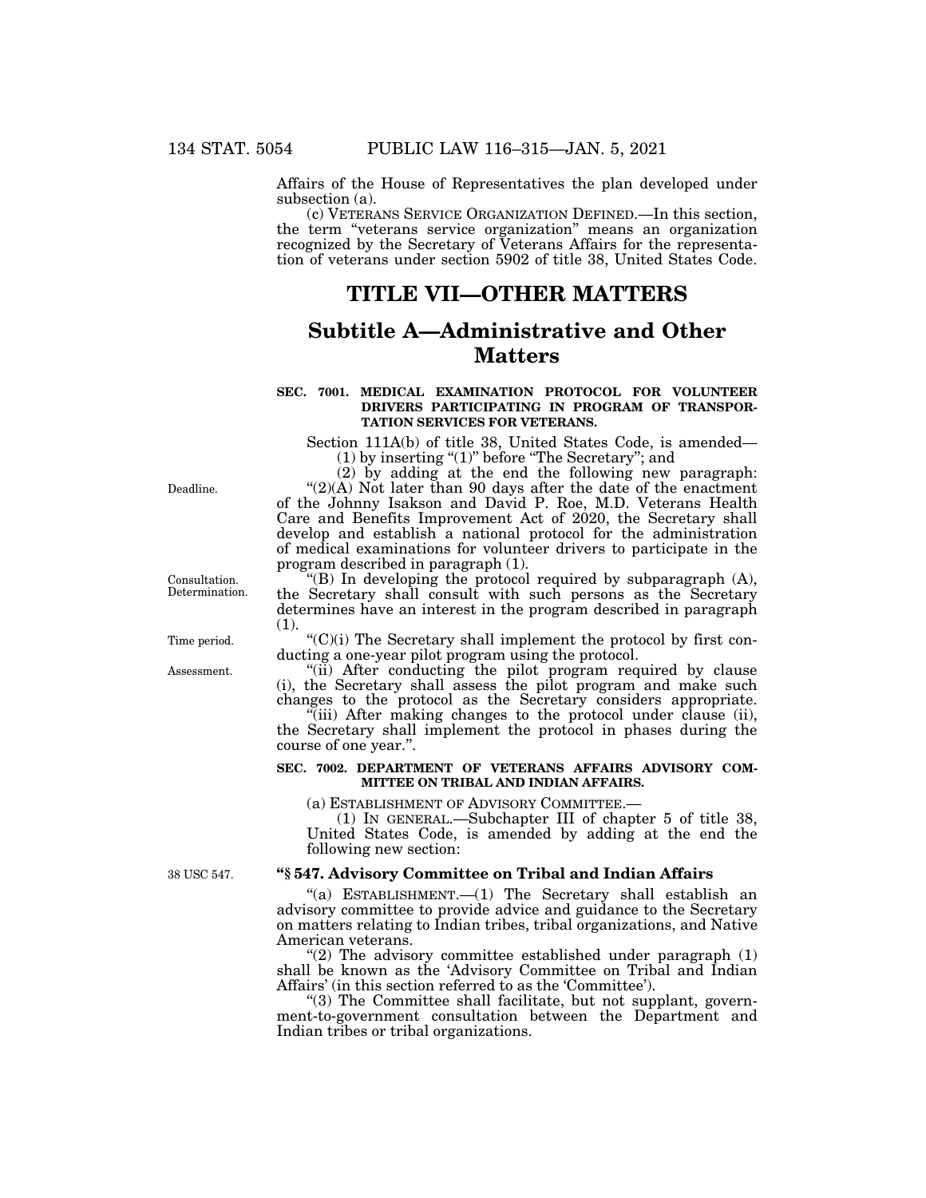Affairs of the House of Representatives the plan developed under subsection (a).

(c) VETERANS SERVICE ORGANIZATION DEFINED.—In this section, the term "veterans service organization" means an organization recognized by the Secretary of Veterans Affairs for the representation of veterans under section 5902 of title 38, United States Code.

# TITLE VII—OTHER MATTERS

## Subtitle A—Administrative and Other Matters

### SEC. 7001. MEDICAL EXAMINATION PROTOCOL FOR VOLUNTEER DRIVERS PARTICIPATING IN PROGRAM OF TRANSPORTATION SERVICES FOR VETERANS.

Section 111A(b) of title 38, United States Code, is amended—

(1) by inserting "(1)" before "The Secretary"; and

(2) by adding at the end the following new paragraph:

Deadline.

"(2)(A) Not later than 90 days after the date of the enactment of the Johnny Isakson and David P. Roe, M.D. Veterans Health Care and Benefits Improvement Act of 2020, the Secretary shall develop and establish a national protocol for the administration of medical examinations for volunteer drivers to participate in the program described in paragraph (1).

Consultation. Determination.

"(B) In developing the protocol required by subparagraph (A), the Secretary shall consult with such persons as the Secretary determines have an interest in the program described in paragraph (1).

Time period.

"(C)(i) The Secretary shall implement the protocol by first conducting a one-year pilot program using the protocol.

Assessment.

"(ii) After conducting the pilot program required by clause (i), the Secretary shall assess the pilot program and make such changes to the protocol as the Secretary considers appropriate.

"(iii) After making changes to the protocol under clause (ii), the Secretary shall implement the protocol in phases during the course of one year.".

### SEC. 7002. DEPARTMENT OF VETERANS AFFAIRS ADVISORY COMMITTEE ON TRIBAL AND INDIAN AFFAIRS.

(a) ESTABLISHMENT OF ADVISORY COMMITTEE.—

(1) IN GENERAL.—Subchapter III of chapter 5 of title 38, United States Code, is amended by adding at the end the following new section:

38 USC 547.

**"§ 547. Advisory Committee on Tribal and Indian Affairs**

"(a) ESTABLISHMENT.—(1) The Secretary shall establish an advisory committee to provide advice and guidance to the Secretary on matters relating to Indian tribes, tribal organizations, and Native American veterans.

"(2) The advisory committee established under paragraph (1) shall be known as the 'Advisory Committee on Tribal and Indian Affairs' (in this section referred to as the 'Committee').

"(3) The Committee shall facilitate, but not supplant, government-to-government consultation between the Department and Indian tribes or tribal organizations.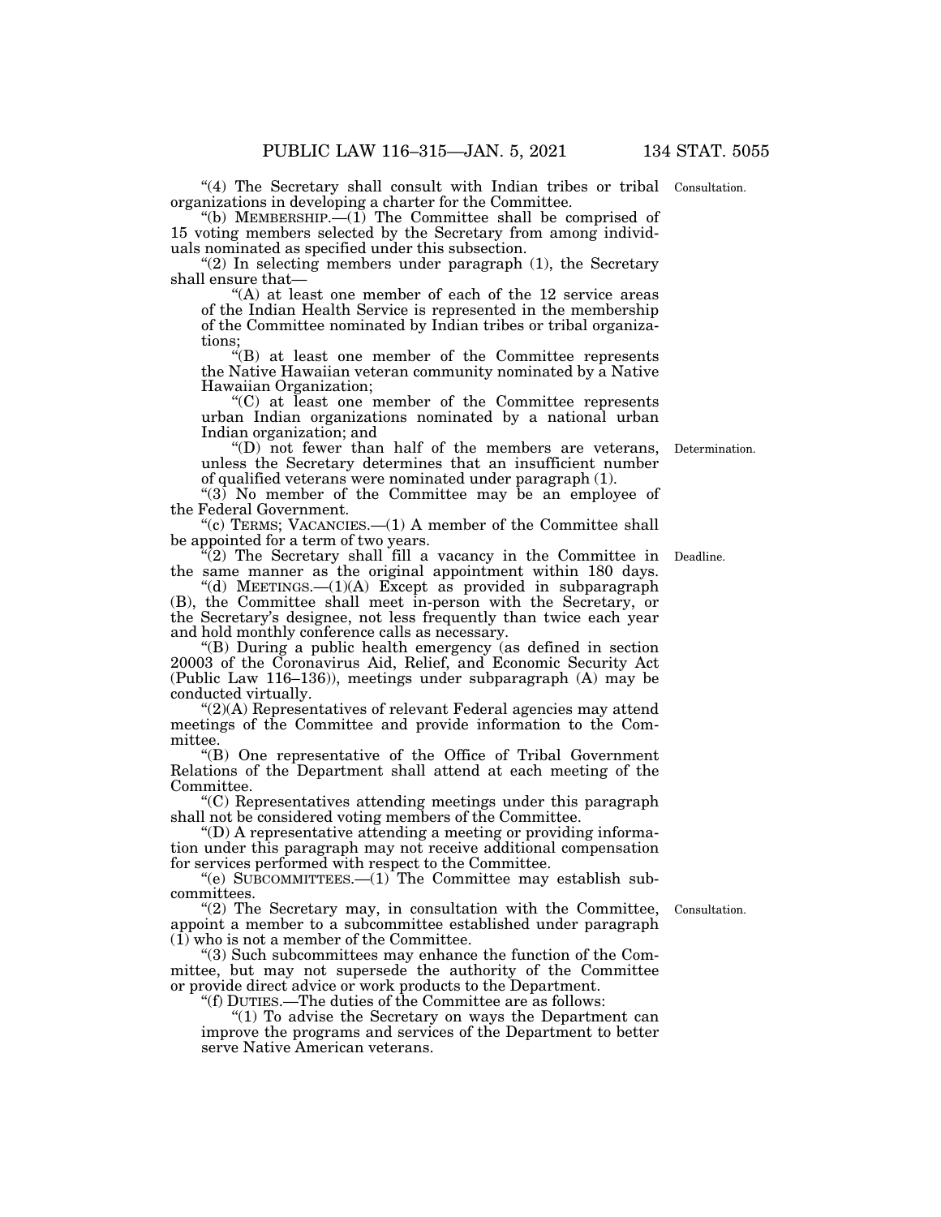"(4) The Secretary shall consult with Indian tribes or tribal organizations in developing a charter for the Committee.

"(b) MEMBERSHIP.—(1) The Committee shall be comprised of 15 voting members selected by the Secretary from among individuals nominated as specified under this subsection.

"(2) In selecting members under paragraph (1), the Secretary shall ensure that—

"(A) at least one member of each of the 12 service areas of the Indian Health Service is represented in the membership of the Committee nominated by Indian tribes or tribal organizations;

"(B) at least one member of the Committee represents the Native Hawaiian veteran community nominated by a Native Hawaiian Organization;

"(C) at least one member of the Committee represents urban Indian organizations nominated by a national urban Indian organization; and

"(D) not fewer than half of the members are veterans, unless the Secretary determines that an insufficient number of qualified veterans were nominated under paragraph (1).

"(3) No member of the Committee may be an employee of the Federal Government.

"(c) TERMS; VACANCIES.—(1) A member of the Committee shall be appointed for a term of two years.

"(2) The Secretary shall fill a vacancy in the Committee in the same manner as the original appointment within 180 days.

"(d) MEETINGS.—(1)(A) Except as provided in subparagraph (B), the Committee shall meet in-person with the Secretary, or the Secretary's designee, not less frequently than twice each year and hold monthly conference calls as necessary.

"(B) During a public health emergency (as defined in section 20003 of the Coronavirus Aid, Relief, and Economic Security Act (Public Law 116–136)), meetings under subparagraph (A) may be conducted virtually.

"(2)(A) Representatives of relevant Federal agencies may attend meetings of the Committee and provide information to the Committee.

"(B) One representative of the Office of Tribal Government Relations of the Department shall attend at each meeting of the Committee.

"(C) Representatives attending meetings under this paragraph shall not be considered voting members of the Committee.

"(D) A representative attending a meeting or providing information under this paragraph may not receive additional compensation for services performed with respect to the Committee.

"(e) SUBCOMMITTEES.—(1) The Committee may establish subcommittees.

"(2) The Secretary may, in consultation with the Committee, appoint a member to a subcommittee established under paragraph (1) who is not a member of the Committee.

"(3) Such subcommittees may enhance the function of the Committee, but may not supersede the authority of the Committee or provide direct advice or work products to the Department.

"(f) DUTIES.—The duties of the Committee are as follows:

"(1) To advise the Secretary on ways the Department can improve the programs and services of the Department to better serve Native American veterans.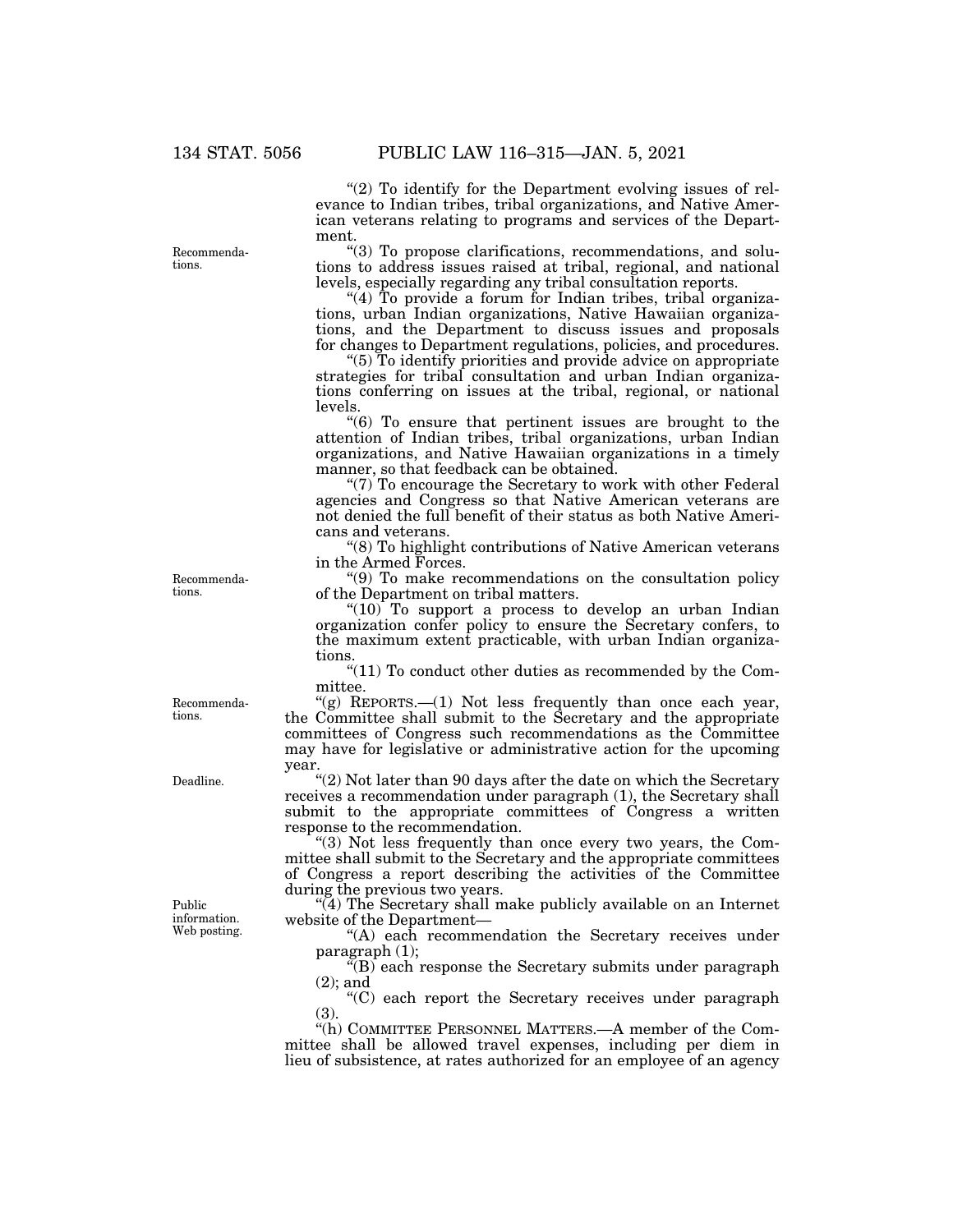"(2) To identify for the Department evolving issues of relevance to Indian tribes, tribal organizations, and Native American veterans relating to programs and services of the Department.

"(3) To propose clarifications, recommendations, and solutions to address issues raised at tribal, regional, and national levels, especially regarding any tribal consultation reports.

"(4) To provide a forum for Indian tribes, tribal organizations, urban Indian organizations, Native Hawaiian organizations, and the Department to discuss issues and proposals for changes to Department regulations, policies, and procedures.

"(5) To identify priorities and provide advice on appropriate strategies for tribal consultation and urban Indian organizations conferring on issues at the tribal, regional, or national levels.

"(6) To ensure that pertinent issues are brought to the attention of Indian tribes, tribal organizations, urban Indian organizations, and Native Hawaiian organizations in a timely manner, so that feedback can be obtained.

"(7) To encourage the Secretary to work with other Federal agencies and Congress so that Native American veterans are not denied the full benefit of their status as both Native Americans and veterans.

"(8) To highlight contributions of Native American veterans in the Armed Forces.

"(9) To make recommendations on the consultation policy of the Department on tribal matters.

"(10) To support a process to develop an urban Indian organization confer policy to ensure the Secretary confers, to the maximum extent practicable, with urban Indian organizations.

"(11) To conduct other duties as recommended by the Committee.

"(g) REPORTS.—(1) Not less frequently than once each year, the Committee shall submit to the Secretary and the appropriate committees of Congress such recommendations as the Committee may have for legislative or administrative action for the upcoming year.

"(2) Not later than 90 days after the date on which the Secretary receives a recommendation under paragraph (1), the Secretary shall submit to the appropriate committees of Congress a written response to the recommendation.

"(3) Not less frequently than once every two years, the Committee shall submit to the Secretary and the appropriate committees of Congress a report describing the activities of the Committee during the previous two years.

"(4) The Secretary shall make publicly available on an Internet website of the Department—

"(A) each recommendation the Secretary receives under paragraph (1);

"(B) each response the Secretary submits under paragraph (2); and

"(C) each report the Secretary receives under paragraph (3).

"(h) COMMITTEE PERSONNEL MATTERS.—A member of the Committee shall be allowed travel expenses, including per diem in lieu of subsistence, at rates authorized for an employee of an agency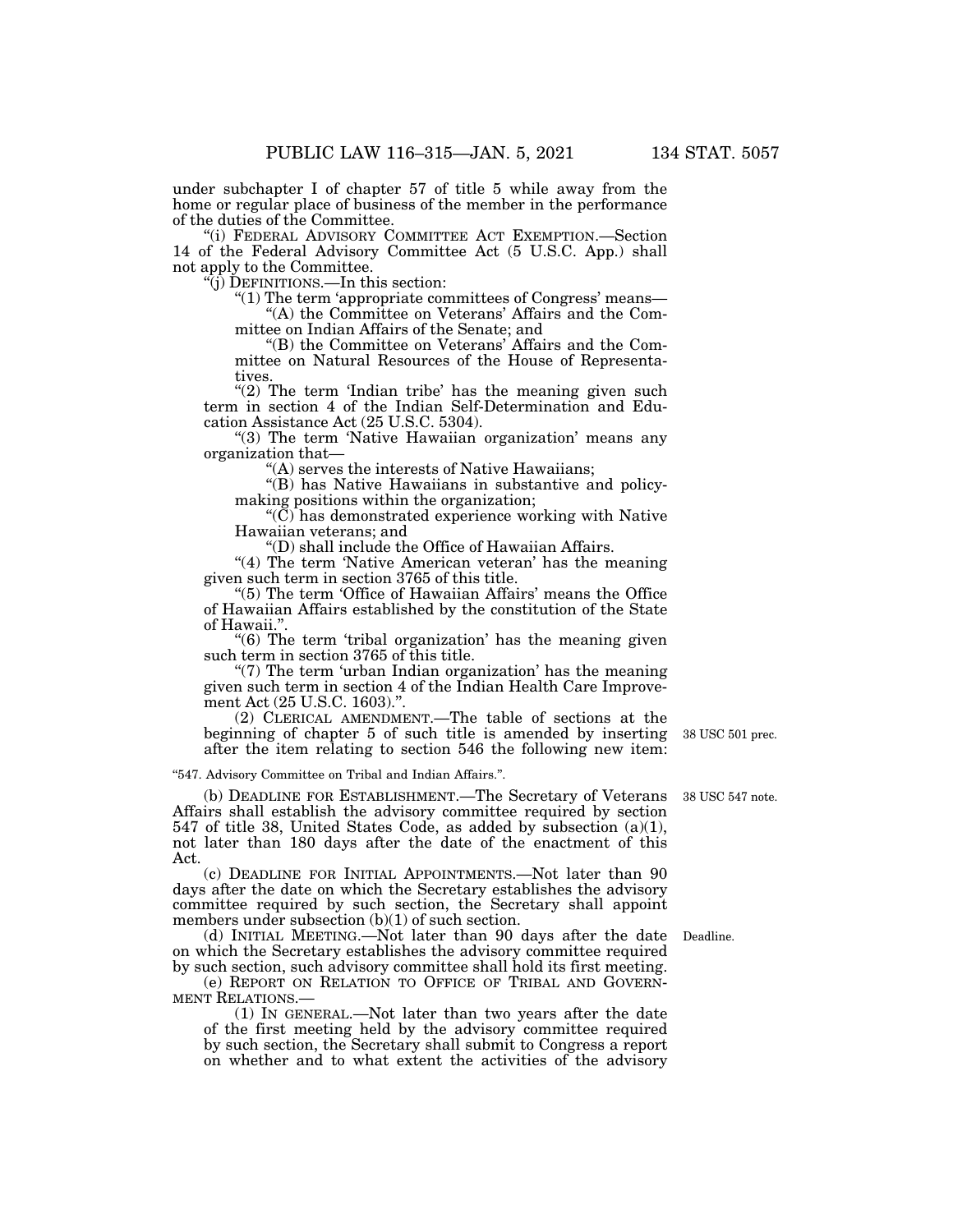under subchapter I of chapter 57 of title 5 while away from the home or regular place of business of the member in the performance of the duties of the Committee.

"(i) FEDERAL ADVISORY COMMITTEE ACT EXEMPTION.—Section 14 of the Federal Advisory Committee Act (5 U.S.C. App.) shall not apply to the Committee.

"(j) DEFINITIONS.—In this section:

"(1) The term 'appropriate committees of Congress' means—

"(A) the Committee on Veterans' Affairs and the Committee on Indian Affairs of the Senate; and

"(B) the Committee on Veterans' Affairs and the Committee on Natural Resources of the House of Representatives.

"(2) The term 'Indian tribe' has the meaning given such term in section 4 of the Indian Self-Determination and Education Assistance Act (25 U.S.C. 5304).

"(3) The term 'Native Hawaiian organization' means any organization that—

"(A) serves the interests of Native Hawaiians;

"(B) has Native Hawaiians in substantive and policymaking positions within the organization;

"(C) has demonstrated experience working with Native Hawaiian veterans; and

"(D) shall include the Office of Hawaiian Affairs.

"(4) The term 'Native American veteran' has the meaning given such term in section 3765 of this title.

"(5) The term 'Office of Hawaiian Affairs' means the Office of Hawaiian Affairs established by the constitution of the State of Hawaii.".

"(6) The term 'tribal organization' has the meaning given such term in section 3765 of this title.

"(7) The term 'urban Indian organization' has the meaning given such term in section 4 of the Indian Health Care Improvement Act (25 U.S.C. 1603).".

(2) CLERICAL AMENDMENT.—The table of sections at the beginning of chapter 5 of such title is amended by inserting after the item relating to section 546 the following new item:

38 USC 501 prec.

"547. Advisory Committee on Tribal and Indian Affairs.".

38 USC 547 note.

(b) DEADLINE FOR ESTABLISHMENT.—The Secretary of Veterans Affairs shall establish the advisory committee required by section 547 of title 38, United States Code, as added by subsection (a)(1), not later than 180 days after the date of the enactment of this Act.

(c) DEADLINE FOR INITIAL APPOINTMENTS.—Not later than 90 days after the date on which the Secretary establishes the advisory committee required by such section, the Secretary shall appoint members under subsection (b)(1) of such section.

Deadline.

(d) INITIAL MEETING.—Not later than 90 days after the date on which the Secretary establishes the advisory committee required by such section, such advisory committee shall hold its first meeting.

(e) REPORT ON RELATION TO OFFICE OF TRIBAL AND GOVERNMENT RELATIONS.—

(1) IN GENERAL.—Not later than two years after the date of the first meeting held by the advisory committee required by such section, the Secretary shall submit to Congress a report on whether and to what extent the activities of the advisory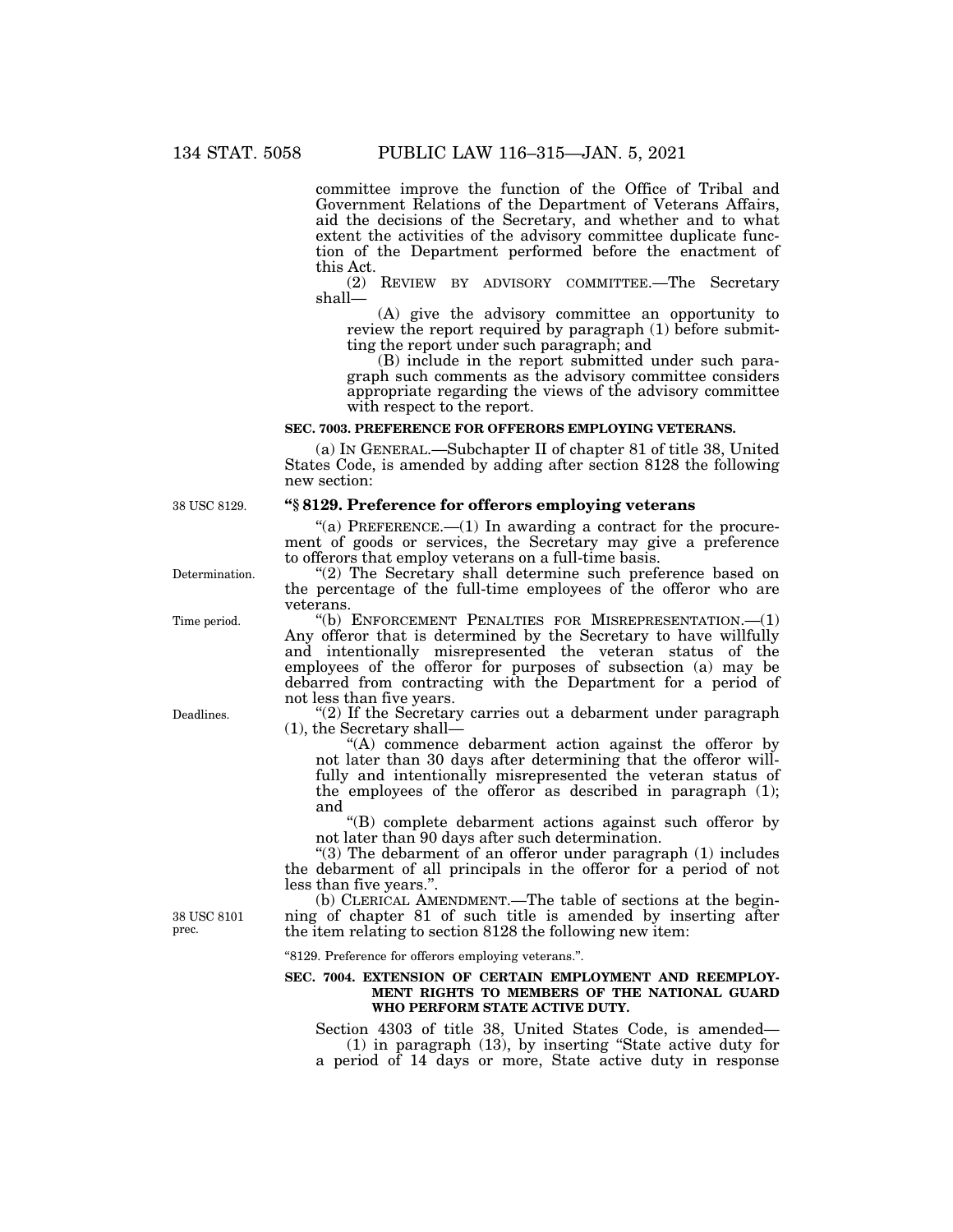committee improve the function of the Office of Tribal and Government Relations of the Department of Veterans Affairs, aid the decisions of the Secretary, and whether and to what extent the activities of the advisory committee duplicate function of the Department performed before the enactment of this Act.

(2) REVIEW BY ADVISORY COMMITTEE.—The Secretary shall—

(A) give the advisory committee an opportunity to review the report required by paragraph (1) before submitting the report under such paragraph; and

(B) include in the report submitted under such paragraph such comments as the advisory committee considers appropriate regarding the views of the advisory committee with respect to the report.

**SEC. 7003. PREFERENCE FOR OFFERORS EMPLOYING VETERANS.**

(a) IN GENERAL.—Subchapter II of chapter 81 of title 38, United States Code, is amended by adding after section 8128 the following new section:

38 USC 8129.

**"§ 8129. Preference for offerors employing veterans**

"(a) PREFERENCE.—(1) In awarding a contract for the procurement of goods or services, the Secretary may give a preference to offerors that employ veterans on a full-time basis.

Determination.

"(2) The Secretary shall determine such preference based on the percentage of the full-time employees of the offeror who are veterans.

Time period.

"(b) ENFORCEMENT PENALTIES FOR MISREPRESENTATION.—(1) Any offeror that is determined by the Secretary to have willfully and intentionally misrepresented the veteran status of the employees of the offeror for purposes of subsection (a) may be debarred from contracting with the Department for a period of not less than five years.

Deadlines.

"(2) If the Secretary carries out a debarment under paragraph (1), the Secretary shall—

"(A) commence debarment action against the offeror by not later than 30 days after determining that the offeror willfully and intentionally misrepresented the veteran status of the employees of the offeror as described in paragraph (1); and

"(B) complete debarment actions against such offeror by not later than 90 days after such determination.

"(3) The debarment of an offeror under paragraph (1) includes the debarment of all principals in the offeror for a period of not less than five years.".

38 USC 8101 prec.

(b) CLERICAL AMENDMENT.—The table of sections at the beginning of chapter 81 of such title is amended by inserting after the item relating to section 8128 the following new item:

"8129. Preference for offerors employing veterans.".

**SEC. 7004. EXTENSION OF CERTAIN EMPLOYMENT AND REEMPLOYMENT RIGHTS TO MEMBERS OF THE NATIONAL GUARD WHO PERFORM STATE ACTIVE DUTY.**

Section 4303 of title 38, United States Code, is amended—

(1) in paragraph (13), by inserting "State active duty for a period of 14 days or more, State active duty in response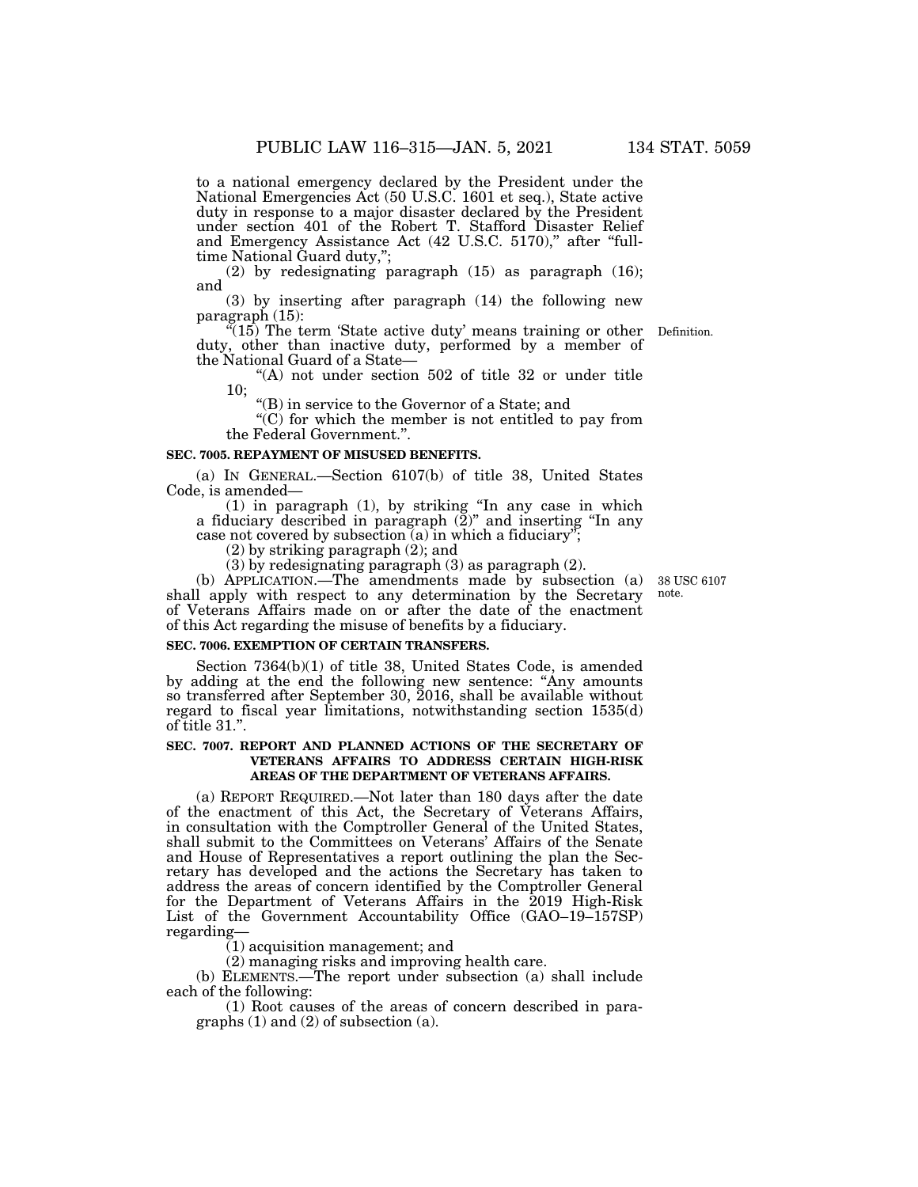to a national emergency declared by the President under the National Emergencies Act (50 U.S.C. 1601 et seq.), State active duty in response to a major disaster declared by the President under section 401 of the Robert T. Stafford Disaster Relief and Emergency Assistance Act (42 U.S.C. 5170)," after "full-time National Guard duty,";

(2) by redesignating paragraph (15) as paragraph (16); and

(3) by inserting after paragraph (14) the following new paragraph (15):

"(15) The term 'State active duty' means training or other duty, other than inactive duty, performed by a member of the National Guard of a State—

"(A) not under section 502 of title 32 or under title 10;

"(B) in service to the Governor of a State; and

"(C) for which the member is not entitled to pay from the Federal Government.".

Definition.

**SEC. 7005. REPAYMENT OF MISUSED BENEFITS.**

(a) IN GENERAL.—Section 6107(b) of title 38, United States Code, is amended—

(1) in paragraph (1), by striking "In any case in which a fiduciary described in paragraph (2)" and inserting "In any case not covered by subsection (a) in which a fiduciary";

(2) by striking paragraph (2); and

(3) by redesignating paragraph (3) as paragraph (2).

(b) APPLICATION.—The amendments made by subsection (a) shall apply with respect to any determination by the Secretary of Veterans Affairs made on or after the date of the enactment of this Act regarding the misuse of benefits by a fiduciary.

38 USC 6107 note.

**SEC. 7006. EXEMPTION OF CERTAIN TRANSFERS.**

Section 7364(b)(1) of title 38, United States Code, is amended by adding at the end the following new sentence: "Any amounts so transferred after September 30, 2016, shall be available without regard to fiscal year limitations, notwithstanding section 1535(d) of title 31.".

**SEC. 7007. REPORT AND PLANNED ACTIONS OF THE SECRETARY OF VETERANS AFFAIRS TO ADDRESS CERTAIN HIGH-RISK AREAS OF THE DEPARTMENT OF VETERANS AFFAIRS.**

(a) REPORT REQUIRED.—Not later than 180 days after the date of the enactment of this Act, the Secretary of Veterans Affairs, in consultation with the Comptroller General of the United States, shall submit to the Committees on Veterans' Affairs of the Senate and House of Representatives a report outlining the plan the Secretary has developed and the actions the Secretary has taken to address the areas of concern identified by the Comptroller General for the Department of Veterans Affairs in the 2019 High-Risk List of the Government Accountability Office (GAO–19–157SP) regarding—

(1) acquisition management; and

(2) managing risks and improving health care.

(b) ELEMENTS.—The report under subsection (a) shall include each of the following:

(1) Root causes of the areas of concern described in paragraphs (1) and (2) of subsection (a).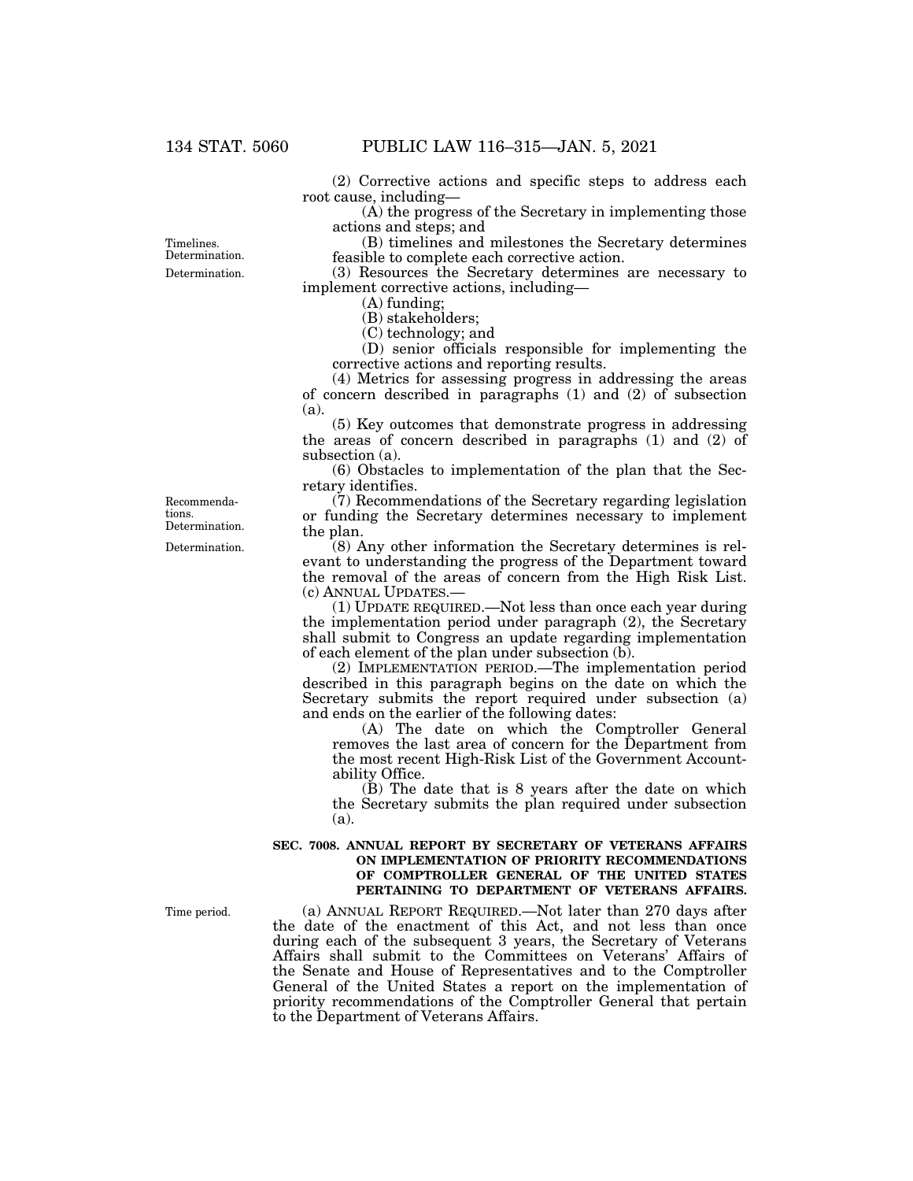(2) Corrective actions and specific steps to address each root cause, including—

(A) the progress of the Secretary in implementing those actions and steps; and

(B) timelines and milestones the Secretary determines feasible to complete each corrective action.

(3) Resources the Secretary determines are necessary to implement corrective actions, including—

(A) funding;

(B) stakeholders;

(C) technology; and

(D) senior officials responsible for implementing the corrective actions and reporting results.

(4) Metrics for assessing progress in addressing the areas of concern described in paragraphs (1) and (2) of subsection (a).

(5) Key outcomes that demonstrate progress in addressing the areas of concern described in paragraphs (1) and (2) of subsection (a).

(6) Obstacles to implementation of the plan that the Secretary identifies.

(7) Recommendations of the Secretary regarding legislation or funding the Secretary determines necessary to implement the plan.

(8) Any other information the Secretary determines is relevant to understanding the progress of the Department toward the removal of the areas of concern from the High Risk List.

(c) ANNUAL UPDATES.—

(1) UPDATE REQUIRED.—Not less than once each year during the implementation period under paragraph (2), the Secretary shall submit to Congress an update regarding implementation of each element of the plan under subsection (b).

(2) IMPLEMENTATION PERIOD.—The implementation period described in this paragraph begins on the date on which the Secretary submits the report required under subsection (a) and ends on the earlier of the following dates:

(A) The date on which the Comptroller General removes the last area of concern for the Department from the most recent High-Risk List of the Government Accountability Office.

(B) The date that is 8 years after the date on which the Secretary submits the plan required under subsection (a).

**SEC. 7008. ANNUAL REPORT BY SECRETARY OF VETERANS AFFAIRS ON IMPLEMENTATION OF PRIORITY RECOMMENDATIONS OF COMPTROLLER GENERAL OF THE UNITED STATES PERTAINING TO DEPARTMENT OF VETERANS AFFAIRS.**

(a) ANNUAL REPORT REQUIRED.—Not later than 270 days after the date of the enactment of this Act, and not less than once during each of the subsequent 3 years, the Secretary of Veterans Affairs shall submit to the Committees on Veterans' Affairs of the Senate and House of Representatives and to the Comptroller General of the United States a report on the implementation of priority recommendations of the Comptroller General that pertain to the Department of Veterans Affairs.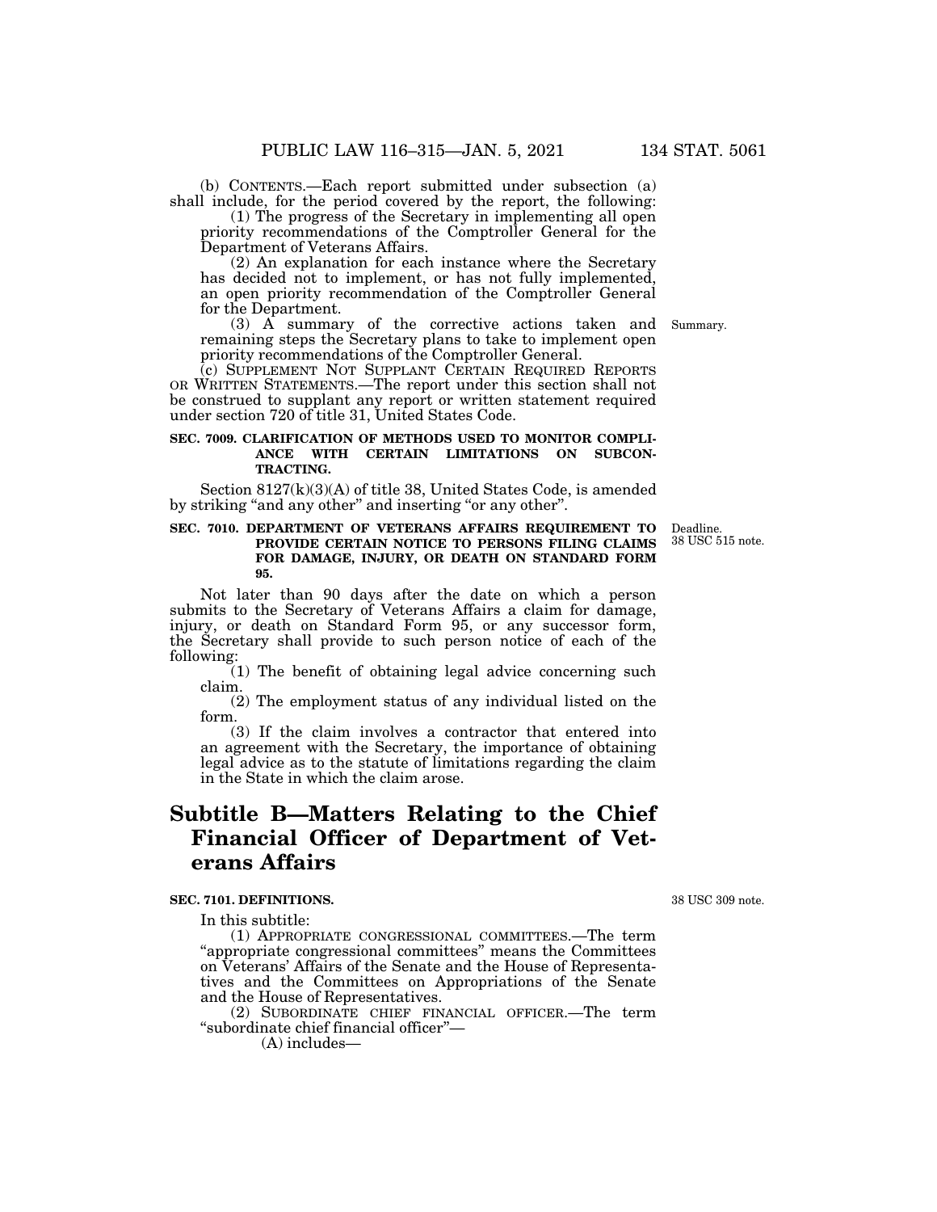(b) CONTENTS.—Each report submitted under subsection (a) shall include, for the period covered by the report, the following:

(1) The progress of the Secretary in implementing all open priority recommendations of the Comptroller General for the Department of Veterans Affairs.

(2) An explanation for each instance where the Secretary has decided not to implement, or has not fully implemented, an open priority recommendation of the Comptroller General for the Department.

(3) A summary of the corrective actions taken and remaining steps the Secretary plans to take to implement open priority recommendations of the Comptroller General.

Summary.

(c) SUPPLEMENT NOT SUPPLANT CERTAIN REQUIRED REPORTS OR WRITTEN STATEMENTS.—The report under this section shall not be construed to supplant any report or written statement required under section 720 of title 31, United States Code.

**SEC. 7009. CLARIFICATION OF METHODS USED TO MONITOR COMPLIANCE WITH CERTAIN LIMITATIONS ON SUBCONTRACTING.**

Section 8127(k)(3)(A) of title 38, United States Code, is amended by striking "and any other" and inserting "or any other".

**SEC. 7010. DEPARTMENT OF VETERANS AFFAIRS REQUIREMENT TO PROVIDE CERTAIN NOTICE TO PERSONS FILING CLAIMS FOR DAMAGE, INJURY, OR DEATH ON STANDARD FORM 95.**

Deadline.
38 USC 515 note.

Not later than 90 days after the date on which a person submits to the Secretary of Veterans Affairs a claim for damage, injury, or death on Standard Form 95, or any successor form, the Secretary shall provide to such person notice of each of the following:

(1) The benefit of obtaining legal advice concerning such claim.

(2) The employment status of any individual listed on the form.

(3) If the claim involves a contractor that entered into an agreement with the Secretary, the importance of obtaining legal advice as to the statute of limitations regarding the claim in the State in which the claim arose.

# Subtitle B—Matters Relating to the Chief Financial Officer of Department of Veterans Affairs

**SEC. 7101. DEFINITIONS.**

38 USC 309 note.

In this subtitle:

(1) APPROPRIATE CONGRESSIONAL COMMITTEES.—The term "appropriate congressional committees" means the Committees on Veterans' Affairs of the Senate and the House of Representatives and the Committees on Appropriations of the Senate and the House of Representatives.

(2) SUBORDINATE CHIEF FINANCIAL OFFICER.—The term "subordinate chief financial officer"—

(A) includes—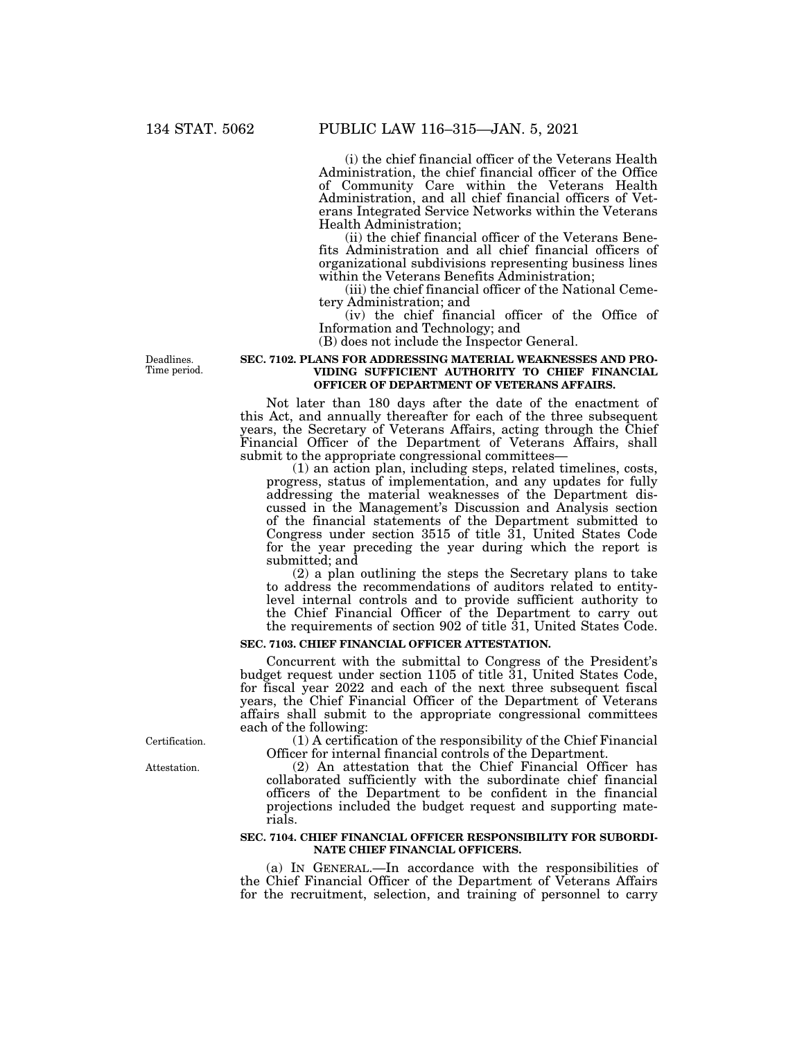(i) the chief financial officer of the Veterans Health Administration, the chief financial officer of the Office of Community Care within the Veterans Health Administration, and all chief financial officers of Veterans Integrated Service Networks within the Veterans Health Administration;

(ii) the chief financial officer of the Veterans Benefits Administration and all chief financial officers of organizational subdivisions representing business lines within the Veterans Benefits Administration;

(iii) the chief financial officer of the National Cemetery Administration; and

(iv) the chief financial officer of the Office of Information and Technology; and

(B) does not include the Inspector General.

Deadlines. Time period.

**SEC. 7102. PLANS FOR ADDRESSING MATERIAL WEAKNESSES AND PROVIDING SUFFICIENT AUTHORITY TO CHIEF FINANCIAL OFFICER OF DEPARTMENT OF VETERANS AFFAIRS.**

Not later than 180 days after the date of the enactment of this Act, and annually thereafter for each of the three subsequent years, the Secretary of Veterans Affairs, acting through the Chief Financial Officer of the Department of Veterans Affairs, shall submit to the appropriate congressional committees—

(1) an action plan, including steps, related timelines, costs, progress, status of implementation, and any updates for fully addressing the material weaknesses of the Department discussed in the Management's Discussion and Analysis section of the financial statements of the Department submitted to Congress under section 3515 of title 31, United States Code for the year preceding the year during which the report is submitted; and

(2) a plan outlining the steps the Secretary plans to take to address the recommendations of auditors related to entity-level internal controls and to provide sufficient authority to the Chief Financial Officer of the Department to carry out the requirements of section 902 of title 31, United States Code.

**SEC. 7103. CHIEF FINANCIAL OFFICER ATTESTATION.**

Concurrent with the submittal to Congress of the President's budget request under section 1105 of title 31, United States Code, for fiscal year 2022 and each of the next three subsequent fiscal years, the Chief Financial Officer of the Department of Veterans affairs shall submit to the appropriate congressional committees each of the following:

Certification.

(1) A certification of the responsibility of the Chief Financial Officer for internal financial controls of the Department.

Attestation.

(2) An attestation that the Chief Financial Officer has collaborated sufficiently with the subordinate chief financial officers of the Department to be confident in the financial projections included the budget request and supporting materials.

**SEC. 7104. CHIEF FINANCIAL OFFICER RESPONSIBILITY FOR SUBORDINATE CHIEF FINANCIAL OFFICERS.**

(a) IN GENERAL.—In accordance with the responsibilities of the Chief Financial Officer of the Department of Veterans Affairs for the recruitment, selection, and training of personnel to carry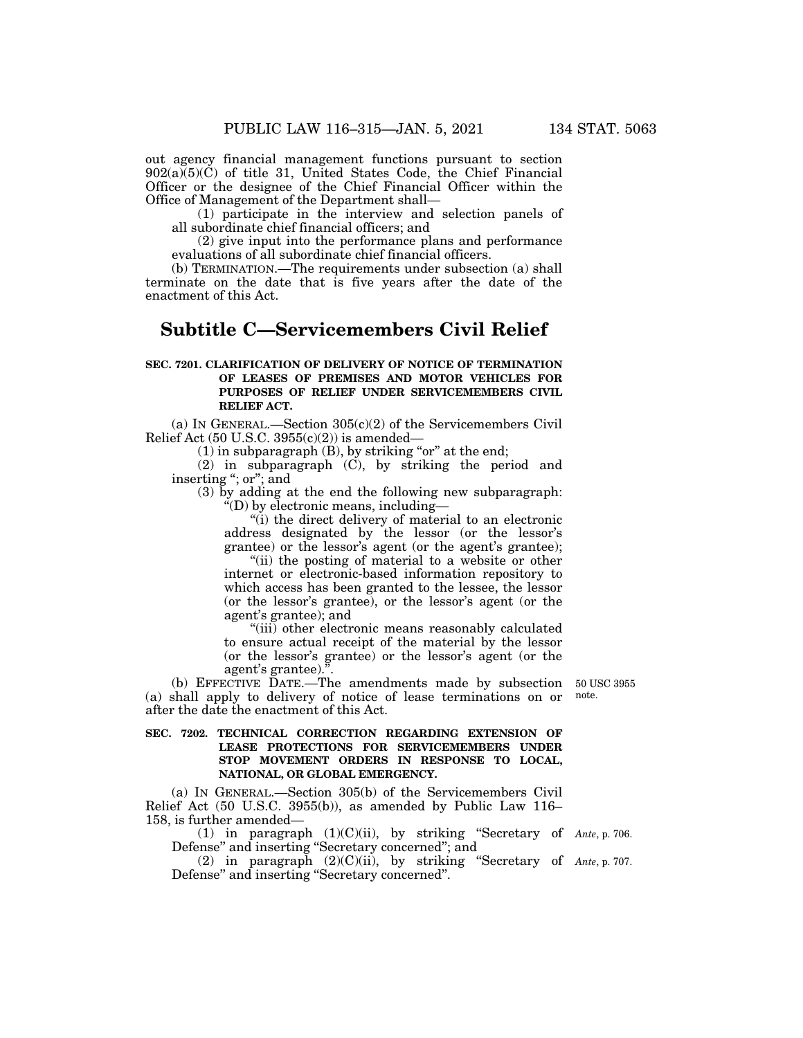out agency financial management functions pursuant to section 902(a)(5)(C) of title 31, United States Code, the Chief Financial Officer or the designee of the Chief Financial Officer within the Office of Management of the Department shall—

(1) participate in the interview and selection panels of all subordinate chief financial officers; and

(2) give input into the performance plans and performance evaluations of all subordinate chief financial officers.

(b) TERMINATION.—The requirements under subsection (a) shall terminate on the date that is five years after the date of the enactment of this Act.

## Subtitle C—Servicemembers Civil Relief

### SEC. 7201. CLARIFICATION OF DELIVERY OF NOTICE OF TERMINATION OF LEASES OF PREMISES AND MOTOR VEHICLES FOR PURPOSES OF RELIEF UNDER SERVICEMEMBERS CIVIL RELIEF ACT.

(a) IN GENERAL.—Section 305(c)(2) of the Servicemembers Civil Relief Act (50 U.S.C. 3955(c)(2)) is amended—

(1) in subparagraph (B), by striking "or" at the end;

(2) in subparagraph (C), by striking the period and inserting "; or"; and

(3) by adding at the end the following new subparagraph:

"(D) by electronic means, including—

"(i) the direct delivery of material to an electronic address designated by the lessor (or the lessor's grantee) or the lessor's agent (or the agent's grantee);

"(ii) the posting of material to a website or other internet or electronic-based information repository to which access has been granted to the lessee, the lessor (or the lessor's grantee), or the lessor's agent (or the agent's grantee); and

"(iii) other electronic means reasonably calculated to ensure actual receipt of the material by the lessor (or the lessor's grantee) or the lessor's agent (or the agent's grantee).".

(b) EFFECTIVE DATE.—The amendments made by subsection (a) shall apply to delivery of notice of lease terminations on or after the date the enactment of this Act.

50 USC 3955 note.

### SEC. 7202. TECHNICAL CORRECTION REGARDING EXTENSION OF LEASE PROTECTIONS FOR SERVICEMEMBERS UNDER STOP MOVEMENT ORDERS IN RESPONSE TO LOCAL, NATIONAL, OR GLOBAL EMERGENCY.

(a) IN GENERAL.—Section 305(b) of the Servicemembers Civil Relief Act (50 U.S.C. 3955(b)), as amended by Public Law 116–158, is further amended—

(1) in paragraph (1)(C)(ii), by striking "Secretary of Defense" and inserting "Secretary concerned"; and

*Ante*, p. 706.

(2) in paragraph (2)(C)(ii), by striking "Secretary of Defense" and inserting "Secretary concerned".

*Ante*, p. 707.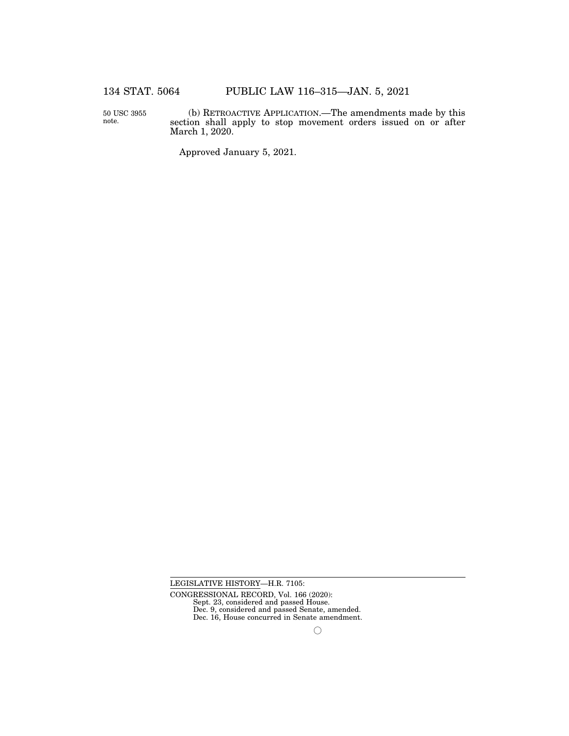50 USC 3955 note.

(b) RETROACTIVE APPLICATION.—The amendments made by this section shall apply to stop movement orders issued on or after March 1, 2020.

Approved January 5, 2021.

---

LEGISLATIVE HISTORY—H.R. 7105:

CONGRESSIONAL RECORD, Vol. 166 (2020):
- Sept. 23, considered and passed House.
- Dec. 9, considered and passed Senate, amended.
- Dec. 16, House concurred in Senate amendment.

○